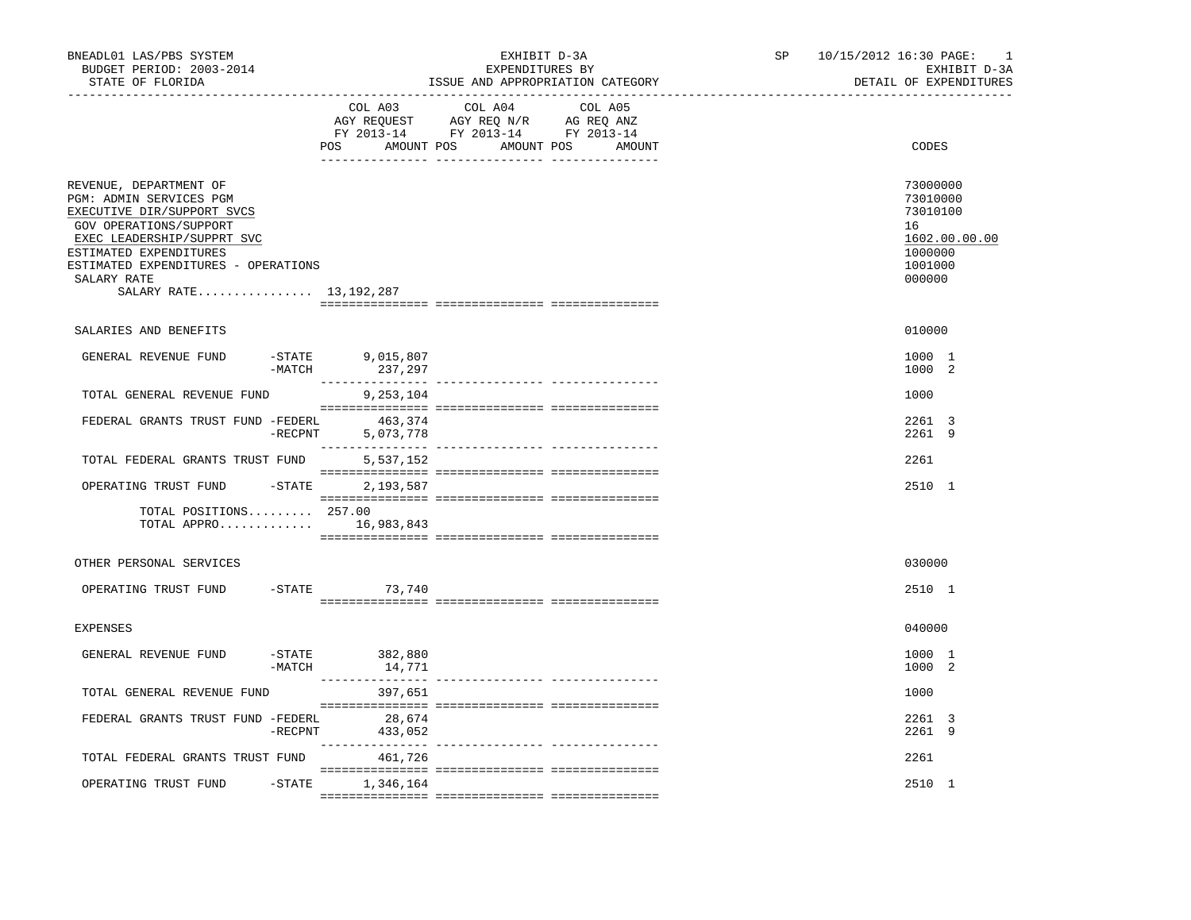BNEADL01 LAS/PBS SYSTEM
BUDGET PERIOD: 2003-2014
STATE OF FLORIDA

EXHIBIT D-3A
EXPENDITURES BY
ISSUE AND APPROPRIATION CATEGORY

SP 10/15/2012 16:30 PAGE: 1
EXHIBIT D-3A
DETAIL OF EXPENDITURES

| | COL A03 AGY REQUEST FY 2013-14 POS AMOUNT | COL A04 AGY REQ N/R FY 2013-14 POS AMOUNT | COL A05 AG REQ ANZ FY 2013-14 POS AMOUNT | CODES |
|---|---|---|---|---|
| REVENUE, DEPARTMENT OF | | | | 73000000 |
| PGM: ADMIN SERVICES PGM | | | | 73010000 |
| EXECUTIVE DIR/SUPPORT SVCS | | | | 73010100 |
| GOV OPERATIONS/SUPPORT | | | | 16 |
| EXEC LEADERSHIP/SUPPRT SVC | | | | 1602.00.00.00 |
| ESTIMATED EXPENDITURES | | | | 1000000 |
| ESTIMATED EXPENDITURES - OPERATIONS | | | | 1001000 |
| SALARY RATE | | | | 000000 |
| SALARY RATE................ 13,192,287 | | | | |
| SALARIES AND BENEFITS | | | | 010000 |
| GENERAL REVENUE FUND -STATE | 9,015,807 | | | 1000 1 |
| -MATCH | 237,297 | | | 1000 2 |
| TOTAL GENERAL REVENUE FUND | 9,253,104 | | | 1000 |
| FEDERAL GRANTS TRUST FUND -FEDERL | 463,374 | | | 2261 3 |
| -RECPNT | 5,073,778 | | | 2261 9 |
| TOTAL FEDERAL GRANTS TRUST FUND | 5,537,152 | | | 2261 |
| OPERATING TRUST FUND -STATE | 2,193,587 | | | 2510 1 |
| TOTAL POSITIONS......... | 257.00 | | | |
| TOTAL APPRO............. | 16,983,843 | | | |
| OTHER PERSONAL SERVICES | | | | 030000 |
| OPERATING TRUST FUND -STATE | 73,740 | | | 2510 1 |
| EXPENSES | | | | 040000 |
| GENERAL REVENUE FUND -STATE | 382,880 | | | 1000 1 |
| -MATCH | 14,771 | | | 1000 2 |
| TOTAL GENERAL REVENUE FUND | 397,651 | | | 1000 |
| FEDERAL GRANTS TRUST FUND -FEDERL | 28,674 | | | 2261 3 |
| -RECPNT | 433,052 | | | 2261 9 |
| TOTAL FEDERAL GRANTS TRUST FUND | 461,726 | | | 2261 |
| OPERATING TRUST FUND -STATE | 1,346,164 | | | 2510 1 |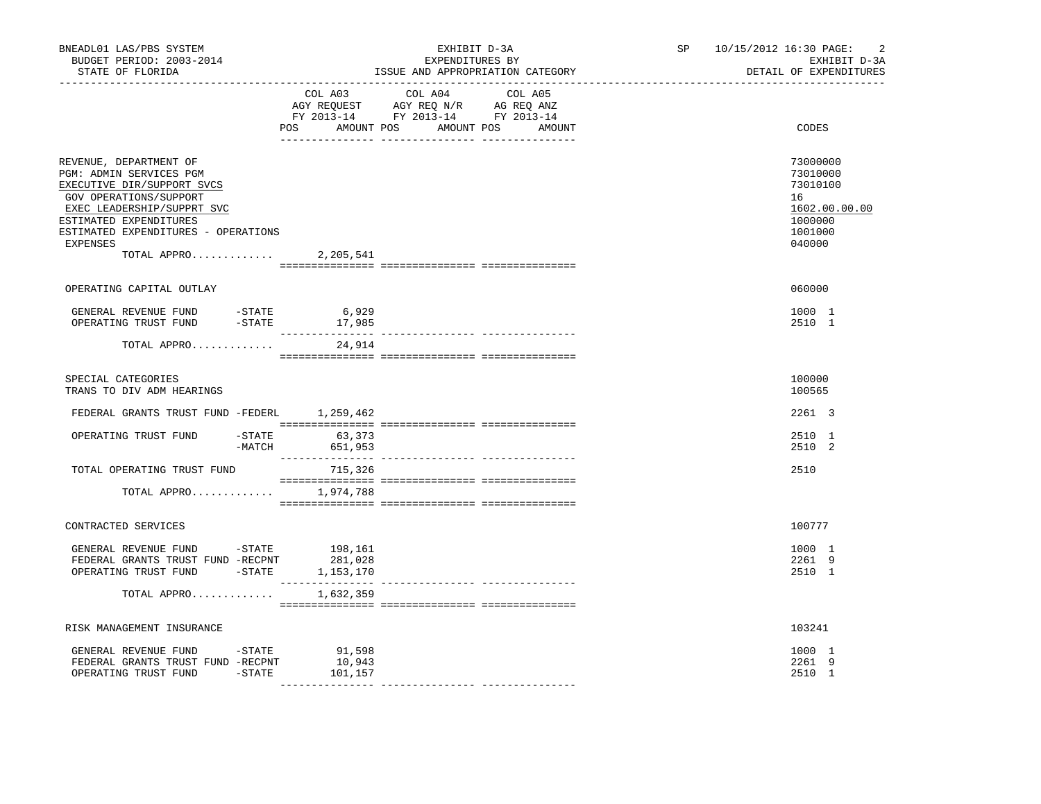BNEADL01 LAS/PBS SYSTEM — EXHIBIT D-3A — EXPENDITURES BY ISSUE AND APPROPRIATION CATEGORY
BUDGET PERIOD: 2003-2014 — STATE OF FLORIDA
SP 10/15/2012 16:30 — EXHIBIT D-3A — DETAIL OF EXPENDITURES

| | COL A03 AGY REQUEST FY 2013-14 POS AMOUNT | COL A04 AGY REQ N/R FY 2013-14 POS AMOUNT | COL A05 AG REQ ANZ FY 2013-14 POS AMOUNT | CODES |
|---|---|---|---|---|
| REVENUE, DEPARTMENT OF | | | | 73000000 |
| PGM: ADMIN SERVICES PGM | | | | 73010000 |
| EXECUTIVE DIR/SUPPORT SVCS | | | | 73010100 |
| GOV OPERATIONS/SUPPORT | | | | 16 |
| EXEC LEADERSHIP/SUPPRT SVC | | | | 1602.00.00.00 |
| ESTIMATED EXPENDITURES | | | | 1000000 |
| ESTIMATED EXPENDITURES - OPERATIONS | | | | 1001000 |
| EXPENSES | | | | 040000 |
| TOTAL APPRO............ | 2,205,541 | | | |
| OPERATING CAPITAL OUTLAY | | | | 060000 |
| GENERAL REVENUE FUND -STATE | 6,929 | | | 1000 1 |
| OPERATING TRUST FUND -STATE | 17,985 | | | 2510 1 |
| TOTAL APPRO............ | 24,914 | | | |
| SPECIAL CATEGORIES | | | | 100000 |
| TRANS TO DIV ADM HEARINGS | | | | 100565 |
| FEDERAL GRANTS TRUST FUND -FEDERL | 1,259,462 | | | 2261 3 |
| OPERATING TRUST FUND -STATE | 63,373 | | | 2510 1 |
| -MATCH | 651,953 | | | 2510 2 |
| TOTAL OPERATING TRUST FUND | 715,326 | | | 2510 |
| TOTAL APPRO............ | 1,974,788 | | | |
| CONTRACTED SERVICES | | | | 100777 |
| GENERAL REVENUE FUND -STATE | 198,161 | | | 1000 1 |
| FEDERAL GRANTS TRUST FUND -RECPNT | 281,028 | | | 2261 9 |
| OPERATING TRUST FUND -STATE | 1,153,170 | | | 2510 1 |
| TOTAL APPRO............ | 1,632,359 | | | |
| RISK MANAGEMENT INSURANCE | | | | 103241 |
| GENERAL REVENUE FUND -STATE | 91,598 | | | 1000 1 |
| FEDERAL GRANTS TRUST FUND -RECPNT | 10,943 | | | 2261 9 |
| OPERATING TRUST FUND -STATE | 101,157 | | | 2510 1 |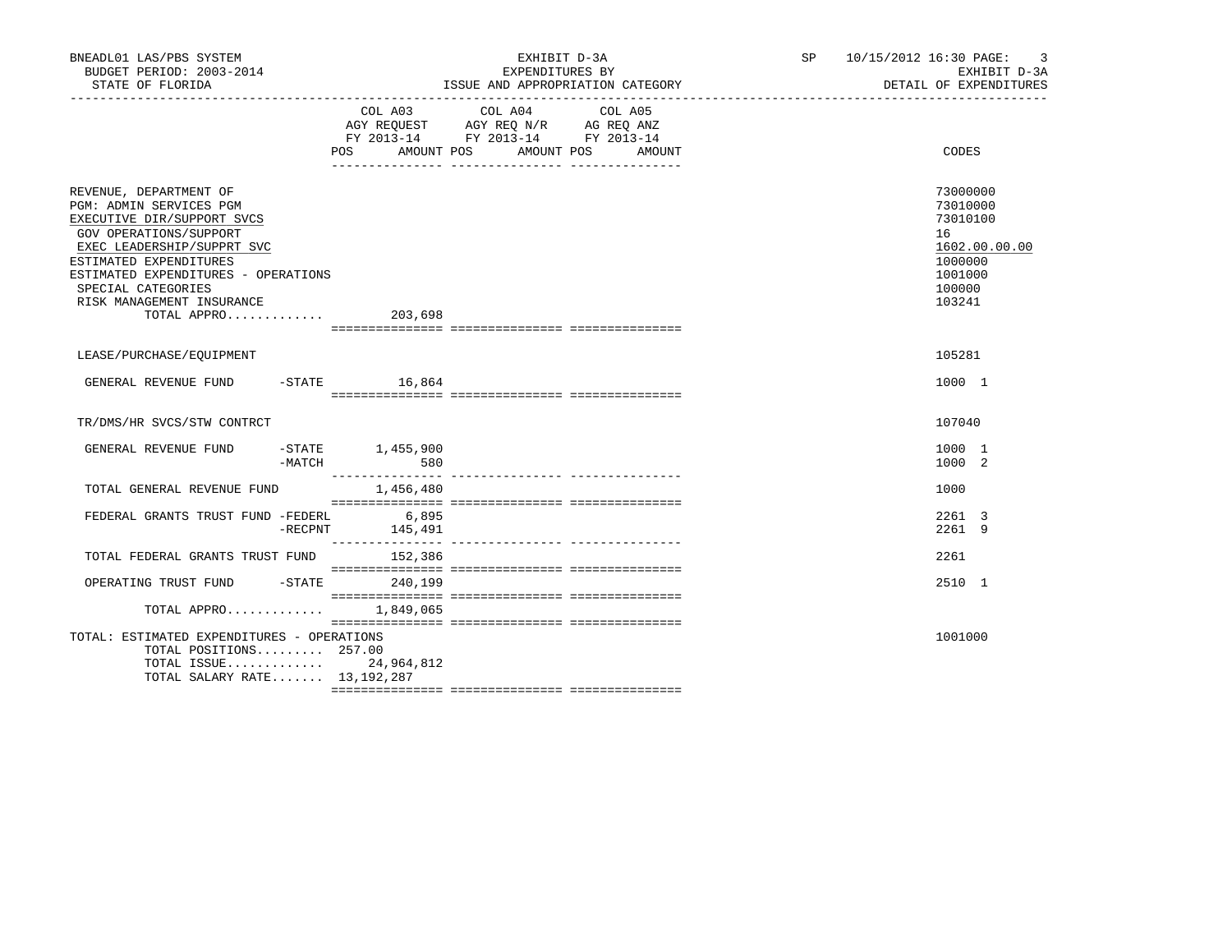BNEADL01 LAS/PBS SYSTEM
BUDGET PERIOD: 2003-2014
STATE OF FLORIDA

EXHIBIT D-3A
EXPENDITURES BY
ISSUE AND APPROPRIATION CATEGORY

SP 10/15/2012 16:30
EXHIBIT D-3A
DETAIL OF EXPENDITURES

| | COL A03 AGY REQUEST FY 2013-14 POS AMOUNT | COL A04 AGY REQ N/R FY 2013-14 POS AMOUNT | COL A05 AG REQ ANZ FY 2013-14 POS AMOUNT | CODES |
|---|---|---|---|---|
| REVENUE, DEPARTMENT OF | | | | 73000000 |
| PGM: ADMIN SERVICES PGM | | | | 73010000 |
| EXECUTIVE DIR/SUPPORT SVCS | | | | 73010100 |
| GOV OPERATIONS/SUPPORT | | | | 16 |
| EXEC LEADERSHIP/SUPPRT SVC | | | | 1602.00.00.00 |
| ESTIMATED EXPENDITURES | | | | 1000000 |
| ESTIMATED EXPENDITURES - OPERATIONS | | | | 1001000 |
| SPECIAL CATEGORIES | | | | 100000 |
| RISK MANAGEMENT INSURANCE | | | | 103241 |
| TOTAL APPRO............. | 203,698 | | | |
| LEASE/PURCHASE/EQUIPMENT | | | | 105281 |
| GENERAL REVENUE FUND -STATE | 16,864 | | | 1000 1 |
| TR/DMS/HR SVCS/STW CONTRCT | | | | 107040 |
| GENERAL REVENUE FUND -STATE | 1,455,900 | | | 1000 1 |
| -MATCH | 580 | | | 1000 2 |
| TOTAL GENERAL REVENUE FUND | 1,456,480 | | | 1000 |
| FEDERAL GRANTS TRUST FUND -FEDERL | 6,895 | | | 2261 3 |
| -RECPNT | 145,491 | | | 2261 9 |
| TOTAL FEDERAL GRANTS TRUST FUND | 152,386 | | | 2261 |
| OPERATING TRUST FUND -STATE | 240,199 | | | 2510 1 |
| TOTAL APPRO............. | 1,849,065 | | | |
| TOTAL: ESTIMATED EXPENDITURES - OPERATIONS | | | | 1001000 |
| TOTAL POSITIONS......... | 257.00 | | | |
| TOTAL ISSUE............. | 24,964,812 | | | |
| TOTAL SALARY RATE....... | 13,192,287 | | | |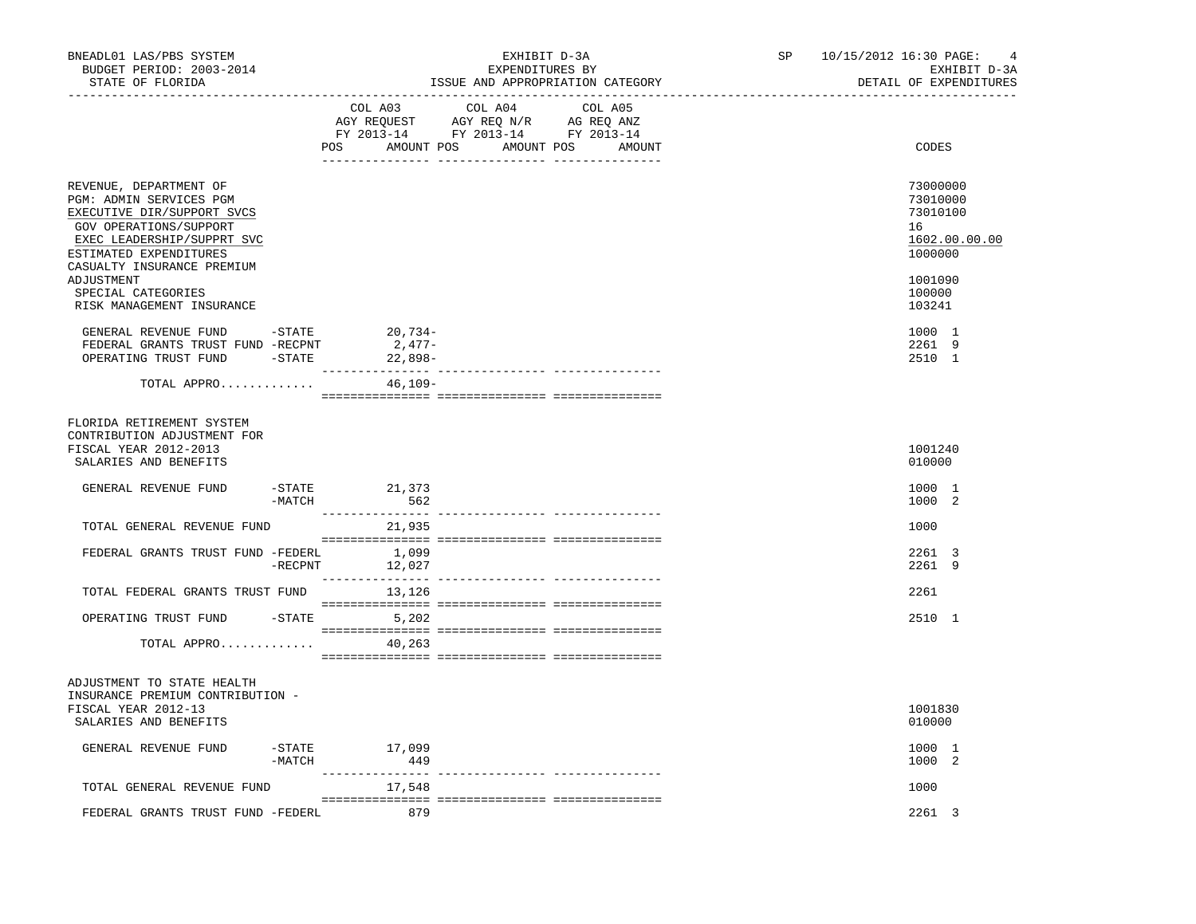BNEADL01 LAS/PBS SYSTEM — EXHIBIT D-3A — EXPENDITURES BY ISSUE AND APPROPRIATION CATEGORY — BUDGET PERIOD: 2003-2014 — STATE OF FLORIDA — SP 10/15/2012 16:30 — EXHIBIT D-3A DETAIL OF EXPENDITURES

| | COL A03 AGY REQUEST FY 2013-14 POS AMOUNT | COL A04 AGY REQ N/R FY 2013-14 POS AMOUNT | COL A05 AG REQ ANZ FY 2013-14 POS AMOUNT | CODES |
|---|---|---|---|---|
| REVENUE, DEPARTMENT OF | | | | 73000000 |
| PGM: ADMIN SERVICES PGM | | | | 73010000 |
| EXECUTIVE DIR/SUPPORT SVCS | | | | 73010100 |
| GOV OPERATIONS/SUPPORT | | | | 16 |
| EXEC LEADERSHIP/SUPPRT SVC | | | | 1602.00.00.00 |
| ESTIMATED EXPENDITURES | | | | 1000000 |
| CASUALTY INSURANCE PREMIUM ADJUSTMENT | | | | 1001090 |
| SPECIAL CATEGORIES | | | | 100000 |
| RISK MANAGEMENT INSURANCE | | | | 103241 |
| GENERAL REVENUE FUND -STATE | 20,734- | | | 1000 1 |
| FEDERAL GRANTS TRUST FUND -RECPNT | 2,477- | | | 2261 9 |
| OPERATING TRUST FUND -STATE | 22,898- | | | 2510 1 |
| TOTAL APPRO............. | 46,109- | | | |
| FLORIDA RETIREMENT SYSTEM CONTRIBUTION ADJUSTMENT FOR FISCAL YEAR 2012-2013 | | | | 1001240 |
| SALARIES AND BENEFITS | | | | 010000 |
| GENERAL REVENUE FUND -STATE | 21,373 | | | 1000 1 |
| -MATCH | 562 | | | 1000 2 |
| TOTAL GENERAL REVENUE FUND | 21,935 | | | 1000 |
| FEDERAL GRANTS TRUST FUND -FEDERL | 1,099 | | | 2261 3 |
| -RECPNT | 12,027 | | | 2261 9 |
| TOTAL FEDERAL GRANTS TRUST FUND | 13,126 | | | 2261 |
| OPERATING TRUST FUND -STATE | 5,202 | | | 2510 1 |
| TOTAL APPRO............. | 40,263 | | | |
| ADJUSTMENT TO STATE HEALTH INSURANCE PREMIUM CONTRIBUTION - FISCAL YEAR 2012-13 | | | | 1001830 |
| SALARIES AND BENEFITS | | | | 010000 |
| GENERAL REVENUE FUND -STATE | 17,099 | | | 1000 1 |
| -MATCH | 449 | | | 1000 2 |
| TOTAL GENERAL REVENUE FUND | 17,548 | | | 1000 |
| FEDERAL GRANTS TRUST FUND -FEDERL | 879 | | | 2261 3 |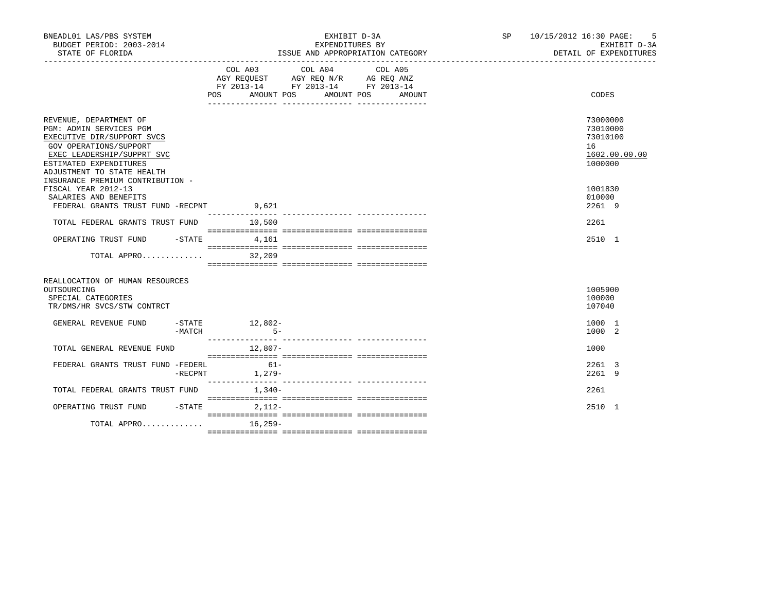| | COL A03 AGY REQUEST FY 2013-14 POS AMOUNT | COL A04 AGY REQ N/R FY 2013-14 POS AMOUNT | COL A05 AG REQ ANZ FY 2013-14 POS AMOUNT | CODES |
|---|---|---|---|---|
| REVENUE, DEPARTMENT OF | | | | 73000000 |
| PGM: ADMIN SERVICES PGM | | | | 73010000 |
| EXECUTIVE DIR/SUPPORT SVCS | | | | 73010100 |
| GOV OPERATIONS/SUPPORT | | | | 16 |
| EXEC LEADERSHIP/SUPPRT SVC | | | | 1602.00.00.00 |
| ESTIMATED EXPENDITURES | | | | 1000000 |
| ADJUSTMENT TO STATE HEALTH INSURANCE PREMIUM CONTRIBUTION - FISCAL YEAR 2012-13 | | | | 1001830 |
| SALARIES AND BENEFITS | | | | 010000 |
| FEDERAL GRANTS TRUST FUND -RECPNT | 9,621 | | | 2261 9 |
| TOTAL FEDERAL GRANTS TRUST FUND | 10,500 | | | 2261 |
| OPERATING TRUST FUND -STATE | 4,161 | | | 2510 1 |
| TOTAL APPRO............. | 32,209 | | | |
| REALLOCATION OF HUMAN RESOURCES OUTSOURCING | | | | 1005900 |
| SPECIAL CATEGORIES | | | | 100000 |
| TR/DMS/HR SVCS/STW CONTRCT | | | | 107040 |
| GENERAL REVENUE FUND -STATE | 12,802- | | | 1000 1 |
| -MATCH | 5- | | | 1000 2 |
| TOTAL GENERAL REVENUE FUND | 12,807- | | | 1000 |
| FEDERAL GRANTS TRUST FUND -FEDERL | 61- | | | 2261 3 |
| -RECPNT | 1,279- | | | 2261 9 |
| TOTAL FEDERAL GRANTS TRUST FUND | 1,340- | | | 2261 |
| OPERATING TRUST FUND -STATE | 2,112- | | | 2510 1 |
| TOTAL APPRO............. | 16,259- | | | |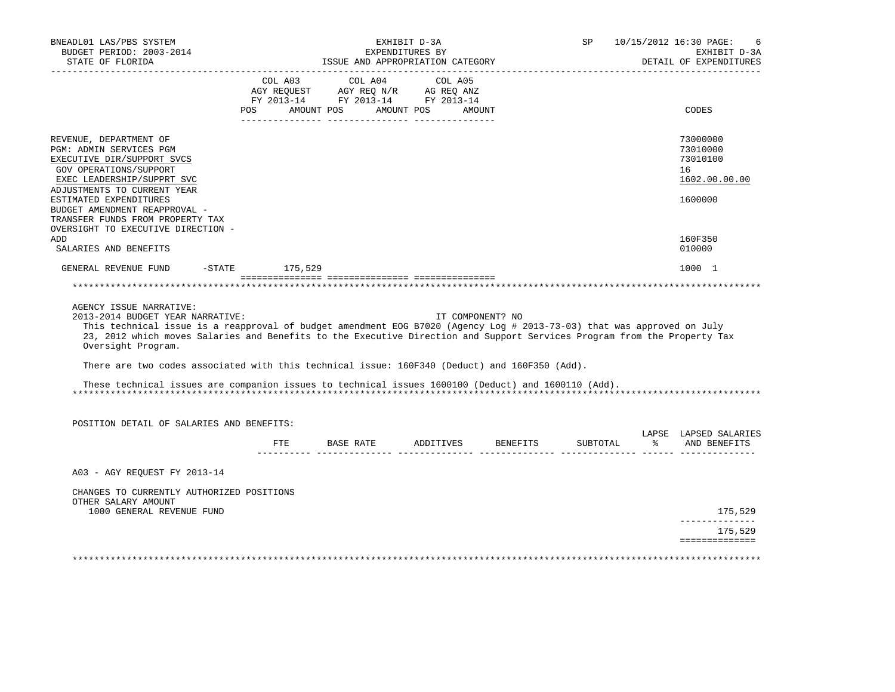BNEADL01 LAS/PBS SYSTEM | EXHIBIT D-3A | SP 10/15/2012 16:30
BUDGET PERIOD: 2003-2014 | EXPENDITURES BY | EXHIBIT D-3A
STATE OF FLORIDA | ISSUE AND APPROPRIATION CATEGORY | DETAIL OF EXPENDITURES

| | COL A03 AGY REQUEST FY 2013-14 POS | AMOUNT | COL A04 AGY REQ N/R FY 2013-14 POS | AMOUNT | COL A05 AG REQ ANZ FY 2013-14 POS | AMOUNT | CODES |
|---|---|---|---|---|---|---|---|
| REVENUE, DEPARTMENT OF | | | | | | | 73000000 |
| PGM: ADMIN SERVICES PGM | | | | | | | 73010000 |
| EXECUTIVE DIR/SUPPORT SVCS | | | | | | | 73010100 |
| GOV OPERATIONS/SUPPORT | | | | | | | 16 |
| EXEC LEADERSHIP/SUPPRT SVC | | | | | | | 1602.00.00.00 |
| ADJUSTMENTS TO CURRENT YEAR ESTIMATED EXPENDITURES | | | | | | | 1600000 |
| BUDGET AMENDMENT REAPPROVAL - TRANSFER FUNDS FROM PROPERTY TAX OVERSIGHT TO EXECUTIVE DIRECTION - ADD | | | | | | | 160F350 |
| SALARIES AND BENEFITS | | | | | | | 010000 |
| GENERAL REVENUE FUND -STATE | | 175,529 | | | | | 1000 1 |

AGENCY ISSUE NARRATIVE:

2013-2014 BUDGET YEAR NARRATIVE: IT COMPONENT? NO

This technical issue is a reapproval of budget amendment EOG B7020 (Agency Log # 2013-73-03) that was approved on July 23, 2012 which moves Salaries and Benefits to the Executive Direction and Support Services Program from the Property Tax Oversight Program.

There are two codes associated with this technical issue: 160F340 (Deduct) and 160F350 (Add).

These technical issues are companion issues to technical issues 1600100 (Deduct) and 1600110 (Add).

POSITION DETAIL OF SALARIES AND BENEFITS:

| | FTE | BASE RATE | ADDITIVES | BENEFITS | SUBTOTAL | LAPSE % | LAPSED SALARIES AND BENEFITS |
|---|---|---|---|---|---|---|---|
| A03 - AGY REQUEST FY 2013-14 | | | | | | | |
| CHANGES TO CURRENTLY AUTHORIZED POSITIONS | | | | | | | |
| OTHER SALARY AMOUNT | | | | | | | |
| 1000 GENERAL REVENUE FUND | | | | | | | 175,529 |
| | | | | | | | 175,529 |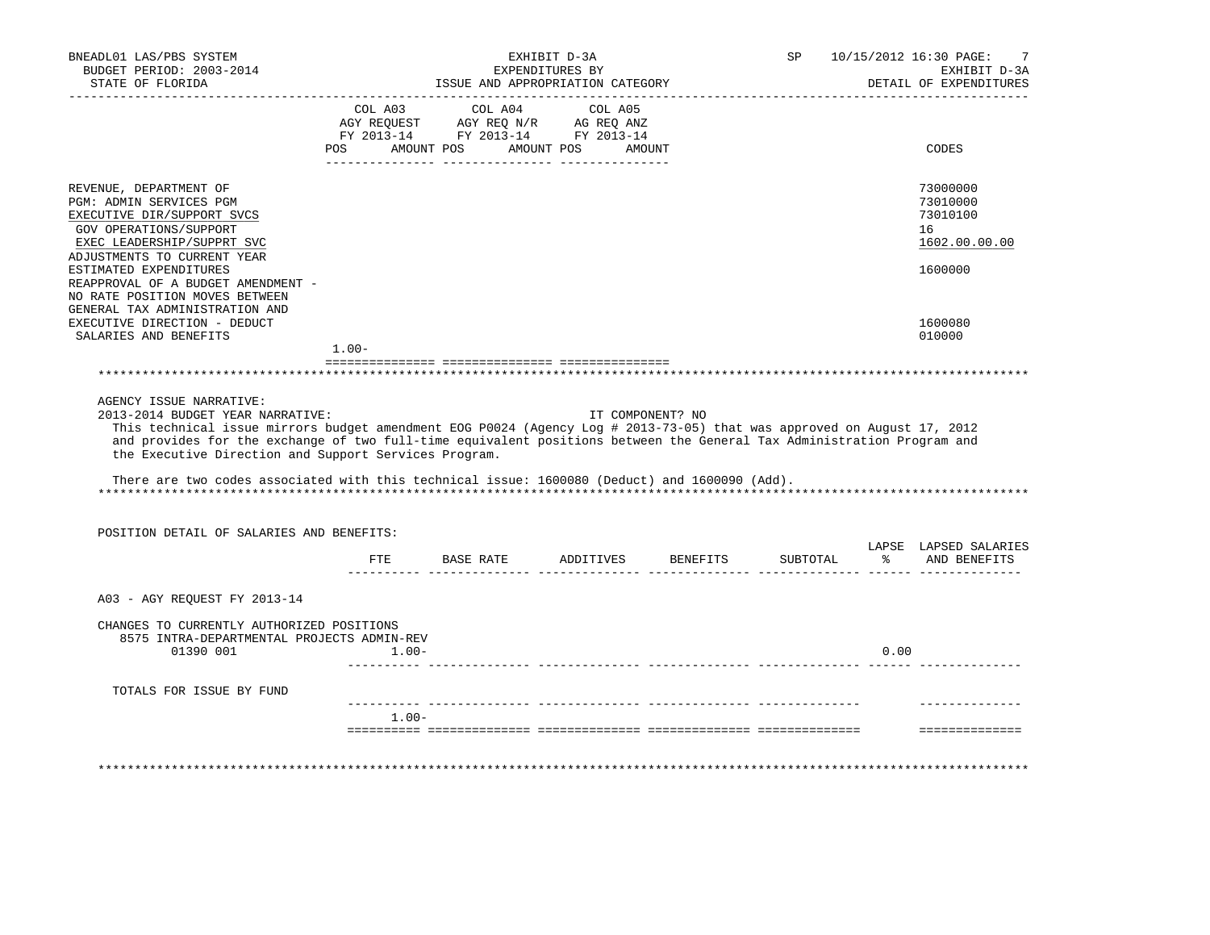BNEADL01 LAS/PBS SYSTEM
BUDGET PERIOD: 2003-2014
STATE OF FLORIDA

EXHIBIT D-3A
EXPENDITURES BY
ISSUE AND APPROPRIATION CATEGORY

SP 10/15/2012 16:30

EXHIBIT D-3A
DETAIL OF EXPENDITURES

| | COL A03 AGY REQUEST FY 2013-14 POS | AMOUNT | COL A04 AGY REQ N/R FY 2013-14 POS | AMOUNT | COL A05 AG REQ ANZ FY 2013-14 POS | AMOUNT | CODES |
|---|---|---|---|---|---|---|---|
| REVENUE, DEPARTMENT OF | | | | | | | 73000000 |
| PGM: ADMIN SERVICES PGM | | | | | | | 73010000 |
| EXECUTIVE DIR/SUPPORT SVCS | | | | | | | 73010100 |
| GOV OPERATIONS/SUPPORT | | | | | | | 16 |
| EXEC LEADERSHIP/SUPPRT SVC | | | | | | | 1602.00.00.00 |
| ADJUSTMENTS TO CURRENT YEAR ESTIMATED EXPENDITURES | | | | | | | 1600000 |
| REAPPROVAL OF A BUDGET AMENDMENT - NO RATE POSITION MOVES BETWEEN GENERAL TAX ADMINISTRATION AND EXECUTIVE DIRECTION - DEDUCT | | | | | | | 1600080 |
| SALARIES AND BENEFITS | | | | | | | 010000 |
| | 1.00- | | | | | | |

AGENCY ISSUE NARRATIVE:

2013-2014 BUDGET YEAR NARRATIVE: IT COMPONENT? NO

This technical issue mirrors budget amendment EOG P0024 (Agency Log # 2013-73-05) that was approved on August 17, 2012 and provides for the exchange of two full-time equivalent positions between the General Tax Administration Program and the Executive Direction and Support Services Program.

There are two codes associated with this technical issue: 1600080 (Deduct) and 1600090 (Add).

POSITION DETAIL OF SALARIES AND BENEFITS:

| | FTE | BASE RATE | ADDITIVES | BENEFITS | SUBTOTAL | LAPSE % | LAPSED SALARIES AND BENEFITS |
|---|---|---|---|---|---|---|---|
| A03 - AGY REQUEST FY 2013-14 | | | | | | | |
| CHANGES TO CURRENTLY AUTHORIZED POSITIONS | | | | | | | |
| 8575 INTRA-DEPARTMENTAL PROJECTS ADMIN-REV 01390 001 | 1.00- | | | | | 0.00 | |
| TOTALS FOR ISSUE BY FUND | 1.00- | | | | | | |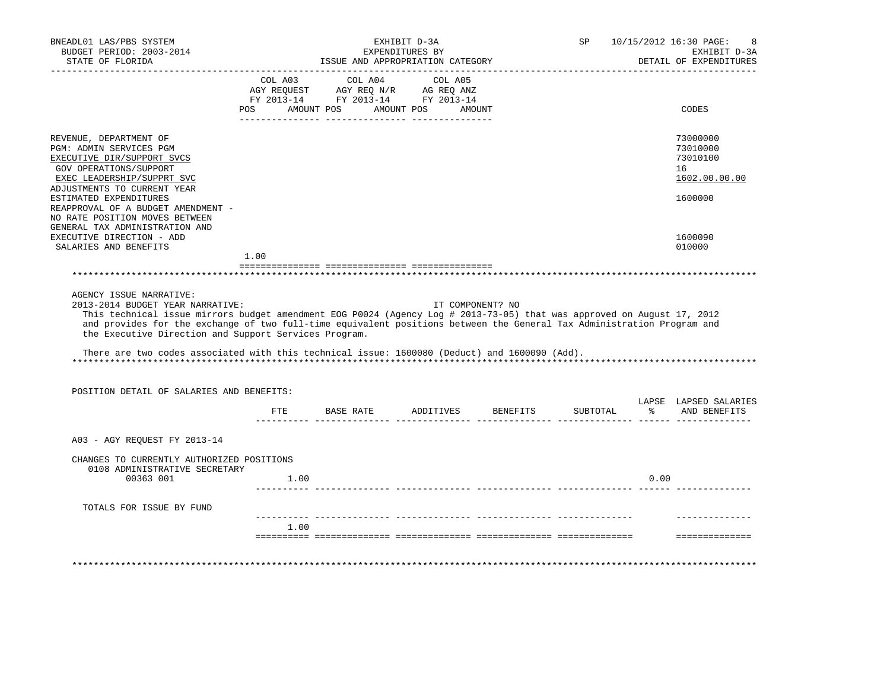BNEADL01 LAS/PBS SYSTEM
BUDGET PERIOD: 2003-2014
STATE OF FLORIDA

EXHIBIT D-3A
EXPENDITURES BY
ISSUE AND APPROPRIATION CATEGORY

SP 10/15/2012 16:30
EXHIBIT D-3A
DETAIL OF EXPENDITURES

| | COL A03 AGY REQUEST FY 2013-14 POS | AMOUNT | COL A04 AGY REQ N/R FY 2013-14 POS | AMOUNT | COL A05 AG REQ ANZ FY 2013-14 POS | AMOUNT | CODES |
|---|---|---|---|---|---|---|---|
| REVENUE, DEPARTMENT OF | | | | | | | 73000000 |
| PGM: ADMIN SERVICES PGM | | | | | | | 73010000 |
| EXECUTIVE DIR/SUPPORT SVCS | | | | | | | 73010100 |
| GOV OPERATIONS/SUPPORT | | | | | | | 16 |
| EXEC LEADERSHIP/SUPPRT SVC | | | | | | | 1602.00.00.00 |
| ADJUSTMENTS TO CURRENT YEAR ESTIMATED EXPENDITURES | | | | | | | 1600000 |
| REAPPROVAL OF A BUDGET AMENDMENT - NO RATE POSITION MOVES BETWEEN GENERAL TAX ADMINISTRATION AND EXECUTIVE DIRECTION - ADD | | | | | | | 1600090 |
| SALARIES AND BENEFITS | 1.00 | | | | | | 010000 |

AGENCY ISSUE NARRATIVE:

2013-2014 BUDGET YEAR NARRATIVE: IT COMPONENT? NO

This technical issue mirrors budget amendment EOG P0024 (Agency Log # 2013-73-05) that was approved on August 17, 2012 and provides for the exchange of two full-time equivalent positions between the General Tax Administration Program and the Executive Direction and Support Services Program.

There are two codes associated with this technical issue: 1600080 (Deduct) and 1600090 (Add).

POSITION DETAIL OF SALARIES AND BENEFITS:

| | FTE | BASE RATE | ADDITIVES | BENEFITS | SUBTOTAL | LAPSE % | LAPSED SALARIES AND BENEFITS |
|---|---|---|---|---|---|---|---|
| A03 - AGY REQUEST FY 2013-14 | | | | | | | |
| CHANGES TO CURRENTLY AUTHORIZED POSITIONS | | | | | | | |
| 0108 ADMINISTRATIVE SECRETARY 00363 001 | 1.00 | | | | | 0.00 | |
| TOTALS FOR ISSUE BY FUND | 1.00 | | | | | | |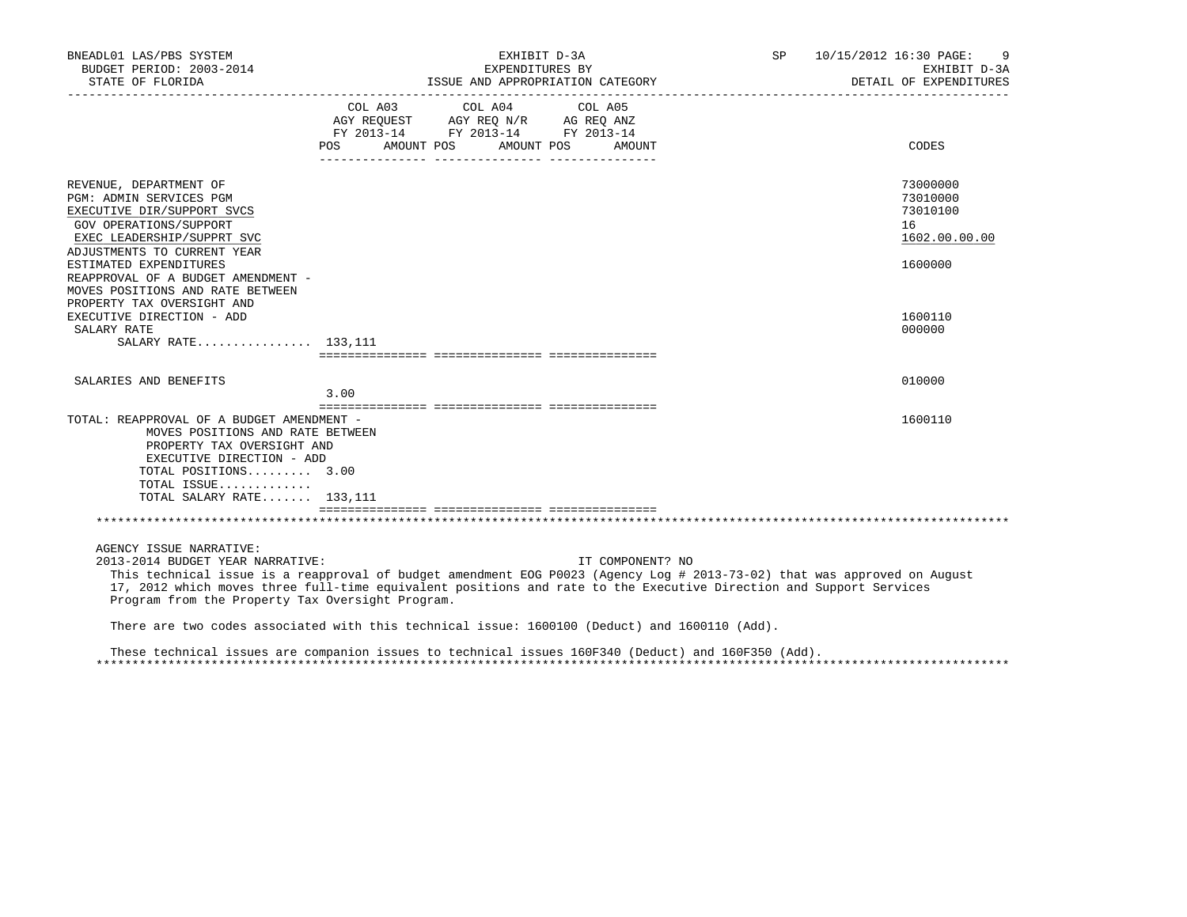BNEADL01 LAS/PBS SYSTEM | EXHIBIT D-3A | SP 10/15/2012 16:30
BUDGET PERIOD: 2003-2014 | EXPENDITURES BY | EXHIBIT D-3A
STATE OF FLORIDA | ISSUE AND APPROPRIATION CATEGORY | DETAIL OF EXPENDITURES

| | COL A03 AGY REQUEST FY 2013-14 POS | AMOUNT | COL A04 AGY REQ N/R FY 2013-14 POS | AMOUNT | COL A05 AG REQ ANZ FY 2013-14 POS | AMOUNT | CODES |
|---|---|---|---|---|---|---|---|
| REVENUE, DEPARTMENT OF | | | | | | | 73000000 |
| PGM: ADMIN SERVICES PGM | | | | | | | 73010000 |
| EXECUTIVE DIR/SUPPORT SVCS | | | | | | | 73010100 |
| GOV OPERATIONS/SUPPORT | | | | | | | 16 |
| EXEC LEADERSHIP/SUPPRT SVC | | | | | | | 1602.00.00.00 |
| ADJUSTMENTS TO CURRENT YEAR ESTIMATED EXPENDITURES | | | | | | | 1600000 |
| REAPPROVAL OF A BUDGET AMENDMENT - MOVES POSITIONS AND RATE BETWEEN PROPERTY TAX OVERSIGHT AND EXECUTIVE DIRECTION - ADD | | | | | | | 1600110 |
| SALARY RATE | | | | | | | 000000 |
| SALARY RATE................ | 133,111 | | | | | | |
| SALARIES AND BENEFITS | 3.00 | | | | | | 010000 |
| TOTAL: REAPPROVAL OF A BUDGET AMENDMENT - MOVES POSITIONS AND RATE BETWEEN PROPERTY TAX OVERSIGHT AND EXECUTIVE DIRECTION - ADD | | | | | | | 1600110 |
| TOTAL POSITIONS......... | 3.00 | | | | | | |
| TOTAL ISSUE............. | | | | | | | |
| TOTAL SALARY RATE....... | 133,111 | | | | | | |

AGENCY ISSUE NARRATIVE:

2013-2014 BUDGET YEAR NARRATIVE: IT COMPONENT? NO

This technical issue is a reapproval of budget amendment EOG P0023 (Agency Log # 2013-73-02) that was approved on August 17, 2012 which moves three full-time equivalent positions and rate to the Executive Direction and Support Services Program from the Property Tax Oversight Program.

There are two codes associated with this technical issue: 1600100 (Deduct) and 1600110 (Add).

These technical issues are companion issues to technical issues 160F340 (Deduct) and 160F350 (Add).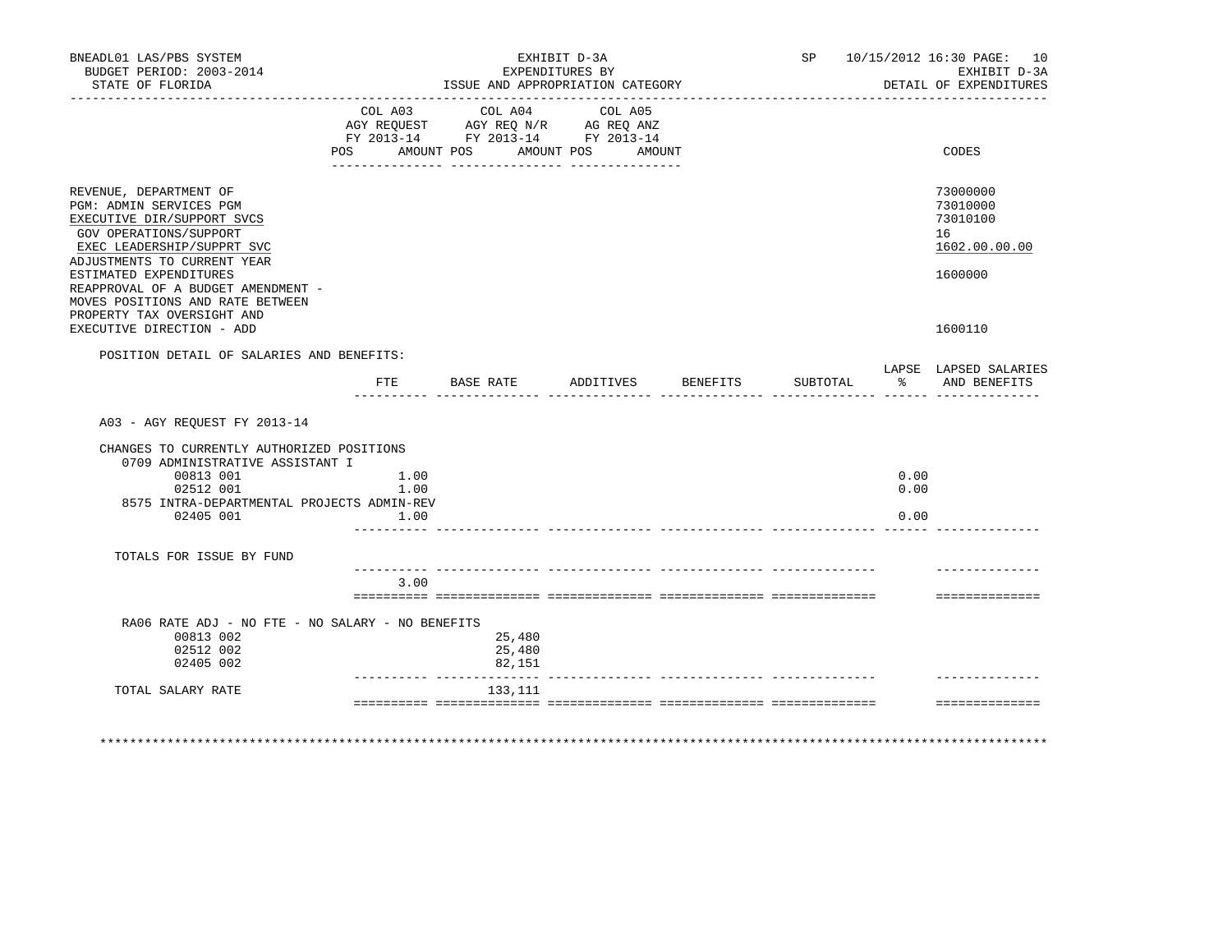BNEADL01 LAS/PBS SYSTEM
BUDGET PERIOD: 2003-2014
STATE OF FLORIDA

EXHIBIT D-3A
EXPENDITURES BY
ISSUE AND APPROPRIATION CATEGORY

SP 10/15/2012 16:30 PAGE: 10
EXHIBIT D-3A
DETAIL OF EXPENDITURES

| | COL A03 AGY REQUEST FY 2013-14 POS AMOUNT | COL A04 AGY REQ N/R FY 2013-14 POS AMOUNT | COL A05 AG REQ ANZ FY 2013-14 POS AMOUNT | CODES |
|---|---|---|---|---|
| REVENUE, DEPARTMENT OF | | | | 73000000 |
| PGM: ADMIN SERVICES PGM | | | | 73010000 |
| EXECUTIVE DIR/SUPPORT SVCS | | | | 73010100 |
| GOV OPERATIONS/SUPPORT | | | | 16 |
| EXEC LEADERSHIP/SUPPRT SVC | | | | 1602.00.00.00 |
| ADJUSTMENTS TO CURRENT YEAR ESTIMATED EXPENDITURES | | | | 1600000 |
| REAPPROVAL OF A BUDGET AMENDMENT - MOVES POSITIONS AND RATE BETWEEN PROPERTY TAX OVERSIGHT AND EXECUTIVE DIRECTION - ADD | | | | 1600110 |

POSITION DETAIL OF SALARIES AND BENEFITS:

| | FTE | BASE RATE | ADDITIVES | BENEFITS | SUBTOTAL | LAPSE % | LAPSED SALARIES AND BENEFITS |
|---|---|---|---|---|---|---|---|
| A03 - AGY REQUEST FY 2013-14 | | | | | | | |
| CHANGES TO CURRENTLY AUTHORIZED POSITIONS | | | | | | | |
| 0709 ADMINISTRATIVE ASSISTANT I | | | | | | | |
| 00813 001 | 1.00 | | | | | 0.00 | |
| 02512 001 | 1.00 | | | | | 0.00 | |
| 8575 INTRA-DEPARTMENTAL PROJECTS ADMIN-REV | | | | | | | |
| 02405 001 | 1.00 | | | | | 0.00 | |
| TOTALS FOR ISSUE BY FUND | | | | | | | |
| | 3.00 | | | | | | |
| RA06 RATE ADJ - NO FTE - NO SALARY - NO BENEFITS | | | | | | | |
| 00813 002 | | 25,480 | | | | | |
| 02512 002 | | 25,480 | | | | | |
| 02405 002 | | 82,151 | | | | | |
| TOTAL SALARY RATE | | 133,111 | | | | | |

************************************************************************************************************************************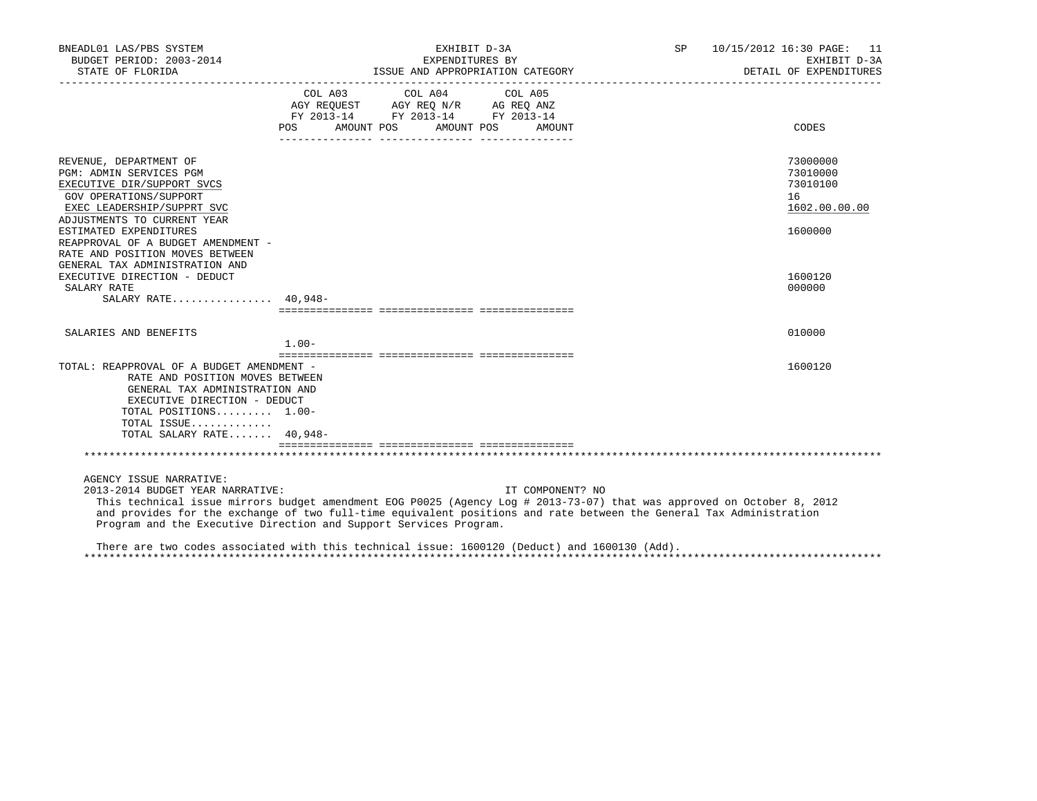BNEADL01 LAS/PBS SYSTEM — EXHIBIT D-3A — SP 10/15/2012 16:30
BUDGET PERIOD: 2003-2014 — EXPENDITURES BY — EXHIBIT D-3A
STATE OF FLORIDA — ISSUE AND APPROPRIATION CATEGORY — DETAIL OF EXPENDITURES

| | COL A03 AGY REQUEST FY 2013-14 POS | AMOUNT | COL A04 AGY REQ N/R FY 2013-14 POS | AMOUNT | COL A05 AG REQ ANZ FY 2013-14 POS | AMOUNT | CODES |
|---|---|---|---|---|---|---|---|
| REVENUE, DEPARTMENT OF | | | | | | | 73000000 |
| PGM: ADMIN SERVICES PGM | | | | | | | 73010000 |
| EXECUTIVE DIR/SUPPORT SVCS | | | | | | | 73010100 |
| GOV OPERATIONS/SUPPORT | | | | | | | 16 |
| EXEC LEADERSHIP/SUPPRT SVC | | | | | | | 1602.00.00.00 |
| ADJUSTMENTS TO CURRENT YEAR ESTIMATED EXPENDITURES | | | | | | | 1600000 |
| REAPPROVAL OF A BUDGET AMENDMENT - RATE AND POSITION MOVES BETWEEN GENERAL TAX ADMINISTRATION AND EXECUTIVE DIRECTION - DEDUCT | | | | | | | 1600120 |
| SALARY RATE | | | | | | | 000000 |
| SALARY RATE................ | 40,948- | | | | | | |
| SALARIES AND BENEFITS | 1.00- | | | | | | 010000 |
| TOTAL: REAPPROVAL OF A BUDGET AMENDMENT - RATE AND POSITION MOVES BETWEEN GENERAL TAX ADMINISTRATION AND EXECUTIVE DIRECTION - DEDUCT | | | | | | | 1600120 |
| TOTAL POSITIONS......... | 1.00- | | | | | | |
| TOTAL ISSUE............. | | | | | | | |
| TOTAL SALARY RATE....... | 40,948- | | | | | | |

AGENCY ISSUE NARRATIVE:

2013-2014 BUDGET YEAR NARRATIVE: IT COMPONENT? NO

This technical issue mirrors budget amendment EOG P0025 (Agency Log # 2013-73-07) that was approved on October 8, 2012 and provides for the exchange of two full-time equivalent positions and rate between the General Tax Administration Program and the Executive Direction and Support Services Program.

There are two codes associated with this technical issue: 1600120 (Deduct) and 1600130 (Add).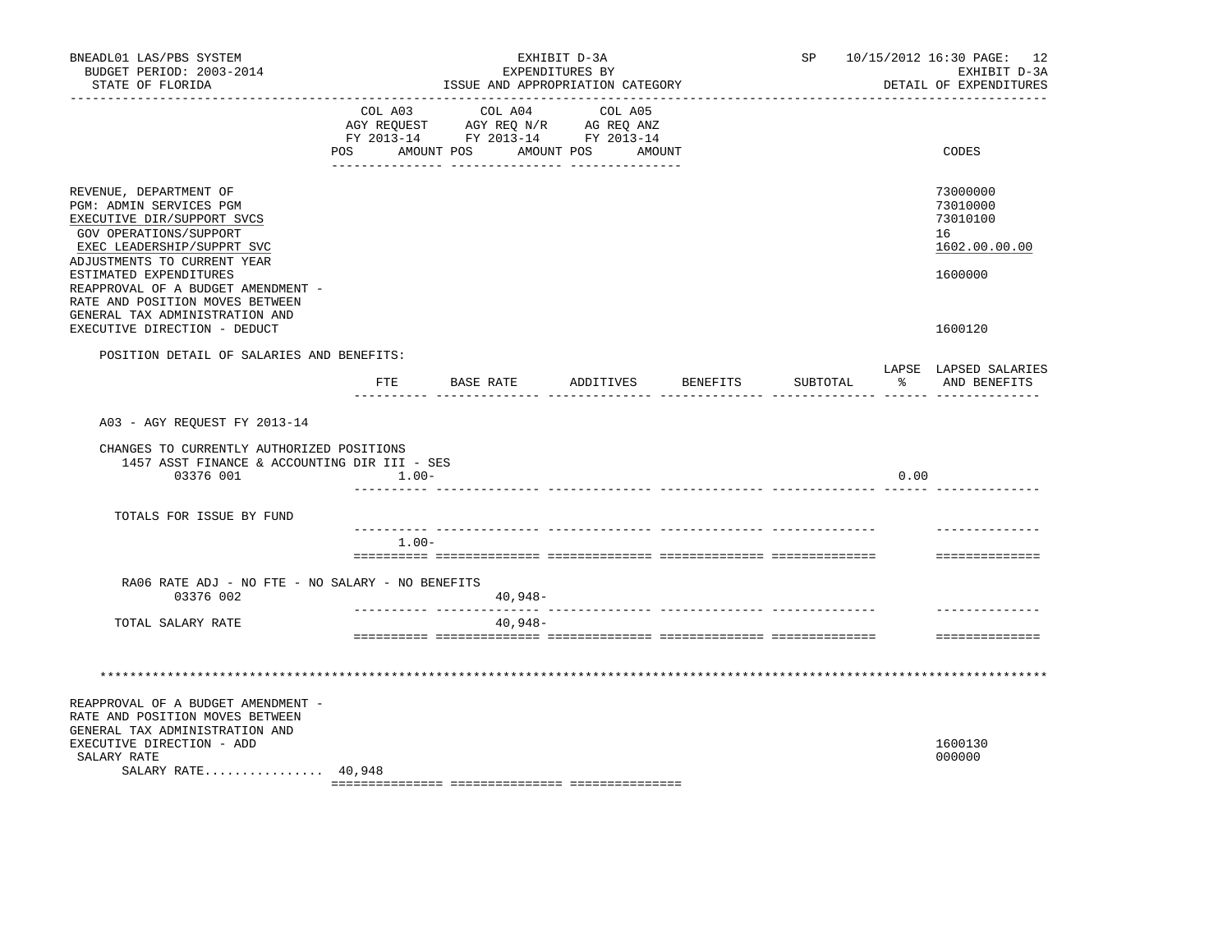BNEADL01 LAS/PBS SYSTEM — EXHIBIT D-3A — SP 10/15/2012 16:30

BUDGET PERIOD: 2003-2014 — EXPENDITURES BY — EXHIBIT D-3A

STATE OF FLORIDA — ISSUE AND APPROPRIATION CATEGORY — DETAIL OF EXPENDITURES

| | COL A03 AGY REQUEST FY 2013-14 POS AMOUNT | COL A04 AGY REQ N/R FY 2013-14 POS AMOUNT | COL A05 AG REQ ANZ FY 2013-14 POS AMOUNT | CODES |
|---|---|---|---|---|
| REVENUE, DEPARTMENT OF | | | | 73000000 |
| PGM: ADMIN SERVICES PGM | | | | 73010000 |
| EXECUTIVE DIR/SUPPORT SVCS | | | | 73010100 |
| GOV OPERATIONS/SUPPORT | | | | 16 |
| EXEC LEADERSHIP/SUPPRT SVC | | | | 1602.00.00.00 |
| ADJUSTMENTS TO CURRENT YEAR ESTIMATED EXPENDITURES | | | | 1600000 |
| REAPPROVAL OF A BUDGET AMENDMENT - RATE AND POSITION MOVES BETWEEN GENERAL TAX ADMINISTRATION AND EXECUTIVE DIRECTION - DEDUCT | | | | 1600120 |

POSITION DETAIL OF SALARIES AND BENEFITS:

| | FTE | BASE RATE | ADDITIVES | BENEFITS | SUBTOTAL | LAPSE % | LAPSED SALARIES AND BENEFITS |
|---|---|---|---|---|---|---|---|
| A03 - AGY REQUEST FY 2013-14 | | | | | | | |
| CHANGES TO CURRENTLY AUTHORIZED POSITIONS | | | | | | | |
| 1457 ASST FINANCE & ACCOUNTING DIR III - SES | | | | | | | |
| 03376 001 | 1.00- | | | | | 0.00 | |
| TOTALS FOR ISSUE BY FUND | 1.00- | | | | | | |
| RA06 RATE ADJ - NO FTE - NO SALARY - NO BENEFITS | | | | | | | |
| 03376 002 | | 40,948- | | | | | |
| TOTAL SALARY RATE | | 40,948- | | | | | |

***************************************************************************************************************

| | COL A03 | COL A04 | COL A05 | CODES |
|---|---|---|---|---|
| REAPPROVAL OF A BUDGET AMENDMENT - RATE AND POSITION MOVES BETWEEN GENERAL TAX ADMINISTRATION AND EXECUTIVE DIRECTION - ADD | | | | 1600130 |
| SALARY RATE | | | | 000000 |
| SALARY RATE................ | 40,948 | | | |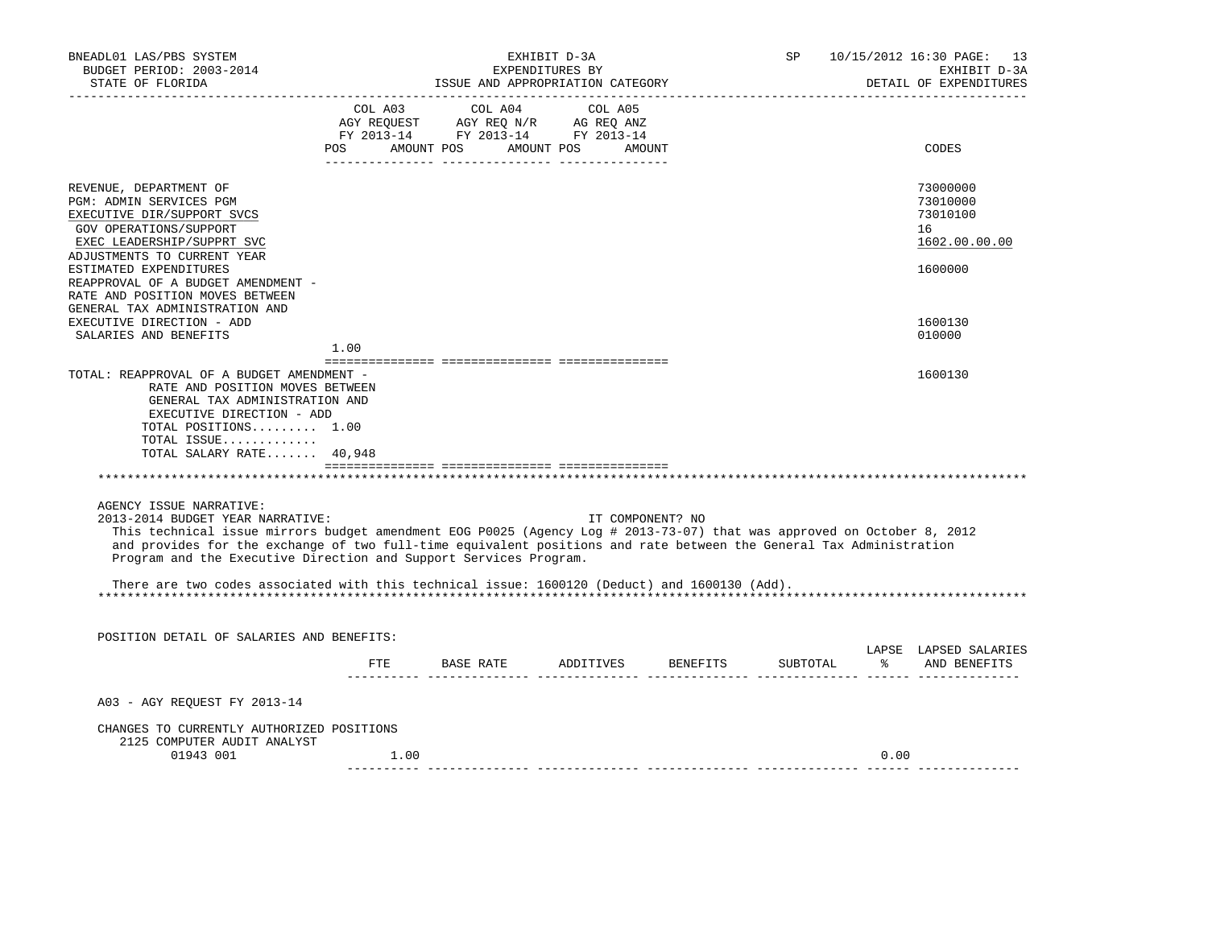EXHIBIT D-3A
EXPENDITURES BY
ISSUE AND APPROPRIATION CATEGORY

DETAIL OF EXPENDITURES

| | COL A03 AGY REQUEST FY 2013-14 POS | AMOUNT | COL A04 AGY REQ N/R FY 2013-14 POS | AMOUNT | COL A05 AG REQ ANZ FY 2013-14 POS | AMOUNT | CODES |
|---|---|---|---|---|---|---|---|
| REVENUE, DEPARTMENT OF | | | | | | | 73000000 |
| PGM: ADMIN SERVICES PGM | | | | | | | 73010000 |
| EXECUTIVE DIR/SUPPORT SVCS | | | | | | | 73010100 |
| GOV OPERATIONS/SUPPORT | | | | | | | 16 |
| EXEC LEADERSHIP/SUPPRT SVC | | | | | | | 1602.00.00.00 |
| ADJUSTMENTS TO CURRENT YEAR ESTIMATED EXPENDITURES | | | | | | | 1600000 |
| REAPPROVAL OF A BUDGET AMENDMENT - RATE AND POSITION MOVES BETWEEN GENERAL TAX ADMINISTRATION AND EXECUTIVE DIRECTION - ADD | | | | | | | 1600130 |
| SALARIES AND BENEFITS | 1.00 | | | | | | 010000 |
| TOTAL: REAPPROVAL OF A BUDGET AMENDMENT - RATE AND POSITION MOVES BETWEEN GENERAL TAX ADMINISTRATION AND EXECUTIVE DIRECTION - ADD | | | | | | | 1600130 |
| TOTAL POSITIONS......... | 1.00 | | | | | | |
| TOTAL ISSUE............. | | | | | | | |
| TOTAL SALARY RATE....... | 40,948 | | | | | | |

AGENCY ISSUE NARRATIVE:

2013-2014 BUDGET YEAR NARRATIVE: IT COMPONENT? NO

This technical issue mirrors budget amendment EOG P0025 (Agency Log # 2013-73-07) that was approved on October 8, 2012 and provides for the exchange of two full-time equivalent positions and rate between the General Tax Administration Program and the Executive Direction and Support Services Program.

There are two codes associated with this technical issue: 1600120 (Deduct) and 1600130 (Add).

POSITION DETAIL OF SALARIES AND BENEFITS:

| | FTE | BASE RATE | ADDITIVES | BENEFITS | SUBTOTAL | LAPSE % | LAPSED SALARIES AND BENEFITS |
|---|---|---|---|---|---|---|---|
| A03 - AGY REQUEST FY 2013-14 | | | | | | | |
| CHANGES TO CURRENTLY AUTHORIZED POSITIONS | | | | | | | |
| 2125 COMPUTER AUDIT ANALYST | | | | | | | |
| 01943 001 | 1.00 | | | | | 0.00 | |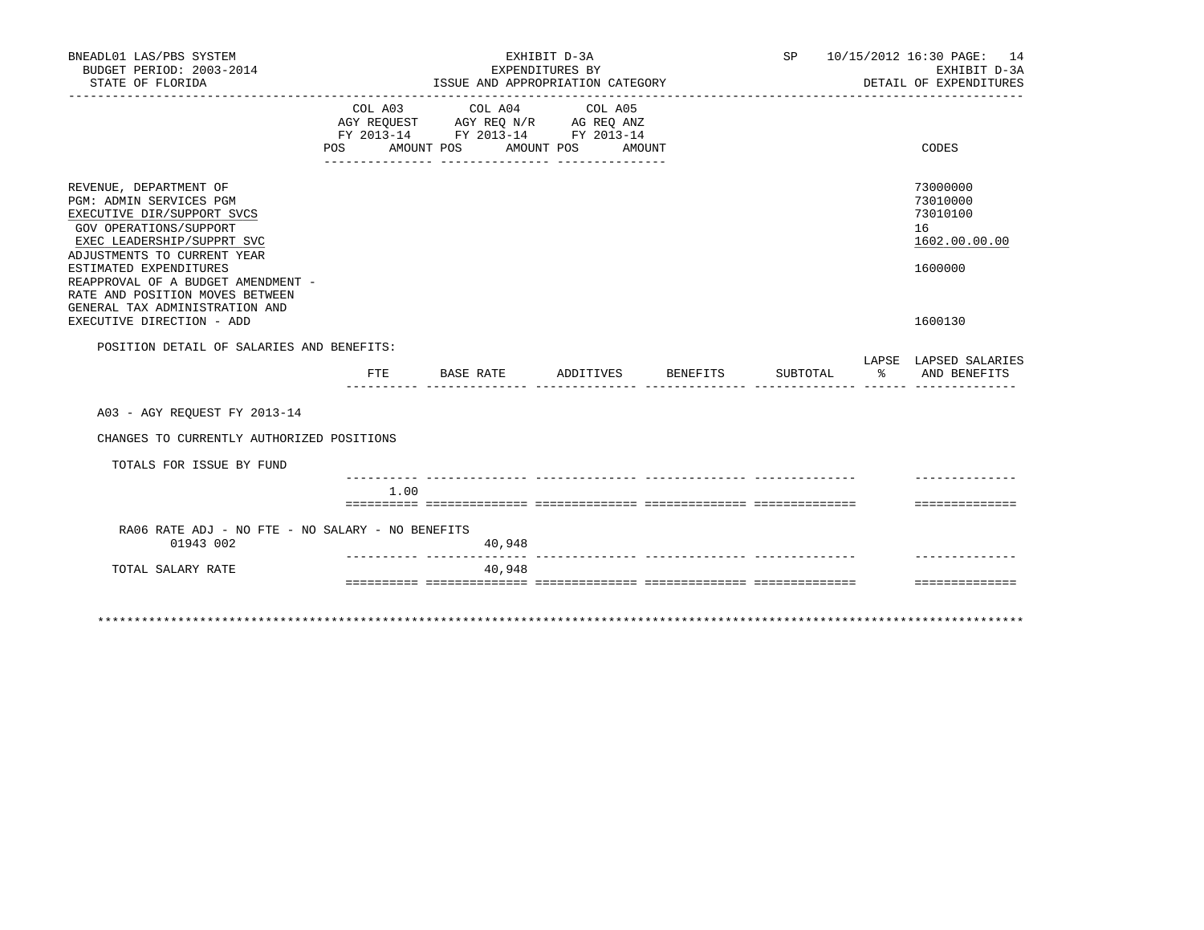BNEADL01 LAS/PBS SYSTEM
BUDGET PERIOD: 2003-2014
STATE OF FLORIDA

EXHIBIT D-3A
EXPENDITURES BY
ISSUE AND APPROPRIATION CATEGORY

SP 10/15/2012 16:30 PAGE: 14
EXHIBIT D-3A
DETAIL OF EXPENDITURES

| | COL A03 AGY REQUEST FY 2013-14 POS AMOUNT | COL A04 AGY REQ N/R FY 2013-14 POS AMOUNT | COL A05 AG REQ ANZ FY 2013-14 POS AMOUNT | CODES |
|---|---|---|---|---|
| REVENUE, DEPARTMENT OF | | | | 73000000 |
| PGM: ADMIN SERVICES PGM | | | | 73010000 |
| EXECUTIVE DIR/SUPPORT SVCS | | | | 73010100 |
| GOV OPERATIONS/SUPPORT | | | | 16 |
| EXEC LEADERSHIP/SUPPRT SVC | | | | 1602.00.00.00 |
| ADJUSTMENTS TO CURRENT YEAR ESTIMATED EXPENDITURES | | | | 1600000 |
| REAPPROVAL OF A BUDGET AMENDMENT - RATE AND POSITION MOVES BETWEEN GENERAL TAX ADMINISTRATION AND EXECUTIVE DIRECTION - ADD | | | | 1600130 |

POSITION DETAIL OF SALARIES AND BENEFITS:

| | FTE | BASE RATE | ADDITIVES | BENEFITS | SUBTOTAL | LAPSE % | LAPSED SALARIES AND BENEFITS |
|---|---|---|---|---|---|---|---|
| A03 - AGY REQUEST FY 2013-14 | | | | | | | |
| CHANGES TO CURRENTLY AUTHORIZED POSITIONS | | | | | | | |
| TOTALS FOR ISSUE BY FUND | | | | | | | |
| | 1.00 | | | | | | |
| RA06 RATE ADJ - NO FTE - NO SALARY - NO BENEFITS | | | | | | | |
| 01943 002 | | 40,948 | | | | | |
| TOTAL SALARY RATE | | 40,948 | | | | | |

************************************************************************************************************************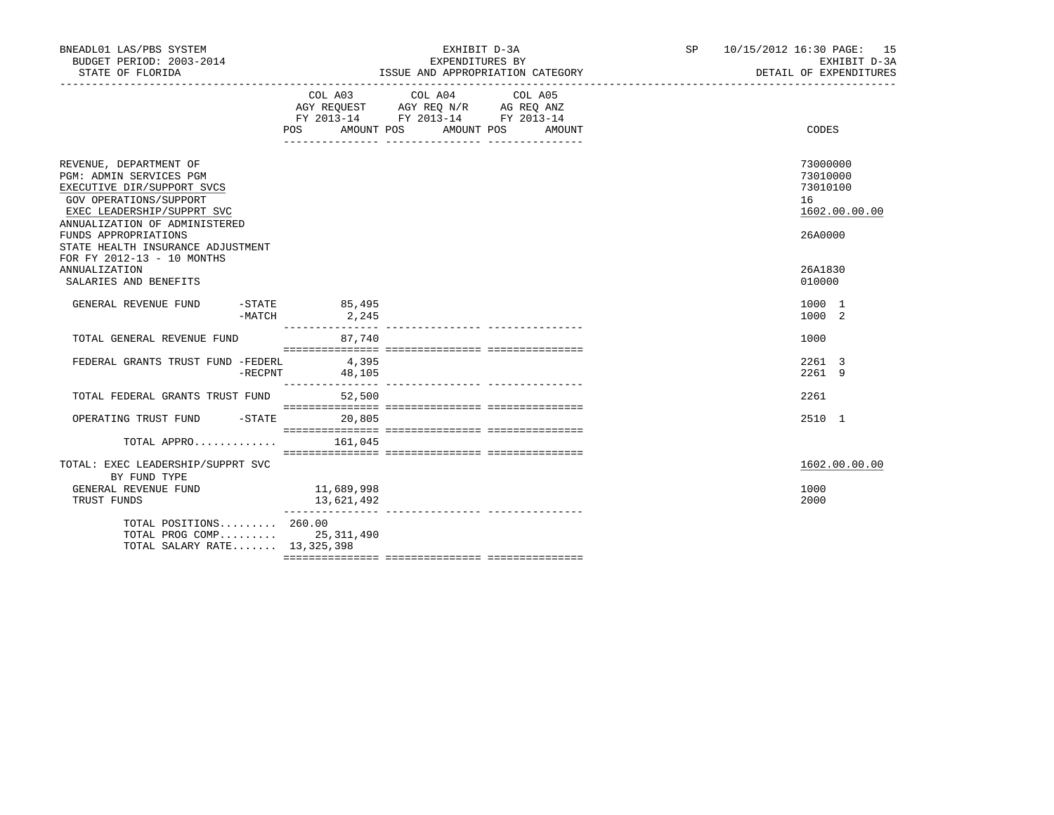BNEADL01 LAS/PBS SYSTEM
BUDGET PERIOD: 2003-2014
STATE OF FLORIDA

EXHIBIT D-3A
EXPENDITURES BY
ISSUE AND APPROPRIATION CATEGORY

SP 10/15/2012 16:30

EXHIBIT D-3A
DETAIL OF EXPENDITURES

| | COL A03 AGY REQUEST FY 2013-14 POS AMOUNT | COL A04 AGY REQ N/R FY 2013-14 POS AMOUNT | COL A05 AG REQ ANZ FY 2013-14 POS AMOUNT | CODES |
|---|---|---|---|---|
| REVENUE, DEPARTMENT OF | | | | 73000000 |
| PGM: ADMIN SERVICES PGM | | | | 73010000 |
| EXECUTIVE DIR/SUPPORT SVCS | | | | 73010100 |
| GOV OPERATIONS/SUPPORT | | | | 16 |
| EXEC LEADERSHIP/SUPPRT SVC | | | | 1602.00.00.00 |
| ANNUALIZATION OF ADMINISTERED FUNDS APPROPRIATIONS | | | | 26A0000 |
| STATE HEALTH INSURANCE ADJUSTMENT FOR FY 2012-13 - 10 MONTHS ANNUALIZATION | | | | 26A1830 |
| SALARIES AND BENEFITS | | | | 010000 |
| GENERAL REVENUE FUND -STATE | 85,495 | | | 1000 1 |
| -MATCH | 2,245 | | | 1000 2 |
| TOTAL GENERAL REVENUE FUND | 87,740 | | | 1000 |
| FEDERAL GRANTS TRUST FUND -FEDERL | 4,395 | | | 2261 3 |
| -RECPNT | 48,105 | | | 2261 9 |
| TOTAL FEDERAL GRANTS TRUST FUND | 52,500 | | | 2261 |
| OPERATING TRUST FUND -STATE | 20,805 | | | 2510 1 |
| TOTAL APPRO............ | 161,045 | | | |
| TOTAL: EXEC LEADERSHIP/SUPPRT SVC | | | | 1602.00.00.00 |
| BY FUND TYPE | | | | |
| GENERAL REVENUE FUND | 11,689,998 | | | 1000 |
| TRUST FUNDS | 13,621,492 | | | 2000 |
| TOTAL POSITIONS......... | 260.00 | | | |
| TOTAL PROG COMP......... | 25,311,490 | | | |
| TOTAL SALARY RATE....... | 13,325,398 | | | |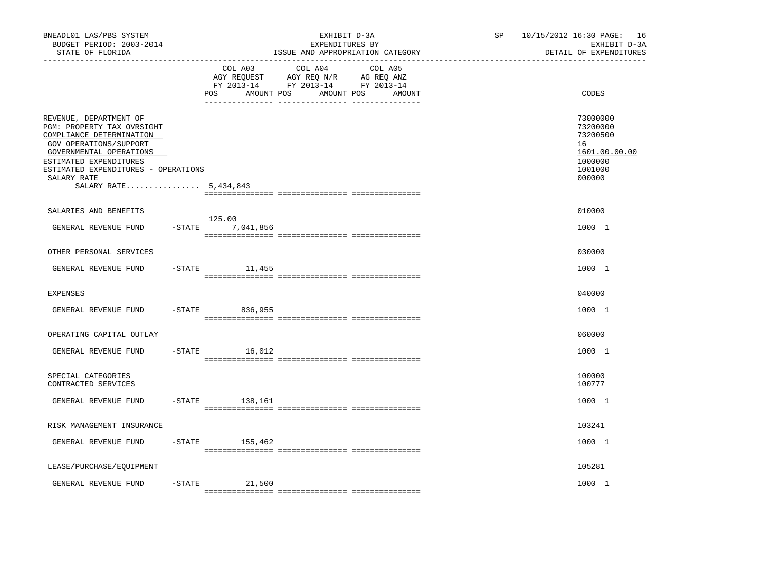BNEADL01 LAS/PBS SYSTEM
BUDGET PERIOD: 2003-2014
STATE OF FLORIDA

EXHIBIT D-3A
EXPENDITURES BY
ISSUE AND APPROPRIATION CATEGORY

SP 10/15/2012 16:30
EXHIBIT D-3A
DETAIL OF EXPENDITURES

| | COL A03 AGY REQUEST FY 2013-14 POS | AMOUNT | COL A04 AGY REQ N/R FY 2013-14 POS | AMOUNT | COL A05 AG REQ ANZ FY 2013-14 POS | AMOUNT | CODES |
|---|---|---|---|---|---|---|---|
| REVENUE, DEPARTMENT OF | | | | | | | 73000000 |
| PGM: PROPERTY TAX OVRSIGHT | | | | | | | 73200000 |
| COMPLIANCE DETERMINATION | | | | | | | 73200500 |
| GOV OPERATIONS/SUPPORT | | | | | | | 16 |
| GOVERNMENTAL OPERATIONS | | | | | | | 1601.00.00.00 |
| ESTIMATED EXPENDITURES | | | | | | | 1000000 |
| ESTIMATED EXPENDITURES - OPERATIONS | | | | | | | 1001000 |
| SALARY RATE | | | | | | | 000000 |
| SALARY RATE................ 5,434,843 | | | | | | | |
| SALARIES AND BENEFITS | | | | | | | 010000 |
| GENERAL REVENUE FUND -STATE | 125.00 | 7,041,856 | | | | | 1000 1 |
| OTHER PERSONAL SERVICES | | | | | | | 030000 |
| GENERAL REVENUE FUND -STATE | | 11,455 | | | | | 1000 1 |
| EXPENSES | | | | | | | 040000 |
| GENERAL REVENUE FUND -STATE | | 836,955 | | | | | 1000 1 |
| OPERATING CAPITAL OUTLAY | | | | | | | 060000 |
| GENERAL REVENUE FUND -STATE | | 16,012 | | | | | 1000 1 |
| SPECIAL CATEGORIES | | | | | | | 100000 |
| CONTRACTED SERVICES | | | | | | | 100777 |
| GENERAL REVENUE FUND -STATE | | 138,161 | | | | | 1000 1 |
| RISK MANAGEMENT INSURANCE | | | | | | | 103241 |
| GENERAL REVENUE FUND -STATE | | 155,462 | | | | | 1000 1 |
| LEASE/PURCHASE/EQUIPMENT | | | | | | | 105281 |
| GENERAL REVENUE FUND -STATE | | 21,500 | | | | | 1000 1 |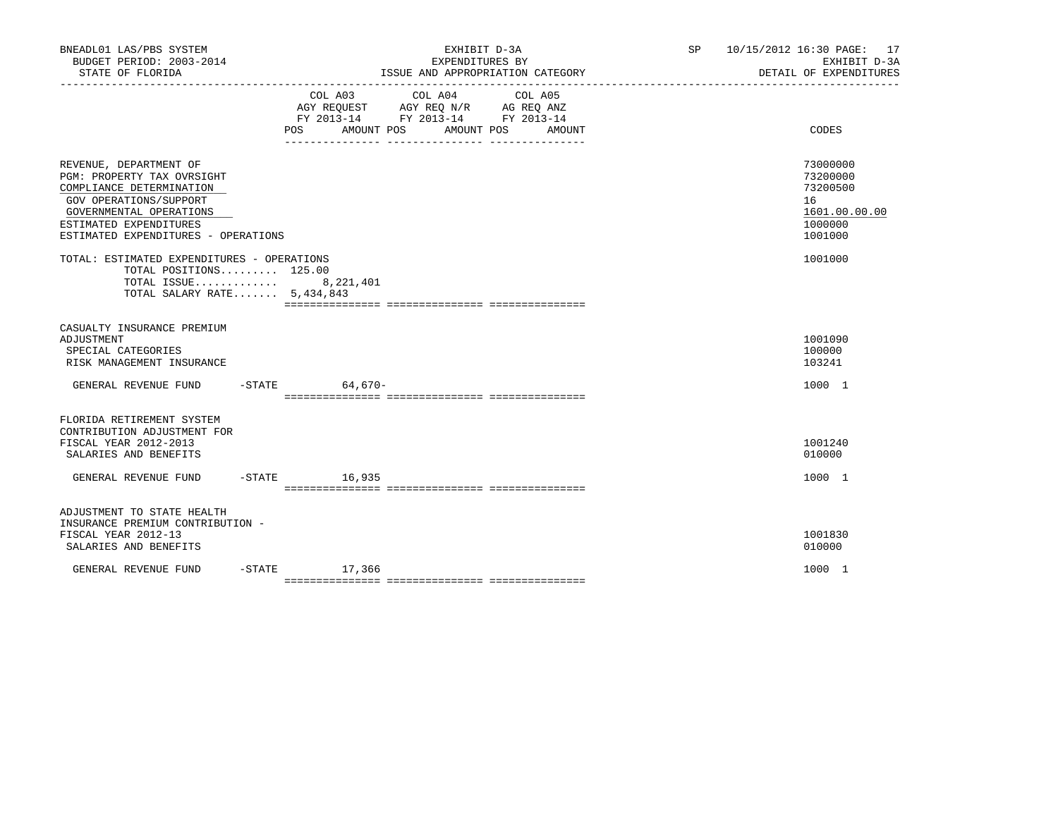BNEADL01 LAS/PBS SYSTEM
BUDGET PERIOD: 2003-2014
STATE OF FLORIDA

EXHIBIT D-3A
EXPENDITURES BY
ISSUE AND APPROPRIATION CATEGORY

SP 10/15/2012 16:30
EXHIBIT D-3A
DETAIL OF EXPENDITURES

| | COL A03 AGY REQUEST FY 2013-14 POS AMOUNT | COL A04 AGY REQ N/R FY 2013-14 POS AMOUNT | COL A05 AG REQ ANZ FY 2013-14 POS AMOUNT | CODES |
|---|---|---|---|---|
| REVENUE, DEPARTMENT OF | | | | 73000000 |
| PGM: PROPERTY TAX OVRSIGHT | | | | 73200000 |
| COMPLIANCE DETERMINATION | | | | 73200500 |
| GOV OPERATIONS/SUPPORT | | | | 16 |
| GOVERNMENTAL OPERATIONS | | | | 1601.00.00.00 |
| ESTIMATED EXPENDITURES | | | | 1000000 |
| ESTIMATED EXPENDITURES - OPERATIONS | | | | 1001000 |
| TOTAL: ESTIMATED EXPENDITURES - OPERATIONS | | | | 1001000 |
| TOTAL POSITIONS......... | 125.00 | | | |
| TOTAL ISSUE............. | 8,221,401 | | | |
| TOTAL SALARY RATE....... | 5,434,843 | | | |
| CASUALTY INSURANCE PREMIUM ADJUSTMENT | | | | 1001090 |
| SPECIAL CATEGORIES | | | | 100000 |
| RISK MANAGEMENT INSURANCE | | | | 103241 |
| GENERAL REVENUE FUND -STATE | 64,670- | | | 1000 1 |
| FLORIDA RETIREMENT SYSTEM CONTRIBUTION ADJUSTMENT FOR FISCAL YEAR 2012-2013 | | | | 1001240 |
| SALARIES AND BENEFITS | | | | 010000 |
| GENERAL REVENUE FUND -STATE | 16,935 | | | 1000 1 |
| ADJUSTMENT TO STATE HEALTH INSURANCE PREMIUM CONTRIBUTION - FISCAL YEAR 2012-13 | | | | 1001830 |
| SALARIES AND BENEFITS | | | | 010000 |
| GENERAL REVENUE FUND -STATE | 17,366 | | | 1000 1 |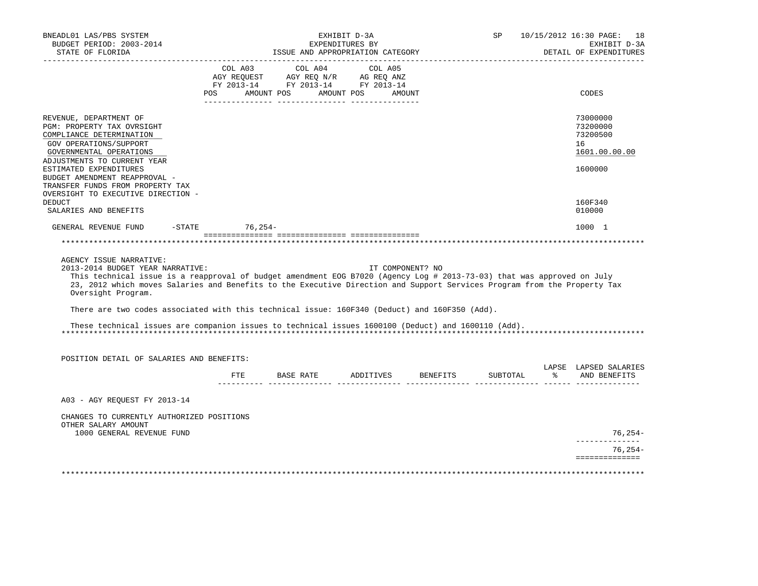BNEADL01 LAS/PBS SYSTEM | EXHIBIT D-3A | SP 10/15/2012 16:30
BUDGET PERIOD: 2003-2014 | EXPENDITURES BY | EXHIBIT D-3A
STATE OF FLORIDA | ISSUE AND APPROPRIATION CATEGORY | DETAIL OF EXPENDITURES

| | COL A03 AGY REQUEST FY 2013-14 POS AMOUNT | COL A04 AGY REQ N/R FY 2013-14 POS AMOUNT | COL A05 AG REQ ANZ FY 2013-14 POS AMOUNT | CODES |
|---|---|---|---|---|
| REVENUE, DEPARTMENT OF | | | | 73000000 |
| PGM: PROPERTY TAX OVRSIGHT | | | | 73200000 |
| COMPLIANCE DETERMINATION | | | | 73200500 |
| GOV OPERATIONS/SUPPORT | | | | 16 |
| GOVERNMENTAL OPERATIONS | | | | 1601.00.00.00 |
| ADJUSTMENTS TO CURRENT YEAR ESTIMATED EXPENDITURES | | | | 1600000 |
| BUDGET AMENDMENT REAPPROVAL - TRANSFER FUNDS FROM PROPERTY TAX OVERSIGHT TO EXECUTIVE DIRECTION - DEDUCT | | | | 160F340 |
| SALARIES AND BENEFITS | | | | 010000 |
| GENERAL REVENUE FUND -STATE | 76,254- | | | 1000 1 |

AGENCY ISSUE NARRATIVE:

2013-2014 BUDGET YEAR NARRATIVE: IT COMPONENT? NO

This technical issue is a reapproval of budget amendment EOG B7020 (Agency Log # 2013-73-03) that was approved on July 23, 2012 which moves Salaries and Benefits to the Executive Direction and Support Services Program from the Property Tax Oversight Program.

There are two codes associated with this technical issue: 160F340 (Deduct) and 160F350 (Add).

These technical issues are companion issues to technical issues 1600100 (Deduct) and 1600110 (Add).

POSITION DETAIL OF SALARIES AND BENEFITS:

| | FTE | BASE RATE | ADDITIVES | BENEFITS | SUBTOTAL | LAPSE % | LAPSED SALARIES AND BENEFITS |
|---|---|---|---|---|---|---|---|
| A03 - AGY REQUEST FY 2013-14 | | | | | | | |
| CHANGES TO CURRENTLY AUTHORIZED POSITIONS | | | | | | | |
| OTHER SALARY AMOUNT | | | | | | | |
| 1000 GENERAL REVENUE FUND | | | | | | | 76,254- |
| | | | | | | | 76,254- |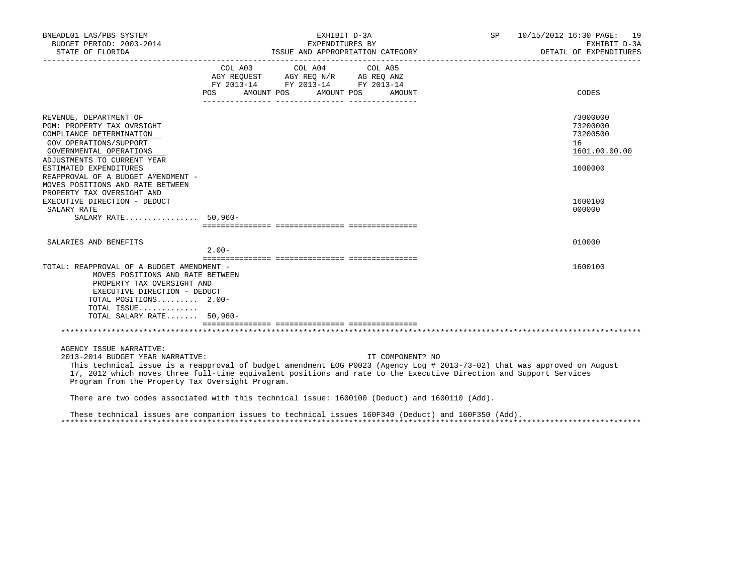BNEADL01 LAS/PBS SYSTEM — EXHIBIT D-3A — EXPENDITURES BY ISSUE AND APPROPRIATION CATEGORY — SP 10/15/2012 16:30 PAGE: 19
BUDGET PERIOD: 2003-2014 — EXHIBIT D-3A
STATE OF FLORIDA — DETAIL OF EXPENDITURES

| | COL A03 AGY REQUEST FY 2013-14 POS AMOUNT | COL A04 AGY REQ N/R FY 2013-14 POS AMOUNT | COL A05 AG REQ ANZ FY 2013-14 POS AMOUNT | CODES |
|---|---|---|---|---|
| REVENUE, DEPARTMENT OF | | | | 73000000 |
| PGM: PROPERTY TAX OVRSIGHT | | | | 73200000 |
| COMPLIANCE DETERMINATION | | | | 73200500 |
| GOV OPERATIONS/SUPPORT | | | | 16 |
| GOVERNMENTAL OPERATIONS | | | | 1601.00.00.00 |
| ADJUSTMENTS TO CURRENT YEAR ESTIMATED EXPENDITURES | | | | 1600000 |
| REAPPROVAL OF A BUDGET AMENDMENT - MOVES POSITIONS AND RATE BETWEEN PROPERTY TAX OVERSIGHT AND EXECUTIVE DIRECTION - DEDUCT | | | | 1600100 |
| SALARY RATE | | | | 000000 |
| SALARY RATE................ | 50,960- | | | |
| SALARIES AND BENEFITS | 2.00- | | | 010000 |
| TOTAL: REAPPROVAL OF A BUDGET AMENDMENT - MOVES POSITIONS AND RATE BETWEEN PROPERTY TAX OVERSIGHT AND EXECUTIVE DIRECTION - DEDUCT | | | | 1600100 |
| TOTAL POSITIONS......... | 2.00- | | | |
| TOTAL ISSUE............. | | | | |
| TOTAL SALARY RATE....... | 50,960- | | | |

AGENCY ISSUE NARRATIVE:

2013-2014 BUDGET YEAR NARRATIVE: IT COMPONENT? NO

This technical issue is a reapproval of budget amendment EOG P0023 (Agency Log # 2013-73-02) that was approved on August 17, 2012 which moves three full-time equivalent positions and rate to the Executive Direction and Support Services Program from the Property Tax Oversight Program.

There are two codes associated with this technical issue: 1600100 (Deduct) and 1600110 (Add).

These technical issues are companion issues to technical issues 160F340 (Deduct) and 160F350 (Add).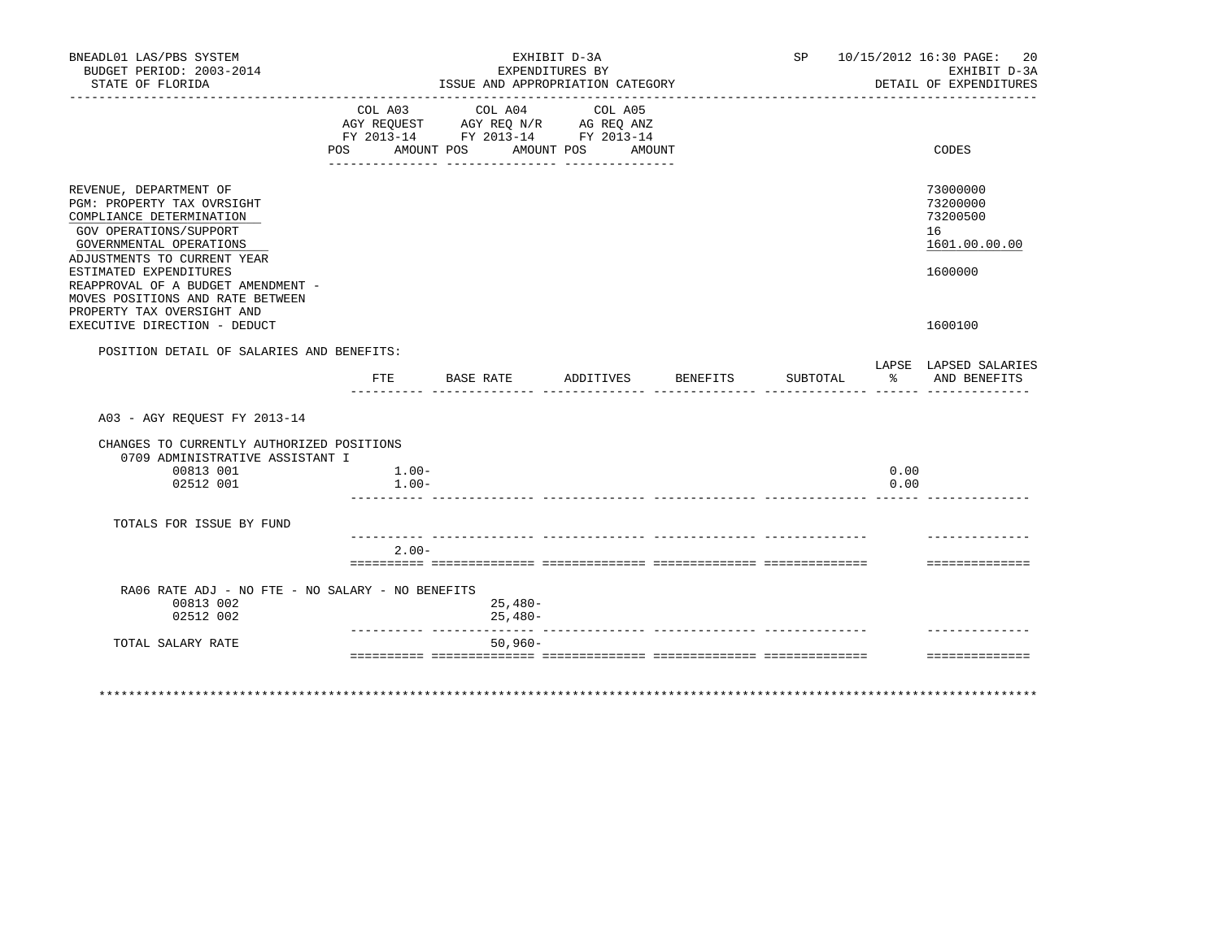BNEADL01 LAS/PBS SYSTEM
BUDGET PERIOD: 2003-2014
STATE OF FLORIDA

EXHIBIT D-3A
EXPENDITURES BY
ISSUE AND APPROPRIATION CATEGORY

SP 10/15/2012 16:30

EXHIBIT D-3A
DETAIL OF EXPENDITURES

| | COL A03 AGY REQUEST FY 2013-14 POS AMOUNT | COL A04 AGY REQ N/R FY 2013-14 POS AMOUNT | COL A05 AG REQ ANZ FY 2013-14 POS AMOUNT | CODES |
|---|---|---|---|---|
| REVENUE, DEPARTMENT OF | | | | 73000000 |
| PGM: PROPERTY TAX OVRSIGHT | | | | 73200000 |
| COMPLIANCE DETERMINATION | | | | 73200500 |
| GOV OPERATIONS/SUPPORT | | | | 16 |
| GOVERNMENTAL OPERATIONS | | | | 1601.00.00.00 |
| ADJUSTMENTS TO CURRENT YEAR ESTIMATED EXPENDITURES | | | | 1600000 |
| REAPPROVAL OF A BUDGET AMENDMENT - MOVES POSITIONS AND RATE BETWEEN PROPERTY TAX OVERSIGHT AND EXECUTIVE DIRECTION - DEDUCT | | | | 1600100 |

POSITION DETAIL OF SALARIES AND BENEFITS:

| | FTE | BASE RATE | ADDITIVES | BENEFITS | SUBTOTAL | LAPSE % | LAPSED SALARIES AND BENEFITS |
|---|---|---|---|---|---|---|---|
| A03 - AGY REQUEST FY 2013-14 | | | | | | | |
| CHANGES TO CURRENTLY AUTHORIZED POSITIONS | | | | | | | |
| 0709 ADMINISTRATIVE ASSISTANT I | | | | | | | |
| 00813 001 | 1.00- | | | | | 0.00 | |
| 02512 001 | 1.00- | | | | | 0.00 | |
| TOTALS FOR ISSUE BY FUND | | | | | | | |
| | 2.00- | | | | | | |
| RA06 RATE ADJ - NO FTE - NO SALARY - NO BENEFITS | | | | | | | |
| 00813 002 | | 25,480- | | | | | |
| 02512 002 | | 25,480- | | | | | |
| TOTAL SALARY RATE | | 50,960- | | | | | |

*******************************************************************************************************************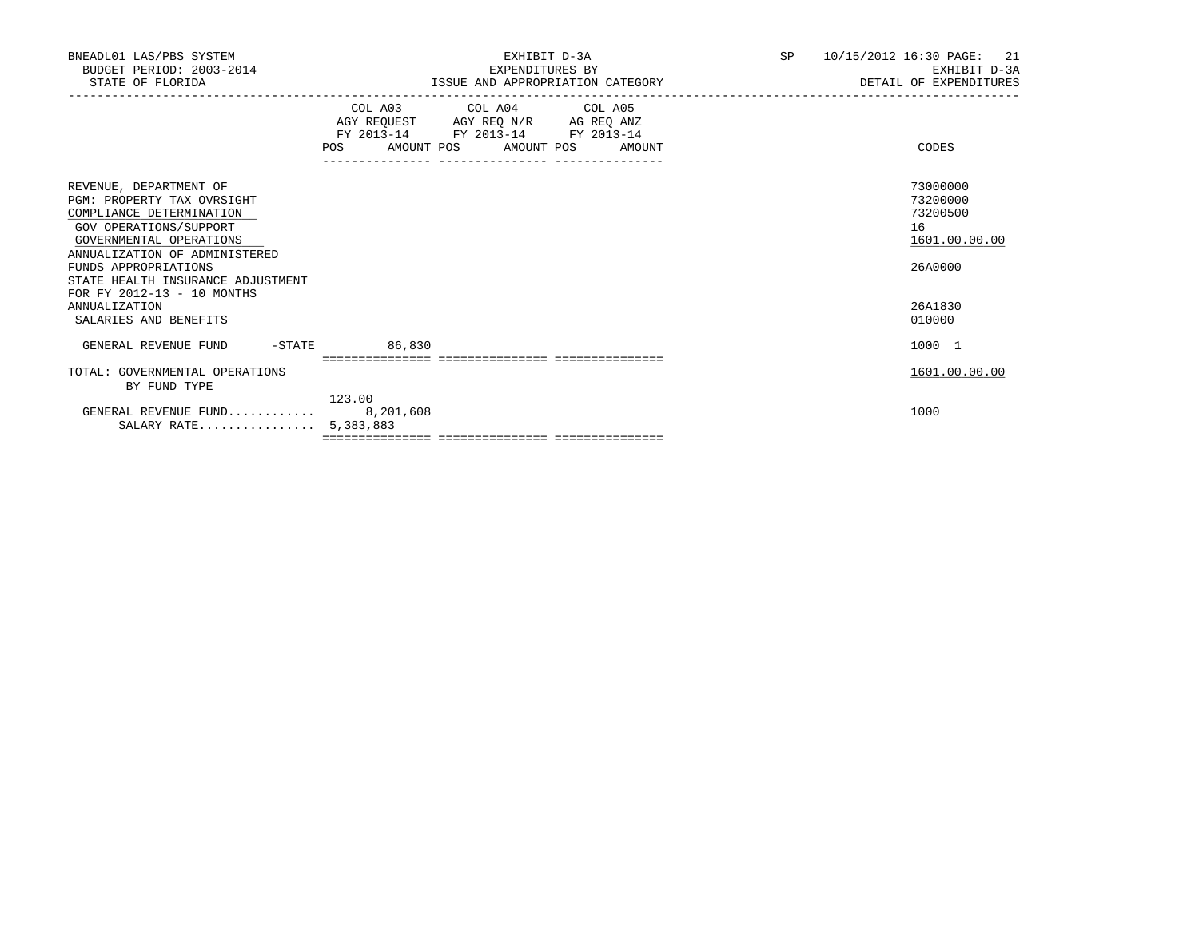BNEADL01 LAS/PBS SYSTEM
BUDGET PERIOD: 2003-2014
STATE OF FLORIDA

EXHIBIT D-3A
EXPENDITURES BY
ISSUE AND APPROPRIATION CATEGORY

SP 10/15/2012 16:30 PAGE: 21
EXHIBIT D-3A
DETAIL OF EXPENDITURES

| | COL A03 AGY REQUEST FY 2013-14 POS | AMOUNT | COL A04 AGY REQ N/R FY 2013-14 POS | AMOUNT | COL A05 AG REQ ANZ FY 2013-14 POS | AMOUNT | CODES |
|---|---|---|---|---|---|---|---|
| REVENUE, DEPARTMENT OF | | | | | | | 73000000 |
| PGM: PROPERTY TAX OVRSIGHT | | | | | | | 73200000 |
| COMPLIANCE DETERMINATION | | | | | | | 73200500 |
| GOV OPERATIONS/SUPPORT | | | | | | | 16 |
| GOVERNMENTAL OPERATIONS | | | | | | | 1601.00.00.00 |
| ANNUALIZATION OF ADMINISTERED FUNDS APPROPRIATIONS | | | | | | | 26A0000 |
| STATE HEALTH INSURANCE ADJUSTMENT FOR FY 2012-13 - 10 MONTHS ANNUALIZATION | | | | | | | 26A1830 |
| SALARIES AND BENEFITS | | | | | | | 010000 |
| GENERAL REVENUE FUND -STATE | | 86,830 | | | | | 1000 1 |
| TOTAL: GOVERNMENTAL OPERATIONS BY FUND TYPE | | | | | | | 1601.00.00.00 |
| GENERAL REVENUE FUND............ | 123.00 | 8,201,608 | | | | | 1000 |
| SALARY RATE................ | | 5,383,883 | | | | | |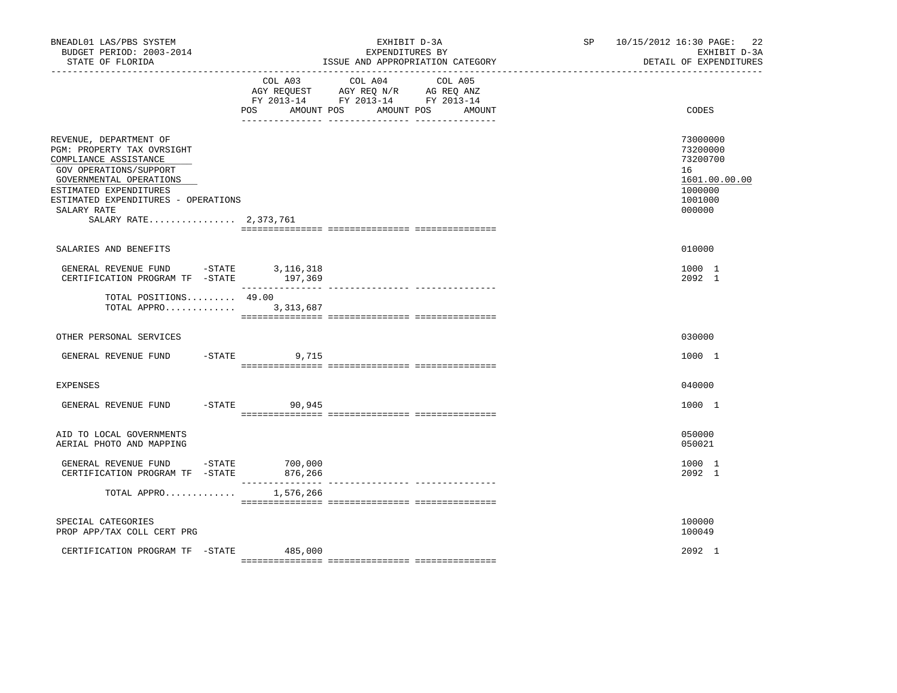BNEADL01 LAS/PBS SYSTEM — EXHIBIT D-3A — EXPENDITURES BY ISSUE AND APPROPRIATION CATEGORY
BUDGET PERIOD: 2003-2014 — STATE OF FLORIDA — SP 10/15/2012 16:30 — EXHIBIT D-3A DETAIL OF EXPENDITURES

| | COL A03 AGY REQUEST FY 2013-14 POS AMOUNT | COL A04 AGY REQ N/R FY 2013-14 POS AMOUNT | COL A05 AG REQ ANZ FY 2013-14 POS AMOUNT | CODES |
|---|---|---|---|---|
| REVENUE, DEPARTMENT OF | | | | 73000000 |
| PGM: PROPERTY TAX OVRSIGHT | | | | 73200000 |
| COMPLIANCE ASSISTANCE | | | | 73200700 |
| GOV OPERATIONS/SUPPORT | | | | 16 |
| GOVERNMENTAL OPERATIONS | | | | 1601.00.00.00 |
| ESTIMATED EXPENDITURES | | | | 1000000 |
| ESTIMATED EXPENDITURES - OPERATIONS | | | | 1001000 |
| SALARY RATE | | | | 000000 |
| SALARY RATE................ 2,373,761 | | | | |
| SALARIES AND BENEFITS | | | | 010000 |
| GENERAL REVENUE FUND -STATE | 3,116,318 | | | 1000 1 |
| CERTIFICATION PROGRAM TF -STATE | 197,369 | | | 2092 1 |
| TOTAL POSITIONS......... 49.00 | | | | |
| TOTAL APPRO............. | 3,313,687 | | | |
| OTHER PERSONAL SERVICES | | | | 030000 |
| GENERAL REVENUE FUND -STATE | 9,715 | | | 1000 1 |
| EXPENSES | | | | 040000 |
| GENERAL REVENUE FUND -STATE | 90,945 | | | 1000 1 |
| AID TO LOCAL GOVERNMENTS | | | | 050000 |
| AERIAL PHOTO AND MAPPING | | | | 050021 |
| GENERAL REVENUE FUND -STATE | 700,000 | | | 1000 1 |
| CERTIFICATION PROGRAM TF -STATE | 876,266 | | | 2092 1 |
| TOTAL APPRO............. | 1,576,266 | | | |
| SPECIAL CATEGORIES | | | | 100000 |
| PROP APP/TAX COLL CERT PRG | | | | 100049 |
| CERTIFICATION PROGRAM TF -STATE | 485,000 | | | 2092 1 |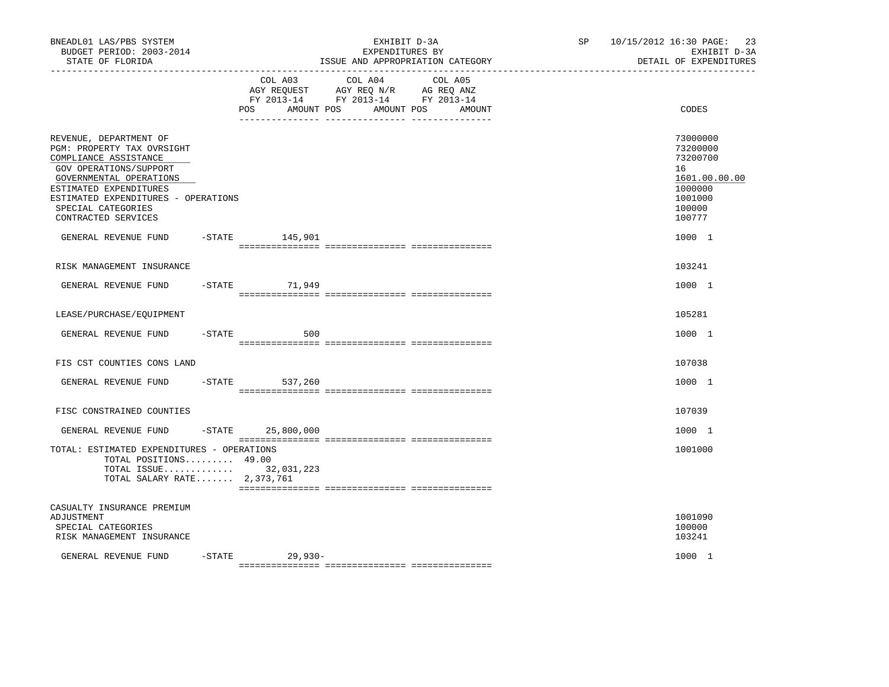BNEADL01 LAS/PBS SYSTEM
BUDGET PERIOD: 2003-2014
STATE OF FLORIDA

EXHIBIT D-3A
EXPENDITURES BY
ISSUE AND APPROPRIATION CATEGORY

SP 10/15/2012 16:30 PAGE: 23
EXHIBIT D-3A
DETAIL OF EXPENDITURES

| | COL A03 AGY REQUEST FY 2013-14 POS AMOUNT | COL A04 AGY REQ N/R FY 2013-14 POS AMOUNT | COL A05 AG REQ ANZ FY 2013-14 POS AMOUNT | CODES |
|---|---|---|---|---|
| REVENUE, DEPARTMENT OF | | | | 73000000 |
| PGM: PROPERTY TAX OVRSIGHT | | | | 73200000 |
| COMPLIANCE ASSISTANCE | | | | 73200700 |
| GOV OPERATIONS/SUPPORT | | | | 16 |
| GOVERNMENTAL OPERATIONS | | | | 1601.00.00.00 |
| ESTIMATED EXPENDITURES | | | | 1000000 |
| ESTIMATED EXPENDITURES - OPERATIONS | | | | 1001000 |
| SPECIAL CATEGORIES | | | | 100000 |
| CONTRACTED SERVICES | | | | 100777 |
| GENERAL REVENUE FUND -STATE | 145,901 | | | 1000 1 |
| RISK MANAGEMENT INSURANCE | | | | 103241 |
| GENERAL REVENUE FUND -STATE | 71,949 | | | 1000 1 |
| LEASE/PURCHASE/EQUIPMENT | | | | 105281 |
| GENERAL REVENUE FUND -STATE | 500 | | | 1000 1 |
| FIS CST COUNTIES CONS LAND | | | | 107038 |
| GENERAL REVENUE FUND -STATE | 537,260 | | | 1000 1 |
| FISC CONSTRAINED COUNTIES | | | | 107039 |
| GENERAL REVENUE FUND -STATE | 25,800,000 | | | 1000 1 |
| TOTAL: ESTIMATED EXPENDITURES - OPERATIONS | | | | 1001000 |
| TOTAL POSITIONS......... | 49.00 | | | |
| TOTAL ISSUE............. | 32,031,223 | | | |
| TOTAL SALARY RATE....... | 2,373,761 | | | |
| CASUALTY INSURANCE PREMIUM ADJUSTMENT | | | | 1001090 |
| SPECIAL CATEGORIES | | | | 100000 |
| RISK MANAGEMENT INSURANCE | | | | 103241 |
| GENERAL REVENUE FUND -STATE | 29,930- | | | 1000 1 |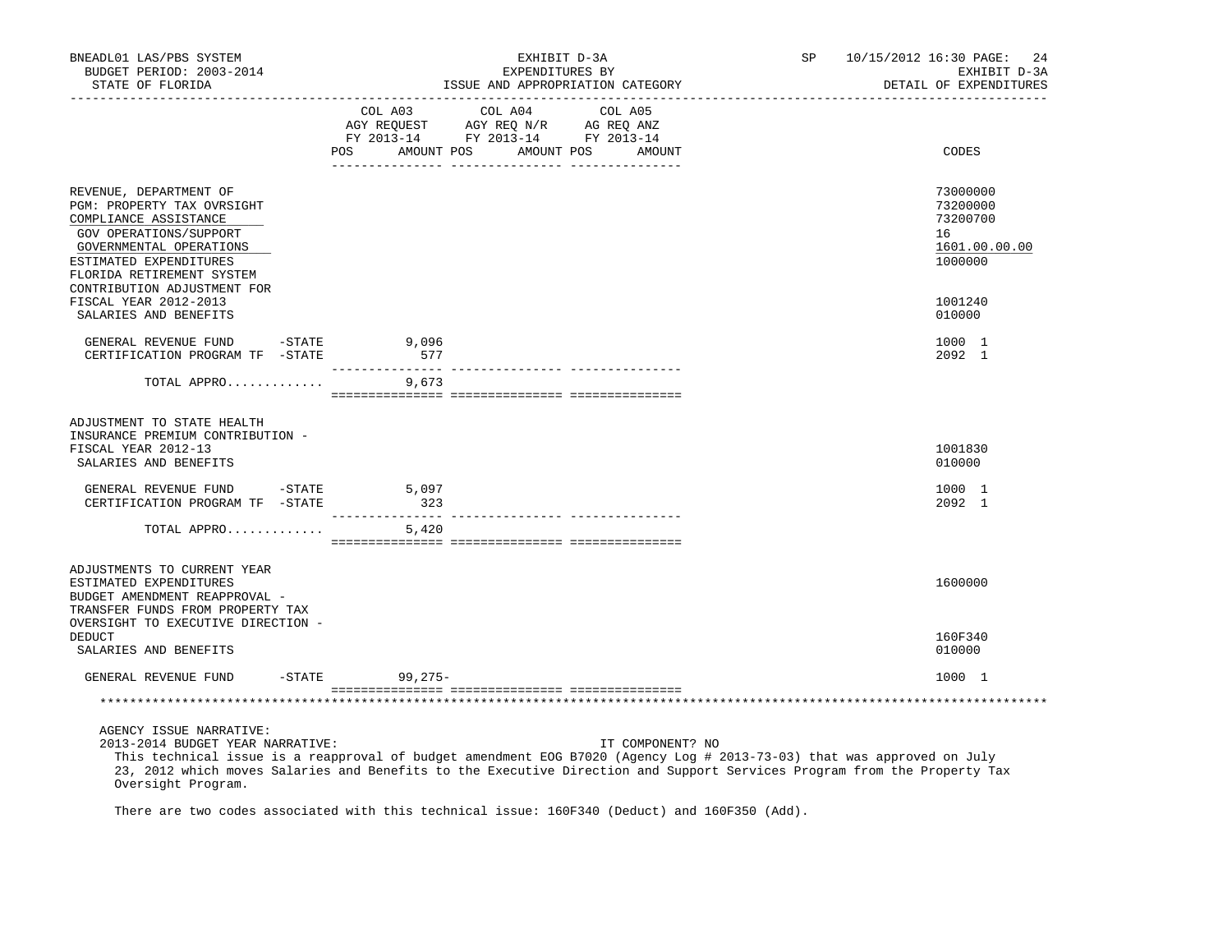BNEADL01 LAS/PBS SYSTEM — EXHIBIT D-3A — SP 10/15/2012 16:30

BUDGET PERIOD: 2003-2014 — EXPENDITURES BY — EXHIBIT D-3A

STATE OF FLORIDA — ISSUE AND APPROPRIATION CATEGORY — DETAIL OF EXPENDITURES

| | COL A03 AGY REQUEST FY 2013-14 POS | AMOUNT | COL A04 AGY REQ N/R FY 2013-14 POS | AMOUNT | COL A05 AG REQ ANZ FY 2013-14 POS | AMOUNT | CODES |
|---|---|---|---|---|---|---|---|
| REVENUE, DEPARTMENT OF | | | | | | | 73000000 |
| PGM: PROPERTY TAX OVRSIGHT | | | | | | | 73200000 |
| COMPLIANCE ASSISTANCE | | | | | | | 73200700 |
| GOV OPERATIONS/SUPPORT | | | | | | | 16 |
| GOVERNMENTAL OPERATIONS | | | | | | | 1601.00.00.00 |
| ESTIMATED EXPENDITURES | | | | | | | 1000000 |
| FLORIDA RETIREMENT SYSTEM CONTRIBUTION ADJUSTMENT FOR FISCAL YEAR 2012-2013 | | | | | | | 1001240 |
| SALARIES AND BENEFITS | | | | | | | 010000 |
| GENERAL REVENUE FUND -STATE | | 9,096 | | | | | 1000 1 |
| CERTIFICATION PROGRAM TF -STATE | | 577 | | | | | 2092 1 |
| TOTAL APPRO............ | | 9,673 | | | | | |
| ADJUSTMENT TO STATE HEALTH INSURANCE PREMIUM CONTRIBUTION - FISCAL YEAR 2012-13 | | | | | | | 1001830 |
| SALARIES AND BENEFITS | | | | | | | 010000 |
| GENERAL REVENUE FUND -STATE | | 5,097 | | | | | 1000 1 |
| CERTIFICATION PROGRAM TF -STATE | | 323 | | | | | 2092 1 |
| TOTAL APPRO............ | | 5,420 | | | | | |
| ADJUSTMENTS TO CURRENT YEAR ESTIMATED EXPENDITURES | | | | | | | 1600000 |
| BUDGET AMENDMENT REAPPROVAL - TRANSFER FUNDS FROM PROPERTY TAX OVERSIGHT TO EXECUTIVE DIRECTION - DEDUCT | | | | | | | 160F340 |
| SALARIES AND BENEFITS | | | | | | | 010000 |
| GENERAL REVENUE FUND -STATE | | 99,275- | | | | | 1000 1 |

AGENCY ISSUE NARRATIVE:

2013-2014 BUDGET YEAR NARRATIVE: IT COMPONENT? NO

This technical issue is a reapproval of budget amendment EOG B7020 (Agency Log # 2013-73-03) that was approved on July 23, 2012 which moves Salaries and Benefits to the Executive Direction and Support Services Program from the Property Tax Oversight Program.

There are two codes associated with this technical issue: 160F340 (Deduct) and 160F350 (Add).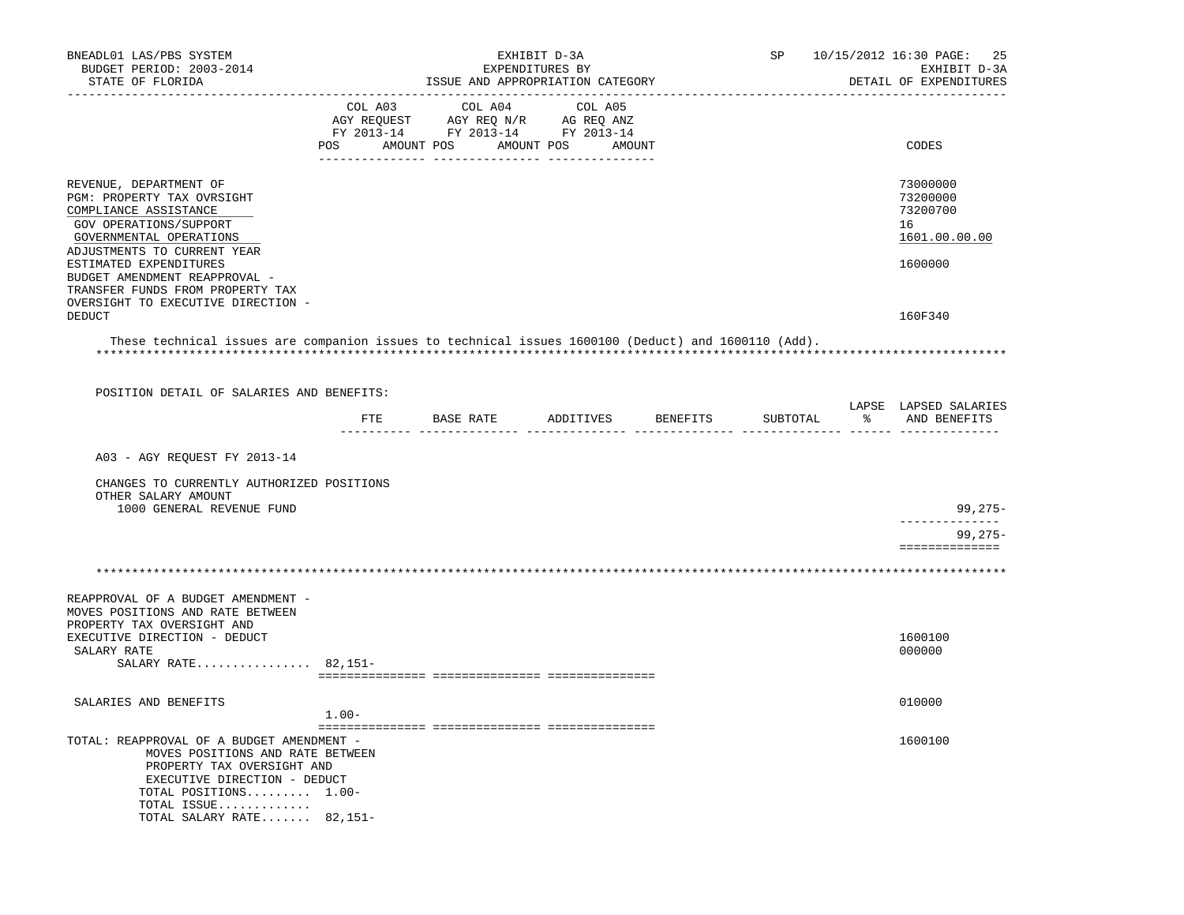BNEADL01 LAS/PBS SYSTEM — EXHIBIT D-3A — EXPENDITURES BY ISSUE AND APPROPRIATION CATEGORY — BUDGET PERIOD: 2003-2014 — STATE OF FLORIDA — SP 10/15/2012 16:30 — EXHIBIT D-3A DETAIL OF EXPENDITURES

| | COL A03 AGY REQUEST FY 2013-14 POS AMOUNT | COL A04 AGY REQ N/R FY 2013-14 POS AMOUNT | COL A05 AG REQ ANZ FY 2013-14 POS AMOUNT | CODES |
|---|---|---|---|---|
| REVENUE, DEPARTMENT OF | | | | 73000000 |
| PGM: PROPERTY TAX OVRSIGHT | | | | 73200000 |
| COMPLIANCE ASSISTANCE | | | | 73200700 |
| GOV OPERATIONS/SUPPORT | | | | 16 |
| GOVERNMENTAL OPERATIONS | | | | 1601.00.00.00 |
| ADJUSTMENTS TO CURRENT YEAR ESTIMATED EXPENDITURES | | | | 1600000 |
| BUDGET AMENDMENT REAPPROVAL - TRANSFER FUNDS FROM PROPERTY TAX OVERSIGHT TO EXECUTIVE DIRECTION - DEDUCT | | | | 160F340 |

These technical issues are companion issues to technical issues 1600100 (Deduct) and 1600110 (Add).

POSITION DETAIL OF SALARIES AND BENEFITS:

| | FTE | BASE RATE | ADDITIVES | BENEFITS | SUBTOTAL | LAPSE % | LAPSED SALARIES AND BENEFITS |
|---|---|---|---|---|---|---|---|
| A03 - AGY REQUEST FY 2013-14 | | | | | | | |
| CHANGES TO CURRENTLY AUTHORIZED POSITIONS | | | | | | | |
| OTHER SALARY AMOUNT | | | | | | | |
| 1000 GENERAL REVENUE FUND | | | | | | | 99,275- |
| | | | | | | | 99,275- |

| | COL A03 | COL A04 | COL A05 | CODES |
|---|---|---|---|---|
| REAPPROVAL OF A BUDGET AMENDMENT - MOVES POSITIONS AND RATE BETWEEN PROPERTY TAX OVERSIGHT AND EXECUTIVE DIRECTION - DEDUCT | | | | 1600100 |
| SALARY RATE | | | | 000000 |
| SALARY RATE................ | 82,151- | | | |
| SALARIES AND BENEFITS | 1.00- | | | 010000 |
| TOTAL: REAPPROVAL OF A BUDGET AMENDMENT - MOVES POSITIONS AND RATE BETWEEN PROPERTY TAX OVERSIGHT AND EXECUTIVE DIRECTION - DEDUCT | | | | 1600100 |
| TOTAL POSITIONS......... | 1.00- | | | |
| TOTAL ISSUE............. | | | | |
| TOTAL SALARY RATE....... | 82,151- | | | |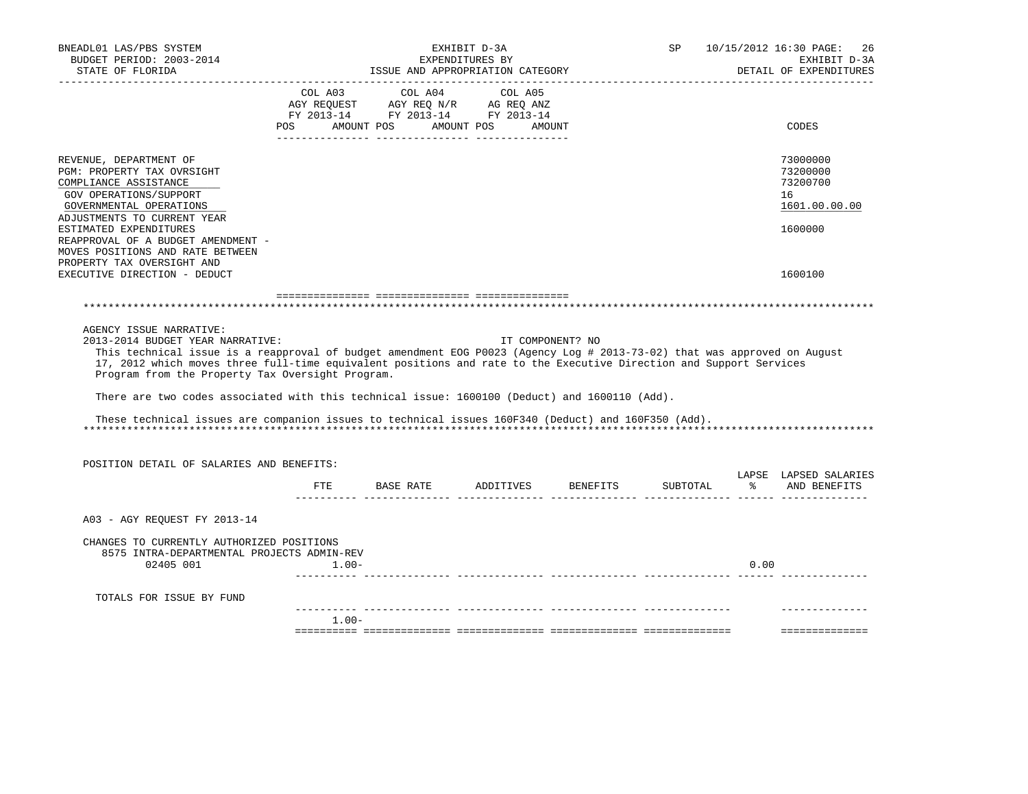BNEADL01 LAS/PBS SYSTEM — EXHIBIT D-3A — EXPENDITURES BY ISSUE AND APPROPRIATION CATEGORY — DETAIL OF EXPENDITURES

BUDGET PERIOD: 2003-2014

STATE OF FLORIDA

| | COL A03 AGY REQUEST FY 2013-14 POS AMOUNT | COL A04 AGY REQ N/R FY 2013-14 POS AMOUNT | COL A05 AG REQ ANZ FY 2013-14 POS AMOUNT | CODES |
|---|---|---|---|---|
| REVENUE, DEPARTMENT OF | | | | 73000000 |
| PGM: PROPERTY TAX OVRSIGHT | | | | 73200000 |
| COMPLIANCE ASSISTANCE | | | | 73200700 |
| GOV OPERATIONS/SUPPORT | | | | 16 |
| GOVERNMENTAL OPERATIONS | | | | 1601.00.00.00 |
| ADJUSTMENTS TO CURRENT YEAR ESTIMATED EXPENDITURES | | | | 1600000 |
| REAPPROVAL OF A BUDGET AMENDMENT - MOVES POSITIONS AND RATE BETWEEN PROPERTY TAX OVERSIGHT AND EXECUTIVE DIRECTION - DEDUCT | | | | 1600100 |

AGENCY ISSUE NARRATIVE:

2013-2014 BUDGET YEAR NARRATIVE: IT COMPONENT? NO

This technical issue is a reapproval of budget amendment EOG P0023 (Agency Log # 2013-73-02) that was approved on August 17, 2012 which moves three full-time equivalent positions and rate to the Executive Direction and Support Services Program from the Property Tax Oversight Program.

There are two codes associated with this technical issue: 1600100 (Deduct) and 1600110 (Add).

These technical issues are companion issues to technical issues 160F340 (Deduct) and 160F350 (Add).

POSITION DETAIL OF SALARIES AND BENEFITS:

| | FTE | BASE RATE | ADDITIVES | BENEFITS | SUBTOTAL | LAPSE % | LAPSED SALARIES AND BENEFITS |
|---|---|---|---|---|---|---|---|
| A03 - AGY REQUEST FY 2013-14 | | | | | | | |
| CHANGES TO CURRENTLY AUTHORIZED POSITIONS | | | | | | | |
| 8575 INTRA-DEPARTMENTAL PROJECTS ADMIN-REV | | | | | | | |
| 02405 001 | 1.00- | | | | | 0.00 | |
| TOTALS FOR ISSUE BY FUND | 1.00- | | | | | | |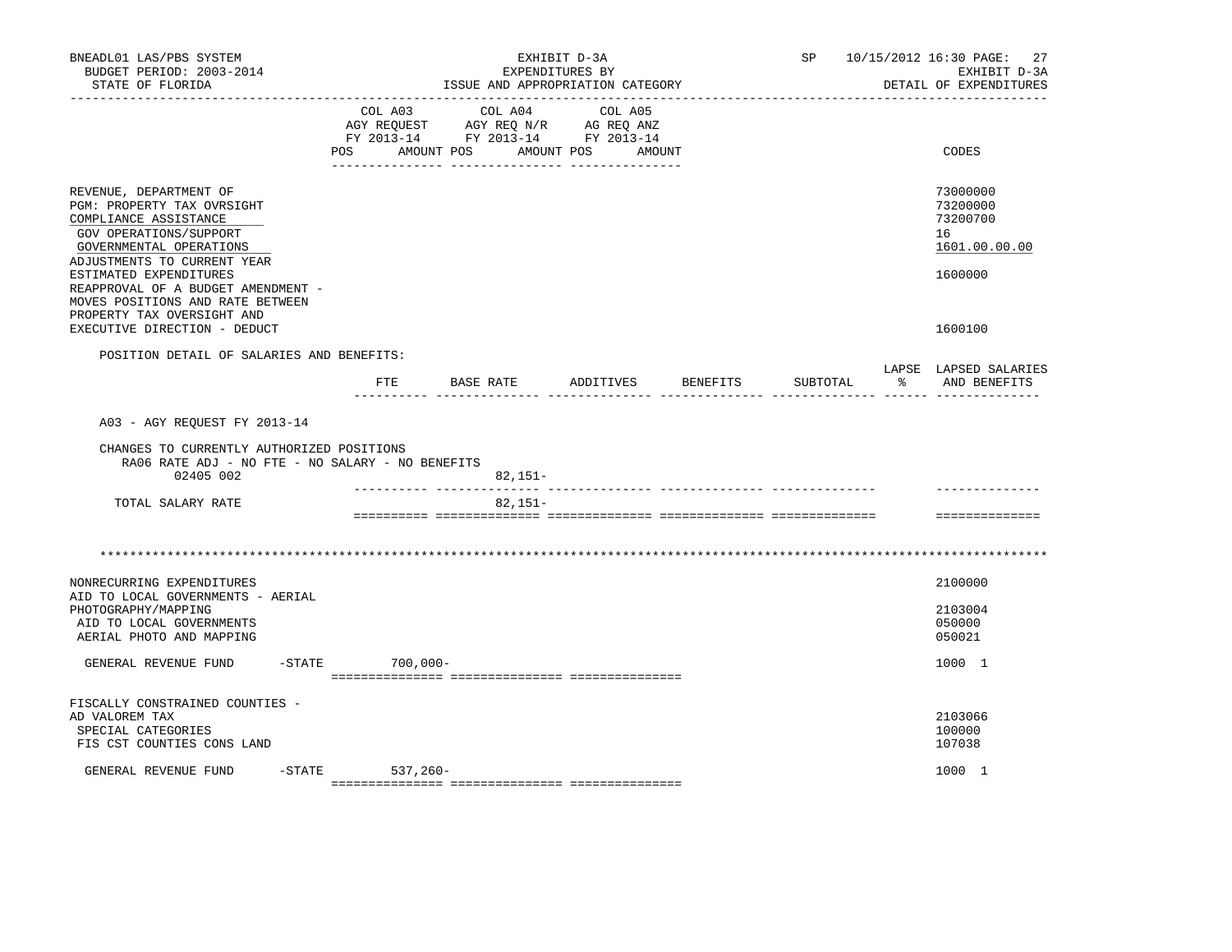BNEADL01 LAS/PBS SYSTEM
BUDGET PERIOD: 2003-2014
STATE OF FLORIDA

EXHIBIT D-3A
EXPENDITURES BY
ISSUE AND APPROPRIATION CATEGORY

SP 10/15/2012 16:30 PAGE: 27
EXHIBIT D-3A
DETAIL OF EXPENDITURES

| | COL A03 AGY REQUEST FY 2013-14 POS AMOUNT | COL A04 AGY REQ N/R FY 2013-14 POS AMOUNT | COL A05 AG REQ ANZ FY 2013-14 POS AMOUNT | CODES |
|---|---|---|---|---|
| REVENUE, DEPARTMENT OF | | | | 73000000 |
| PGM: PROPERTY TAX OVRSIGHT | | | | 73200000 |
| COMPLIANCE ASSISTANCE | | | | 73200700 |
| GOV OPERATIONS/SUPPORT | | | | 16 |
| GOVERNMENTAL OPERATIONS | | | | 1601.00.00.00 |
| ADJUSTMENTS TO CURRENT YEAR ESTIMATED EXPENDITURES | | | | 1600000 |
| REAPPROVAL OF A BUDGET AMENDMENT - MOVES POSITIONS AND RATE BETWEEN PROPERTY TAX OVERSIGHT AND EXECUTIVE DIRECTION - DEDUCT | | | | 1600100 |

POSITION DETAIL OF SALARIES AND BENEFITS:

| | FTE | BASE RATE | ADDITIVES | BENEFITS | SUBTOTAL | LAPSE % | LAPSED SALARIES AND BENEFITS |
|---|---|---|---|---|---|---|---|
| A03 - AGY REQUEST FY 2013-14 | | | | | | | |
| CHANGES TO CURRENTLY AUTHORIZED POSITIONS | | | | | | | |
| RA06 RATE ADJ - NO FTE - NO SALARY - NO BENEFITS | | | | | | | |
| 02405 002 | | 82,151- | | | | | |
| TOTAL SALARY RATE | | 82,151- | | | | | |

*******************************************************************************************************************

| | COL A03 | COL A04 | COL A05 | CODES |
|---|---|---|---|---|
| NONRECURRING EXPENDITURES | | | | 2100000 |
| AID TO LOCAL GOVERNMENTS - AERIAL PHOTOGRAPHY/MAPPING | | | | 2103004 |
| AID TO LOCAL GOVERNMENTS | | | | 050000 |
| AERIAL PHOTO AND MAPPING | | | | 050021 |
| GENERAL REVENUE FUND -STATE | 700,000- | | | 1000 1 |
| FISCALLY CONSTRAINED COUNTIES - AD VALOREM TAX | | | | 2103066 |
| SPECIAL CATEGORIES | | | | 100000 |
| FIS CST COUNTIES CONS LAND | | | | 107038 |
| GENERAL REVENUE FUND -STATE | 537,260- | | | 1000 1 |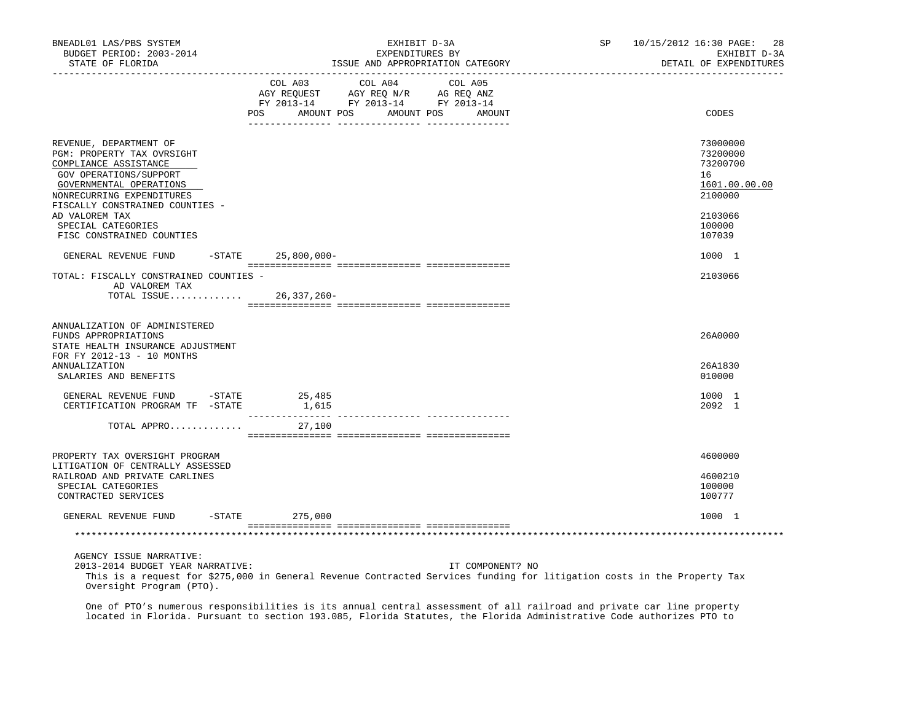| | COL A03 AGY REQUEST FY 2013-14 POS AMOUNT | COL A04 AGY REQ N/R FY 2013-14 POS AMOUNT | COL A05 AG REQ ANZ FY 2013-14 POS AMOUNT | CODES |
|---|---|---|---|---|
| REVENUE, DEPARTMENT OF | | | | 73000000 |
| PGM: PROPERTY TAX OVRSIGHT | | | | 73200000 |
| COMPLIANCE ASSISTANCE | | | | 73200700 |
| GOV OPERATIONS/SUPPORT | | | | 16 |
| GOVERNMENTAL OPERATIONS | | | | 1601.00.00.00 |
| NONRECURRING EXPENDITURES | | | | 2100000 |
| FISCALLY CONSTRAINED COUNTIES - AD VALOREM TAX | | | | 2103066 |
| SPECIAL CATEGORIES | | | | 100000 |
| FISC CONSTRAINED COUNTIES | | | | 107039 |
| GENERAL REVENUE FUND -STATE | 25,800,000- | | | 1000 1 |
| TOTAL: FISCALLY CONSTRAINED COUNTIES - AD VALOREM TAX | | | | 2103066 |
| TOTAL ISSUE............. | 26,337,260- | | | |
| ANNUALIZATION OF ADMINISTERED FUNDS APPROPRIATIONS | | | | 26A0000 |
| STATE HEALTH INSURANCE ADJUSTMENT FOR FY 2012-13 - 10 MONTHS ANNUALIZATION | | | | 26A1830 |
| SALARIES AND BENEFITS | | | | 010000 |
| GENERAL REVENUE FUND -STATE | 25,485 | | | 1000 1 |
| CERTIFICATION PROGRAM TF -STATE | 1,615 | | | 2092 1 |
| TOTAL APPRO............. | 27,100 | | | |
| PROPERTY TAX OVERSIGHT PROGRAM | | | | 4600000 |
| LITIGATION OF CENTRALLY ASSESSED RAILROAD AND PRIVATE CARLINES | | | | 4600210 |
| SPECIAL CATEGORIES | | | | 100000 |
| CONTRACTED SERVICES | | | | 100777 |
| GENERAL REVENUE FUND -STATE | 275,000 | | | 1000 1 |

AGENCY ISSUE NARRATIVE:

2013-2014 BUDGET YEAR NARRATIVE: IT COMPONENT? NO

This is a request for $275,000 in General Revenue Contracted Services funding for litigation costs in the Property Tax Oversight Program (PTO).

One of PTO's numerous responsibilities is its annual central assessment of all railroad and private car line property located in Florida. Pursuant to section 193.085, Florida Statutes, the Florida Administrative Code authorizes PTO to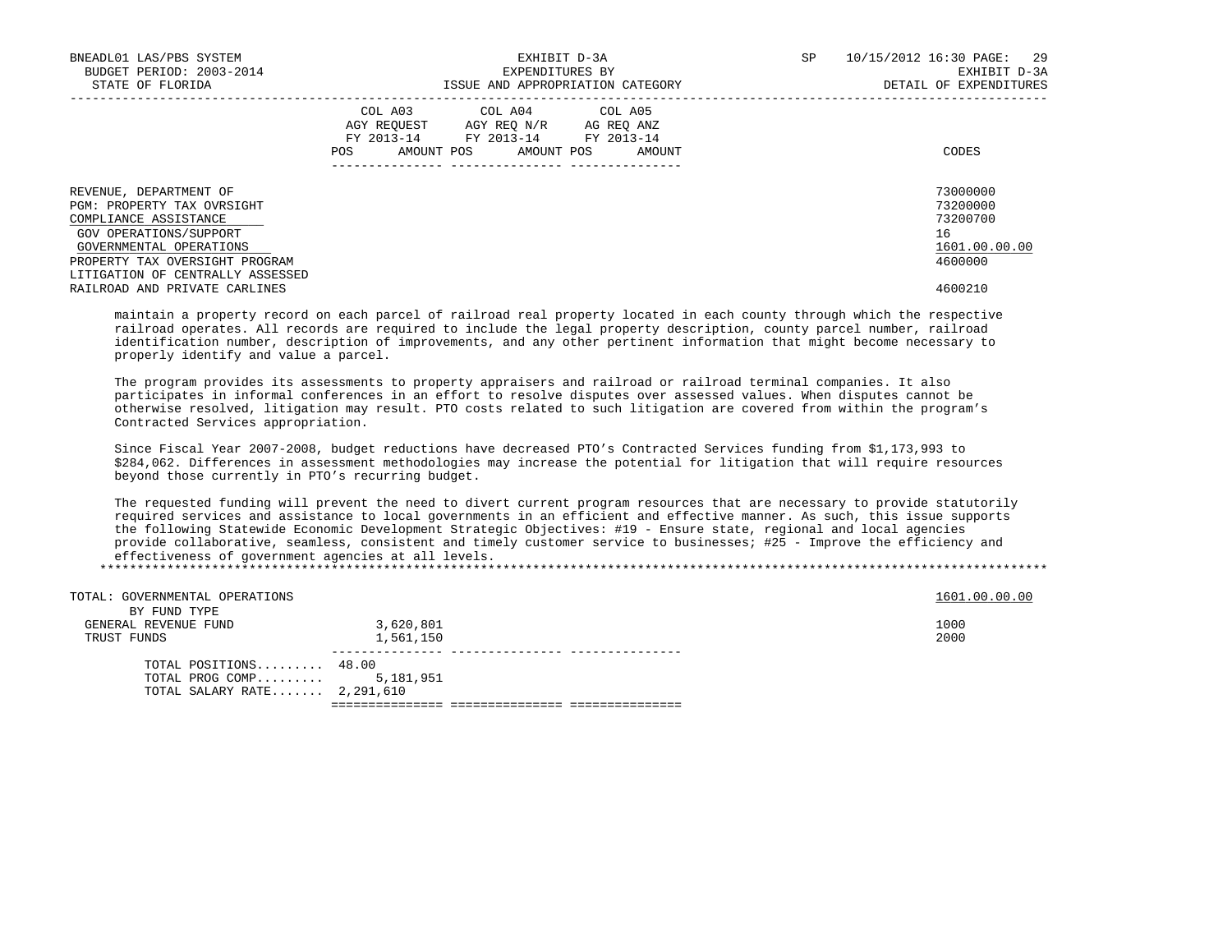| | COL A03 AGY REQUEST FY 2013-14 POS AMOUNT | COL A04 AGY REQ N/R FY 2013-14 POS AMOUNT | COL A05 AG REQ ANZ FY 2013-14 POS AMOUNT | CODES |
|---|---|---|---|---|
| REVENUE, DEPARTMENT OF | | | | 73000000 |
| PGM: PROPERTY TAX OVRSIGHT | | | | 73200000 |
| COMPLIANCE ASSISTANCE | | | | 73200700 |
| GOV OPERATIONS/SUPPORT | | | | 16 |
| GOVERNMENTAL OPERATIONS | | | | 1601.00.00.00 |
| PROPERTY TAX OVERSIGHT PROGRAM | | | | 4600000 |
| LITIGATION OF CENTRALLY ASSESSED RAILROAD AND PRIVATE CARLINES | | | | 4600210 |

maintain a property record on each parcel of railroad real property located in each county through which the respective railroad operates. All records are required to include the legal property description, county parcel number, railroad identification number, description of improvements, and any other pertinent information that might become necessary to properly identify and value a parcel.

The program provides its assessments to property appraisers and railroad or railroad terminal companies. It also participates in informal conferences in an effort to resolve disputes over assessed values. When disputes cannot be otherwise resolved, litigation may result. PTO costs related to such litigation are covered from within the program's Contracted Services appropriation.

Since Fiscal Year 2007-2008, budget reductions have decreased PTO's Contracted Services funding from $1,173,993 to $284,062. Differences in assessment methodologies may increase the potential for litigation that will require resources beyond those currently in PTO's recurring budget.

The requested funding will prevent the need to divert current program resources that are necessary to provide statutorily required services and assistance to local governments in an efficient and effective manner. As such, this issue supports the following Statewide Economic Development Strategic Objectives: #19 - Ensure state, regional and local agencies provide collaborative, seamless, consistent and timely customer service to businesses; #25 - Improve the efficiency and effectiveness of government agencies at all levels.

| | COL A03 | COL A04 | COL A05 | CODES |
|---|---|---|---|---|
| TOTAL: GOVERNMENTAL OPERATIONS | | | | 1601.00.00.00 |
| BY FUND TYPE | | | | |
| GENERAL REVENUE FUND | 3,620,801 | | | 1000 |
| TRUST FUNDS | 1,561,150 | | | 2000 |
| TOTAL POSITIONS......... | 48.00 | | | |
| TOTAL PROG COMP......... | 5,181,951 | | | |
| TOTAL SALARY RATE....... | 2,291,610 | | | |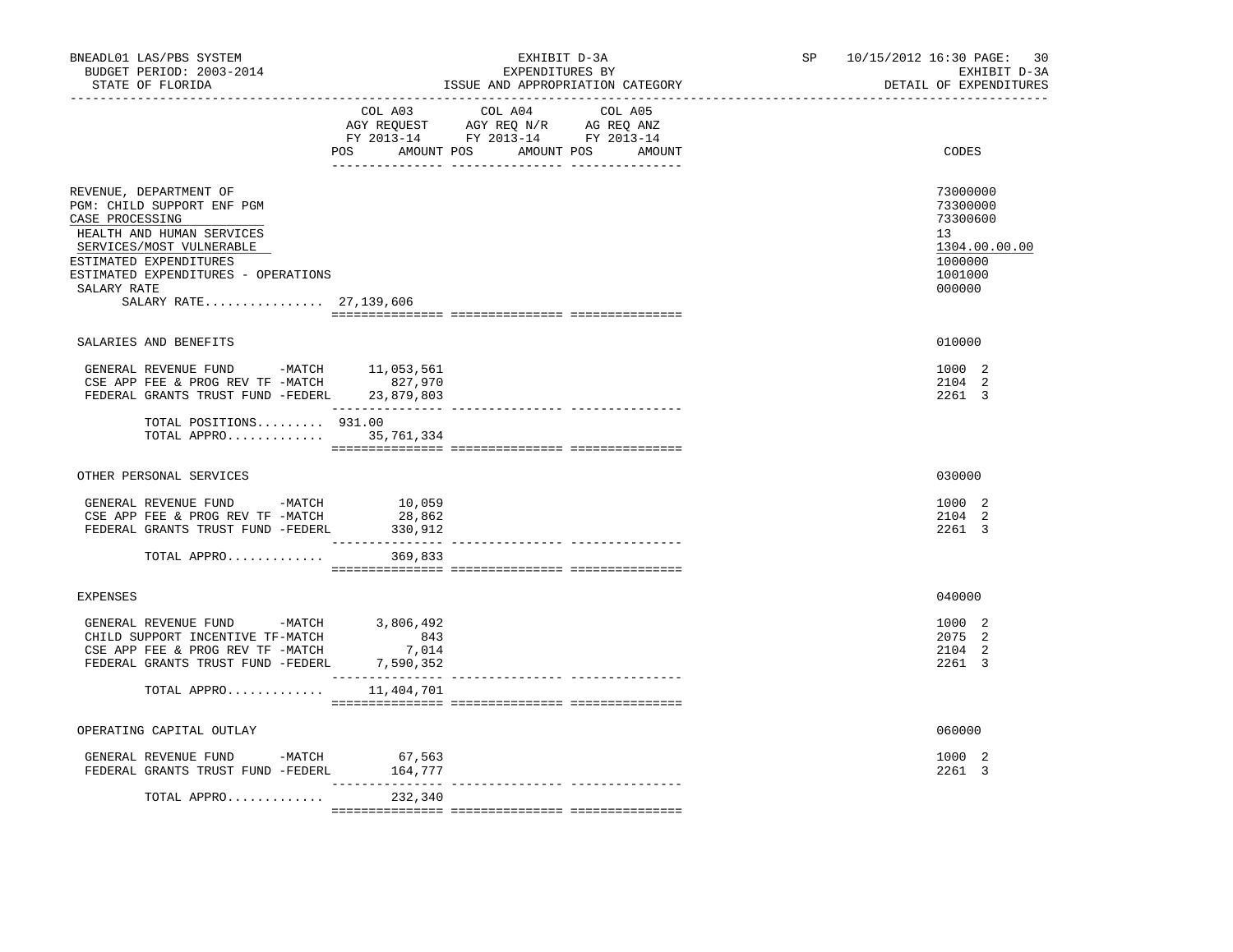BNEADL01 LAS/PBS SYSTEM | EXHIBIT D-3A | SP 10/15/2012 16:30 PAGE: 30
BUDGET PERIOD: 2003-2014 | EXPENDITURES BY | EXHIBIT D-3A
STATE OF FLORIDA | ISSUE AND APPROPRIATION CATEGORY | DETAIL OF EXPENDITURES

| | COL A03 AGY REQUEST FY 2013-14 POS AMOUNT | COL A04 AGY REQ N/R FY 2013-14 POS AMOUNT | COL A05 AG REQ ANZ FY 2013-14 POS AMOUNT | CODES |
|---|---|---|---|---|
| REVENUE, DEPARTMENT OF | | | | 73000000 |
| PGM: CHILD SUPPORT ENF PGM | | | | 73300000 |
| CASE PROCESSING | | | | 73300600 |
| HEALTH AND HUMAN SERVICES | | | | 13 |
| SERVICES/MOST VULNERABLE | | | | 1304.00.00.00 |
| ESTIMATED EXPENDITURES | | | | 1000000 |
| ESTIMATED EXPENDITURES - OPERATIONS | | | | 1001000 |
| SALARY RATE | | | | 000000 |
| SALARY RATE................ 27,139,606 | | | | |
| SALARIES AND BENEFITS | | | | 010000 |
| GENERAL REVENUE FUND -MATCH | 11,053,561 | | | 1000 2 |
| CSE APP FEE & PROG REV TF -MATCH | 827,970 | | | 2104 2 |
| FEDERAL GRANTS TRUST FUND -FEDERL | 23,879,803 | | | 2261 3 |
| TOTAL POSITIONS......... | 931.00 | | | |
| TOTAL APPRO............. | 35,761,334 | | | |
| OTHER PERSONAL SERVICES | | | | 030000 |
| GENERAL REVENUE FUND -MATCH | 10,059 | | | 1000 2 |
| CSE APP FEE & PROG REV TF -MATCH | 28,862 | | | 2104 2 |
| FEDERAL GRANTS TRUST FUND -FEDERL | 330,912 | | | 2261 3 |
| TOTAL APPRO............. | 369,833 | | | |
| EXPENSES | | | | 040000 |
| GENERAL REVENUE FUND -MATCH | 3,806,492 | | | 1000 2 |
| CHILD SUPPORT INCENTIVE TF-MATCH | 843 | | | 2075 2 |
| CSE APP FEE & PROG REV TF -MATCH | 7,014 | | | 2104 2 |
| FEDERAL GRANTS TRUST FUND -FEDERL | 7,590,352 | | | 2261 3 |
| TOTAL APPRO............. | 11,404,701 | | | |
| OPERATING CAPITAL OUTLAY | | | | 060000 |
| GENERAL REVENUE FUND -MATCH | 67,563 | | | 1000 2 |
| FEDERAL GRANTS TRUST FUND -FEDERL | 164,777 | | | 2261 3 |
| TOTAL APPRO............. | 232,340 | | | |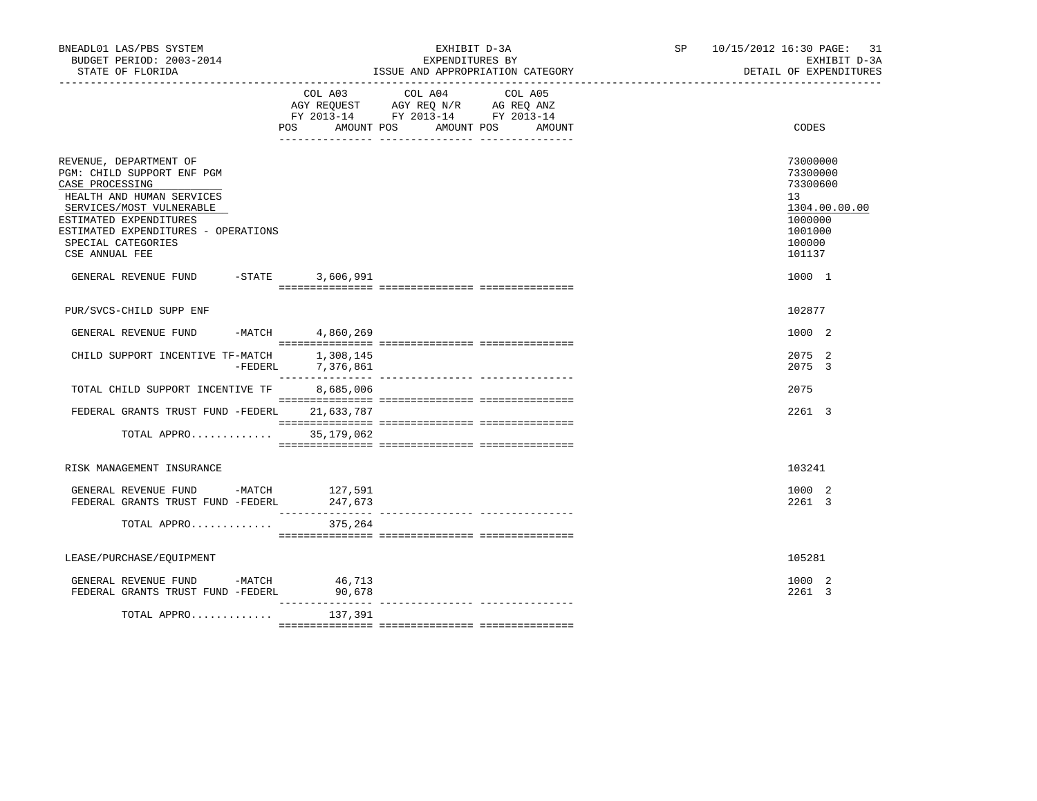BNEADL01 LAS/PBS SYSTEM
BUDGET PERIOD: 2003-2014
STATE OF FLORIDA

EXHIBIT D-3A
EXPENDITURES BY
ISSUE AND APPROPRIATION CATEGORY

SP 10/15/2012 16:30

EXHIBIT D-3A
DETAIL OF EXPENDITURES

| | COL A03 AGY REQUEST FY 2013-14 POS AMOUNT | COL A04 AGY REQ N/R FY 2013-14 POS AMOUNT | COL A05 AG REQ ANZ FY 2013-14 POS AMOUNT | CODES |
|---|---|---|---|---|
| REVENUE, DEPARTMENT OF | | | | 73000000 |
| PGM: CHILD SUPPORT ENF PGM | | | | 73300000 |
| CASE PROCESSING | | | | 73300600 |
| HEALTH AND HUMAN SERVICES | | | | 13 |
| SERVICES/MOST VULNERABLE | | | | 1304.00.00.00 |
| ESTIMATED EXPENDITURES | | | | 1000000 |
| ESTIMATED EXPENDITURES - OPERATIONS | | | | 1001000 |
| SPECIAL CATEGORIES | | | | 100000 |
| CSE ANNUAL FEE | | | | 101137 |
| GENERAL REVENUE FUND -STATE | 3,606,991 | | | 1000 1 |
| PUR/SVCS-CHILD SUPP ENF | | | | 102877 |
| GENERAL REVENUE FUND -MATCH | 4,860,269 | | | 1000 2 |
| CHILD SUPPORT INCENTIVE TF-MATCH | 1,308,145 | | | 2075 2 |
| -FEDERL | 7,376,861 | | | 2075 3 |
| TOTAL CHILD SUPPORT INCENTIVE TF | 8,685,006 | | | 2075 |
| FEDERAL GRANTS TRUST FUND -FEDERL | 21,633,787 | | | 2261 3 |
| TOTAL APPRO............. | 35,179,062 | | | |
| RISK MANAGEMENT INSURANCE | | | | 103241 |
| GENERAL REVENUE FUND -MATCH | 127,591 | | | 1000 2 |
| FEDERAL GRANTS TRUST FUND -FEDERL | 247,673 | | | 2261 3 |
| TOTAL APPRO............. | 375,264 | | | |
| LEASE/PURCHASE/EQUIPMENT | | | | 105281 |
| GENERAL REVENUE FUND -MATCH | 46,713 | | | 1000 2 |
| FEDERAL GRANTS TRUST FUND -FEDERL | 90,678 | | | 2261 3 |
| TOTAL APPRO............. | 137,391 | | | |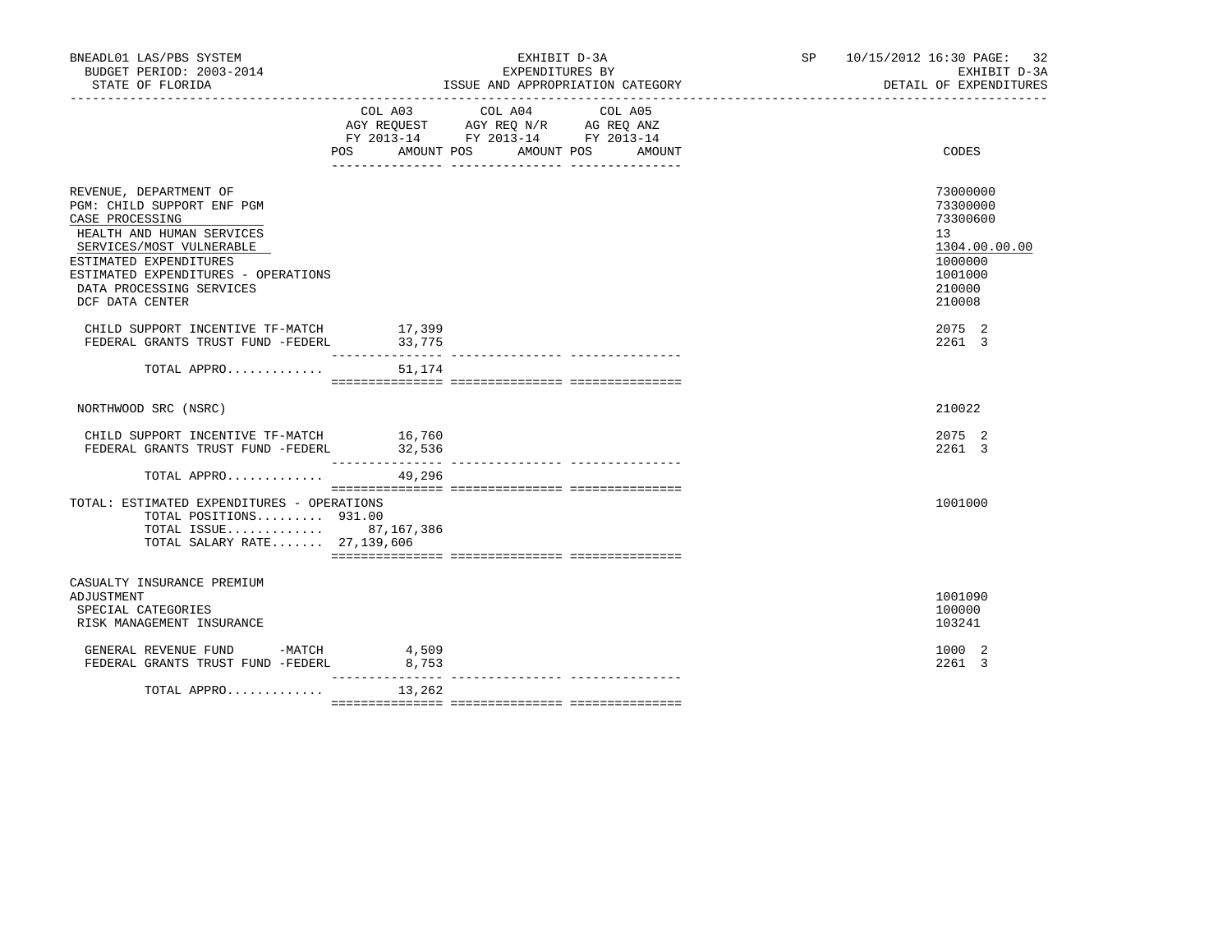BNEADL01 LAS/PBS SYSTEM
BUDGET PERIOD: 2003-2014
STATE OF FLORIDA

EXHIBIT D-3A
EXPENDITURES BY
ISSUE AND APPROPRIATION CATEGORY

SP 10/15/2012 16:30 PAGE: 32
EXHIBIT D-3A
DETAIL OF EXPENDITURES

| | COL A03 AGY REQUEST FY 2013-14 POS | AMOUNT | COL A04 AGY REQ N/R FY 2013-14 POS | AMOUNT | COL A05 AG REQ ANZ FY 2013-14 POS | AMOUNT | CODES |
|---|---|---|---|---|---|---|---|
| REVENUE, DEPARTMENT OF | | | | | | | 73000000 |
| PGM: CHILD SUPPORT ENF PGM | | | | | | | 73300000 |
| CASE PROCESSING | | | | | | | 73300600 |
| HEALTH AND HUMAN SERVICES | | | | | | | 13 |
| SERVICES/MOST VULNERABLE | | | | | | | 1304.00.00.00 |
| ESTIMATED EXPENDITURES | | | | | | | 1000000 |
| ESTIMATED EXPENDITURES - OPERATIONS | | | | | | | 1001000 |
| DATA PROCESSING SERVICES | | | | | | | 210000 |
| DCF DATA CENTER | | | | | | | 210008 |
| CHILD SUPPORT INCENTIVE TF-MATCH | | 17,399 | | | | | 2075 2 |
| FEDERAL GRANTS TRUST FUND -FEDERL | | 33,775 | | | | | 2261 3 |
| TOTAL APPRO............ | | 51,174 | | | | | |
| NORTHWOOD SRC (NSRC) | | | | | | | 210022 |
| CHILD SUPPORT INCENTIVE TF-MATCH | | 16,760 | | | | | 2075 2 |
| FEDERAL GRANTS TRUST FUND -FEDERL | | 32,536 | | | | | 2261 3 |
| TOTAL APPRO............ | | 49,296 | | | | | |
| TOTAL: ESTIMATED EXPENDITURES - OPERATIONS | | | | | | | 1001000 |
| TOTAL POSITIONS......... | 931.00 | | | | | | |
| TOTAL ISSUE............ | | 87,167,386 | | | | | |
| TOTAL SALARY RATE....... | | 27,139,606 | | | | | |
| CASUALTY INSURANCE PREMIUM ADJUSTMENT | | | | | | | 1001090 |
| SPECIAL CATEGORIES | | | | | | | 100000 |
| RISK MANAGEMENT INSURANCE | | | | | | | 103241 |
| GENERAL REVENUE FUND -MATCH | | 4,509 | | | | | 1000 2 |
| FEDERAL GRANTS TRUST FUND -FEDERL | | 8,753 | | | | | 2261 3 |
| TOTAL APPRO............ | | 13,262 | | | | | |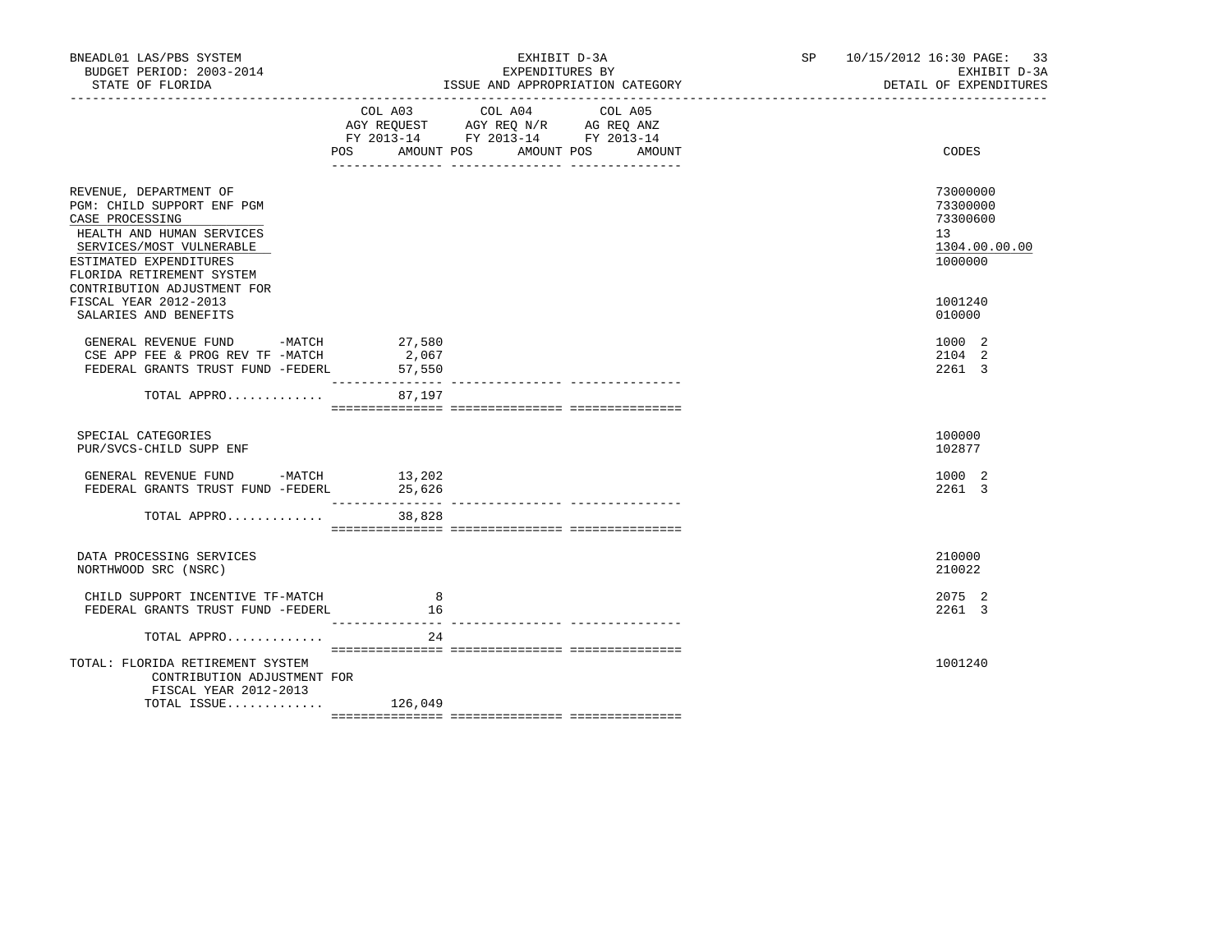BNEADL01 LAS/PBS SYSTEM — EXHIBIT D-3A — SP 10/15/2012 16:30

BUDGET PERIOD: 2003-2014 — EXPENDITURES BY — EXHIBIT D-3A

STATE OF FLORIDA — ISSUE AND APPROPRIATION CATEGORY — DETAIL OF EXPENDITURES

| | COL A03 AGY REQUEST FY 2013-14 POS AMOUNT | COL A04 AGY REQ N/R FY 2013-14 POS AMOUNT | COL A05 AG REQ ANZ FY 2013-14 POS AMOUNT | CODES |
|---|---|---|---|---|
| REVENUE, DEPARTMENT OF | | | | 73000000 |
| PGM: CHILD SUPPORT ENF PGM | | | | 73300000 |
| CASE PROCESSING | | | | 73300600 |
| HEALTH AND HUMAN SERVICES | | | | 13 |
| SERVICES/MOST VULNERABLE | | | | 1304.00.00.00 |
| ESTIMATED EXPENDITURES | | | | 1000000 |
| FLORIDA RETIREMENT SYSTEM CONTRIBUTION ADJUSTMENT FOR FISCAL YEAR 2012-2013 | | | | 1001240 |
| SALARIES AND BENEFITS | | | | 010000 |
| GENERAL REVENUE FUND -MATCH | 27,580 | | | 1000 2 |
| CSE APP FEE & PROG REV TF -MATCH | 2,067 | | | 2104 2 |
| FEDERAL GRANTS TRUST FUND -FEDERL | 57,550 | | | 2261 3 |
| TOTAL APPRO............. | 87,197 | | | |
| SPECIAL CATEGORIES | | | | 100000 |
| PUR/SVCS-CHILD SUPP ENF | | | | 102877 |
| GENERAL REVENUE FUND -MATCH | 13,202 | | | 1000 2 |
| FEDERAL GRANTS TRUST FUND -FEDERL | 25,626 | | | 2261 3 |
| TOTAL APPRO............. | 38,828 | | | |
| DATA PROCESSING SERVICES | | | | 210000 |
| NORTHWOOD SRC (NSRC) | | | | 210022 |
| CHILD SUPPORT INCENTIVE TF-MATCH | 8 | | | 2075 2 |
| FEDERAL GRANTS TRUST FUND -FEDERL | 16 | | | 2261 3 |
| TOTAL APPRO............. | 24 | | | |
| TOTAL: FLORIDA RETIREMENT SYSTEM CONTRIBUTION ADJUSTMENT FOR FISCAL YEAR 2012-2013 | | | | 1001240 |
| TOTAL ISSUE............. | 126,049 | | | |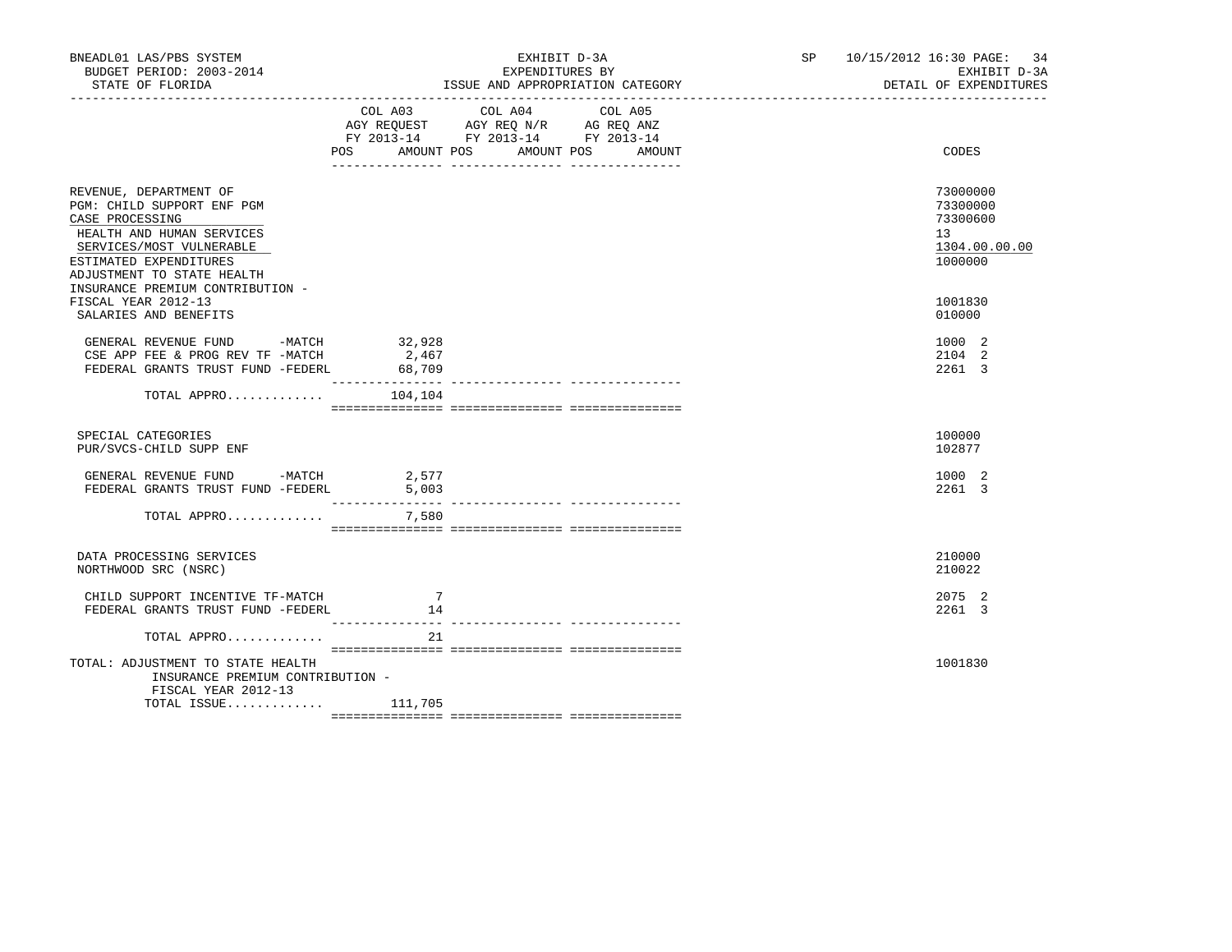BNEADL01 LAS/PBS SYSTEM — BUDGET PERIOD: 2003-2014 — STATE OF FLORIDA

EXHIBIT D-3A — EXPENDITURES BY ISSUE AND APPROPRIATION CATEGORY

SP 10/15/2012 16:30 — EXHIBIT D-3A — DETAIL OF EXPENDITURES

| | COL A03 AGY REQUEST FY 2013-14 POS AMOUNT | COL A04 AGY REQ N/R FY 2013-14 POS AMOUNT | COL A05 AG REQ ANZ FY 2013-14 POS AMOUNT | CODES |
|---|---|---|---|---|
| REVENUE, DEPARTMENT OF | | | | 73000000 |
| PGM: CHILD SUPPORT ENF PGM | | | | 73300000 |
| CASE PROCESSING | | | | 73300600 |
| HEALTH AND HUMAN SERVICES | | | | 13 |
| SERVICES/MOST VULNERABLE | | | | 1304.00.00.00 |
| ESTIMATED EXPENDITURES | | | | 1000000 |
| ADJUSTMENT TO STATE HEALTH INSURANCE PREMIUM CONTRIBUTION - FISCAL YEAR 2012-13 | | | | 1001830 |
| SALARIES AND BENEFITS | | | | 010000 |
| GENERAL REVENUE FUND -MATCH | 32,928 | | | 1000 2 |
| CSE APP FEE & PROG REV TF -MATCH | 2,467 | | | 2104 2 |
| FEDERAL GRANTS TRUST FUND -FEDERL | 68,709 | | | 2261 3 |
| TOTAL APPRO............ | 104,104 | | | |
| SPECIAL CATEGORIES | | | | 100000 |
| PUR/SVCS-CHILD SUPP ENF | | | | 102877 |
| GENERAL REVENUE FUND -MATCH | 2,577 | | | 1000 2 |
| FEDERAL GRANTS TRUST FUND -FEDERL | 5,003 | | | 2261 3 |
| TOTAL APPRO............ | 7,580 | | | |
| DATA PROCESSING SERVICES | | | | 210000 |
| NORTHWOOD SRC (NSRC) | | | | 210022 |
| CHILD SUPPORT INCENTIVE TF-MATCH | 7 | | | 2075 2 |
| FEDERAL GRANTS TRUST FUND -FEDERL | 14 | | | 2261 3 |
| TOTAL APPRO............ | 21 | | | |
| TOTAL: ADJUSTMENT TO STATE HEALTH INSURANCE PREMIUM CONTRIBUTION - FISCAL YEAR 2012-13 | | | | 1001830 |
| TOTAL ISSUE............ | 111,705 | | | |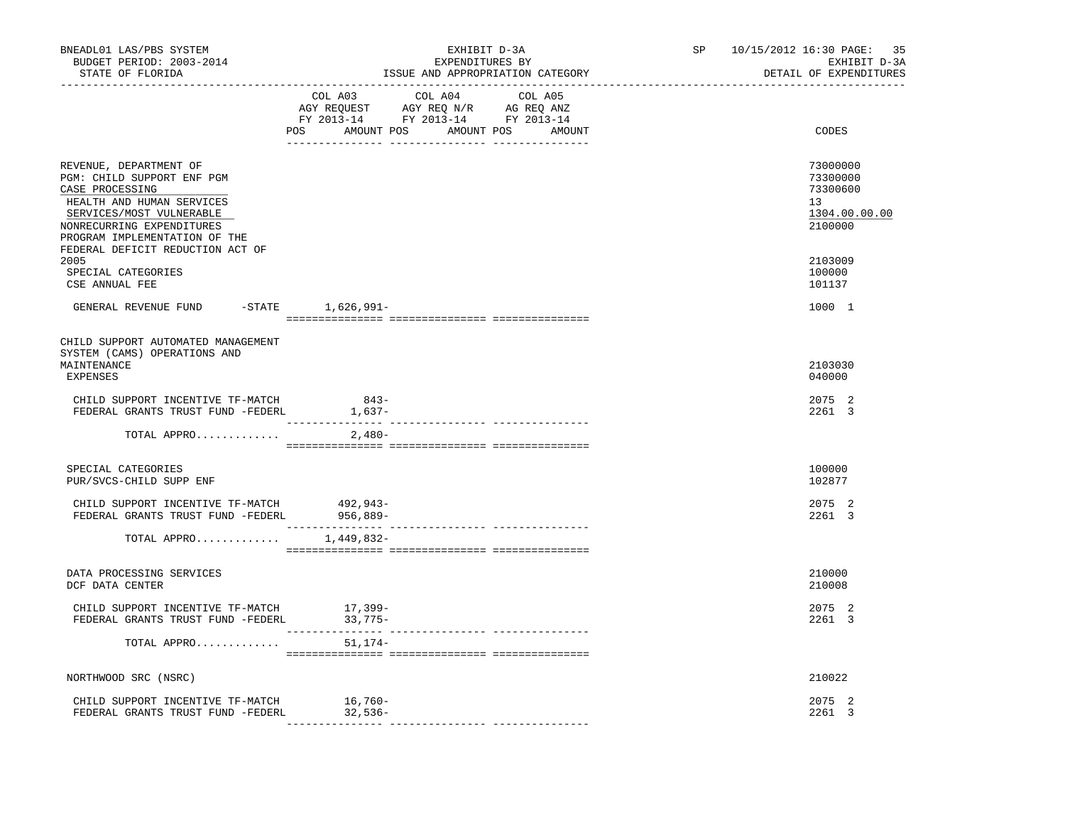BNEADL01 LAS/PBS SYSTEM | EXHIBIT D-3A | SP 10/15/2012 16:30
BUDGET PERIOD: 2003-2014 | EXPENDITURES BY | EXHIBIT D-3A
STATE OF FLORIDA | ISSUE AND APPROPRIATION CATEGORY | DETAIL OF EXPENDITURES

| | COL A03 AGY REQUEST FY 2013-14 POS AMOUNT | COL A04 AGY REQ N/R FY 2013-14 POS AMOUNT | COL A05 AG REQ ANZ FY 2013-14 POS AMOUNT | CODES |
|---|---|---|---|---|
| REVENUE, DEPARTMENT OF | | | | 73000000 |
| PGM: CHILD SUPPORT ENF PGM | | | | 73300000 |
| CASE PROCESSING | | | | 73300600 |
| HEALTH AND HUMAN SERVICES | | | | 13 |
| SERVICES/MOST VULNERABLE | | | | 1304.00.00.00 |
| NONRECURRING EXPENDITURES | | | | 2100000 |
| PROGRAM IMPLEMENTATION OF THE FEDERAL DEFICIT REDUCTION ACT OF 2005 | | | | 2103009 |
| SPECIAL CATEGORIES | | | | 100000 |
| CSE ANNUAL FEE | | | | 101137 |
| GENERAL REVENUE FUND -STATE | 1,626,991- | | | 1000 1 |
| CHILD SUPPORT AUTOMATED MANAGEMENT SYSTEM (CAMS) OPERATIONS AND MAINTENANCE | | | | 2103030 |
| EXPENSES | | | | 040000 |
| CHILD SUPPORT INCENTIVE TF-MATCH | 843- | | | 2075 2 |
| FEDERAL GRANTS TRUST FUND -FEDERL | 1,637- | | | 2261 3 |
| TOTAL APPRO............ | 2,480- | | | |
| SPECIAL CATEGORIES | | | | 100000 |
| PUR/SVCS-CHILD SUPP ENF | | | | 102877 |
| CHILD SUPPORT INCENTIVE TF-MATCH | 492,943- | | | 2075 2 |
| FEDERAL GRANTS TRUST FUND -FEDERL | 956,889- | | | 2261 3 |
| TOTAL APPRO............ | 1,449,832- | | | |
| DATA PROCESSING SERVICES | | | | 210000 |
| DCF DATA CENTER | | | | 210008 |
| CHILD SUPPORT INCENTIVE TF-MATCH | 17,399- | | | 2075 2 |
| FEDERAL GRANTS TRUST FUND -FEDERL | 33,775- | | | 2261 3 |
| TOTAL APPRO............ | 51,174- | | | |
| NORTHWOOD SRC (NSRC) | | | | 210022 |
| CHILD SUPPORT INCENTIVE TF-MATCH | 16,760- | | | 2075 2 |
| FEDERAL GRANTS TRUST FUND -FEDERL | 32,536- | | | 2261 3 |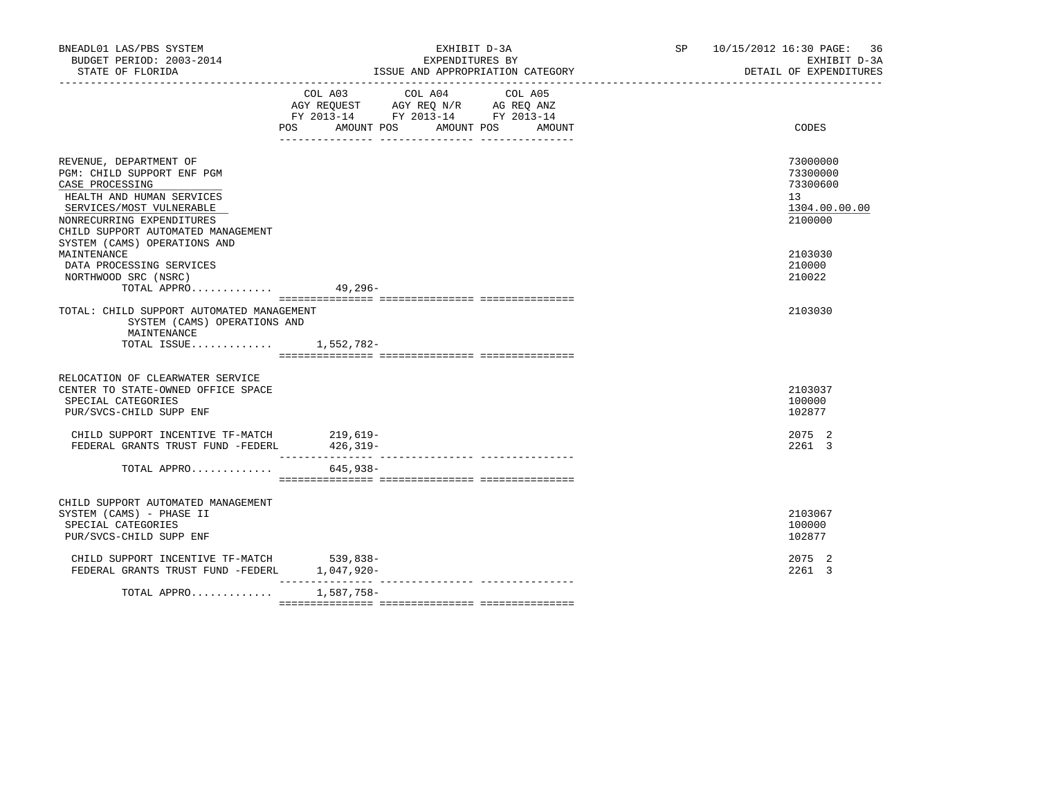BNEADL01 LAS/PBS SYSTEM | EXHIBIT D-3A | SP 10/15/2012 16:30 PAGE: 36
BUDGET PERIOD: 2003-2014 | EXPENDITURES BY | EXHIBIT D-3A
STATE OF FLORIDA | ISSUE AND APPROPRIATION CATEGORY | DETAIL OF EXPENDITURES

| | COL A03 AGY REQUEST FY 2013-14 POS AMOUNT | COL A04 AGY REQ N/R FY 2013-14 POS AMOUNT | COL A05 AG REQ ANZ FY 2013-14 POS AMOUNT | CODES |
|---|---|---|---|---|
| REVENUE, DEPARTMENT OF | | | | 73000000 |
| PGM: CHILD SUPPORT ENF PGM | | | | 73300000 |
| CASE PROCESSING | | | | 73300600 |
| HEALTH AND HUMAN SERVICES | | | | 13 |
| SERVICES/MOST VULNERABLE | | | | 1304.00.00.00 |
| NONRECURRING EXPENDITURES | | | | 2100000 |
| CHILD SUPPORT AUTOMATED MANAGEMENT SYSTEM (CAMS) OPERATIONS AND MAINTENANCE | | | | 2103030 |
| DATA PROCESSING SERVICES | | | | 210000 |
| NORTHWOOD SRC (NSRC) | | | | 210022 |
| TOTAL APPRO............. | 49,296- | | | |
| TOTAL: CHILD SUPPORT AUTOMATED MANAGEMENT SYSTEM (CAMS) OPERATIONS AND MAINTENANCE | | | | 2103030 |
| TOTAL ISSUE............. | 1,552,782- | | | |
| RELOCATION OF CLEARWATER SERVICE CENTER TO STATE-OWNED OFFICE SPACE | | | | 2103037 |
| SPECIAL CATEGORIES | | | | 100000 |
| PUR/SVCS-CHILD SUPP ENF | | | | 102877 |
| CHILD SUPPORT INCENTIVE TF-MATCH | 219,619- | | | 2075 2 |
| FEDERAL GRANTS TRUST FUND -FEDERL | 426,319- | | | 2261 3 |
| TOTAL APPRO............. | 645,938- | | | |
| CHILD SUPPORT AUTOMATED MANAGEMENT SYSTEM (CAMS) - PHASE II | | | | 2103067 |
| SPECIAL CATEGORIES | | | | 100000 |
| PUR/SVCS-CHILD SUPP ENF | | | | 102877 |
| CHILD SUPPORT INCENTIVE TF-MATCH | 539,838- | | | 2075 2 |
| FEDERAL GRANTS TRUST FUND -FEDERL | 1,047,920- | | | 2261 3 |
| TOTAL APPRO............. | 1,587,758- | | | |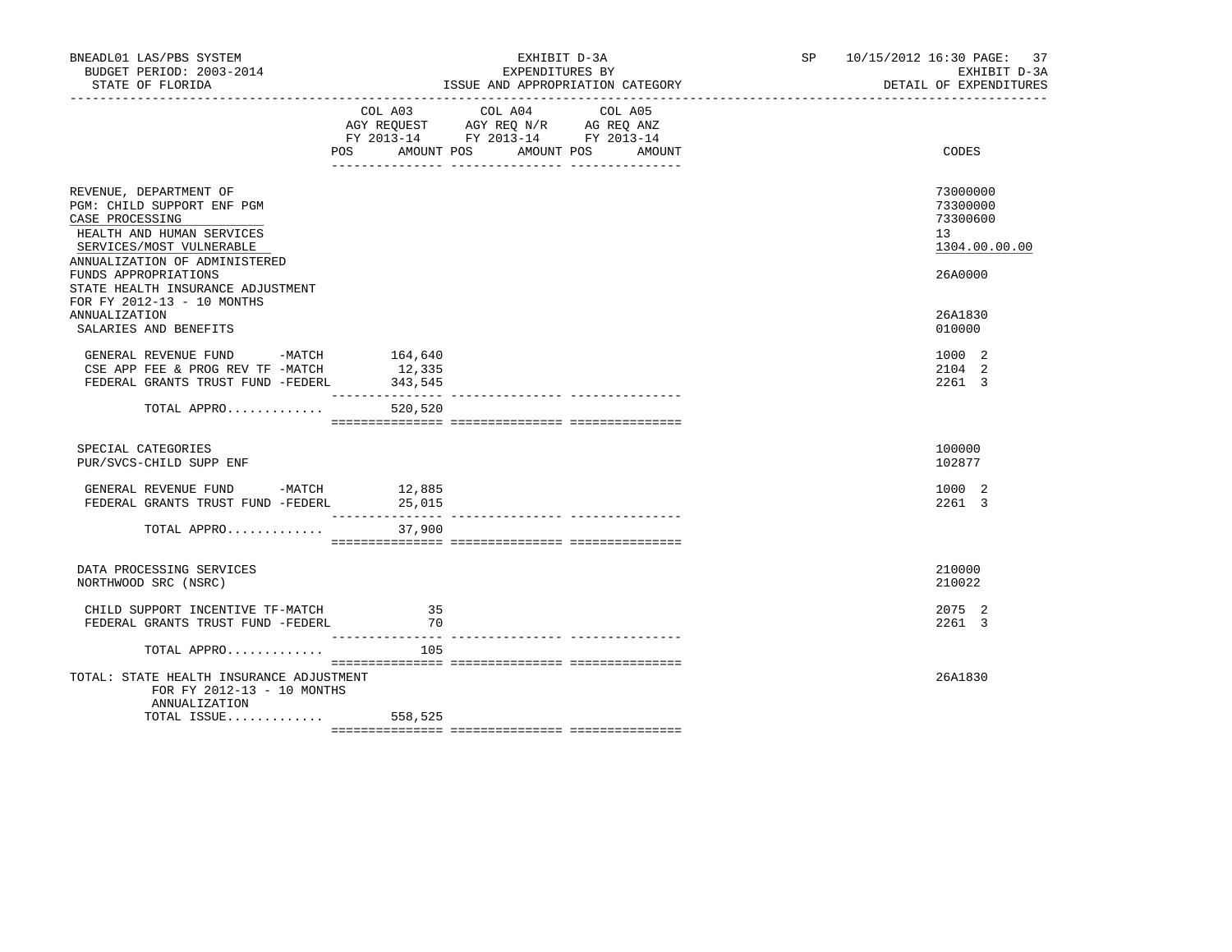BNEADL01 LAS/PBS SYSTEM
BUDGET PERIOD: 2003-2014
STATE OF FLORIDA

EXHIBIT D-3A
EXPENDITURES BY
ISSUE AND APPROPRIATION CATEGORY

SP 10/15/2012 16:30 PAGE: 37
EXHIBIT D-3A
DETAIL OF EXPENDITURES

| | COL A03 AGY REQUEST FY 2013-14 POS AMOUNT | COL A04 AGY REQ N/R FY 2013-14 POS AMOUNT | COL A05 AG REQ ANZ FY 2013-14 POS AMOUNT | CODES |
|---|---|---|---|---|
| REVENUE, DEPARTMENT OF | | | | 73000000 |
| PGM: CHILD SUPPORT ENF PGM | | | | 73300000 |
| CASE PROCESSING | | | | 73300600 |
| HEALTH AND HUMAN SERVICES | | | | 13 |
| SERVICES/MOST VULNERABLE | | | | 1304.00.00.00 |
| ANNUALIZATION OF ADMINISTERED FUNDS APPROPRIATIONS | | | | 26A0000 |
| STATE HEALTH INSURANCE ADJUSTMENT FOR FY 2012-13 - 10 MONTHS ANNUALIZATION | | | | 26A1830 |
| SALARIES AND BENEFITS | | | | 010000 |
| GENERAL REVENUE FUND -MATCH | 164,640 | | | 1000 2 |
| CSE APP FEE & PROG REV TF -MATCH | 12,335 | | | 2104 2 |
| FEDERAL GRANTS TRUST FUND -FEDERL | 343,545 | | | 2261 3 |
| TOTAL APPRO............. | 520,520 | | | |
| SPECIAL CATEGORIES | | | | 100000 |
| PUR/SVCS-CHILD SUPP ENF | | | | 102877 |
| GENERAL REVENUE FUND -MATCH | 12,885 | | | 1000 2 |
| FEDERAL GRANTS TRUST FUND -FEDERL | 25,015 | | | 2261 3 |
| TOTAL APPRO............. | 37,900 | | | |
| DATA PROCESSING SERVICES | | | | 210000 |
| NORTHWOOD SRC (NSRC) | | | | 210022 |
| CHILD SUPPORT INCENTIVE TF-MATCH | 35 | | | 2075 2 |
| FEDERAL GRANTS TRUST FUND -FEDERL | 70 | | | 2261 3 |
| TOTAL APPRO............. | 105 | | | |
| TOTAL: STATE HEALTH INSURANCE ADJUSTMENT FOR FY 2012-13 - 10 MONTHS ANNUALIZATION | | | | 26A1830 |
| TOTAL ISSUE............. | 558,525 | | | |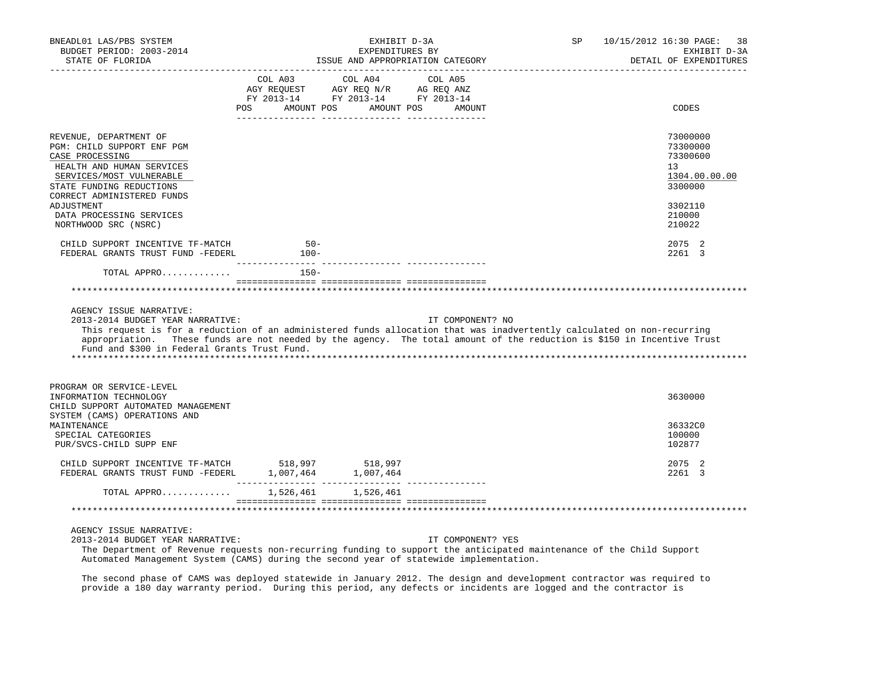BNEADL01 LAS/PBS SYSTEM | EXHIBIT D-3A | SP 10/15/2012 16:30
BUDGET PERIOD: 2003-2014 | EXPENDITURES BY | EXHIBIT D-3A
STATE OF FLORIDA | ISSUE AND APPROPRIATION CATEGORY | DETAIL OF EXPENDITURES

| | COL A03 AGY REQUEST FY 2013-14 POS AMOUNT | COL A04 AGY REQ N/R FY 2013-14 POS AMOUNT | COL A05 AG REQ ANZ FY 2013-14 POS AMOUNT | CODES |
|---|---|---|---|---|
| REVENUE, DEPARTMENT OF | | | | 73000000 |
| PGM: CHILD SUPPORT ENF PGM | | | | 73300000 |
| CASE PROCESSING | | | | 73300600 |
| HEALTH AND HUMAN SERVICES | | | | 13 |
| SERVICES/MOST VULNERABLE | | | | 1304.00.00.00 |
| STATE FUNDING REDUCTIONS | | | | 3300000 |
| CORRECT ADMINISTERED FUNDS ADJUSTMENT | | | | 3302110 |
| DATA PROCESSING SERVICES | | | | 210000 |
| NORTHWOOD SRC (NSRC) | | | | 210022 |
| CHILD SUPPORT INCENTIVE TF-MATCH | 50- | | | 2075 2 |
| FEDERAL GRANTS TRUST FUND -FEDERL | 100- | | | 2261 3 |
| TOTAL APPRO............ | 150- | | | |

AGENCY ISSUE NARRATIVE:

2013-2014 BUDGET YEAR NARRATIVE: IT COMPONENT? NO

This request is for a reduction of an administered funds allocation that was inadvertently calculated on non-recurring appropriation. These funds are not needed by the agency. The total amount of the reduction is $150 in Incentive Trust Fund and $300 in Federal Grants Trust Fund.

| | COL A03 | COL A04 | COL A05 | CODES |
|---|---|---|---|---|
| PROGRAM OR SERVICE-LEVEL INFORMATION TECHNOLOGY | | | | 3630000 |
| CHILD SUPPORT AUTOMATED MANAGEMENT SYSTEM (CAMS) OPERATIONS AND MAINTENANCE | | | | 36332C0 |
| SPECIAL CATEGORIES | | | | 100000 |
| PUR/SVCS-CHILD SUPP ENF | | | | 102877 |
| CHILD SUPPORT INCENTIVE TF-MATCH | 518,997 | 518,997 | | 2075 2 |
| FEDERAL GRANTS TRUST FUND -FEDERL | 1,007,464 | 1,007,464 | | 2261 3 |
| TOTAL APPRO............ | 1,526,461 | 1,526,461 | | |

AGENCY ISSUE NARRATIVE:

2013-2014 BUDGET YEAR NARRATIVE: IT COMPONENT? YES

The Department of Revenue requests non-recurring funding to support the anticipated maintenance of the Child Support Automated Management System (CAMS) during the second year of statewide implementation.

The second phase of CAMS was deployed statewide in January 2012. The design and development contractor was required to provide a 180 day warranty period. During this period, any defects or incidents are logged and the contractor is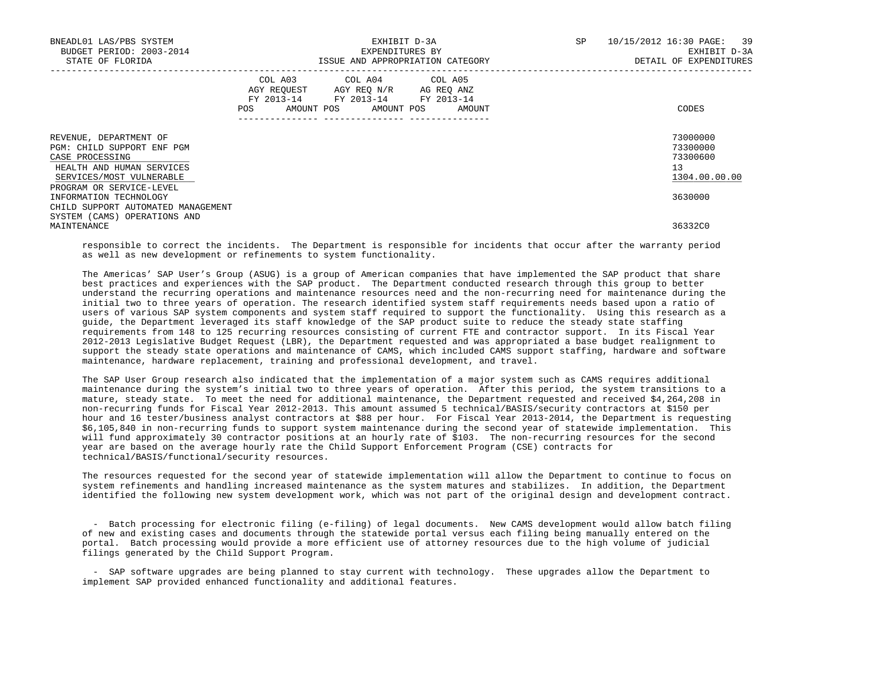| | COL A03 AGY REQUEST FY 2013-14 POS AMOUNT | COL A04 AGY REQ N/R FY 2013-14 POS AMOUNT | COL A05 AG REQ ANZ FY 2013-14 POS AMOUNT | CODES |
|---|---|---|---|---|
| REVENUE, DEPARTMENT OF | | | | 73000000 |
| PGM: CHILD SUPPORT ENF PGM | | | | 73300000 |
| CASE PROCESSING | | | | 73300600 |
| HEALTH AND HUMAN SERVICES | | | | 13 |
| SERVICES/MOST VULNERABLE | | | | 1304.00.00.00 |
| PROGRAM OR SERVICE-LEVEL | | | | |
| INFORMATION TECHNOLOGY | | | | 3630000 |
| CHILD SUPPORT AUTOMATED MANAGEMENT SYSTEM (CAMS) OPERATIONS AND MAINTENANCE | | | | 36332C0 |

responsible to correct the incidents. The Department is responsible for incidents that occur after the warranty period as well as new development or refinements to system functionality.

The Americas' SAP User's Group (ASUG) is a group of American companies that have implemented the SAP product that share best practices and experiences with the SAP product. The Department conducted research through this group to better understand the recurring operations and maintenance resources need and the non-recurring need for maintenance during the initial two to three years of operation. The research identified system staff requirements needs based upon a ratio of users of various SAP system components and system staff required to support the functionality. Using this research as a guide, the Department leveraged its staff knowledge of the SAP product suite to reduce the steady state staffing requirements from 148 to 125 recurring resources consisting of current FTE and contractor support. In its Fiscal Year 2012-2013 Legislative Budget Request (LBR), the Department requested and was appropriated a base budget realignment to support the steady state operations and maintenance of CAMS, which included CAMS support staffing, hardware and software maintenance, hardware replacement, training and professional development, and travel.

The SAP User Group research also indicated that the implementation of a major system such as CAMS requires additional maintenance during the system's initial two to three years of operation. After this period, the system transitions to a mature, steady state. To meet the need for additional maintenance, the Department requested and received $4,264,208 in non-recurring funds for Fiscal Year 2012-2013. This amount assumed 5 technical/BASIS/security contractors at $150 per hour and 16 tester/business analyst contractors at $88 per hour. For Fiscal Year 2013-2014, the Department is requesting $6,105,840 in non-recurring funds to support system maintenance during the second year of statewide implementation. This will fund approximately 30 contractor positions at an hourly rate of $103. The non-recurring resources for the second year are based on the average hourly rate the Child Support Enforcement Program (CSE) contracts for technical/BASIS/functional/security resources.

The resources requested for the second year of statewide implementation will allow the Department to continue to focus on system refinements and handling increased maintenance as the system matures and stabilizes. In addition, the Department identified the following new system development work, which was not part of the original design and development contract.

- Batch processing for electronic filing (e-filing) of legal documents. New CAMS development would allow batch filing of new and existing cases and documents through the statewide portal versus each filing being manually entered on the portal. Batch processing would provide a more efficient use of attorney resources due to the high volume of judicial filings generated by the Child Support Program.

- SAP software upgrades are being planned to stay current with technology. These upgrades allow the Department to implement SAP provided enhanced functionality and additional features.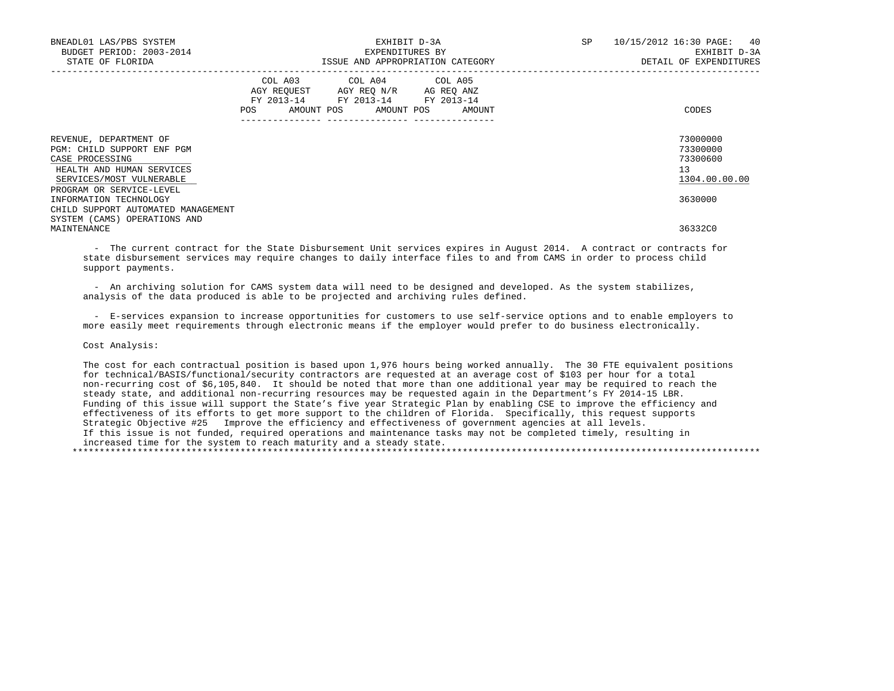| | COL A03 AGY REQUEST FY 2013-14 POS AMOUNT | COL A04 AGY REQ N/R FY 2013-14 POS AMOUNT | COL A05 AG REQ ANZ FY 2013-14 POS AMOUNT | CODES |
|---|---|---|---|---|
| REVENUE, DEPARTMENT OF | | | | 73000000 |
| PGM: CHILD SUPPORT ENF PGM | | | | 73300000 |
| CASE PROCESSING | | | | 73300600 |
| HEALTH AND HUMAN SERVICES | | | | 13 |
| SERVICES/MOST VULNERABLE | | | | 1304.00.00.00 |
| PROGRAM OR SERVICE-LEVEL INFORMATION TECHNOLOGY | | | | 3630000 |
| CHILD SUPPORT AUTOMATED MANAGEMENT SYSTEM (CAMS) OPERATIONS AND MAINTENANCE | | | | 36332C0 |

- The current contract for the State Disbursement Unit services expires in August 2014. A contract or contracts for state disbursement services may require changes to daily interface files to and from CAMS in order to process child support payments.

- An archiving solution for CAMS system data will need to be designed and developed. As the system stabilizes, analysis of the data produced is able to be projected and archiving rules defined.

- E-services expansion to increase opportunities for customers to use self-service options and to enable employers to more easily meet requirements through electronic means if the employer would prefer to do business electronically.

Cost Analysis:

The cost for each contractual position is based upon 1,976 hours being worked annually. The 30 FTE equivalent positions for technical/BASIS/functional/security contractors are requested at an average cost of $103 per hour for a total non-recurring cost of $6,105,840. It should be noted that more than one additional year may be required to reach the steady state, and additional non-recurring resources may be requested again in the Department's FY 2014-15 LBR. Funding of this issue will support the State's five year Strategic Plan by enabling CSE to improve the efficiency and effectiveness of its efforts to get more support to the children of Florida. Specifically, this request supports Strategic Objective #25 Improve the efficiency and effectiveness of government agencies at all levels. If this issue is not funded, required operations and maintenance tasks may not be completed timely, resulting in increased time for the system to reach maturity and a steady state.

*******************************************************************************************************************************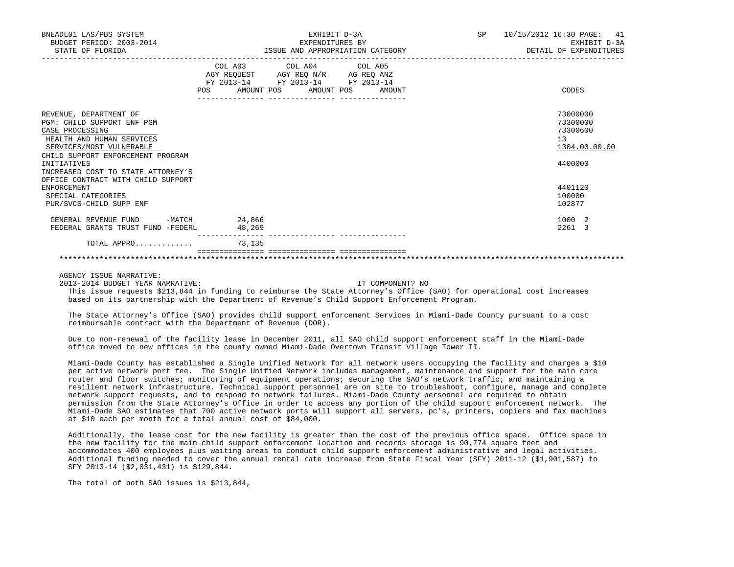BNEADL01 LAS/PBS SYSTEM — EXHIBIT D-3A — EXPENDITURES BY ISSUE AND APPROPRIATION CATEGORY — SP 10/15/2012 16:30
BUDGET PERIOD: 2003-2014 — STATE OF FLORIDA — EXHIBIT D-3A — DETAIL OF EXPENDITURES

| | COL A03 AGY REQUEST FY 2013-14 POS AMOUNT | COL A04 AGY REQ N/R FY 2013-14 POS AMOUNT | COL A05 AG REQ ANZ FY 2013-14 POS AMOUNT | CODES |
|---|---|---|---|---|
| REVENUE, DEPARTMENT OF | | | | 73000000 |
| PGM: CHILD SUPPORT ENF PGM | | | | 73300000 |
| CASE PROCESSING | | | | 73300600 |
| HEALTH AND HUMAN SERVICES | | | | 13 |
| SERVICES/MOST VULNERABLE | | | | 1304.00.00.00 |
| CHILD SUPPORT ENFORCEMENT PROGRAM INITIATIVES | | | | 4400000 |
| INCREASED COST TO STATE ATTORNEY'S OFFICE CONTRACT WITH CHILD SUPPORT ENFORCEMENT | | | | 4401120 |
| SPECIAL CATEGORIES | | | | 100000 |
| PUR/SVCS-CHILD SUPP ENF | | | | 102877 |
| GENERAL REVENUE FUND -MATCH | 24,866 | | | 1000 2 |
| FEDERAL GRANTS TRUST FUND -FEDERL | 48,269 | | | 2261 3 |
| TOTAL APPRO............ | 73,135 | | | |

AGENCY ISSUE NARRATIVE:

2013-2014 BUDGET YEAR NARRATIVE: IT COMPONENT? NO

This issue requests $213,844 in funding to reimburse the State Attorney's Office (SAO) for operational cost increases based on its partnership with the Department of Revenue's Child Support Enforcement Program.

The State Attorney's Office (SAO) provides child support enforcement Services in Miami-Dade County pursuant to a cost reimbursable contract with the Department of Revenue (DOR).

Due to non-renewal of the facility lease in December 2011, all SAO child support enforcement staff in the Miami-Dade office moved to new offices in the county owned Miami-Dade Overtown Transit Village Tower II.

Miami-Dade County has established a Single Unified Network for all network users occupying the facility and charges a $10 per active network port fee. The Single Unified Network includes management, maintenance and support for the main core router and floor switches; monitoring of equipment operations; securing the SAO's network traffic; and maintaining a resilient network infrastructure. Technical support personnel are on site to troubleshoot, configure, manage and complete network support requests, and to respond to network failures. Miami-Dade County personnel are required to obtain permission from the State Attorney's Office in order to access any portion of the child support enforcement network. The Miami-Dade SAO estimates that 700 active network ports will support all servers, pc's, printers, copiers and fax machines at $10 each per month for a total annual cost of $84,000.

Additionally, the lease cost for the new facility is greater than the cost of the previous office space. Office space in the new facility for the main child support enforcement location and records storage is 90,774 square feet and accommodates 400 employees plus waiting areas to conduct child support enforcement administrative and legal activities. Additional funding needed to cover the annual rental rate increase from State Fiscal Year (SFY) 2011-12 ($1,901,587) to SFY 2013-14 ($2,031,431) is $129,844.

The total of both SAO issues is $213,844,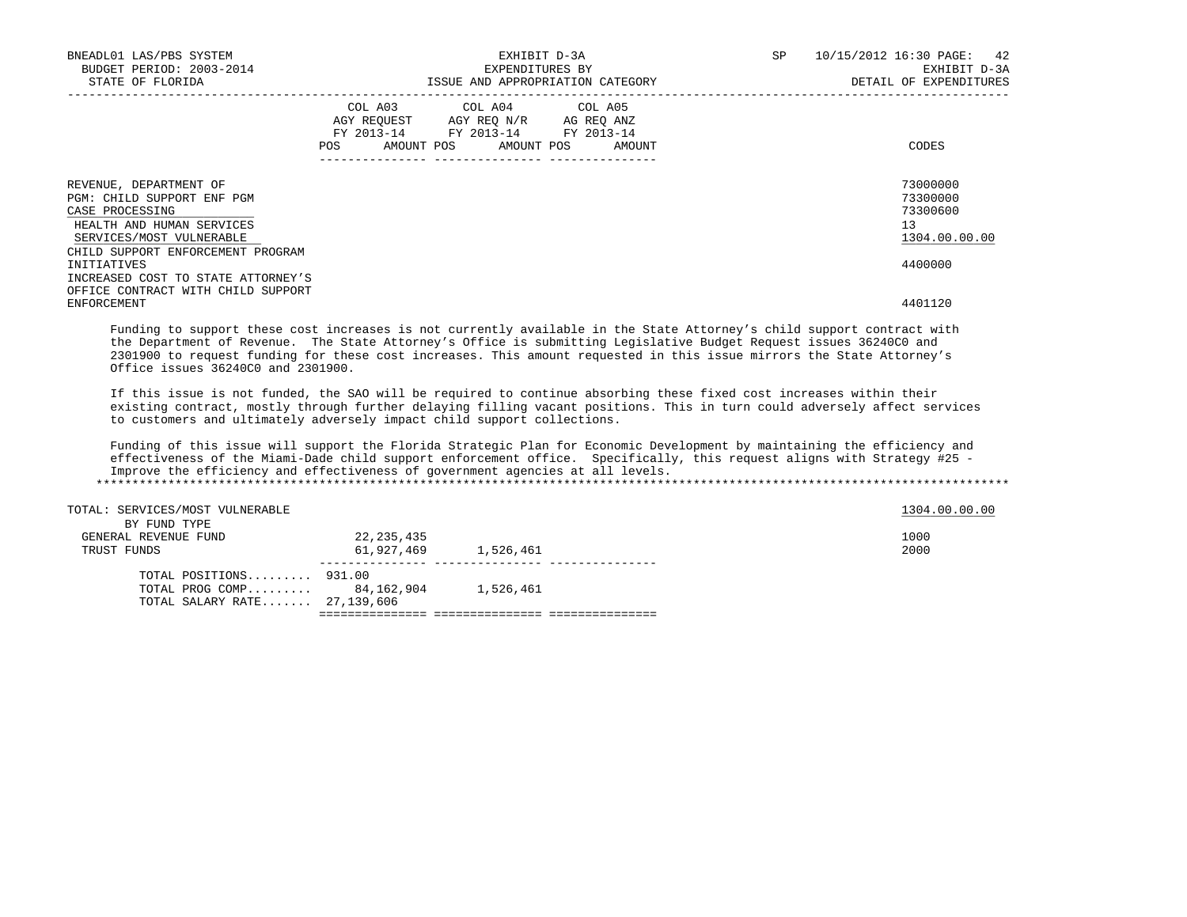| | COL A03 AGY REQUEST FY 2013-14 POS | AMOUNT | COL A04 AGY REQ N/R FY 2013-14 POS | AMOUNT | COL A05 AG REQ ANZ FY 2013-14 POS | AMOUNT | CODES |
|---|---|---|---|---|---|---|---|
| REVENUE, DEPARTMENT OF | | | | | | | 73000000 |
| PGM: CHILD SUPPORT ENF PGM | | | | | | | 73300000 |
| CASE PROCESSING | | | | | | | 73300600 |
| HEALTH AND HUMAN SERVICES | | | | | | | 13 |
| SERVICES/MOST VULNERABLE | | | | | | | 1304.00.00.00 |
| CHILD SUPPORT ENFORCEMENT PROGRAM INITIATIVES | | | | | | | 4400000 |
| INCREASED COST TO STATE ATTORNEY'S OFFICE CONTRACT WITH CHILD SUPPORT ENFORCEMENT | | | | | | | 4401120 |

Funding to support these cost increases is not currently available in the State Attorney's child support contract with the Department of Revenue. The State Attorney's Office is submitting Legislative Budget Request issues 36240C0 and 2301900 to request funding for these cost increases. This amount requested in this issue mirrors the State Attorney's Office issues 36240C0 and 2301900.

If this issue is not funded, the SAO will be required to continue absorbing these fixed cost increases within their existing contract, mostly through further delaying filling vacant positions. This in turn could adversely affect services to customers and ultimately adversely impact child support collections.

Funding of this issue will support the Florida Strategic Plan for Economic Development by maintaining the efficiency and effectiveness of the Miami-Dade child support enforcement office. Specifically, this request aligns with Strategy #25 - Improve the efficiency and effectiveness of government agencies at all levels.

*******************************************************************************************************************************

| | COL A03 | COL A04 | COL A05 | CODES |
|---|---|---|---|---|
| TOTAL: SERVICES/MOST VULNERABLE | | | | 1304.00.00.00 |
| BY FUND TYPE | | | | |
| GENERAL REVENUE FUND | 22,235,435 | | | 1000 |
| TRUST FUNDS | 61,927,469 | 1,526,461 | | 2000 |
| TOTAL POSITIONS......... | 931.00 | | | |
| TOTAL PROG COMP......... | 84,162,904 | 1,526,461 | | |
| TOTAL SALARY RATE....... | 27,139,606 | | | |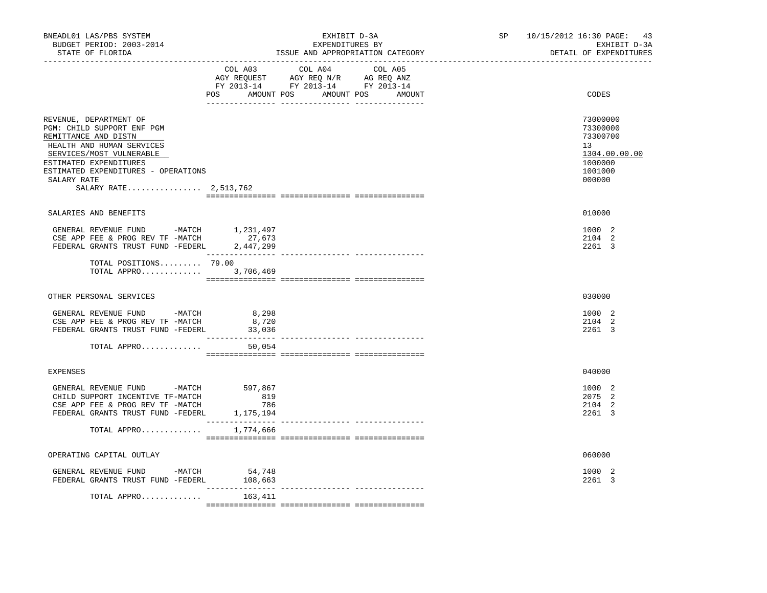BNEADL01 LAS/PBS SYSTEM
BUDGET PERIOD: 2003-2014
STATE OF FLORIDA

EXHIBIT D-3A
EXPENDITURES BY
ISSUE AND APPROPRIATION CATEGORY

SP 10/15/2012 16:30 PAGE: 43
EXHIBIT D-3A
DETAIL OF EXPENDITURES

| | COL A03 AGY REQUEST FY 2013-14 POS | AMOUNT | COL A04 AGY REQ N/R FY 2013-14 POS | AMOUNT | COL A05 AG REQ ANZ FY 2013-14 POS | AMOUNT | CODES |
|---|---|---|---|---|---|---|---|
| REVENUE, DEPARTMENT OF | | | | | | | 73000000 |
| PGM: CHILD SUPPORT ENF PGM | | | | | | | 73300000 |
| REMITTANCE AND DISTN | | | | | | | 73300700 |
| HEALTH AND HUMAN SERVICES | | | | | | | 13 |
| SERVICES/MOST VULNERABLE | | | | | | | 1304.00.00.00 |
| ESTIMATED EXPENDITURES | | | | | | | 1000000 |
| ESTIMATED EXPENDITURES - OPERATIONS | | | | | | | 1001000 |
| SALARY RATE | | | | | | | 000000 |
| SALARY RATE................ 2,513,762 | | | | | | | |
| SALARIES AND BENEFITS | | | | | | | 010000 |
| GENERAL REVENUE FUND -MATCH | | 1,231,497 | | | | | 1000 2 |
| CSE APP FEE & PROG REV TF -MATCH | | 27,673 | | | | | 2104 2 |
| FEDERAL GRANTS TRUST FUND -FEDERL | | 2,447,299 | | | | | 2261 3 |
| TOTAL POSITIONS......... | 79.00 | | | | | | |
| TOTAL APPRO............. | | 3,706,469 | | | | | |
| OTHER PERSONAL SERVICES | | | | | | | 030000 |
| GENERAL REVENUE FUND -MATCH | | 8,298 | | | | | 1000 2 |
| CSE APP FEE & PROG REV TF -MATCH | | 8,720 | | | | | 2104 2 |
| FEDERAL GRANTS TRUST FUND -FEDERL | | 33,036 | | | | | 2261 3 |
| TOTAL APPRO............. | | 50,054 | | | | | |
| EXPENSES | | | | | | | 040000 |
| GENERAL REVENUE FUND -MATCH | | 597,867 | | | | | 1000 2 |
| CHILD SUPPORT INCENTIVE TF-MATCH | | 819 | | | | | 2075 2 |
| CSE APP FEE & PROG REV TF -MATCH | | 786 | | | | | 2104 2 |
| FEDERAL GRANTS TRUST FUND -FEDERL | | 1,175,194 | | | | | 2261 3 |
| TOTAL APPRO............. | | 1,774,666 | | | | | |
| OPERATING CAPITAL OUTLAY | | | | | | | 060000 |
| GENERAL REVENUE FUND -MATCH | | 54,748 | | | | | 1000 2 |
| FEDERAL GRANTS TRUST FUND -FEDERL | | 108,663 | | | | | 2261 3 |
| TOTAL APPRO............. | | 163,411 | | | | | |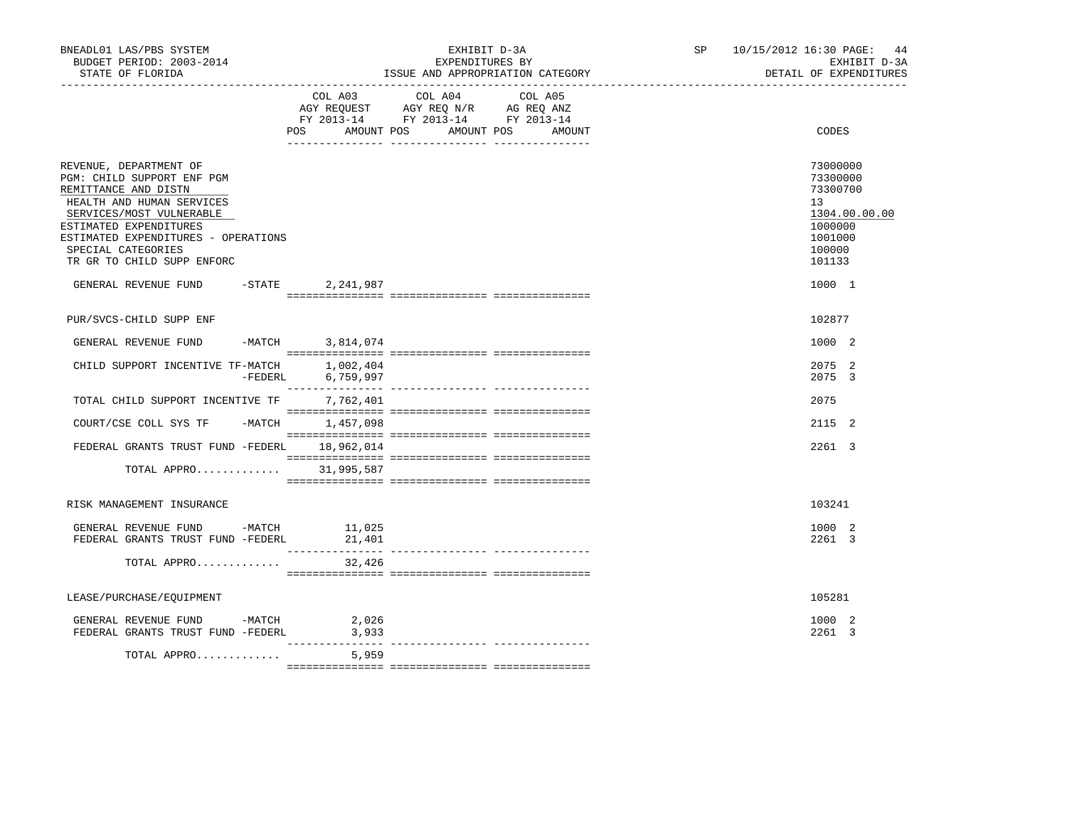BNEADL01 LAS/PBS SYSTEM
BUDGET PERIOD: 2003-2014
STATE OF FLORIDA

EXHIBIT D-3A
EXPENDITURES BY
ISSUE AND APPROPRIATION CATEGORY

SP 10/15/2012 16:30 PAGE: 44
EXHIBIT D-3A
DETAIL OF EXPENDITURES

| | COL A03 AGY REQUEST FY 2013-14 POS AMOUNT | COL A04 AGY REQ N/R FY 2013-14 POS AMOUNT | COL A05 AG REQ ANZ FY 2013-14 POS AMOUNT | CODES |
|---|---|---|---|---|
| REVENUE, DEPARTMENT OF | | | | 73000000 |
| PGM: CHILD SUPPORT ENF PGM | | | | 73300000 |
| REMITTANCE AND DISTN | | | | 73300700 |
| HEALTH AND HUMAN SERVICES | | | | 13 |
| SERVICES/MOST VULNERABLE | | | | 1304.00.00.00 |
| ESTIMATED EXPENDITURES | | | | 1000000 |
| ESTIMATED EXPENDITURES - OPERATIONS | | | | 1001000 |
| SPECIAL CATEGORIES | | | | 100000 |
| TR GR TO CHILD SUPP ENFORC | | | | 101133 |
| GENERAL REVENUE FUND -STATE | 2,241,987 | | | 1000 1 |
| PUR/SVCS-CHILD SUPP ENF | | | | 102877 |
| GENERAL REVENUE FUND -MATCH | 3,814,074 | | | 1000 2 |
| CHILD SUPPORT INCENTIVE TF-MATCH | 1,002,404 | | | 2075 2 |
| -FEDERL | 6,759,997 | | | 2075 3 |
| TOTAL CHILD SUPPORT INCENTIVE TF | 7,762,401 | | | 2075 |
| COURT/CSE COLL SYS TF -MATCH | 1,457,098 | | | 2115 2 |
| FEDERAL GRANTS TRUST FUND -FEDERL | 18,962,014 | | | 2261 3 |
| TOTAL APPRO............. | 31,995,587 | | | |
| RISK MANAGEMENT INSURANCE | | | | 103241 |
| GENERAL REVENUE FUND -MATCH | 11,025 | | | 1000 2 |
| FEDERAL GRANTS TRUST FUND -FEDERL | 21,401 | | | 2261 3 |
| TOTAL APPRO............. | 32,426 | | | |
| LEASE/PURCHASE/EQUIPMENT | | | | 105281 |
| GENERAL REVENUE FUND -MATCH | 2,026 | | | 1000 2 |
| FEDERAL GRANTS TRUST FUND -FEDERL | 3,933 | | | 2261 3 |
| TOTAL APPRO............. | 5,959 | | | |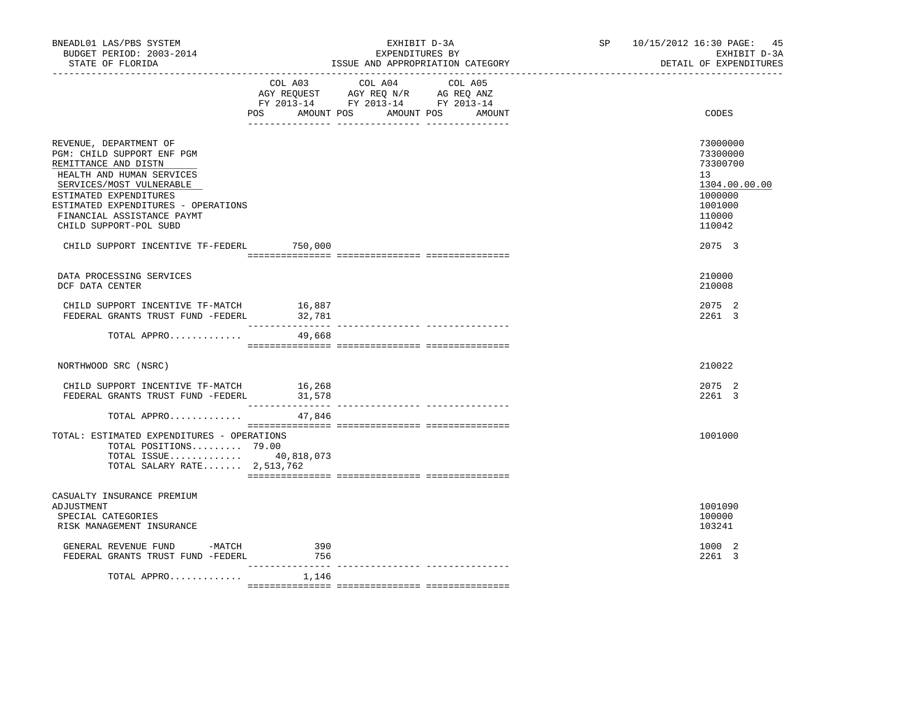BNEADL01 LAS/PBS SYSTEM — EXHIBIT D-3A — EXPENDITURES BY ISSUE AND APPROPRIATION CATEGORY
BUDGET PERIOD: 2003-2014 — SP 10/15/2012 16:30 — EXHIBIT D-3A
STATE OF FLORIDA — DETAIL OF EXPENDITURES

| | COL A03 AGY REQUEST FY 2013-14 POS AMOUNT | COL A04 AGY REQ N/R FY 2013-14 POS AMOUNT | COL A05 AG REQ ANZ FY 2013-14 POS AMOUNT | CODES |
|---|---|---|---|---|
| REVENUE, DEPARTMENT OF | | | | 73000000 |
| PGM: CHILD SUPPORT ENF PGM | | | | 73300000 |
| REMITTANCE AND DISTN | | | | 73300700 |
| HEALTH AND HUMAN SERVICES | | | | 13 |
| SERVICES/MOST VULNERABLE | | | | 1304.00.00.00 |
| ESTIMATED EXPENDITURES | | | | 1000000 |
| ESTIMATED EXPENDITURES - OPERATIONS | | | | 1001000 |
| FINANCIAL ASSISTANCE PAYMT | | | | 110000 |
| CHILD SUPPORT-POL SUBD | | | | 110042 |
| CHILD SUPPORT INCENTIVE TF-FEDERL | 750,000 | | | 2075 3 |
| DATA PROCESSING SERVICES | | | | 210000 |
| DCF DATA CENTER | | | | 210008 |
| CHILD SUPPORT INCENTIVE TF-MATCH | 16,887 | | | 2075 2 |
| FEDERAL GRANTS TRUST FUND -FEDERL | 32,781 | | | 2261 3 |
| TOTAL APPRO............ | 49,668 | | | |
| NORTHWOOD SRC (NSRC) | | | | 210022 |
| CHILD SUPPORT INCENTIVE TF-MATCH | 16,268 | | | 2075 2 |
| FEDERAL GRANTS TRUST FUND -FEDERL | 31,578 | | | 2261 3 |
| TOTAL APPRO............ | 47,846 | | | |
| TOTAL: ESTIMATED EXPENDITURES - OPERATIONS | | | | 1001000 |
| TOTAL POSITIONS......... | 79.00 | | | |
| TOTAL ISSUE............ | 40,818,073 | | | |
| TOTAL SALARY RATE....... | 2,513,762 | | | |
| CASUALTY INSURANCE PREMIUM ADJUSTMENT | | | | 1001090 |
| SPECIAL CATEGORIES | | | | 100000 |
| RISK MANAGEMENT INSURANCE | | | | 103241 |
| GENERAL REVENUE FUND -MATCH | 390 | | | 1000 2 |
| FEDERAL GRANTS TRUST FUND -FEDERL | 756 | | | 2261 3 |
| TOTAL APPRO............ | 1,146 | | | |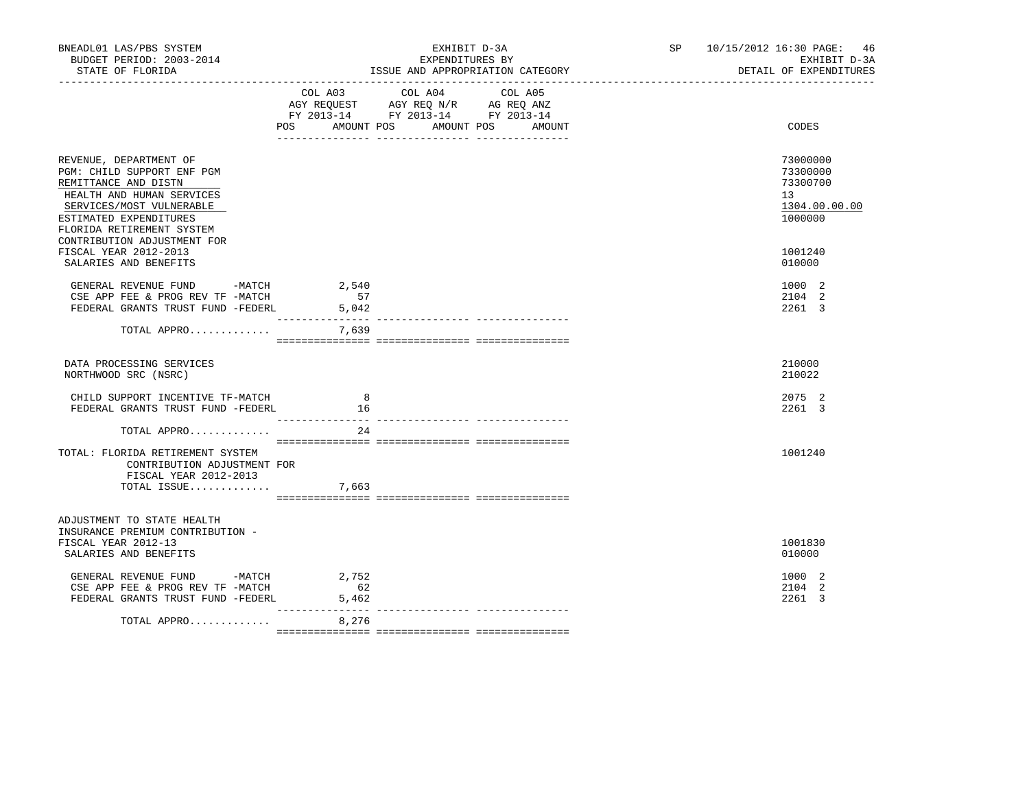BNEADL01 LAS/PBS SYSTEM — BUDGET PERIOD: 2003-2014 — STATE OF FLORIDA

EXHIBIT D-3A — EXPENDITURES BY ISSUE AND APPROPRIATION CATEGORY

SP 10/15/2012 16:30 — EXHIBIT D-3A — DETAIL OF EXPENDITURES

| | COL A03 AGY REQUEST FY 2013-14 POS AMOUNT | COL A04 AGY REQ N/R FY 2013-14 POS AMOUNT | COL A05 AG REQ ANZ FY 2013-14 POS AMOUNT | CODES |
|---|---|---|---|---|
| REVENUE, DEPARTMENT OF | | | | 73000000 |
| PGM: CHILD SUPPORT ENF PGM | | | | 73300000 |
| REMITTANCE AND DISTN | | | | 73300700 |
| HEALTH AND HUMAN SERVICES | | | | 13 |
| SERVICES/MOST VULNERABLE | | | | 1304.00.00.00 |
| ESTIMATED EXPENDITURES | | | | 1000000 |
| FLORIDA RETIREMENT SYSTEM CONTRIBUTION ADJUSTMENT FOR FISCAL YEAR 2012-2013 | | | | 1001240 |
| SALARIES AND BENEFITS | | | | 010000 |
| GENERAL REVENUE FUND -MATCH | 2,540 | | | 1000 2 |
| CSE APP FEE & PROG REV TF -MATCH | 57 | | | 2104 2 |
| FEDERAL GRANTS TRUST FUND -FEDERL | 5,042 | | | 2261 3 |
| TOTAL APPRO............. | 7,639 | | | |
| DATA PROCESSING SERVICES | | | | 210000 |
| NORTHWOOD SRC (NSRC) | | | | 210022 |
| CHILD SUPPORT INCENTIVE TF-MATCH | 8 | | | 2075 2 |
| FEDERAL GRANTS TRUST FUND -FEDERL | 16 | | | 2261 3 |
| TOTAL APPRO............. | 24 | | | |
| TOTAL: FLORIDA RETIREMENT SYSTEM CONTRIBUTION ADJUSTMENT FOR FISCAL YEAR 2012-2013 | | | | 1001240 |
| TOTAL ISSUE............. | 7,663 | | | |
| ADJUSTMENT TO STATE HEALTH INSURANCE PREMIUM CONTRIBUTION - FISCAL YEAR 2012-13 | | | | 1001830 |
| SALARIES AND BENEFITS | | | | 010000 |
| GENERAL REVENUE FUND -MATCH | 2,752 | | | 1000 2 |
| CSE APP FEE & PROG REV TF -MATCH | 62 | | | 2104 2 |
| FEDERAL GRANTS TRUST FUND -FEDERL | 5,462 | | | 2261 3 |
| TOTAL APPRO............. | 8,276 | | | |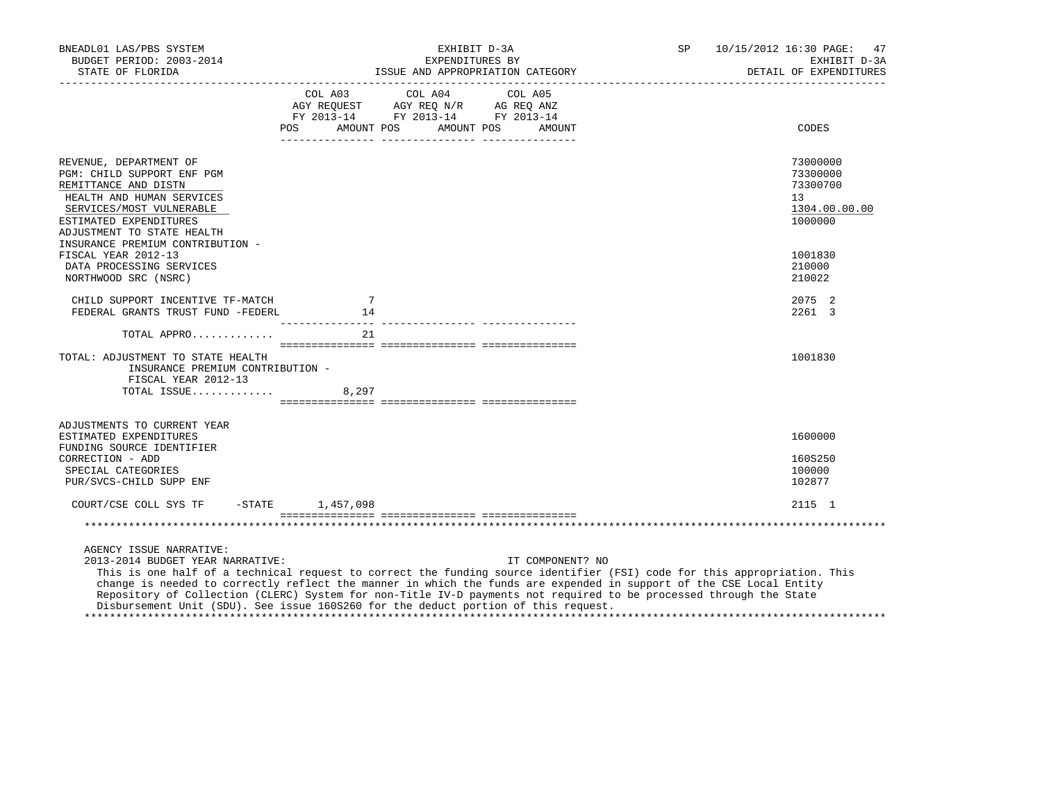BNEADL01 LAS/PBS SYSTEM — EXHIBIT D-3A — SP 10/15/2012 16:30
BUDGET PERIOD: 2003-2014 — EXPENDITURES BY — EXHIBIT D-3A
STATE OF FLORIDA — ISSUE AND APPROPRIATION CATEGORY — DETAIL OF EXPENDITURES

| | COL A03 AGY REQUEST FY 2013-14 POS | AMOUNT | COL A04 AGY REQ N/R FY 2013-14 POS | AMOUNT | COL A05 AG REQ ANZ FY 2013-14 POS | AMOUNT | CODES |
|---|---|---|---|---|---|---|---|
| REVENUE, DEPARTMENT OF | | | | | | | 73000000 |
| PGM: CHILD SUPPORT ENF PGM | | | | | | | 73300000 |
| REMITTANCE AND DISTN | | | | | | | 73300700 |
| HEALTH AND HUMAN SERVICES | | | | | | | 13 |
| SERVICES/MOST VULNERABLE | | | | | | | 1304.00.00.00 |
| ESTIMATED EXPENDITURES | | | | | | | 1000000 |
| ADJUSTMENT TO STATE HEALTH INSURANCE PREMIUM CONTRIBUTION - FISCAL YEAR 2012-13 | | | | | | | 1001830 |
| DATA PROCESSING SERVICES | | | | | | | 210000 |
| NORTHWOOD SRC (NSRC) | | | | | | | 210022 |
| CHILD SUPPORT INCENTIVE TF-MATCH | | 7 | | | | | 2075 2 |
| FEDERAL GRANTS TRUST FUND -FEDERL | | 14 | | | | | 2261 3 |
| TOTAL APPRO............ | | 21 | | | | | |
| TOTAL: ADJUSTMENT TO STATE HEALTH INSURANCE PREMIUM CONTRIBUTION - FISCAL YEAR 2012-13 | | | | | | | 1001830 |
| TOTAL ISSUE............ | | 8,297 | | | | | |
| ADJUSTMENTS TO CURRENT YEAR ESTIMATED EXPENDITURES | | | | | | | 1600000 |
| FUNDING SOURCE IDENTIFIER CORRECTION - ADD | | | | | | | 160S250 |
| SPECIAL CATEGORIES | | | | | | | 100000 |
| PUR/SVCS-CHILD SUPP ENF | | | | | | | 102877 |
| COURT/CSE COLL SYS TF -STATE | | 1,457,098 | | | | | 2115 1 |

AGENCY ISSUE NARRATIVE:

2013-2014 BUDGET YEAR NARRATIVE: IT COMPONENT? NO

This is one half of a technical request to correct the funding source identifier (FSI) code for this appropriation. This change is needed to correctly reflect the manner in which the funds are expended in support of the CSE Local Entity Repository of Collection (CLERC) System for non-Title IV-D payments not required to be processed through the State Disbursement Unit (SDU). See issue 160S260 for the deduct portion of this request.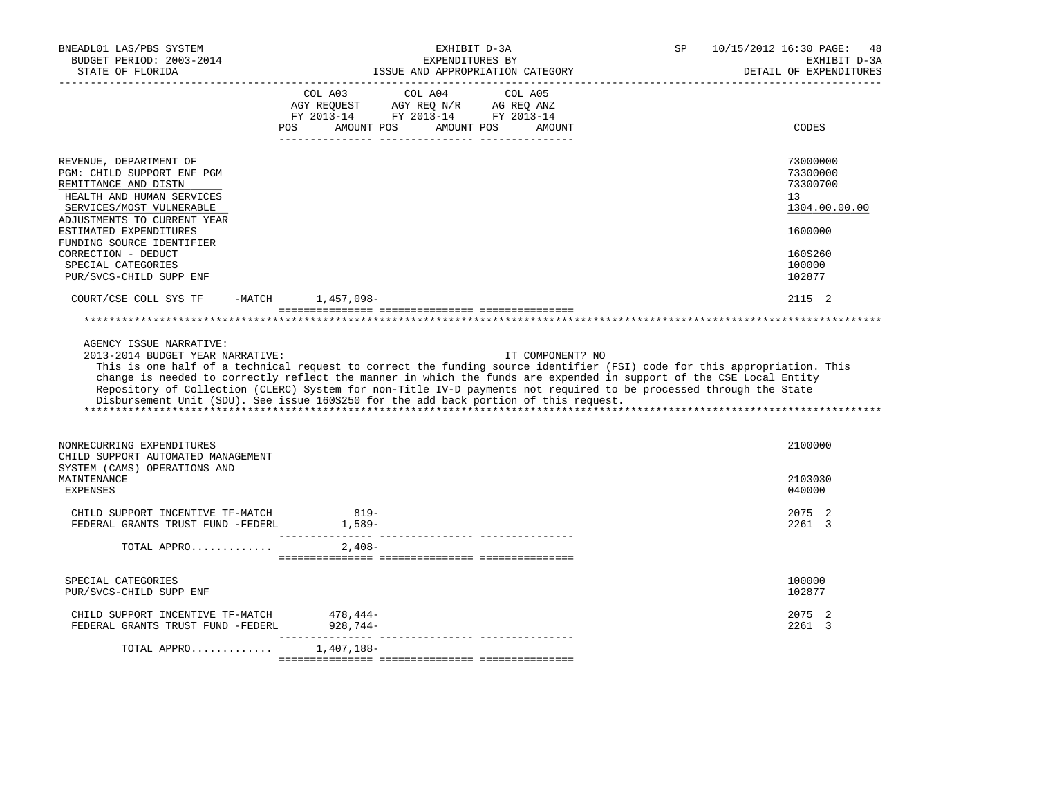BNEADL01 LAS/PBS SYSTEM
BUDGET PERIOD: 2003-2014
STATE OF FLORIDA

EXHIBIT D-3A
EXPENDITURES BY
ISSUE AND APPROPRIATION CATEGORY

SP 10/15/2012 16:30 PAGE: 48
EXHIBIT D-3A
DETAIL OF EXPENDITURES

| | COL A03 AGY REQUEST FY 2013-14 POS AMOUNT | COL A04 AGY REQ N/R FY 2013-14 POS AMOUNT | COL A05 AG REQ ANZ FY 2013-14 POS AMOUNT | CODES |
|---|---|---|---|---|
| REVENUE, DEPARTMENT OF | | | | 73000000 |
| PGM: CHILD SUPPORT ENF PGM | | | | 73300000 |
| REMITTANCE AND DISTN | | | | 73300700 |
| HEALTH AND HUMAN SERVICES | | | | 13 |
| SERVICES/MOST VULNERABLE | | | | 1304.00.00.00 |
| ADJUSTMENTS TO CURRENT YEAR ESTIMATED EXPENDITURES | | | | 1600000 |
| FUNDING SOURCE IDENTIFIER CORRECTION - DEDUCT | | | | 160S260 |
| SPECIAL CATEGORIES | | | | 100000 |
| PUR/SVCS-CHILD SUPP ENF | | | | 102877 |
| COURT/CSE COLL SYS TF -MATCH | 1,457,098- | | | 2115 2 |

AGENCY ISSUE NARRATIVE:

2013-2014 BUDGET YEAR NARRATIVE: IT COMPONENT? NO

This is one half of a technical request to correct the funding source identifier (FSI) code for this appropriation. This change is needed to correctly reflect the manner in which the funds are expended in support of the CSE Local Entity Repository of Collection (CLERC) System for non-Title IV-D payments not required to be processed through the State Disbursement Unit (SDU). See issue 160S250 for the add back portion of this request.

| | COL A03 | COL A04 | COL A05 | CODES |
|---|---|---|---|---|
| NONRECURRING EXPENDITURES | | | | 2100000 |
| CHILD SUPPORT AUTOMATED MANAGEMENT SYSTEM (CAMS) OPERATIONS AND MAINTENANCE | | | | 2103030 |
| EXPENSES | | | | 040000 |
| CHILD SUPPORT INCENTIVE TF-MATCH | 819- | | | 2075 2 |
| FEDERAL GRANTS TRUST FUND -FEDERL | 1,589- | | | 2261 3 |
| TOTAL APPRO............. | 2,408- | | | |
| SPECIAL CATEGORIES | | | | 100000 |
| PUR/SVCS-CHILD SUPP ENF | | | | 102877 |
| CHILD SUPPORT INCENTIVE TF-MATCH | 478,444- | | | 2075 2 |
| FEDERAL GRANTS TRUST FUND -FEDERL | 928,744- | | | 2261 3 |
| TOTAL APPRO............. | 1,407,188- | | | |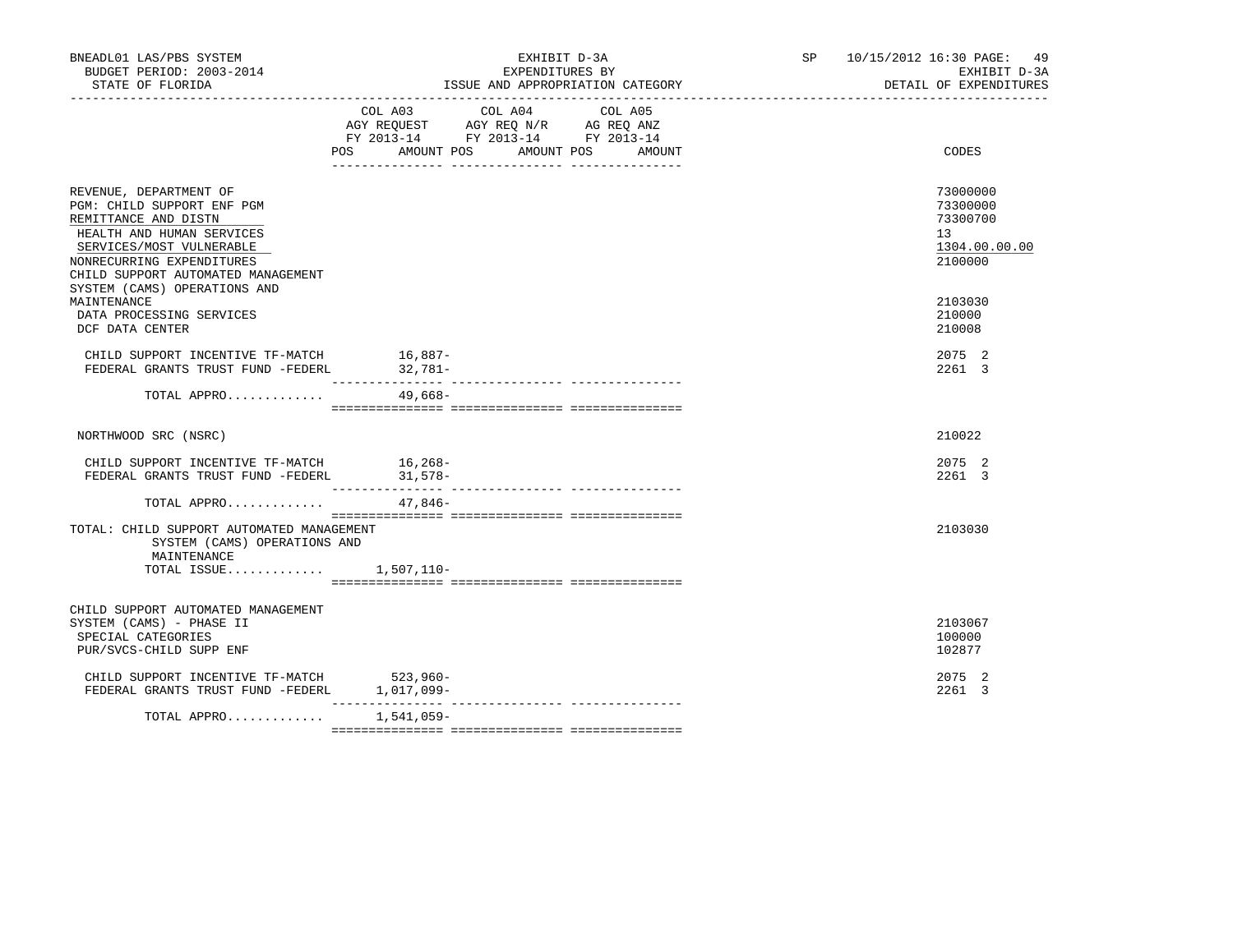| | COL A03 AGY REQUEST FY 2013-14 POS AMOUNT | COL A04 AGY REQ N/R FY 2013-14 POS AMOUNT | COL A05 AG REQ ANZ FY 2013-14 POS AMOUNT | CODES |
|---|---|---|---|---|
| REVENUE, DEPARTMENT OF | | | | 73000000 |
| PGM: CHILD SUPPORT ENF PGM | | | | 73300000 |
| REMITTANCE AND DISTN | | | | 73300700 |
| HEALTH AND HUMAN SERVICES | | | | 13 |
| SERVICES/MOST VULNERABLE | | | | 1304.00.00.00 |
| NONRECURRING EXPENDITURES | | | | 2100000 |
| CHILD SUPPORT AUTOMATED MANAGEMENT SYSTEM (CAMS) OPERATIONS AND MAINTENANCE | | | | 2103030 |
| DATA PROCESSING SERVICES | | | | 210000 |
| DCF DATA CENTER | | | | 210008 |
| CHILD SUPPORT INCENTIVE TF-MATCH | 16,887- | | | 2075 2 |
| FEDERAL GRANTS TRUST FUND -FEDERL | 32,781- | | | 2261 3 |
| TOTAL APPRO............ | 49,668- | | | |
| NORTHWOOD SRC (NSRC) | | | | 210022 |
| CHILD SUPPORT INCENTIVE TF-MATCH | 16,268- | | | 2075 2 |
| FEDERAL GRANTS TRUST FUND -FEDERL | 31,578- | | | 2261 3 |
| TOTAL APPRO............ | 47,846- | | | |
| TOTAL: CHILD SUPPORT AUTOMATED MANAGEMENT SYSTEM (CAMS) OPERATIONS AND MAINTENANCE | | | | 2103030 |
| TOTAL ISSUE............ | 1,507,110- | | | |
| CHILD SUPPORT AUTOMATED MANAGEMENT SYSTEM (CAMS) - PHASE II | | | | 2103067 |
| SPECIAL CATEGORIES | | | | 100000 |
| PUR/SVCS-CHILD SUPP ENF | | | | 102877 |
| CHILD SUPPORT INCENTIVE TF-MATCH | 523,960- | | | 2075 2 |
| FEDERAL GRANTS TRUST FUND -FEDERL | 1,017,099- | | | 2261 3 |
| TOTAL APPRO............ | 1,541,059- | | | |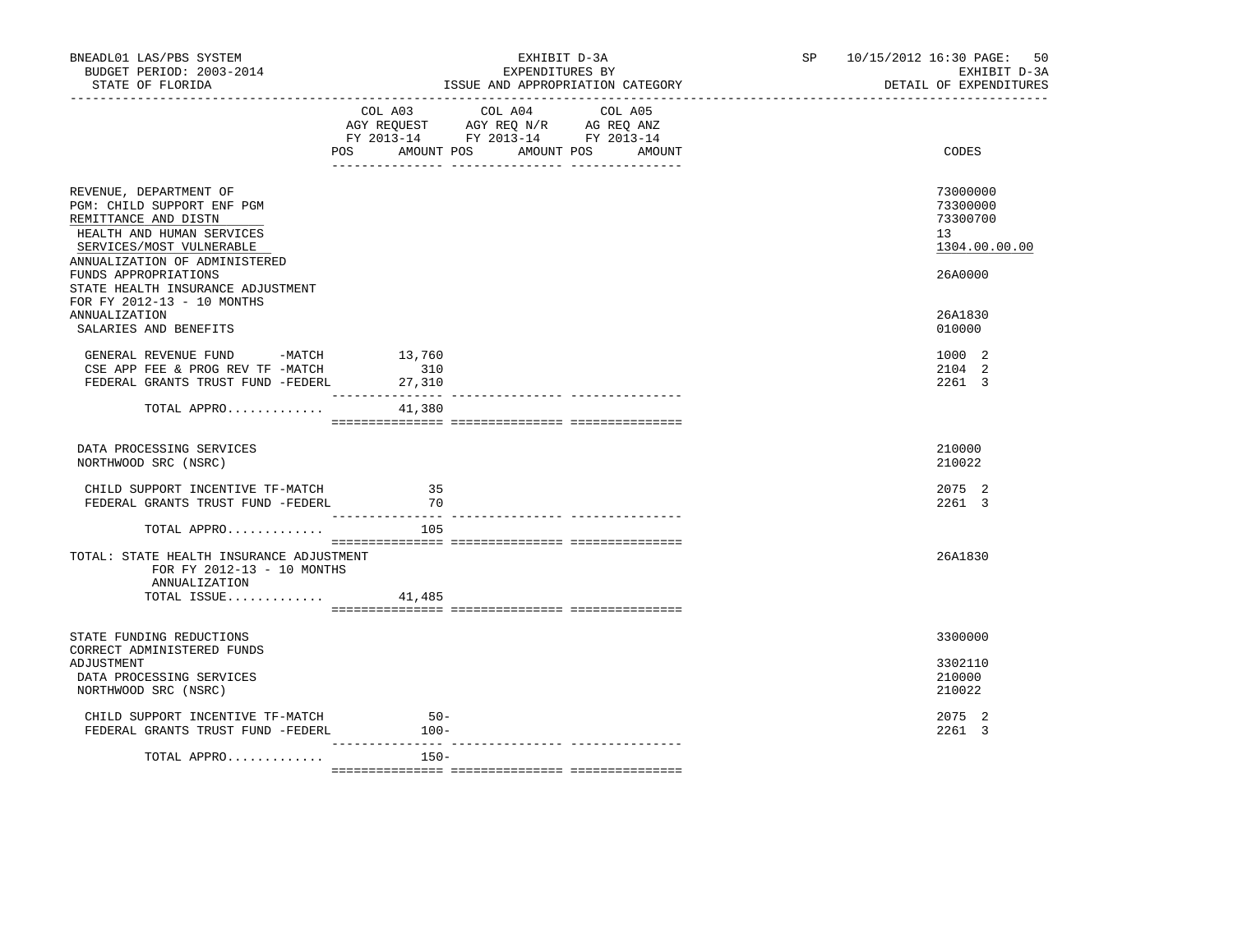BNEADL01 LAS/PBS SYSTEM | EXHIBIT D-3A | SP 10/15/2012 16:30 PAGE: 50
BUDGET PERIOD: 2003-2014 | EXPENDITURES BY | EXHIBIT D-3A
STATE OF FLORIDA | ISSUE AND APPROPRIATION CATEGORY | DETAIL OF EXPENDITURES

| | COL A03 AGY REQUEST FY 2013-14 POS AMOUNT | COL A04 AGY REQ N/R FY 2013-14 POS AMOUNT | COL A05 AG REQ ANZ FY 2013-14 POS AMOUNT | CODES |
|---|---|---|---|---|
| REVENUE, DEPARTMENT OF | | | | 73000000 |
| PGM: CHILD SUPPORT ENF PGM | | | | 73300000 |
| REMITTANCE AND DISTN | | | | 73300700 |
| HEALTH AND HUMAN SERVICES | | | | 13 |
| SERVICES/MOST VULNERABLE | | | | 1304.00.00.00 |
| ANNUALIZATION OF ADMINISTERED FUNDS APPROPRIATIONS | | | | 26A0000 |
| STATE HEALTH INSURANCE ADJUSTMENT FOR FY 2012-13 - 10 MONTHS ANNUALIZATION | | | | 26A1830 |
| SALARIES AND BENEFITS | | | | 010000 |
| GENERAL REVENUE FUND -MATCH | 13,760 | | | 1000 2 |
| CSE APP FEE & PROG REV TF -MATCH | 310 | | | 2104 2 |
| FEDERAL GRANTS TRUST FUND -FEDERL | 27,310 | | | 2261 3 |
| TOTAL APPRO............. | 41,380 | | | |
| DATA PROCESSING SERVICES | | | | 210000 |
| NORTHWOOD SRC (NSRC) | | | | 210022 |
| CHILD SUPPORT INCENTIVE TF-MATCH | 35 | | | 2075 2 |
| FEDERAL GRANTS TRUST FUND -FEDERL | 70 | | | 2261 3 |
| TOTAL APPRO............. | 105 | | | |
| TOTAL: STATE HEALTH INSURANCE ADJUSTMENT FOR FY 2012-13 - 10 MONTHS ANNUALIZATION | | | | 26A1830 |
| TOTAL ISSUE............. | 41,485 | | | |
| STATE FUNDING REDUCTIONS | | | | 3300000 |
| CORRECT ADMINISTERED FUNDS ADJUSTMENT | | | | 3302110 |
| DATA PROCESSING SERVICES | | | | 210000 |
| NORTHWOOD SRC (NSRC) | | | | 210022 |
| CHILD SUPPORT INCENTIVE TF-MATCH | 50- | | | 2075 2 |
| FEDERAL GRANTS TRUST FUND -FEDERL | 100- | | | 2261 3 |
| TOTAL APPRO............. | 150- | | | |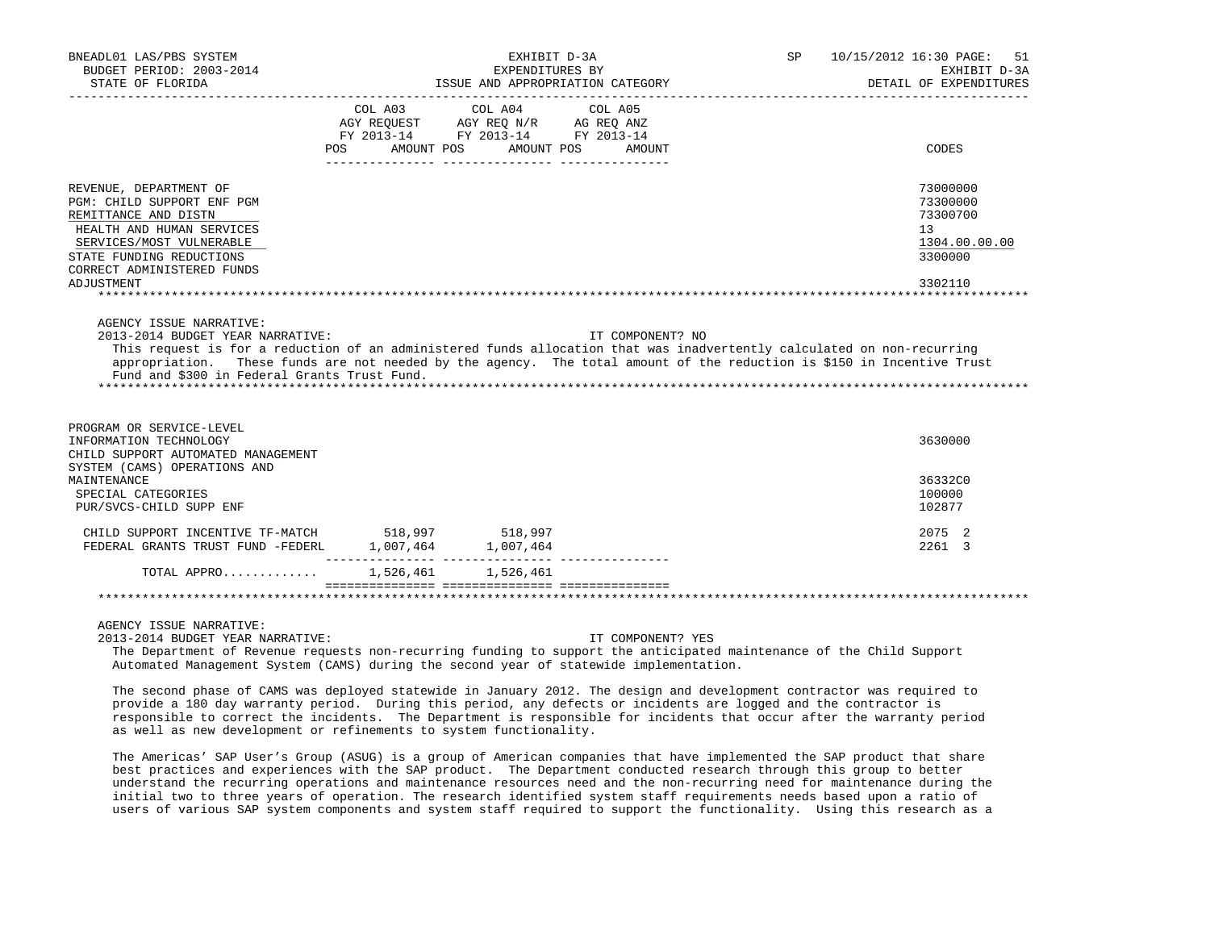| | COL A03 AGY REQUEST FY 2013-14 POS AMOUNT | COL A04 AGY REQ N/R FY 2013-14 POS AMOUNT | COL A05 AG REQ ANZ FY 2013-14 POS AMOUNT | CODES |
|---|---|---|---|---|
| REVENUE, DEPARTMENT OF | | | | 73000000 |
| PGM: CHILD SUPPORT ENF PGM | | | | 73300000 |
| REMITTANCE AND DISTN | | | | 73300700 |
| HEALTH AND HUMAN SERVICES | | | | 13 |
| SERVICES/MOST VULNERABLE | | | | 1304.00.00.00 |
| STATE FUNDING REDUCTIONS | | | | 3300000 |
| CORRECT ADMINISTERED FUNDS ADJUSTMENT | | | | 3302110 |

AGENCY ISSUE NARRATIVE:

2013-2014 BUDGET YEAR NARRATIVE: IT COMPONENT? NO

This request is for a reduction of an administered funds allocation that was inadvertently calculated on non-recurring appropriation. These funds are not needed by the agency. The total amount of the reduction is $150 in Incentive Trust Fund and $300 in Federal Grants Trust Fund.

| | COL A03 | COL A04 | COL A05 | CODES |
|---|---|---|---|---|
| PROGRAM OR SERVICE-LEVEL INFORMATION TECHNOLOGY | | | | 3630000 |
| CHILD SUPPORT AUTOMATED MANAGEMENT SYSTEM (CAMS) OPERATIONS AND MAINTENANCE | | | | 36332C0 |
| SPECIAL CATEGORIES | | | | 100000 |
| PUR/SVCS-CHILD SUPP ENF | | | | 102877 |
| CHILD SUPPORT INCENTIVE TF-MATCH | 518,997 | 518,997 | | 2075 2 |
| FEDERAL GRANTS TRUST FUND -FEDERL | 1,007,464 | 1,007,464 | | 2261 3 |
| TOTAL APPRO............ | 1,526,461 | 1,526,461 | | |

AGENCY ISSUE NARRATIVE:

2013-2014 BUDGET YEAR NARRATIVE: IT COMPONENT? YES

The Department of Revenue requests non-recurring funding to support the anticipated maintenance of the Child Support Automated Management System (CAMS) during the second year of statewide implementation.

The second phase of CAMS was deployed statewide in January 2012. The design and development contractor was required to provide a 180 day warranty period. During this period, any defects or incidents are logged and the contractor is responsible to correct the incidents. The Department is responsible for incidents that occur after the warranty period as well as new development or refinements to system functionality.

The Americas' SAP User's Group (ASUG) is a group of American companies that have implemented the SAP product that share best practices and experiences with the SAP product. The Department conducted research through this group to better understand the recurring operations and maintenance resources need and the non-recurring need for maintenance during the initial two to three years of operation. The research identified system staff requirements needs based upon a ratio of users of various SAP system components and system staff required to support the functionality. Using this research as a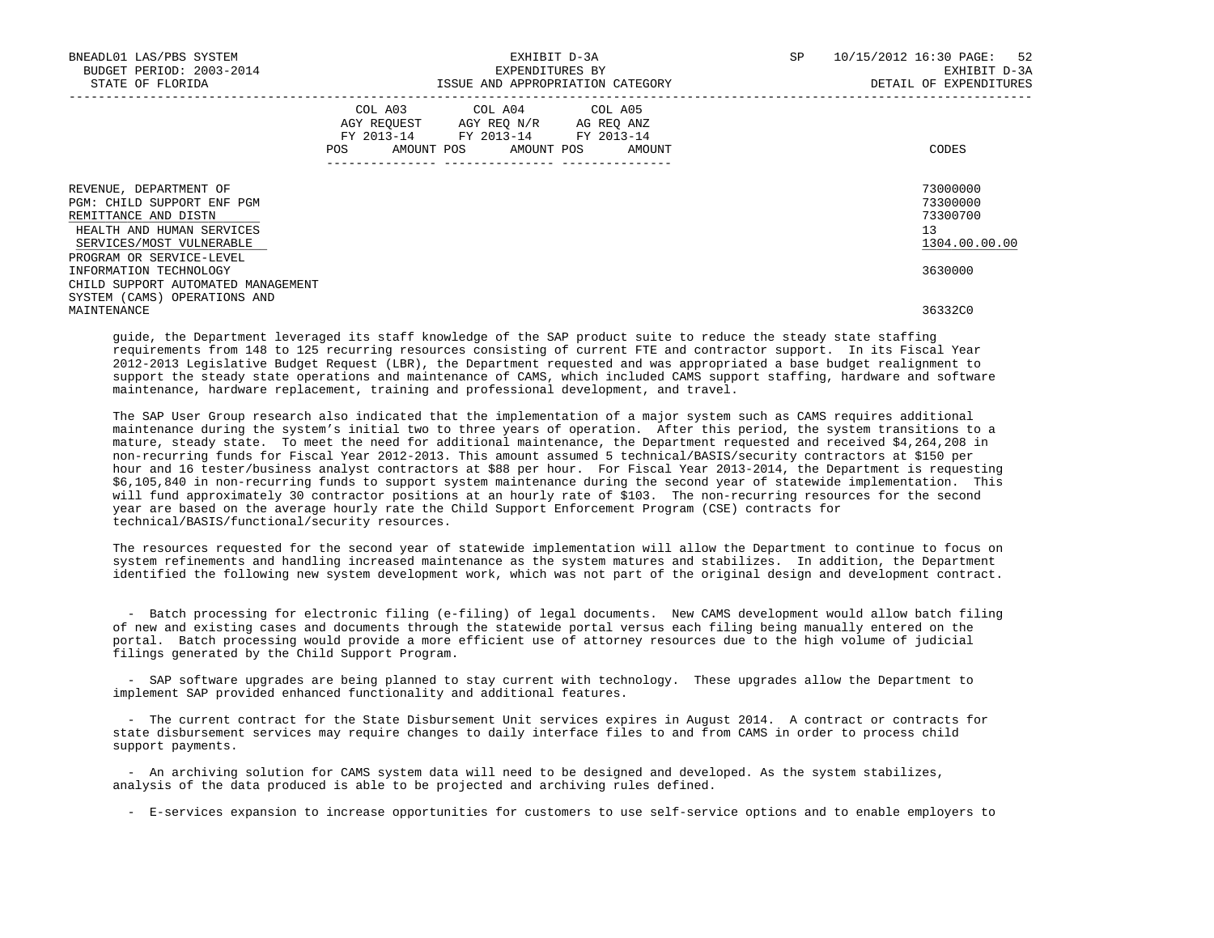| | COL A03 AGY REQUEST FY 2013-14 POS AMOUNT | COL A04 AGY REQ N/R FY 2013-14 POS AMOUNT | COL A05 AG REQ ANZ FY 2013-14 POS AMOUNT | CODES |
|---|---|---|---|---|
| REVENUE, DEPARTMENT OF | | | | 73000000 |
| PGM: CHILD SUPPORT ENF PGM | | | | 73300000 |
| REMITTANCE AND DISTN | | | | 73300700 |
| HEALTH AND HUMAN SERVICES | | | | 13 |
| SERVICES/MOST VULNERABLE | | | | 1304.00.00.00 |
| PROGRAM OR SERVICE-LEVEL INFORMATION TECHNOLOGY | | | | 3630000 |
| CHILD SUPPORT AUTOMATED MANAGEMENT SYSTEM (CAMS) OPERATIONS AND MAINTENANCE | | | | 36332C0 |

guide, the Department leveraged its staff knowledge of the SAP product suite to reduce the steady state staffing requirements from 148 to 125 recurring resources consisting of current FTE and contractor support. In its Fiscal Year 2012-2013 Legislative Budget Request (LBR), the Department requested and was appropriated a base budget realignment to support the steady state operations and maintenance of CAMS, which included CAMS support staffing, hardware and software maintenance, hardware replacement, training and professional development, and travel.

The SAP User Group research also indicated that the implementation of a major system such as CAMS requires additional maintenance during the system's initial two to three years of operation. After this period, the system transitions to a mature, steady state. To meet the need for additional maintenance, the Department requested and received $4,264,208 in non-recurring funds for Fiscal Year 2012-2013. This amount assumed 5 technical/BASIS/security contractors at $150 per hour and 16 tester/business analyst contractors at $88 per hour. For Fiscal Year 2013-2014, the Department is requesting $6,105,840 in non-recurring funds to support system maintenance during the second year of statewide implementation. This will fund approximately 30 contractor positions at an hourly rate of $103. The non-recurring resources for the second year are based on the average hourly rate the Child Support Enforcement Program (CSE) contracts for technical/BASIS/functional/security resources.

The resources requested for the second year of statewide implementation will allow the Department to continue to focus on system refinements and handling increased maintenance as the system matures and stabilizes. In addition, the Department identified the following new system development work, which was not part of the original design and development contract.

- Batch processing for electronic filing (e-filing) of legal documents. New CAMS development would allow batch filing of new and existing cases and documents through the statewide portal versus each filing being manually entered on the portal. Batch processing would provide a more efficient use of attorney resources due to the high volume of judicial filings generated by the Child Support Program.

- SAP software upgrades are being planned to stay current with technology. These upgrades allow the Department to implement SAP provided enhanced functionality and additional features.

- The current contract for the State Disbursement Unit services expires in August 2014. A contract or contracts for state disbursement services may require changes to daily interface files to and from CAMS in order to process child support payments.

- An archiving solution for CAMS system data will need to be designed and developed. As the system stabilizes, analysis of the data produced is able to be projected and archiving rules defined.

- E-services expansion to increase opportunities for customers to use self-service options and to enable employers to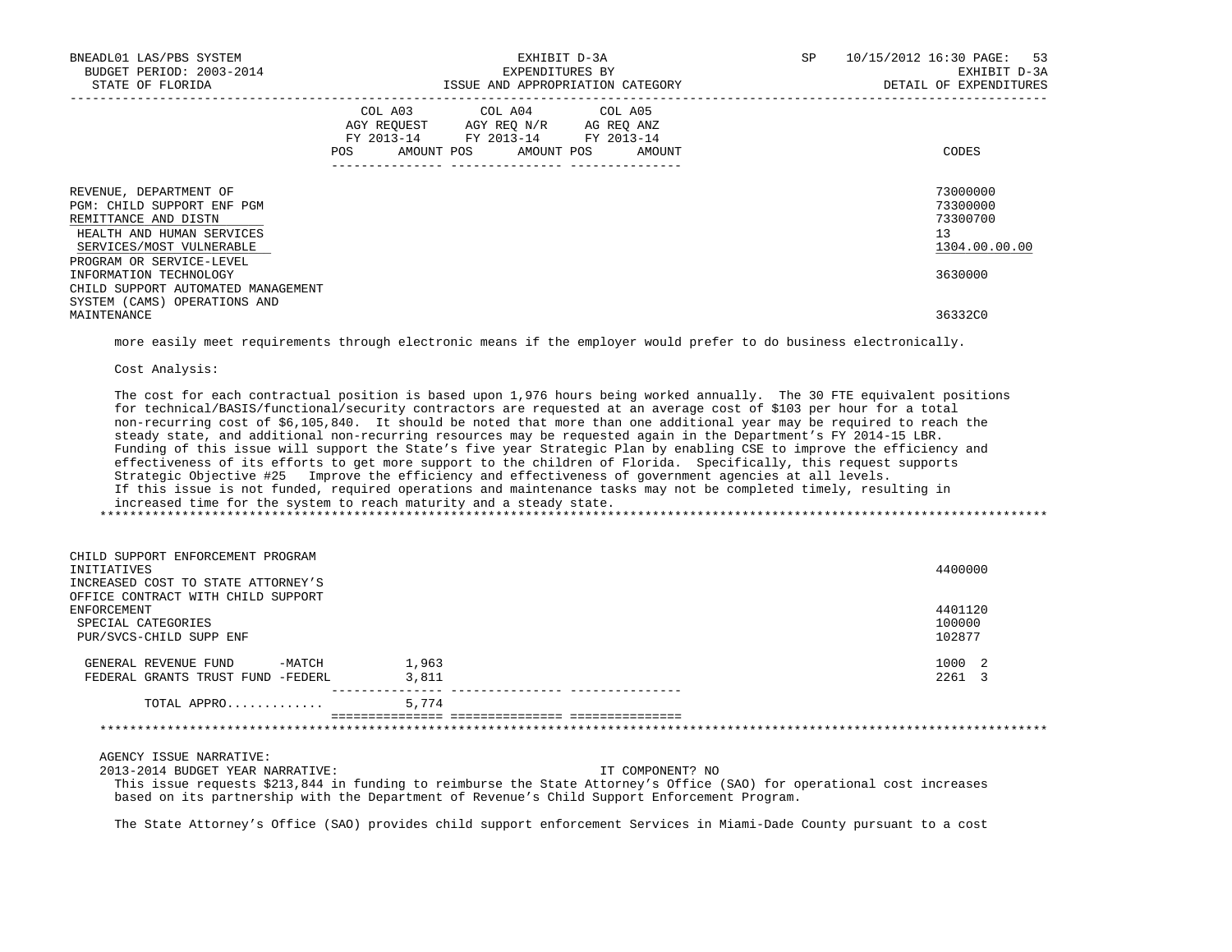| | COL A03 AGY REQUEST FY 2013-14 POS AMOUNT | COL A04 AGY REQ N/R FY 2013-14 POS AMOUNT | COL A05 AG REQ ANZ FY 2013-14 POS AMOUNT | CODES |
|---|---|---|---|---|
| REVENUE, DEPARTMENT OF | | | | 73000000 |
| PGM: CHILD SUPPORT ENF PGM | | | | 73300000 |
| REMITTANCE AND DISTN | | | | 73300700 |
| HEALTH AND HUMAN SERVICES | | | | 13 |
| SERVICES/MOST VULNERABLE | | | | 1304.00.00.00 |
| PROGRAM OR SERVICE-LEVEL | | | | |
| INFORMATION TECHNOLOGY | | | | 3630000 |
| CHILD SUPPORT AUTOMATED MANAGEMENT SYSTEM (CAMS) OPERATIONS AND MAINTENANCE | | | | 36332C0 |

more easily meet requirements through electronic means if the employer would prefer to do business electronically.

Cost Analysis:

The cost for each contractual position is based upon 1,976 hours being worked annually. The 30 FTE equivalent positions for technical/BASIS/functional/security contractors are requested at an average cost of $103 per hour for a total non-recurring cost of $6,105,840. It should be noted that more than one additional year may be required to reach the steady state, and additional non-recurring resources may be requested again in the Department's FY 2014-15 LBR. Funding of this issue will support the State's five year Strategic Plan by enabling CSE to improve the efficiency and effectiveness of its efforts to get more support to the children of Florida. Specifically, this request supports Strategic Objective #25 Improve the efficiency and effectiveness of government agencies at all levels. If this issue is not funded, required operations and maintenance tasks may not be completed timely, resulting in increased time for the system to reach maturity and a steady state.

*****************************************************************************************************************************

| | COL A03 | COL A04 | COL A05 | CODES |
|---|---|---|---|---|
| CHILD SUPPORT ENFORCEMENT PROGRAM INITIATIVES | | | | 4400000 |
| INCREASED COST TO STATE ATTORNEY'S OFFICE CONTRACT WITH CHILD SUPPORT ENFORCEMENT | | | | 4401120 |
| SPECIAL CATEGORIES | | | | 100000 |
| PUR/SVCS-CHILD SUPP ENF | | | | 102877 |
| GENERAL REVENUE FUND -MATCH | 1,963 | | | 1000 2 |
| FEDERAL GRANTS TRUST FUND -FEDERL | 3,811 | | | 2261 3 |
| TOTAL APPRO............. | 5,774 | | | |

*****************************************************************************************************************************

AGENCY ISSUE NARRATIVE:

2013-2014 BUDGET YEAR NARRATIVE: IT COMPONENT? NO

This issue requests $213,844 in funding to reimburse the State Attorney's Office (SAO) for operational cost increases based on its partnership with the Department of Revenue's Child Support Enforcement Program.

The State Attorney's Office (SAO) provides child support enforcement Services in Miami-Dade County pursuant to a cost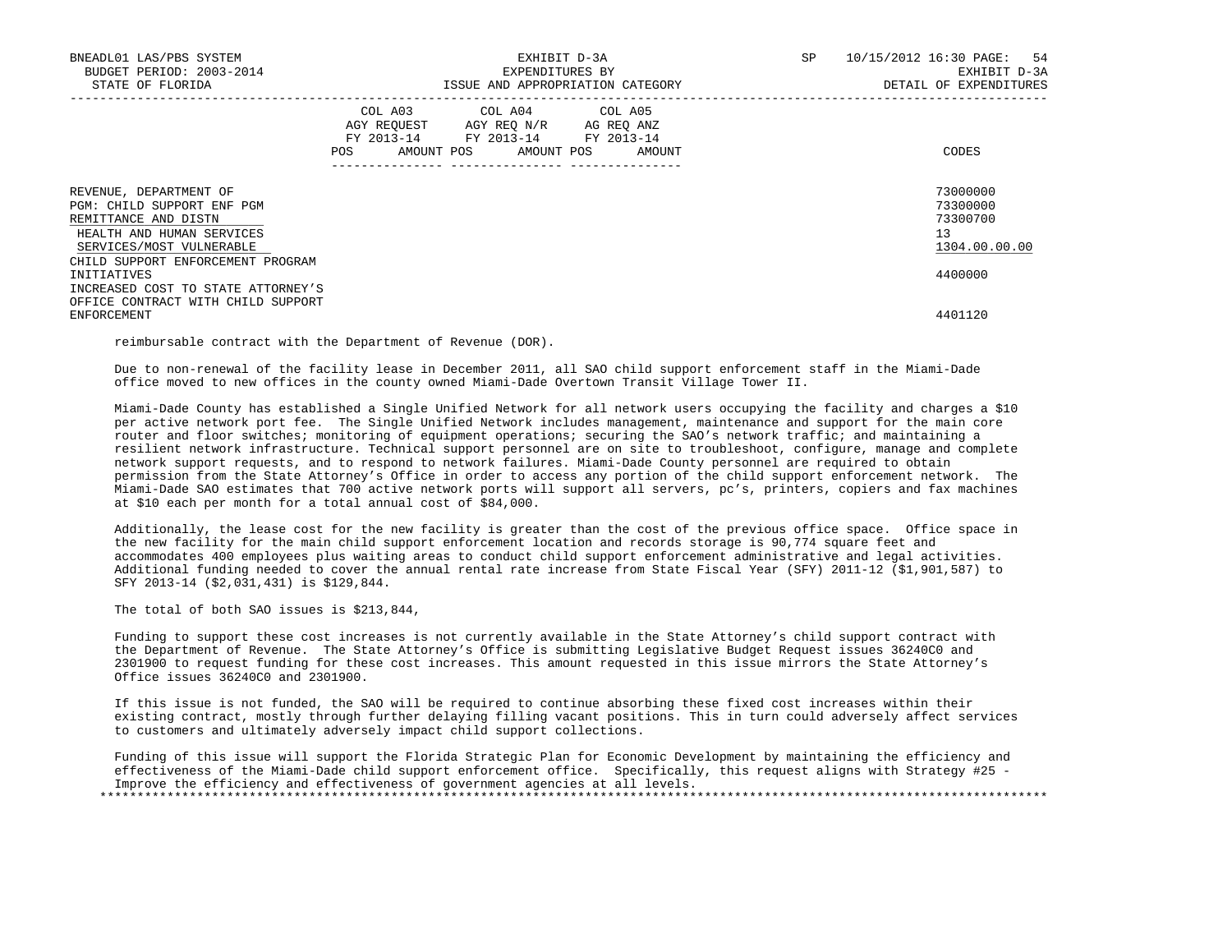| | COL A03 AGY REQUEST FY 2013-14 POS AMOUNT | COL A04 AGY REQ N/R FY 2013-14 POS AMOUNT | COL A05 AG REQ ANZ FY 2013-14 POS AMOUNT | CODES |
|---|---|---|---|---|
| REVENUE, DEPARTMENT OF | | | | 73000000 |
| PGM: CHILD SUPPORT ENF PGM | | | | 73300000 |
| REMITTANCE AND DISTN | | | | 73300700 |
| HEALTH AND HUMAN SERVICES | | | | 13 |
| SERVICES/MOST VULNERABLE | | | | 1304.00.00.00 |
| CHILD SUPPORT ENFORCEMENT PROGRAM INITIATIVES | | | | 4400000 |
| INCREASED COST TO STATE ATTORNEY'S OFFICE CONTRACT WITH CHILD SUPPORT ENFORCEMENT | | | | 4401120 |

reimbursable contract with the Department of Revenue (DOR).

Due to non-renewal of the facility lease in December 2011, all SAO child support enforcement staff in the Miami-Dade office moved to new offices in the county owned Miami-Dade Overtown Transit Village Tower II.

Miami-Dade County has established a Single Unified Network for all network users occupying the facility and charges a $10 per active network port fee. The Single Unified Network includes management, maintenance and support for the main core router and floor switches; monitoring of equipment operations; securing the SAO's network traffic; and maintaining a resilient network infrastructure. Technical support personnel are on site to troubleshoot, configure, manage and complete network support requests, and to respond to network failures. Miami-Dade County personnel are required to obtain permission from the State Attorney's Office in order to access any portion of the child support enforcement network. The Miami-Dade SAO estimates that 700 active network ports will support all servers, pc's, printers, copiers and fax machines at $10 each per month for a total annual cost of $84,000.

Additionally, the lease cost for the new facility is greater than the cost of the previous office space. Office space in the new facility for the main child support enforcement location and records storage is 90,774 square feet and accommodates 400 employees plus waiting areas to conduct child support enforcement administrative and legal activities. Additional funding needed to cover the annual rental rate increase from State Fiscal Year (SFY) 2011-12 ($1,901,587) to SFY 2013-14 ($2,031,431) is $129,844.

The total of both SAO issues is $213,844,

Funding to support these cost increases is not currently available in the State Attorney's child support contract with the Department of Revenue. The State Attorney's Office is submitting Legislative Budget Request issues 36240C0 and 2301900 to request funding for these cost increases. This amount requested in this issue mirrors the State Attorney's Office issues 36240C0 and 2301900.

If this issue is not funded, the SAO will be required to continue absorbing these fixed cost increases within their existing contract, mostly through further delaying filling vacant positions. This in turn could adversely affect services to customers and ultimately adversely impact child support collections.

Funding of this issue will support the Florida Strategic Plan for Economic Development by maintaining the efficiency and effectiveness of the Miami-Dade child support enforcement office. Specifically, this request aligns with Strategy #25 - Improve the efficiency and effectiveness of government agencies at all levels.

*******************************************************************************************************************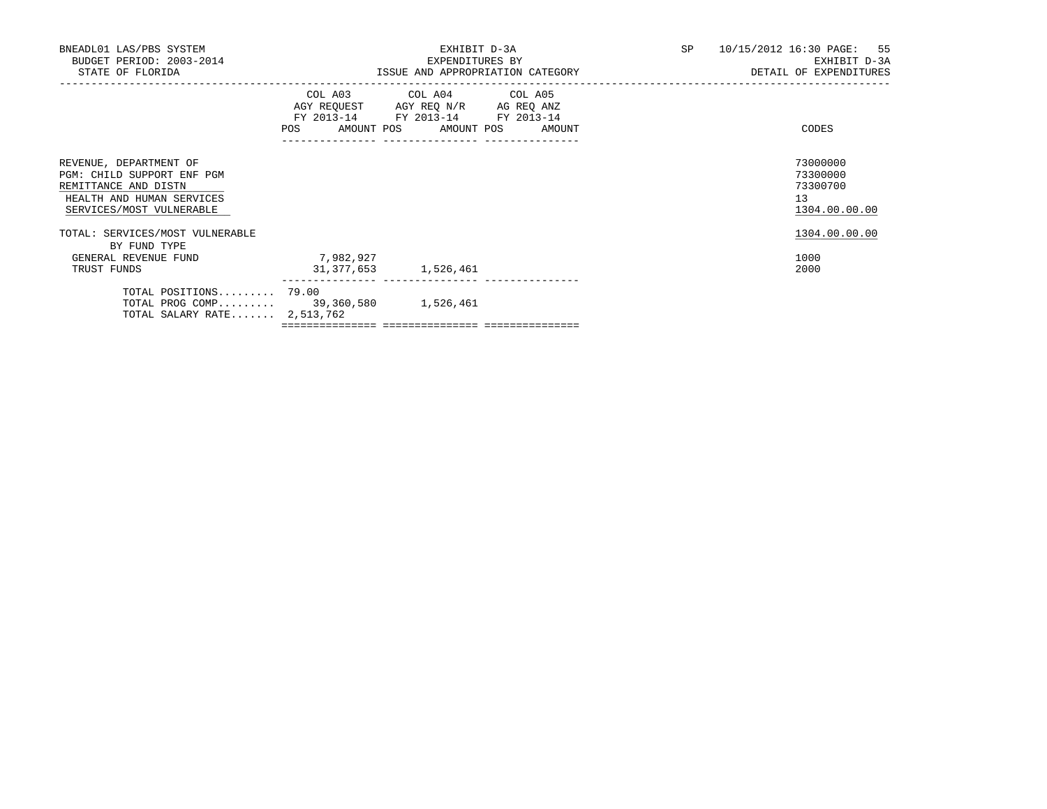BNEADL01 LAS/PBS SYSTEM
BUDGET PERIOD: 2003-2014
STATE OF FLORIDA

EXHIBIT D-3A
EXPENDITURES BY
ISSUE AND APPROPRIATION CATEGORY

SP 10/15/2012 16:30
EXHIBIT D-3A
DETAIL OF EXPENDITURES

| | COL A03 AGY REQUEST FY 2013-14 POS | AMOUNT | COL A04 AGY REQ N/R FY 2013-14 POS | AMOUNT | COL A05 AG REQ ANZ FY 2013-14 POS | AMOUNT | CODES |
|---|---|---|---|---|---|---|---|
| REVENUE, DEPARTMENT OF | | | | | | | 73000000 |
| PGM: CHILD SUPPORT ENF PGM | | | | | | | 73300000 |
| REMITTANCE AND DISTN | | | | | | | 73300700 |
| HEALTH AND HUMAN SERVICES | | | | | | | 13 |
| SERVICES/MOST VULNERABLE | | | | | | | 1304.00.00.00 |
| TOTAL: SERVICES/MOST VULNERABLE | | | | | | | 1304.00.00.00 |
| BY FUND TYPE | | | | | | | |
| GENERAL REVENUE FUND | | 7,982,927 | | | | | 1000 |
| TRUST FUNDS | | 31,377,653 | | 1,526,461 | | | 2000 |
| TOTAL POSITIONS......... | 79.00 | | | | | | |
| TOTAL PROG COMP......... | | 39,360,580 | | 1,526,461 | | | |
| TOTAL SALARY RATE....... | | 2,513,762 | | | | | |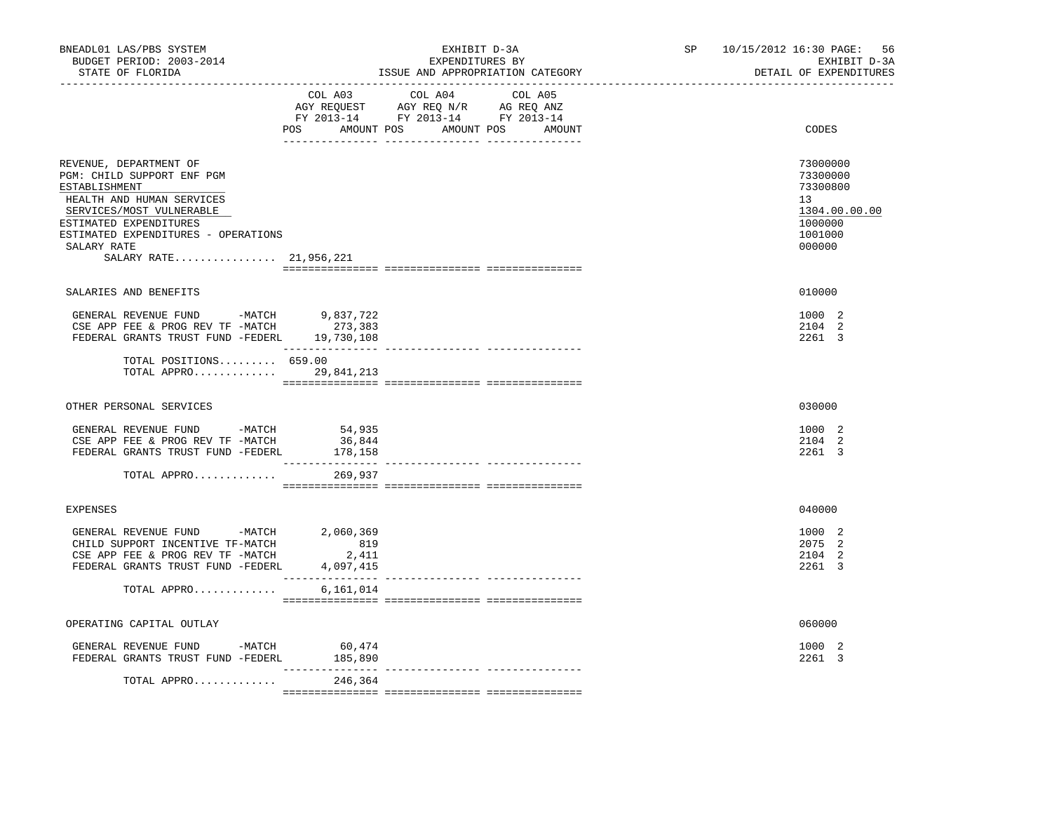BNEADL01 LAS/PBS SYSTEM
BUDGET PERIOD: 2003-2014
STATE OF FLORIDA

EXHIBIT D-3A
EXPENDITURES BY
ISSUE AND APPROPRIATION CATEGORY

SP 10/15/2012 16:30 PAGE: 56
EXHIBIT D-3A
DETAIL OF EXPENDITURES

| | COL A03 AGY REQUEST FY 2013-14 POS | AMOUNT | COL A04 AGY REQ N/R FY 2013-14 POS | AMOUNT | COL A05 AG REQ ANZ FY 2013-14 POS | AMOUNT | CODES |
|---|---|---|---|---|---|---|---|
| REVENUE, DEPARTMENT OF | | | | | | | 73000000 |
| PGM: CHILD SUPPORT ENF PGM | | | | | | | 73300000 |
| ESTABLISHMENT | | | | | | | 73300800 |
| HEALTH AND HUMAN SERVICES | | | | | | | 13 |
| SERVICES/MOST VULNERABLE | | | | | | | 1304.00.00.00 |
| ESTIMATED EXPENDITURES | | | | | | | 1000000 |
| ESTIMATED EXPENDITURES - OPERATIONS | | | | | | | 1001000 |
| SALARY RATE | | | | | | | 000000 |
| SALARY RATE................ 21,956,221 | | | | | | | |
| SALARIES AND BENEFITS | | | | | | | 010000 |
| GENERAL REVENUE FUND -MATCH | | 9,837,722 | | | | | 1000 2 |
| CSE APP FEE & PROG REV TF -MATCH | | 273,383 | | | | | 2104 2 |
| FEDERAL GRANTS TRUST FUND -FEDERL | | 19,730,108 | | | | | 2261 3 |
| TOTAL POSITIONS......... | 659.00 | | | | | | |
| TOTAL APPRO............. | | 29,841,213 | | | | | |
| OTHER PERSONAL SERVICES | | | | | | | 030000 |
| GENERAL REVENUE FUND -MATCH | | 54,935 | | | | | 1000 2 |
| CSE APP FEE & PROG REV TF -MATCH | | 36,844 | | | | | 2104 2 |
| FEDERAL GRANTS TRUST FUND -FEDERL | | 178,158 | | | | | 2261 3 |
| TOTAL APPRO............. | | 269,937 | | | | | |
| EXPENSES | | | | | | | 040000 |
| GENERAL REVENUE FUND -MATCH | | 2,060,369 | | | | | 1000 2 |
| CHILD SUPPORT INCENTIVE TF-MATCH | | 819 | | | | | 2075 2 |
| CSE APP FEE & PROG REV TF -MATCH | | 2,411 | | | | | 2104 2 |
| FEDERAL GRANTS TRUST FUND -FEDERL | | 4,097,415 | | | | | 2261 3 |
| TOTAL APPRO............. | | 6,161,014 | | | | | |
| OPERATING CAPITAL OUTLAY | | | | | | | 060000 |
| GENERAL REVENUE FUND -MATCH | | 60,474 | | | | | 1000 2 |
| FEDERAL GRANTS TRUST FUND -FEDERL | | 185,890 | | | | | 2261 3 |
| TOTAL APPRO............. | | 246,364 | | | | | |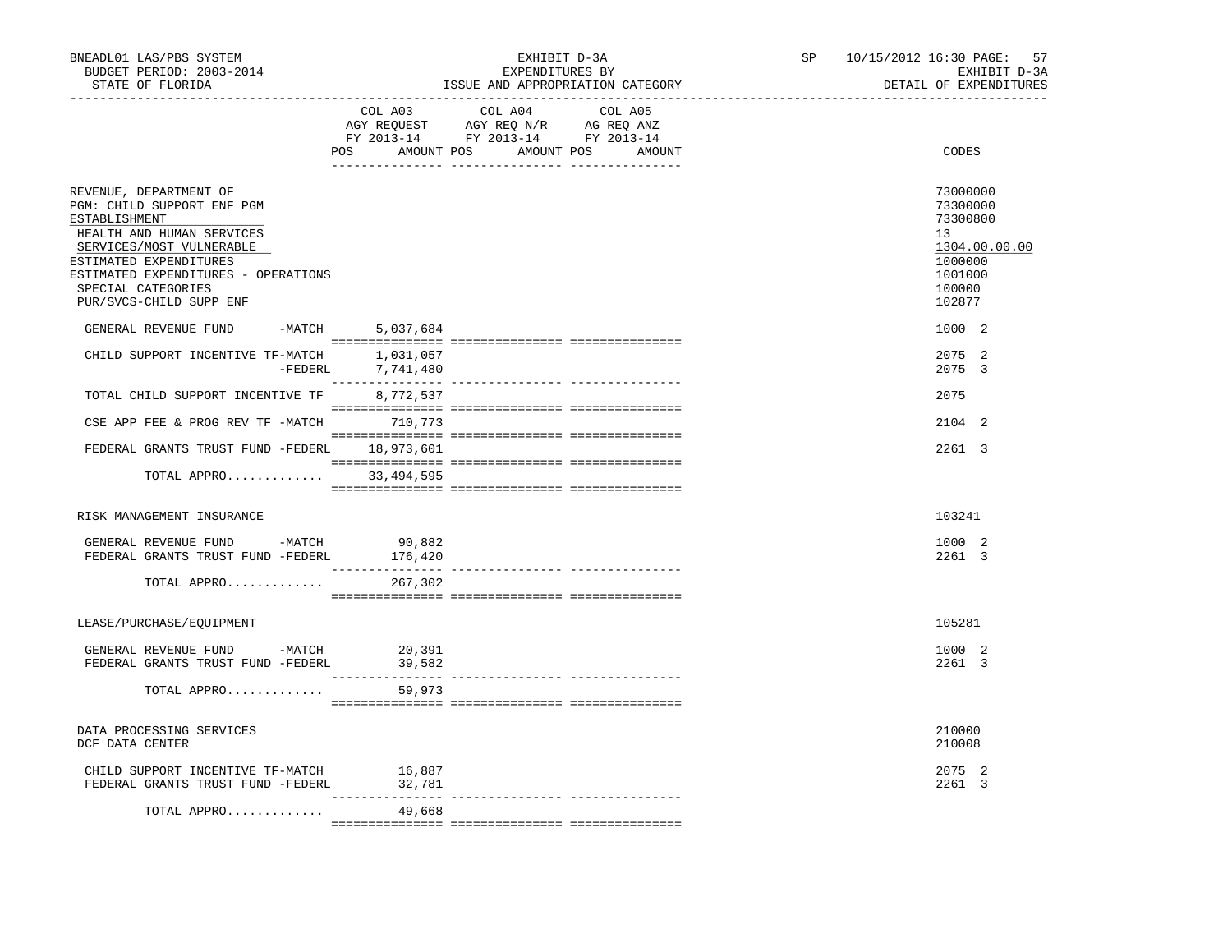BNEADL01 LAS/PBS SYSTEM | EXHIBIT D-3A | SP 10/15/2012 16:30 PAGE: 57
BUDGET PERIOD: 2003-2014 | EXPENDITURES BY | EXHIBIT D-3A
STATE OF FLORIDA | ISSUE AND APPROPRIATION CATEGORY | DETAIL OF EXPENDITURES

| | COL A03 AGY REQUEST FY 2013-14 POS AMOUNT | COL A04 AGY REQ N/R FY 2013-14 POS AMOUNT | COL A05 AG REQ ANZ FY 2013-14 POS AMOUNT | CODES |
|---|---|---|---|---|
| REVENUE, DEPARTMENT OF | | | | 73000000 |
| PGM: CHILD SUPPORT ENF PGM | | | | 73300000 |
| ESTABLISHMENT | | | | 73300800 |
| HEALTH AND HUMAN SERVICES | | | | 13 |
| SERVICES/MOST VULNERABLE | | | | 1304.00.00.00 |
| ESTIMATED EXPENDITURES | | | | 1000000 |
| ESTIMATED EXPENDITURES - OPERATIONS | | | | 1001000 |
| SPECIAL CATEGORIES | | | | 100000 |
| PUR/SVCS-CHILD SUPP ENF | | | | 102877 |
| GENERAL REVENUE FUND -MATCH | 5,037,684 | | | 1000 2 |
| CHILD SUPPORT INCENTIVE TF-MATCH | 1,031,057 | | | 2075 2 |
| -FEDERL | 7,741,480 | | | 2075 3 |
| TOTAL CHILD SUPPORT INCENTIVE TF | 8,772,537 | | | 2075 |
| CSE APP FEE & PROG REV TF -MATCH | 710,773 | | | 2104 2 |
| FEDERAL GRANTS TRUST FUND -FEDERL | 18,973,601 | | | 2261 3 |
| TOTAL APPRO............ | 33,494,595 | | | |
| RISK MANAGEMENT INSURANCE | | | | 103241 |
| GENERAL REVENUE FUND -MATCH | 90,882 | | | 1000 2 |
| FEDERAL GRANTS TRUST FUND -FEDERL | 176,420 | | | 2261 3 |
| TOTAL APPRO............ | 267,302 | | | |
| LEASE/PURCHASE/EQUIPMENT | | | | 105281 |
| GENERAL REVENUE FUND -MATCH | 20,391 | | | 1000 2 |
| FEDERAL GRANTS TRUST FUND -FEDERL | 39,582 | | | 2261 3 |
| TOTAL APPRO............ | 59,973 | | | |
| DATA PROCESSING SERVICES | | | | 210000 |
| DCF DATA CENTER | | | | 210008 |
| CHILD SUPPORT INCENTIVE TF-MATCH | 16,887 | | | 2075 2 |
| FEDERAL GRANTS TRUST FUND -FEDERL | 32,781 | | | 2261 3 |
| TOTAL APPRO............ | 49,668 | | | |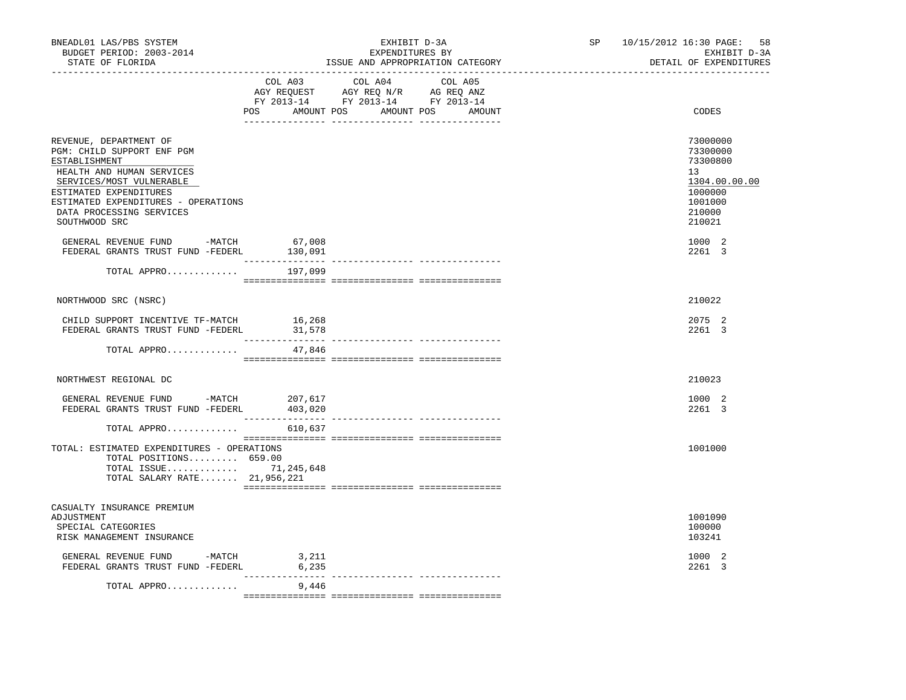BNEADL01 LAS/PBS SYSTEM | EXHIBIT D-3A | SP 10/15/2012 16:30 PAGE: 58
BUDGET PERIOD: 2003-2014 | EXPENDITURES BY | EXHIBIT D-3A
STATE OF FLORIDA | ISSUE AND APPROPRIATION CATEGORY | DETAIL OF EXPENDITURES

| | COL A03 AGY REQUEST FY 2013-14 POS AMOUNT | COL A04 AGY REQ N/R FY 2013-14 POS AMOUNT | COL A05 AG REQ ANZ FY 2013-14 POS AMOUNT | CODES |
|---|---|---|---|---|
| REVENUE, DEPARTMENT OF | | | | 73000000 |
| PGM: CHILD SUPPORT ENF PGM | | | | 73300000 |
| ESTABLISHMENT | | | | 73300800 |
| HEALTH AND HUMAN SERVICES | | | | 13 |
| SERVICES/MOST VULNERABLE | | | | 1304.00.00.00 |
| ESTIMATED EXPENDITURES | | | | 1000000 |
| ESTIMATED EXPENDITURES - OPERATIONS | | | | 1001000 |
| DATA PROCESSING SERVICES | | | | 210000 |
| SOUTHWOOD SRC | | | | 210021 |
| GENERAL REVENUE FUND -MATCH | 67,008 | | | 1000 2 |
| FEDERAL GRANTS TRUST FUND -FEDERL | 130,091 | | | 2261 3 |
| TOTAL APPRO............. | 197,099 | | | |
| NORTHWOOD SRC (NSRC) | | | | 210022 |
| CHILD SUPPORT INCENTIVE TF-MATCH | 16,268 | | | 2075 2 |
| FEDERAL GRANTS TRUST FUND -FEDERL | 31,578 | | | 2261 3 |
| TOTAL APPRO............. | 47,846 | | | |
| NORTHWEST REGIONAL DC | | | | 210023 |
| GENERAL REVENUE FUND -MATCH | 207,617 | | | 1000 2 |
| FEDERAL GRANTS TRUST FUND -FEDERL | 403,020 | | | 2261 3 |
| TOTAL APPRO............. | 610,637 | | | |
| TOTAL: ESTIMATED EXPENDITURES - OPERATIONS | | | | 1001000 |
| TOTAL POSITIONS......... 659.00 | | | | |
| TOTAL ISSUE............. | 71,245,648 | | | |
| TOTAL SALARY RATE....... 21,956,221 | | | | |
| CASUALTY INSURANCE PREMIUM ADJUSTMENT | | | | 1001090 |
| SPECIAL CATEGORIES | | | | 100000 |
| RISK MANAGEMENT INSURANCE | | | | 103241 |
| GENERAL REVENUE FUND -MATCH | 3,211 | | | 1000 2 |
| FEDERAL GRANTS TRUST FUND -FEDERL | 6,235 | | | 2261 3 |
| TOTAL APPRO............. | 9,446 | | | |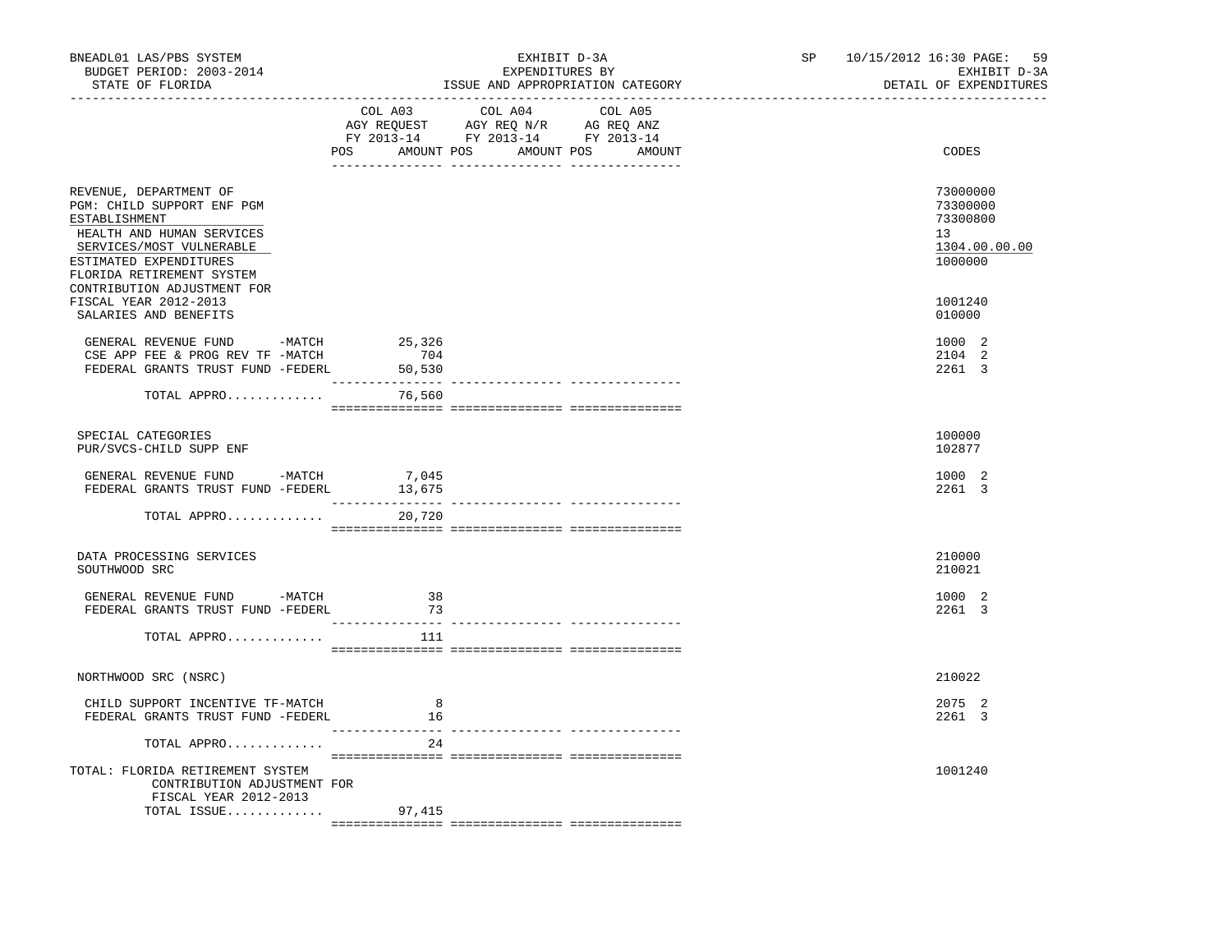BNEADL01 LAS/PBS SYSTEM — EXHIBIT D-3A — SP 10/15/2012 16:30

BUDGET PERIOD: 2003-2014 — EXPENDITURES BY — EXHIBIT D-3A

STATE OF FLORIDA — ISSUE AND APPROPRIATION CATEGORY — DETAIL OF EXPENDITURES

| | COL A03 AGY REQUEST FY 2013-14 POS AMOUNT | COL A04 AGY REQ N/R FY 2013-14 POS AMOUNT | COL A05 AG REQ ANZ FY 2013-14 POS AMOUNT | CODES |
|---|---|---|---|---|
| REVENUE, DEPARTMENT OF | | | | 73000000 |
| PGM: CHILD SUPPORT ENF PGM | | | | 73300000 |
| ESTABLISHMENT | | | | 73300800 |
| HEALTH AND HUMAN SERVICES | | | | 13 |
| SERVICES/MOST VULNERABLE | | | | 1304.00.00.00 |
| ESTIMATED EXPENDITURES | | | | 1000000 |
| FLORIDA RETIREMENT SYSTEM CONTRIBUTION ADJUSTMENT FOR FISCAL YEAR 2012-2013 | | | | 1001240 |
| SALARIES AND BENEFITS | | | | 010000 |
| GENERAL REVENUE FUND -MATCH | 25,326 | | | 1000 2 |
| CSE APP FEE & PROG REV TF -MATCH | 704 | | | 2104 2 |
| FEDERAL GRANTS TRUST FUND -FEDERL | 50,530 | | | 2261 3 |
| TOTAL APPRO............ | 76,560 | | | |
| SPECIAL CATEGORIES | | | | 100000 |
| PUR/SVCS-CHILD SUPP ENF | | | | 102877 |
| GENERAL REVENUE FUND -MATCH | 7,045 | | | 1000 2 |
| FEDERAL GRANTS TRUST FUND -FEDERL | 13,675 | | | 2261 3 |
| TOTAL APPRO............ | 20,720 | | | |
| DATA PROCESSING SERVICES | | | | 210000 |
| SOUTHWOOD SRC | | | | 210021 |
| GENERAL REVENUE FUND -MATCH | 38 | | | 1000 2 |
| FEDERAL GRANTS TRUST FUND -FEDERL | 73 | | | 2261 3 |
| TOTAL APPRO............ | 111 | | | |
| NORTHWOOD SRC (NSRC) | | | | 210022 |
| CHILD SUPPORT INCENTIVE TF-MATCH | 8 | | | 2075 2 |
| FEDERAL GRANTS TRUST FUND -FEDERL | 16 | | | 2261 3 |
| TOTAL APPRO............ | 24 | | | |
| TOTAL: FLORIDA RETIREMENT SYSTEM CONTRIBUTION ADJUSTMENT FOR FISCAL YEAR 2012-2013 | | | | 1001240 |
| TOTAL ISSUE............ | 97,415 | | | |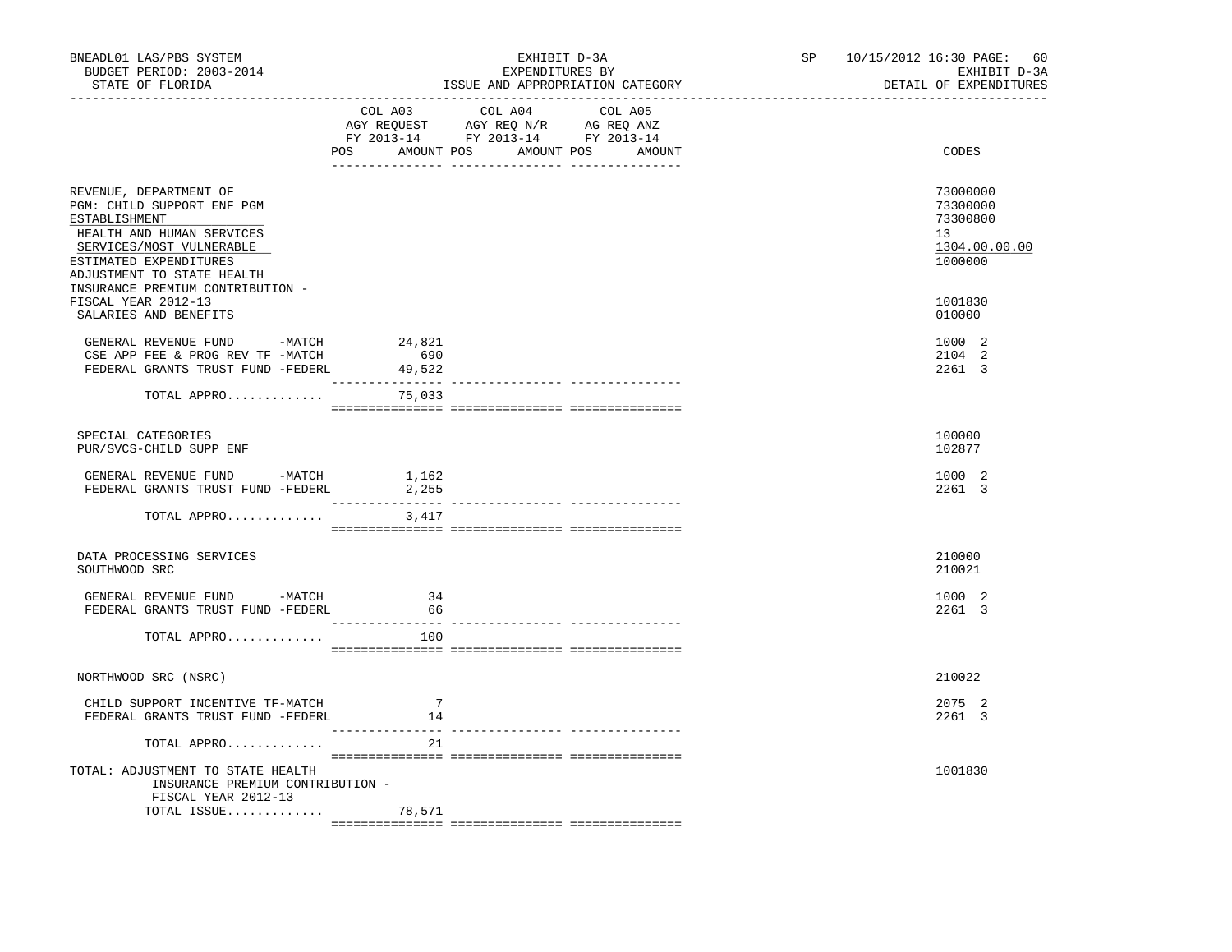BNEADL01 LAS/PBS SYSTEM — EXHIBIT D-3A — EXPENDITURES BY ISSUE AND APPROPRIATION CATEGORY — SP 10/15/2012 16:30

BUDGET PERIOD: 2003-2014 — EXHIBIT D-3A

STATE OF FLORIDA — DETAIL OF EXPENDITURES

| | COL A03 AGY REQUEST FY 2013-14 POS AMOUNT | COL A04 AGY REQ N/R FY 2013-14 POS AMOUNT | COL A05 AG REQ ANZ FY 2013-14 POS AMOUNT | CODES |
|---|---|---|---|---|
| REVENUE, DEPARTMENT OF | | | | 73000000 |
| PGM: CHILD SUPPORT ENF PGM | | | | 73300000 |
| ESTABLISHMENT | | | | 73300800 |
| HEALTH AND HUMAN SERVICES | | | | 13 |
| SERVICES/MOST VULNERABLE | | | | 1304.00.00.00 |
| ESTIMATED EXPENDITURES | | | | 1000000 |
| ADJUSTMENT TO STATE HEALTH INSURANCE PREMIUM CONTRIBUTION - FISCAL YEAR 2012-13 | | | | 1001830 |
| SALARIES AND BENEFITS | | | | 010000 |
| GENERAL REVENUE FUND -MATCH | 24,821 | | | 1000 2 |
| CSE APP FEE & PROG REV TF -MATCH | 690 | | | 2104 2 |
| FEDERAL GRANTS TRUST FUND -FEDERL | 49,522 | | | 2261 3 |
| TOTAL APPRO............ | 75,033 | | | |
| SPECIAL CATEGORIES | | | | 100000 |
| PUR/SVCS-CHILD SUPP ENF | | | | 102877 |
| GENERAL REVENUE FUND -MATCH | 1,162 | | | 1000 2 |
| FEDERAL GRANTS TRUST FUND -FEDERL | 2,255 | | | 2261 3 |
| TOTAL APPRO............ | 3,417 | | | |
| DATA PROCESSING SERVICES | | | | 210000 |
| SOUTHWOOD SRC | | | | 210021 |
| GENERAL REVENUE FUND -MATCH | 34 | | | 1000 2 |
| FEDERAL GRANTS TRUST FUND -FEDERL | 66 | | | 2261 3 |
| TOTAL APPRO............ | 100 | | | |
| NORTHWOOD SRC (NSRC) | | | | 210022 |
| CHILD SUPPORT INCENTIVE TF-MATCH | 7 | | | 2075 2 |
| FEDERAL GRANTS TRUST FUND -FEDERL | 14 | | | 2261 3 |
| TOTAL APPRO............ | 21 | | | |
| TOTAL: ADJUSTMENT TO STATE HEALTH INSURANCE PREMIUM CONTRIBUTION - FISCAL YEAR 2012-13 | | | | 1001830 |
| TOTAL ISSUE............ | 78,571 | | | |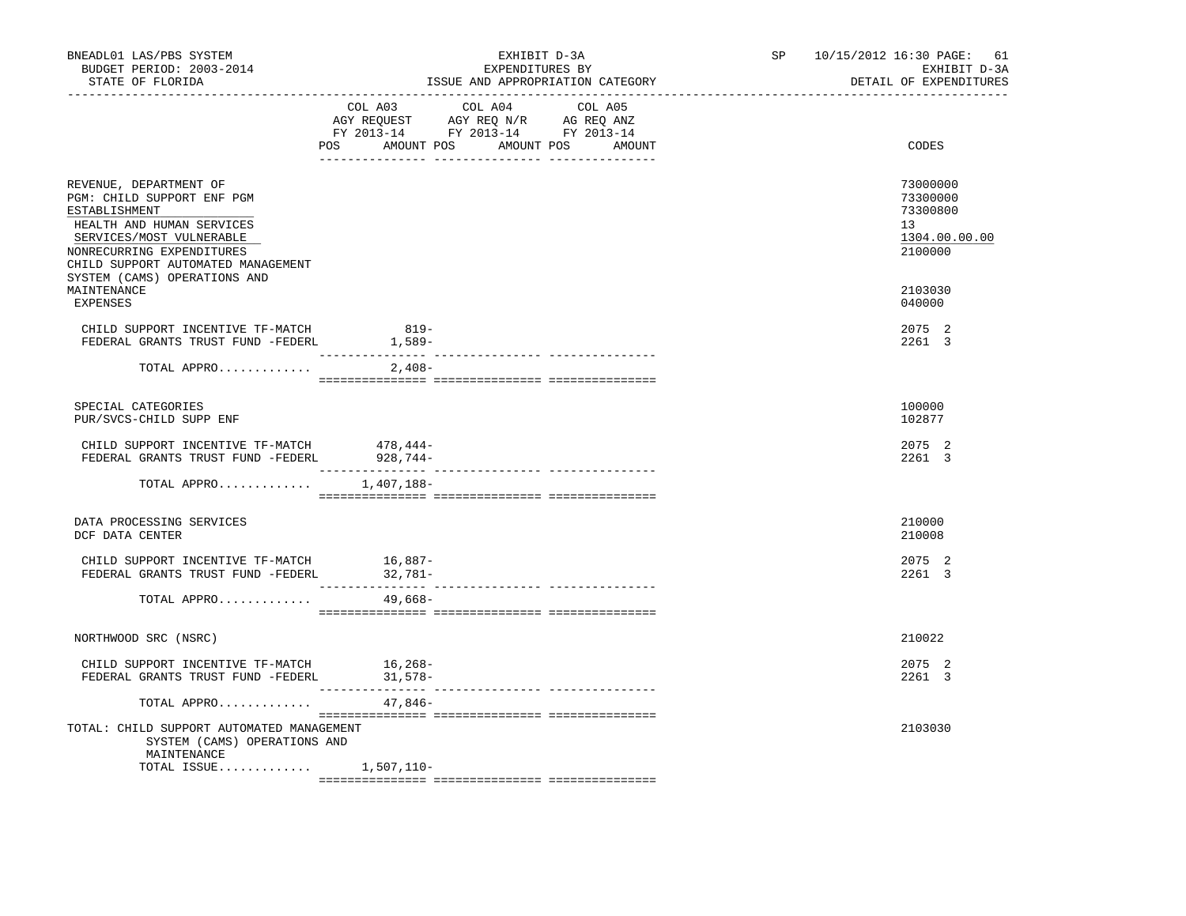BNEADL01 LAS/PBS SYSTEM
BUDGET PERIOD: 2003-2014
STATE OF FLORIDA

EXHIBIT D-3A
EXPENDITURES BY
ISSUE AND APPROPRIATION CATEGORY

SP 10/15/2012 16:30 PAGE: 61
EXHIBIT D-3A
DETAIL OF EXPENDITURES

| | COL A03 AGY REQUEST FY 2013-14 POS AMOUNT | COL A04 AGY REQ N/R FY 2013-14 POS AMOUNT | COL A05 AG REQ ANZ FY 2013-14 POS AMOUNT | CODES |
|---|---|---|---|---|
| REVENUE, DEPARTMENT OF | | | | 73000000 |
| PGM: CHILD SUPPORT ENF PGM | | | | 73300000 |
| ESTABLISHMENT | | | | 73300800 |
| HEALTH AND HUMAN SERVICES | | | | 13 |
| SERVICES/MOST VULNERABLE | | | | 1304.00.00.00 |
| NONRECURRING EXPENDITURES | | | | 2100000 |
| CHILD SUPPORT AUTOMATED MANAGEMENT SYSTEM (CAMS) OPERATIONS AND MAINTENANCE | | | | 2103030 |
| EXPENSES | | | | 040000 |
| CHILD SUPPORT INCENTIVE TF-MATCH | 819- | | | 2075 2 |
| FEDERAL GRANTS TRUST FUND -FEDERL | 1,589- | | | 2261 3 |
| TOTAL APPRO............ | 2,408- | | | |
| SPECIAL CATEGORIES | | | | 100000 |
| PUR/SVCS-CHILD SUPP ENF | | | | 102877 |
| CHILD SUPPORT INCENTIVE TF-MATCH | 478,444- | | | 2075 2 |
| FEDERAL GRANTS TRUST FUND -FEDERL | 928,744- | | | 2261 3 |
| TOTAL APPRO............ | 1,407,188- | | | |
| DATA PROCESSING SERVICES | | | | 210000 |
| DCF DATA CENTER | | | | 210008 |
| CHILD SUPPORT INCENTIVE TF-MATCH | 16,887- | | | 2075 2 |
| FEDERAL GRANTS TRUST FUND -FEDERL | 32,781- | | | 2261 3 |
| TOTAL APPRO............ | 49,668- | | | |
| NORTHWOOD SRC (NSRC) | | | | 210022 |
| CHILD SUPPORT INCENTIVE TF-MATCH | 16,268- | | | 2075 2 |
| FEDERAL GRANTS TRUST FUND -FEDERL | 31,578- | | | 2261 3 |
| TOTAL APPRO............ | 47,846- | | | |
| TOTAL: CHILD SUPPORT AUTOMATED MANAGEMENT SYSTEM (CAMS) OPERATIONS AND MAINTENANCE | | | | 2103030 |
| TOTAL ISSUE............ | 1,507,110- | | | |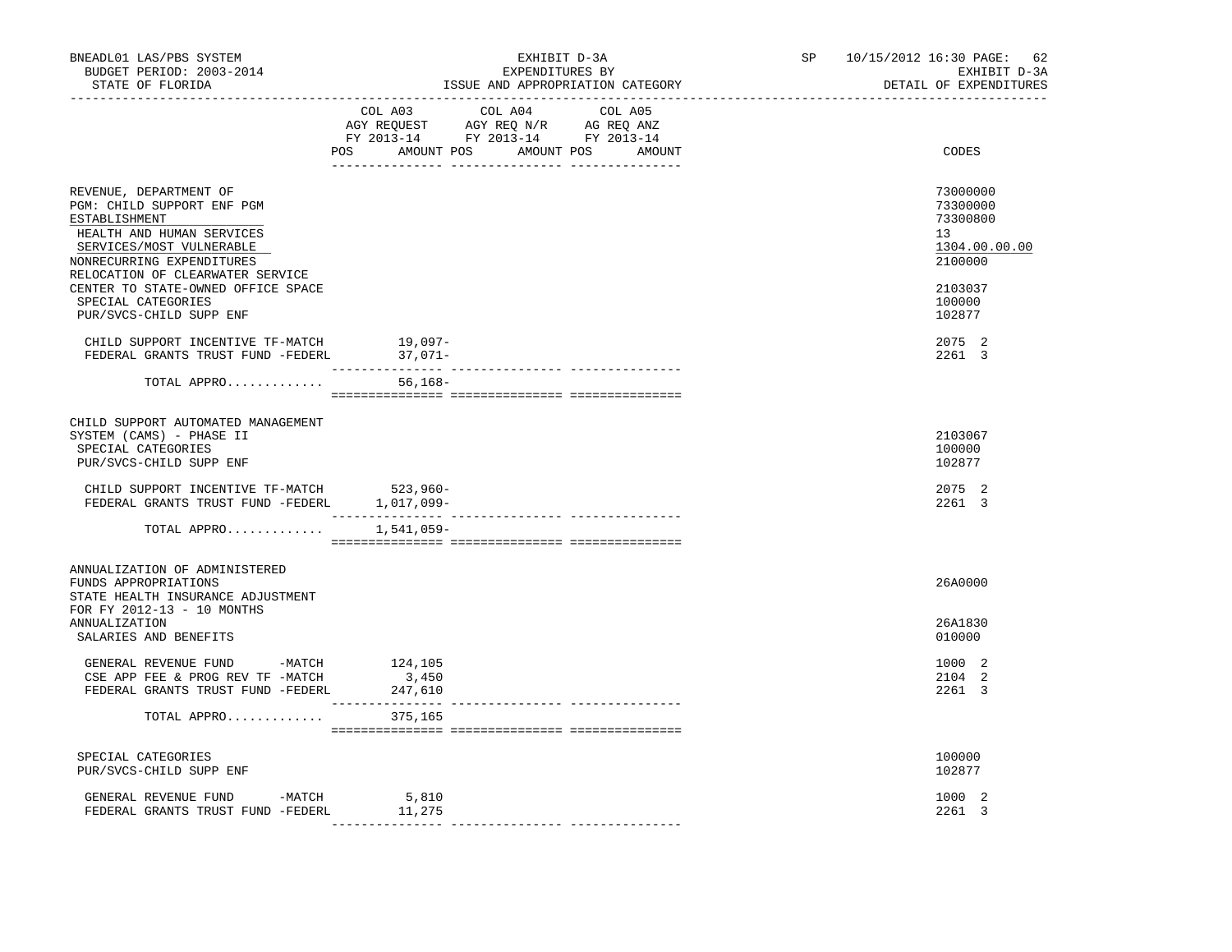BNEADL01 LAS/PBS SYSTEM
BUDGET PERIOD: 2003-2014
STATE OF FLORIDA

EXHIBIT D-3A
EXPENDITURES BY
ISSUE AND APPROPRIATION CATEGORY

SP 10/15/2012 16:30 PAGE: 62
EXHIBIT D-3A
DETAIL OF EXPENDITURES

| | COL A03 AGY REQUEST FY 2013-14 POS AMOUNT | COL A04 AGY REQ N/R FY 2013-14 POS AMOUNT | COL A05 AG REQ ANZ FY 2013-14 POS AMOUNT | CODES |
|---|---|---|---|---|
| REVENUE, DEPARTMENT OF | | | | 73000000 |
| PGM: CHILD SUPPORT ENF PGM | | | | 73300000 |
| ESTABLISHMENT | | | | 73300800 |
| HEALTH AND HUMAN SERVICES | | | | 13 |
| SERVICES/MOST VULNERABLE | | | | 1304.00.00.00 |
| NONRECURRING EXPENDITURES | | | | 2100000 |
| RELOCATION OF CLEARWATER SERVICE CENTER TO STATE-OWNED OFFICE SPACE | | | | 2103037 |
| SPECIAL CATEGORIES | | | | 100000 |
| PUR/SVCS-CHILD SUPP ENF | | | | 102877 |
| CHILD SUPPORT INCENTIVE TF-MATCH | 19,097- | | | 2075 2 |
| FEDERAL GRANTS TRUST FUND -FEDERL | 37,071- | | | 2261 3 |
| TOTAL APPRO............ | 56,168- | | | |
| CHILD SUPPORT AUTOMATED MANAGEMENT SYSTEM (CAMS) - PHASE II | | | | 2103067 |
| SPECIAL CATEGORIES | | | | 100000 |
| PUR/SVCS-CHILD SUPP ENF | | | | 102877 |
| CHILD SUPPORT INCENTIVE TF-MATCH | 523,960- | | | 2075 2 |
| FEDERAL GRANTS TRUST FUND -FEDERL | 1,017,099- | | | 2261 3 |
| TOTAL APPRO............ | 1,541,059- | | | |
| ANNUALIZATION OF ADMINISTERED FUNDS APPROPRIATIONS | | | | 26A0000 |
| STATE HEALTH INSURANCE ADJUSTMENT FOR FY 2012-13 - 10 MONTHS ANNUALIZATION | | | | 26A1830 |
| SALARIES AND BENEFITS | | | | 010000 |
| GENERAL REVENUE FUND -MATCH | 124,105 | | | 1000 2 |
| CSE APP FEE & PROG REV TF -MATCH | 3,450 | | | 2104 2 |
| FEDERAL GRANTS TRUST FUND -FEDERL | 247,610 | | | 2261 3 |
| TOTAL APPRO............ | 375,165 | | | |
| SPECIAL CATEGORIES | | | | 100000 |
| PUR/SVCS-CHILD SUPP ENF | | | | 102877 |
| GENERAL REVENUE FUND -MATCH | 5,810 | | | 1000 2 |
| FEDERAL GRANTS TRUST FUND -FEDERL | 11,275 | | | 2261 3 |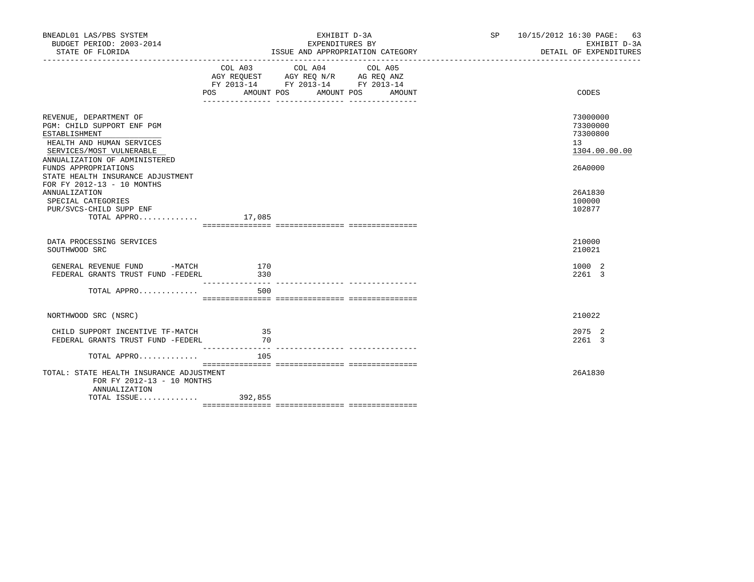BNEADL01 LAS/PBS SYSTEM — BUDGET PERIOD: 2003-2014 — STATE OF FLORIDA

EXHIBIT D-3A — EXPENDITURES BY ISSUE AND APPROPRIATION CATEGORY

SP 10/15/2012 16:30 — EXHIBIT D-3A — DETAIL OF EXPENDITURES

| | COL A03 AGY REQUEST FY 2013-14 POS | AMOUNT | COL A04 AGY REQ N/R FY 2013-14 POS | AMOUNT | COL A05 AG REQ ANZ FY 2013-14 POS | AMOUNT | CODES |
|---|---|---|---|---|---|---|---|
| REVENUE, DEPARTMENT OF | | | | | | | 73000000 |
| PGM: CHILD SUPPORT ENF PGM | | | | | | | 73300000 |
| ESTABLISHMENT | | | | | | | 73300800 |
| HEALTH AND HUMAN SERVICES | | | | | | | 13 |
| SERVICES/MOST VULNERABLE | | | | | | | 1304.00.00.00 |
| ANNUALIZATION OF ADMINISTERED FUNDS APPROPRIATIONS | | | | | | | 26A0000 |
| STATE HEALTH INSURANCE ADJUSTMENT FOR FY 2012-13 - 10 MONTHS ANNUALIZATION | | | | | | | 26A1830 |
| SPECIAL CATEGORIES | | | | | | | 100000 |
| PUR/SVCS-CHILD SUPP ENF | | | | | | | 102877 |
| TOTAL APPRO............. | | 17,085 | | | | | |
| DATA PROCESSING SERVICES | | | | | | | 210000 |
| SOUTHWOOD SRC | | | | | | | 210021 |
| GENERAL REVENUE FUND -MATCH | | 170 | | | | | 1000 2 |
| FEDERAL GRANTS TRUST FUND -FEDERL | | 330 | | | | | 2261 3 |
| TOTAL APPRO............. | | 500 | | | | | |
| NORTHWOOD SRC (NSRC) | | | | | | | 210022 |
| CHILD SUPPORT INCENTIVE TF-MATCH | | 35 | | | | | 2075 2 |
| FEDERAL GRANTS TRUST FUND -FEDERL | | 70 | | | | | 2261 3 |
| TOTAL APPRO............. | | 105 | | | | | |
| TOTAL: STATE HEALTH INSURANCE ADJUSTMENT FOR FY 2012-13 - 10 MONTHS ANNUALIZATION | | | | | | | 26A1830 |
| TOTAL ISSUE............. | | 392,855 | | | | | |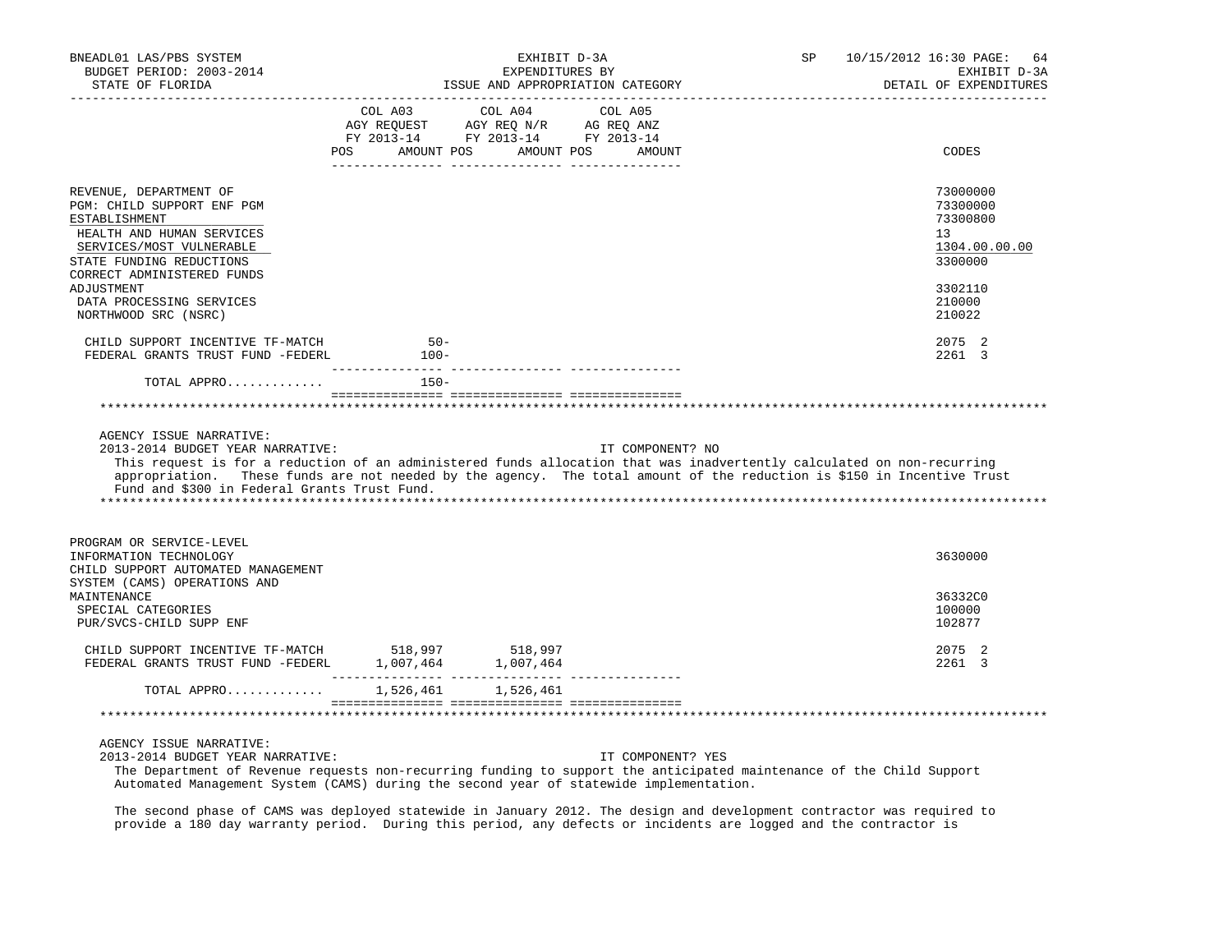| | COL A03 AGY REQUEST FY 2013-14 POS AMOUNT | COL A04 AGY REQ N/R FY 2013-14 POS AMOUNT | COL A05 AG REQ ANZ FY 2013-14 POS AMOUNT | CODES |
|---|---|---|---|---|
| REVENUE, DEPARTMENT OF | | | | 73000000 |
| PGM: CHILD SUPPORT ENF PGM | | | | 73300000 |
| ESTABLISHMENT | | | | 73300800 |
| HEALTH AND HUMAN SERVICES | | | | 13 |
| SERVICES/MOST VULNERABLE | | | | 1304.00.00.00 |
| STATE FUNDING REDUCTIONS | | | | 3300000 |
| CORRECT ADMINISTERED FUNDS ADJUSTMENT | | | | 3302110 |
| DATA PROCESSING SERVICES | | | | 210000 |
| NORTHWOOD SRC (NSRC) | | | | 210022 |
| CHILD SUPPORT INCENTIVE TF-MATCH | 50- | | | 2075 2 |
| FEDERAL GRANTS TRUST FUND -FEDERL | 100- | | | 2261 3 |
| TOTAL APPRO............ | 150- | | | |

AGENCY ISSUE NARRATIVE:

2013-2014 BUDGET YEAR NARRATIVE: IT COMPONENT? NO

This request is for a reduction of an administered funds allocation that was inadvertently calculated on non-recurring appropriation. These funds are not needed by the agency. The total amount of the reduction is $150 in Incentive Trust Fund and $300 in Federal Grants Trust Fund.

| | COL A03 AGY REQUEST FY 2013-14 POS AMOUNT | COL A04 AGY REQ N/R FY 2013-14 POS AMOUNT | COL A05 AG REQ ANZ FY 2013-14 POS AMOUNT | CODES |
|---|---|---|---|---|
| PROGRAM OR SERVICE-LEVEL | | | | |
| INFORMATION TECHNOLOGY | | | | 3630000 |
| CHILD SUPPORT AUTOMATED MANAGEMENT SYSTEM (CAMS) OPERATIONS AND MAINTENANCE | | | | 36332C0 |
| SPECIAL CATEGORIES | | | | 100000 |
| PUR/SVCS-CHILD SUPP ENF | | | | 102877 |
| CHILD SUPPORT INCENTIVE TF-MATCH | 518,997 | 518,997 | | 2075 2 |
| FEDERAL GRANTS TRUST FUND -FEDERL | 1,007,464 | 1,007,464 | | 2261 3 |
| TOTAL APPRO............ | 1,526,461 | 1,526,461 | | |

AGENCY ISSUE NARRATIVE:

2013-2014 BUDGET YEAR NARRATIVE: IT COMPONENT? YES

The Department of Revenue requests non-recurring funding to support the anticipated maintenance of the Child Support Automated Management System (CAMS) during the second year of statewide implementation.

The second phase of CAMS was deployed statewide in January 2012. The design and development contractor was required to provide a 180 day warranty period. During this period, any defects or incidents are logged and the contractor is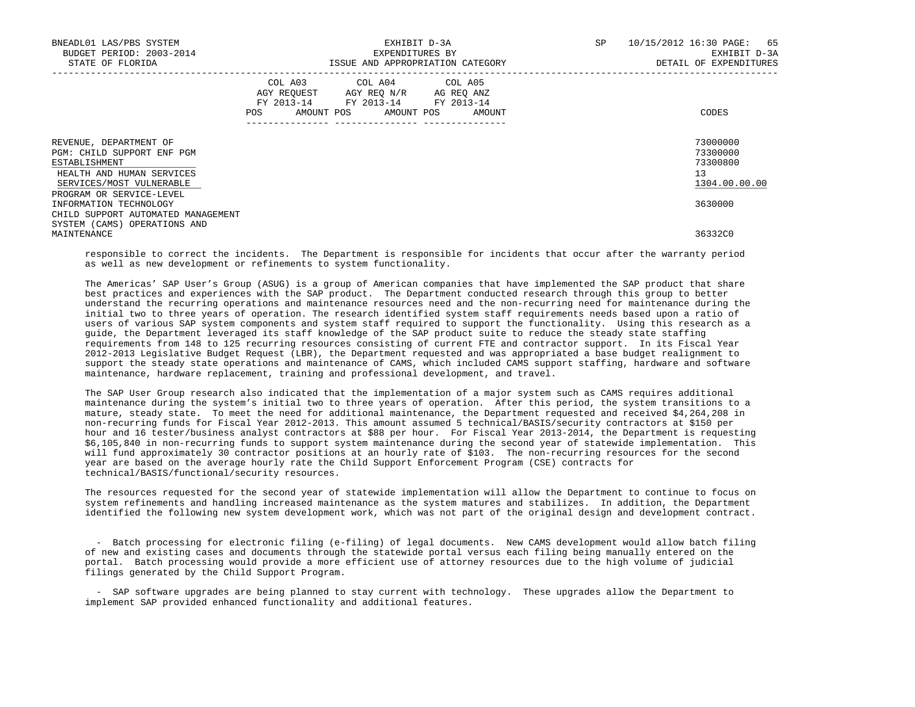| | COL A03 AGY REQUEST FY 2013-14 POS AMOUNT | COL A04 AGY REQ N/R FY 2013-14 POS AMOUNT | COL A05 AG REQ ANZ FY 2013-14 POS AMOUNT | CODES |
|---|---|---|---|---|
| REVENUE, DEPARTMENT OF | | | | 73000000 |
| PGM: CHILD SUPPORT ENF PGM | | | | 73300000 |
| ESTABLISHMENT | | | | 73300800 |
| HEALTH AND HUMAN SERVICES | | | | 13 |
| SERVICES/MOST VULNERABLE | | | | 1304.00.00.00 |
| PROGRAM OR SERVICE-LEVEL | | | | |
| INFORMATION TECHNOLOGY | | | | 3630000 |
| CHILD SUPPORT AUTOMATED MANAGEMENT SYSTEM (CAMS) OPERATIONS AND MAINTENANCE | | | | 36332C0 |

responsible to correct the incidents. The Department is responsible for incidents that occur after the warranty period as well as new development or refinements to system functionality.

The Americas' SAP User's Group (ASUG) is a group of American companies that have implemented the SAP product that share best practices and experiences with the SAP product. The Department conducted research through this group to better understand the recurring operations and maintenance resources need and the non-recurring need for maintenance during the initial two to three years of operation. The research identified system staff requirements needs based upon a ratio of users of various SAP system components and system staff required to support the functionality. Using this research as a guide, the Department leveraged its staff knowledge of the SAP product suite to reduce the steady state staffing requirements from 148 to 125 recurring resources consisting of current FTE and contractor support. In its Fiscal Year 2012-2013 Legislative Budget Request (LBR), the Department requested and was appropriated a base budget realignment to support the steady state operations and maintenance of CAMS, which included CAMS support staffing, hardware and software maintenance, hardware replacement, training and professional development, and travel.

The SAP User Group research also indicated that the implementation of a major system such as CAMS requires additional maintenance during the system's initial two to three years of operation. After this period, the system transitions to a mature, steady state. To meet the need for additional maintenance, the Department requested and received $4,264,208 in non-recurring funds for Fiscal Year 2012-2013. This amount assumed 5 technical/BASIS/security contractors at $150 per hour and 16 tester/business analyst contractors at $88 per hour. For Fiscal Year 2013-2014, the Department is requesting $6,105,840 in non-recurring funds to support system maintenance during the second year of statewide implementation. This will fund approximately 30 contractor positions at an hourly rate of $103. The non-recurring resources for the second year are based on the average hourly rate the Child Support Enforcement Program (CSE) contracts for technical/BASIS/functional/security resources.

The resources requested for the second year of statewide implementation will allow the Department to continue to focus on system refinements and handling increased maintenance as the system matures and stabilizes. In addition, the Department identified the following new system development work, which was not part of the original design and development contract.

- Batch processing for electronic filing (e-filing) of legal documents. New CAMS development would allow batch filing of new and existing cases and documents through the statewide portal versus each filing being manually entered on the portal. Batch processing would provide a more efficient use of attorney resources due to the high volume of judicial filings generated by the Child Support Program.

- SAP software upgrades are being planned to stay current with technology. These upgrades allow the Department to implement SAP provided enhanced functionality and additional features.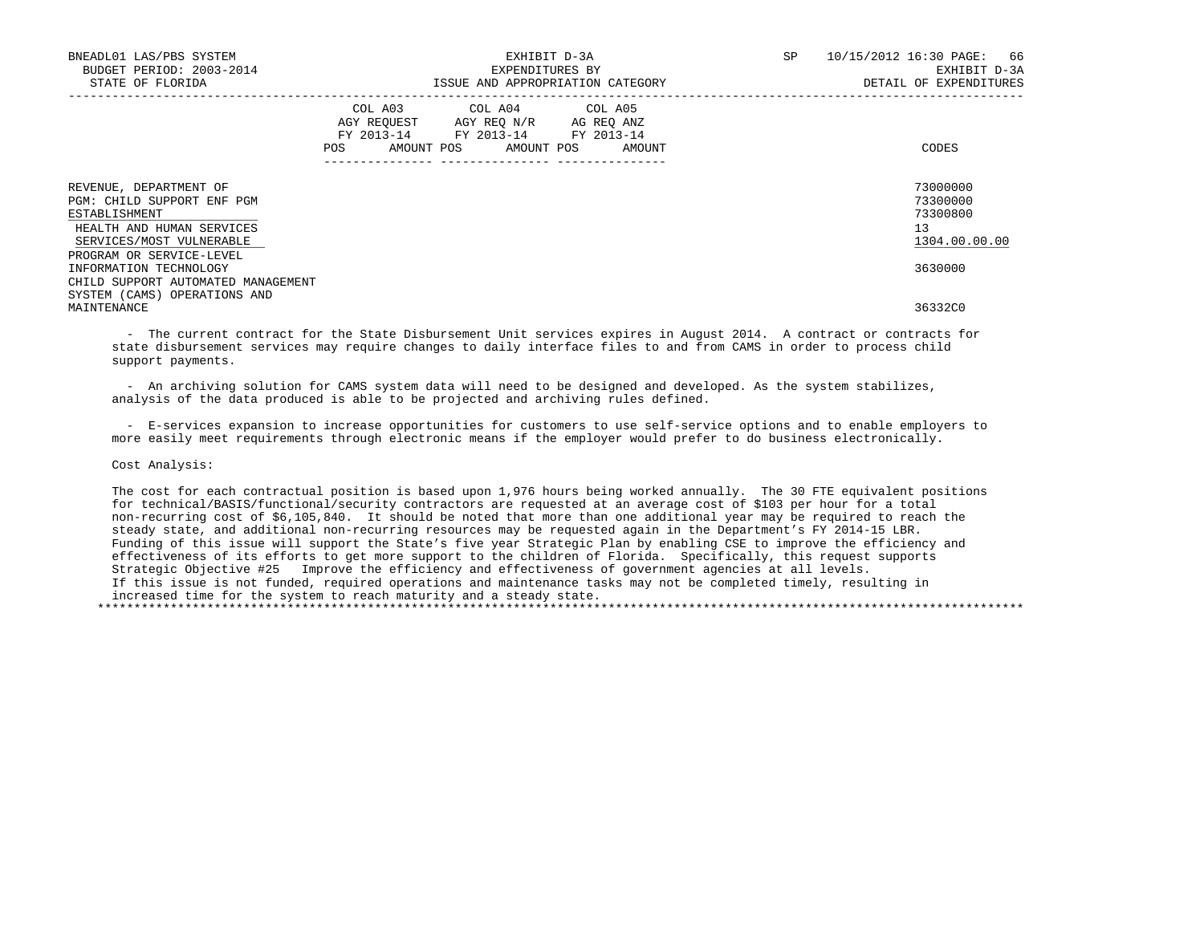| | COL A03 AGY REQUEST FY 2013-14 POS AMOUNT | COL A04 AGY REQ N/R FY 2013-14 POS AMOUNT | COL A05 AG REQ ANZ FY 2013-14 POS AMOUNT | CODES |
|---|---|---|---|---|
| REVENUE, DEPARTMENT OF | | | | 73000000 |
| PGM: CHILD SUPPORT ENF PGM | | | | 73300000 |
| ESTABLISHMENT | | | | 73300800 |
| HEALTH AND HUMAN SERVICES | | | | 13 |
| SERVICES/MOST VULNERABLE | | | | 1304.00.00.00 |
| PROGRAM OR SERVICE-LEVEL | | | | |
| INFORMATION TECHNOLOGY | | | | 3630000 |
| CHILD SUPPORT AUTOMATED MANAGEMENT SYSTEM (CAMS) OPERATIONS AND MAINTENANCE | | | | 36332C0 |

- The current contract for the State Disbursement Unit services expires in August 2014. A contract or contracts for state disbursement services may require changes to daily interface files to and from CAMS in order to process child support payments.

- An archiving solution for CAMS system data will need to be designed and developed. As the system stabilizes, analysis of the data produced is able to be projected and archiving rules defined.

- E-services expansion to increase opportunities for customers to use self-service options and to enable employers to more easily meet requirements through electronic means if the employer would prefer to do business electronically.

Cost Analysis:

The cost for each contractual position is based upon 1,976 hours being worked annually. The 30 FTE equivalent positions for technical/BASIS/functional/security contractors are requested at an average cost of $103 per hour for a total non-recurring cost of $6,105,840. It should be noted that more than one additional year may be required to reach the steady state, and additional non-recurring resources may be requested again in the Department's FY 2014-15 LBR. Funding of this issue will support the State's five year Strategic Plan by enabling CSE to improve the efficiency and effectiveness of its efforts to get more support to the children of Florida. Specifically, this request supports Strategic Objective #25 Improve the efficiency and effectiveness of government agencies at all levels. If this issue is not funded, required operations and maintenance tasks may not be completed timely, resulting in increased time for the system to reach maturity and a steady state.

*******************************************************************************************************************************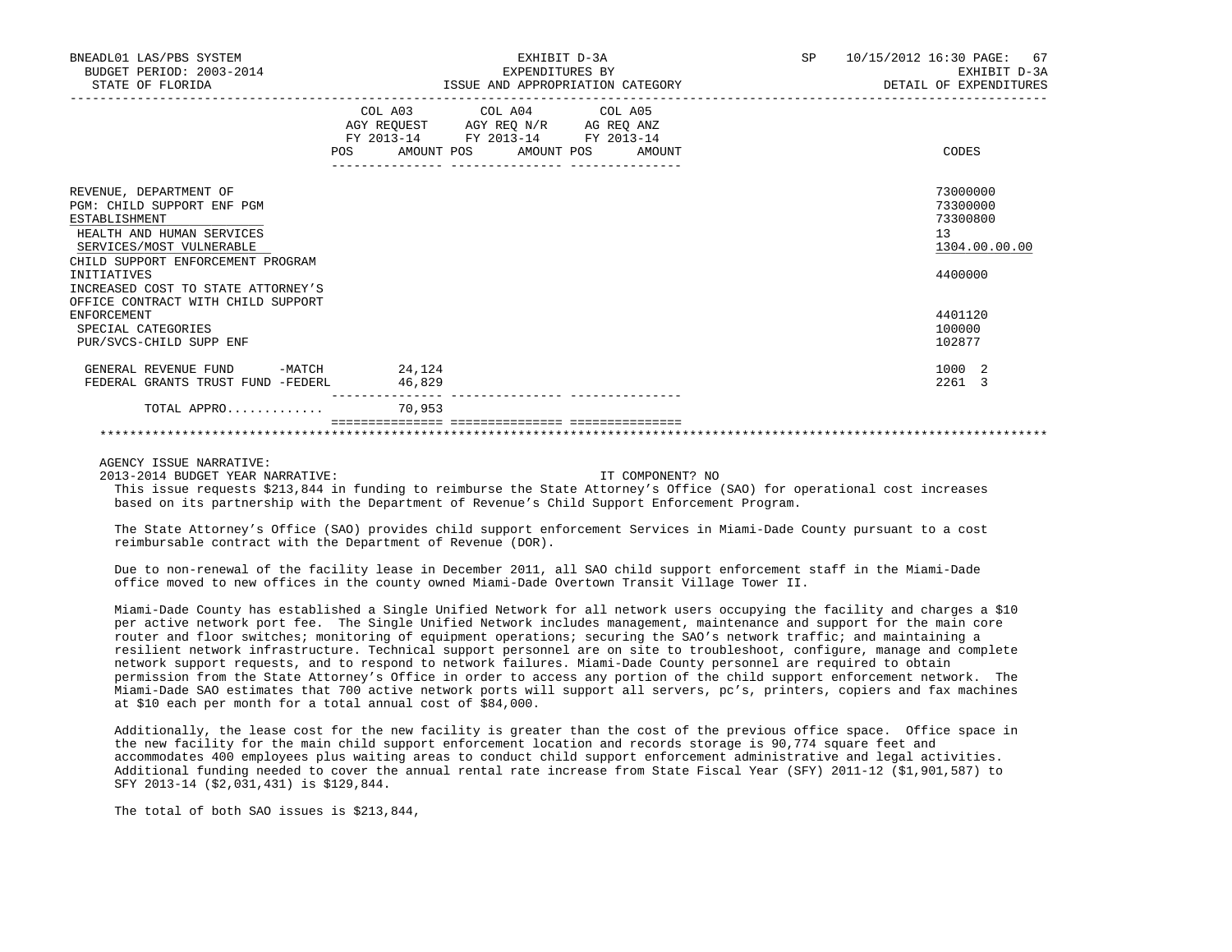BNEADL01 LAS/PBS SYSTEM — BUDGET PERIOD: 2003-2014 — STATE OF FLORIDA

EXHIBIT D-3A — EXPENDITURES BY ISSUE AND APPROPRIATION CATEGORY

SP 10/15/2012 16:30 — EXHIBIT D-3A — DETAIL OF EXPENDITURES

| | COL A03 AGY REQUEST FY 2013-14 POS | AMOUNT | COL A04 AGY REQ N/R FY 2013-14 POS | AMOUNT | COL A05 AG REQ ANZ FY 2013-14 POS | AMOUNT | CODES |
|---|---|---|---|---|---|---|---|
| REVENUE, DEPARTMENT OF | | | | | | | 73000000 |
| PGM: CHILD SUPPORT ENF PGM | | | | | | | 73300000 |
| ESTABLISHMENT | | | | | | | 73300800 |
| HEALTH AND HUMAN SERVICES | | | | | | | 13 |
| SERVICES/MOST VULNERABLE | | | | | | | 1304.00.00.00 |
| CHILD SUPPORT ENFORCEMENT PROGRAM INITIATIVES | | | | | | | 4400000 |
| INCREASED COST TO STATE ATTORNEY'S OFFICE CONTRACT WITH CHILD SUPPORT ENFORCEMENT | | | | | | | 4401120 |
| SPECIAL CATEGORIES | | | | | | | 100000 |
| PUR/SVCS-CHILD SUPP ENF | | | | | | | 102877 |
| GENERAL REVENUE FUND -MATCH | | 24,124 | | | | | 1000 2 |
| FEDERAL GRANTS TRUST FUND -FEDERL | | 46,829 | | | | | 2261 3 |
| TOTAL APPRO............ | | 70,953 | | | | | |

AGENCY ISSUE NARRATIVE:

2013-2014 BUDGET YEAR NARRATIVE: IT COMPONENT? NO

This issue requests $213,844 in funding to reimburse the State Attorney's Office (SAO) for operational cost increases based on its partnership with the Department of Revenue's Child Support Enforcement Program.

The State Attorney's Office (SAO) provides child support enforcement Services in Miami-Dade County pursuant to a cost reimbursable contract with the Department of Revenue (DOR).

Due to non-renewal of the facility lease in December 2011, all SAO child support enforcement staff in the Miami-Dade office moved to new offices in the county owned Miami-Dade Overtown Transit Village Tower II.

Miami-Dade County has established a Single Unified Network for all network users occupying the facility and charges a $10 per active network port fee. The Single Unified Network includes management, maintenance and support for the main core router and floor switches; monitoring of equipment operations; securing the SAO's network traffic; and maintaining a resilient network infrastructure. Technical support personnel are on site to troubleshoot, configure, manage and complete network support requests, and to respond to network failures. Miami-Dade County personnel are required to obtain permission from the State Attorney's Office in order to access any portion of the child support enforcement network. The Miami-Dade SAO estimates that 700 active network ports will support all servers, pc's, printers, copiers and fax machines at $10 each per month for a total annual cost of $84,000.

Additionally, the lease cost for the new facility is greater than the cost of the previous office space. Office space in the new facility for the main child support enforcement location and records storage is 90,774 square feet and accommodates 400 employees plus waiting areas to conduct child support enforcement administrative and legal activities. Additional funding needed to cover the annual rental rate increase from State Fiscal Year (SFY) 2011-12 ($1,901,587) to SFY 2013-14 ($2,031,431) is $129,844.

The total of both SAO issues is $213,844,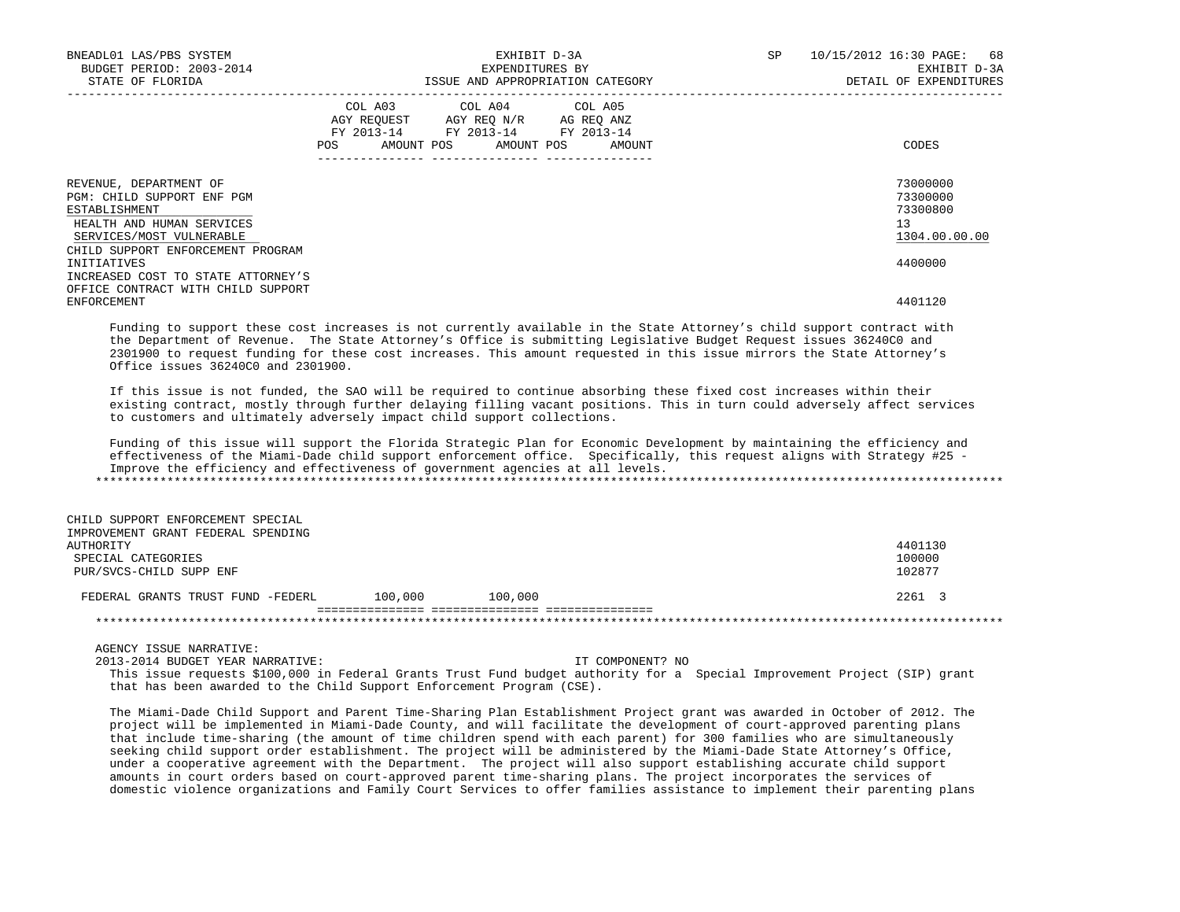| | COL A03 AGY REQUEST FY 2013-14 POS AMOUNT | COL A04 AGY REQ N/R FY 2013-14 POS AMOUNT | COL A05 AG REQ ANZ FY 2013-14 POS AMOUNT | CODES |
|---|---|---|---|---|
| REVENUE, DEPARTMENT OF | | | | 73000000 |
| PGM: CHILD SUPPORT ENF PGM | | | | 73300000 |
| ESTABLISHMENT | | | | 73300800 |
| HEALTH AND HUMAN SERVICES | | | | 13 |
| SERVICES/MOST VULNERABLE | | | | 1304.00.00.00 |
| CHILD SUPPORT ENFORCEMENT PROGRAM INITIATIVES | | | | 4400000 |
| INCREASED COST TO STATE ATTORNEY'S OFFICE CONTRACT WITH CHILD SUPPORT ENFORCEMENT | | | | 4401120 |

Funding to support these cost increases is not currently available in the State Attorney's child support contract with the Department of Revenue. The State Attorney's Office is submitting Legislative Budget Request issues 36240C0 and 2301900 to request funding for these cost increases. This amount requested in this issue mirrors the State Attorney's Office issues 36240C0 and 2301900.

If this issue is not funded, the SAO will be required to continue absorbing these fixed cost increases within their existing contract, mostly through further delaying filling vacant positions. This in turn could adversely affect services to customers and ultimately adversely impact child support collections.

Funding of this issue will support the Florida Strategic Plan for Economic Development by maintaining the efficiency and effectiveness of the Miami-Dade child support enforcement office. Specifically, this request aligns with Strategy #25 - Improve the efficiency and effectiveness of government agencies at all levels.

| | COL A03 | COL A04 | COL A05 | CODES |
|---|---|---|---|---|
| CHILD SUPPORT ENFORCEMENT SPECIAL IMPROVEMENT GRANT FEDERAL SPENDING AUTHORITY | | | | 4401130 |
| SPECIAL CATEGORIES | | | | 100000 |
| PUR/SVCS-CHILD SUPP ENF | | | | 102877 |
| FEDERAL GRANTS TRUST FUND -FEDERL | 100,000 | 100,000 | | 2261 3 |

AGENCY ISSUE NARRATIVE:

2013-2014 BUDGET YEAR NARRATIVE: IT COMPONENT? NO

This issue requests $100,000 in Federal Grants Trust Fund budget authority for a Special Improvement Project (SIP) grant that has been awarded to the Child Support Enforcement Program (CSE).

The Miami-Dade Child Support and Parent Time-Sharing Plan Establishment Project grant was awarded in October of 2012. The project will be implemented in Miami-Dade County, and will facilitate the development of court-approved parenting plans that include time-sharing (the amount of time children spend with each parent) for 300 families who are simultaneously seeking child support order establishment. The project will be administered by the Miami-Dade State Attorney's Office, under a cooperative agreement with the Department. The project will also support establishing accurate child support amounts in court orders based on court-approved parent time-sharing plans. The project incorporates the services of domestic violence organizations and Family Court Services to offer families assistance to implement their parenting plans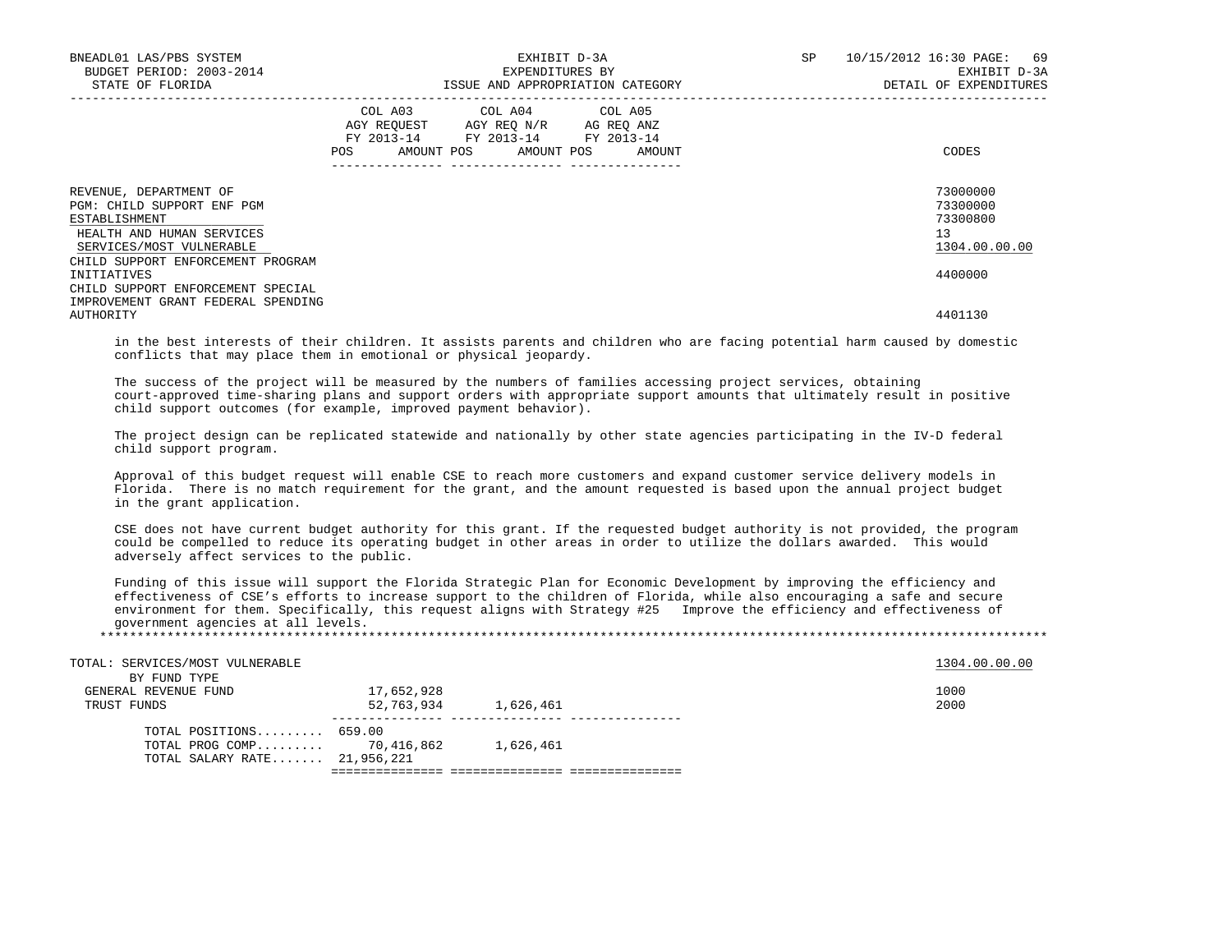| | COL A03 AGY REQUEST FY 2013-14 POS AMOUNT | COL A04 AGY REQ N/R FY 2013-14 POS AMOUNT | COL A05 AG REQ ANZ FY 2013-14 POS AMOUNT | CODES |
|---|---|---|---|---|
| REVENUE, DEPARTMENT OF | | | | 73000000 |
| PGM: CHILD SUPPORT ENF PGM | | | | 73300000 |
| ESTABLISHMENT | | | | 73300800 |
| HEALTH AND HUMAN SERVICES | | | | 13 |
| SERVICES/MOST VULNERABLE | | | | 1304.00.00.00 |
| CHILD SUPPORT ENFORCEMENT PROGRAM INITIATIVES | | | | 4400000 |
| CHILD SUPPORT ENFORCEMENT SPECIAL IMPROVEMENT GRANT FEDERAL SPENDING AUTHORITY | | | | 4401130 |

in the best interests of their children. It assists parents and children who are facing potential harm caused by domestic conflicts that may place them in emotional or physical jeopardy.

The success of the project will be measured by the numbers of families accessing project services, obtaining court-approved time-sharing plans and support orders with appropriate support amounts that ultimately result in positive child support outcomes (for example, improved payment behavior).

The project design can be replicated statewide and nationally by other state agencies participating in the IV-D federal child support program.

Approval of this budget request will enable CSE to reach more customers and expand customer service delivery models in Florida. There is no match requirement for the grant, and the amount requested is based upon the annual project budget in the grant application.

CSE does not have current budget authority for this grant. If the requested budget authority is not provided, the program could be compelled to reduce its operating budget in other areas in order to utilize the dollars awarded. This would adversely affect services to the public.

Funding of this issue will support the Florida Strategic Plan for Economic Development by improving the efficiency and effectiveness of CSE’s efforts to increase support to the children of Florida, while also encouraging a safe and secure environment for them. Specifically, this request aligns with Strategy #25 Improve the efficiency and effectiveness of government agencies at all levels.

*******************************************************************************************************************************

| | COL A03 | COL A04 | COL A05 | CODES |
|---|---|---|---|---|
| TOTAL: SERVICES/MOST VULNERABLE | | | | 1304.00.00.00 |
| BY FUND TYPE | | | | |
| GENERAL REVENUE FUND | 17,652,928 | | | 1000 |
| TRUST FUNDS | 52,763,934 | 1,626,461 | | 2000 |
| TOTAL POSITIONS......... | 659.00 | | | |
| TOTAL PROG COMP......... | 70,416,862 | 1,626,461 | | |
| TOTAL SALARY RATE....... | 21,956,221 | | | |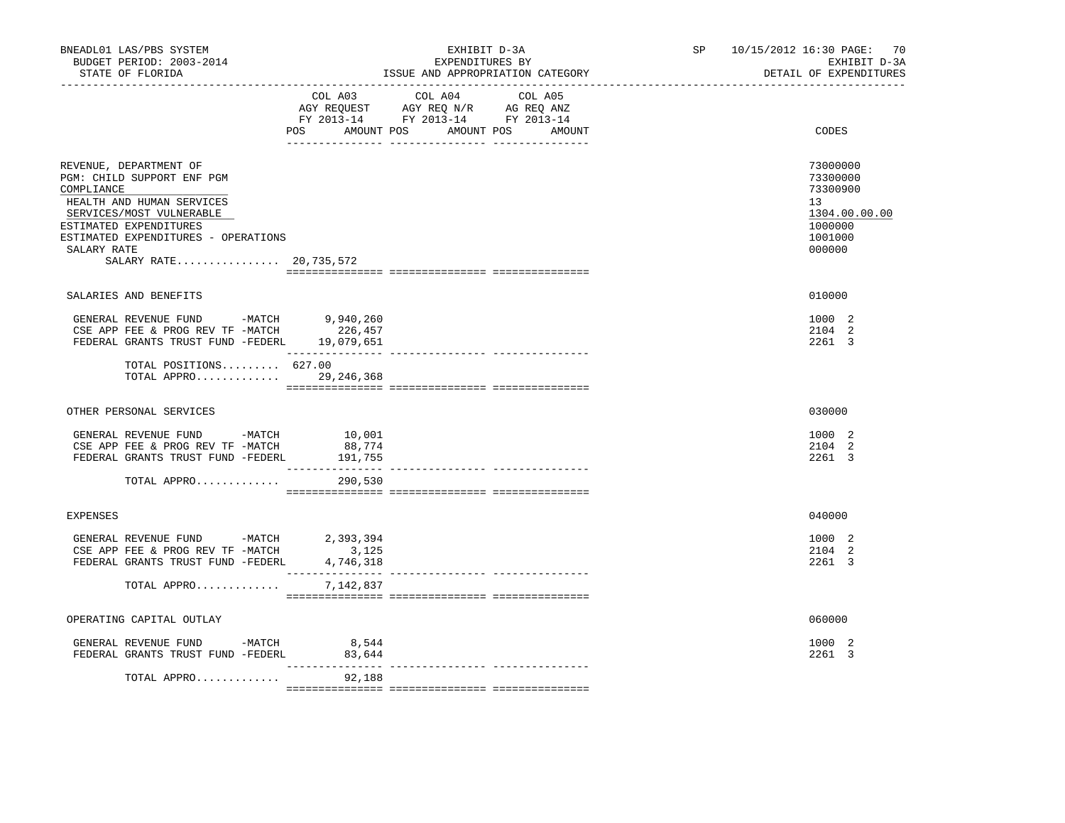BNEADL01 LAS/PBS SYSTEM
BUDGET PERIOD: 2003-2014
STATE OF FLORIDA

EXHIBIT D-3A
EXPENDITURES BY
ISSUE AND APPROPRIATION CATEGORY

SP 10/15/2012 16:30 PAGE: 70
EXHIBIT D-3A
DETAIL OF EXPENDITURES

| | COL A03 AGY REQUEST FY 2013-14 POS | AMOUNT | COL A04 AGY REQ N/R FY 2013-14 POS | AMOUNT | COL A05 AG REQ ANZ FY 2013-14 POS | AMOUNT | CODES |
|---|---|---|---|---|---|---|---|
| REVENUE, DEPARTMENT OF | | | | | | | 73000000 |
| PGM: CHILD SUPPORT ENF PGM | | | | | | | 73300000 |
| COMPLIANCE | | | | | | | 73300900 |
| HEALTH AND HUMAN SERVICES | | | | | | | 13 |
| SERVICES/MOST VULNERABLE | | | | | | | 1304.00.00.00 |
| ESTIMATED EXPENDITURES | | | | | | | 1000000 |
| ESTIMATED EXPENDITURES - OPERATIONS | | | | | | | 1001000 |
| SALARY RATE | | | | | | | 000000 |
| SALARY RATE................ 20,735,572 | | | | | | | |
| SALARIES AND BENEFITS | | | | | | | 010000 |
| GENERAL REVENUE FUND -MATCH | | 9,940,260 | | | | | 1000 2 |
| CSE APP FEE & PROG REV TF -MATCH | | 226,457 | | | | | 2104 2 |
| FEDERAL GRANTS TRUST FUND -FEDERL | | 19,079,651 | | | | | 2261 3 |
| TOTAL POSITIONS......... | 627.00 | | | | | | |
| TOTAL APPRO............. | | 29,246,368 | | | | | |
| OTHER PERSONAL SERVICES | | | | | | | 030000 |
| GENERAL REVENUE FUND -MATCH | | 10,001 | | | | | 1000 2 |
| CSE APP FEE & PROG REV TF -MATCH | | 88,774 | | | | | 2104 2 |
| FEDERAL GRANTS TRUST FUND -FEDERL | | 191,755 | | | | | 2261 3 |
| TOTAL APPRO............. | | 290,530 | | | | | |
| EXPENSES | | | | | | | 040000 |
| GENERAL REVENUE FUND -MATCH | | 2,393,394 | | | | | 1000 2 |
| CSE APP FEE & PROG REV TF -MATCH | | 3,125 | | | | | 2104 2 |
| FEDERAL GRANTS TRUST FUND -FEDERL | | 4,746,318 | | | | | 2261 3 |
| TOTAL APPRO............. | | 7,142,837 | | | | | |
| OPERATING CAPITAL OUTLAY | | | | | | | 060000 |
| GENERAL REVENUE FUND -MATCH | | 8,544 | | | | | 1000 2 |
| FEDERAL GRANTS TRUST FUND -FEDERL | | 83,644 | | | | | 2261 3 |
| TOTAL APPRO............. | | 92,188 | | | | | |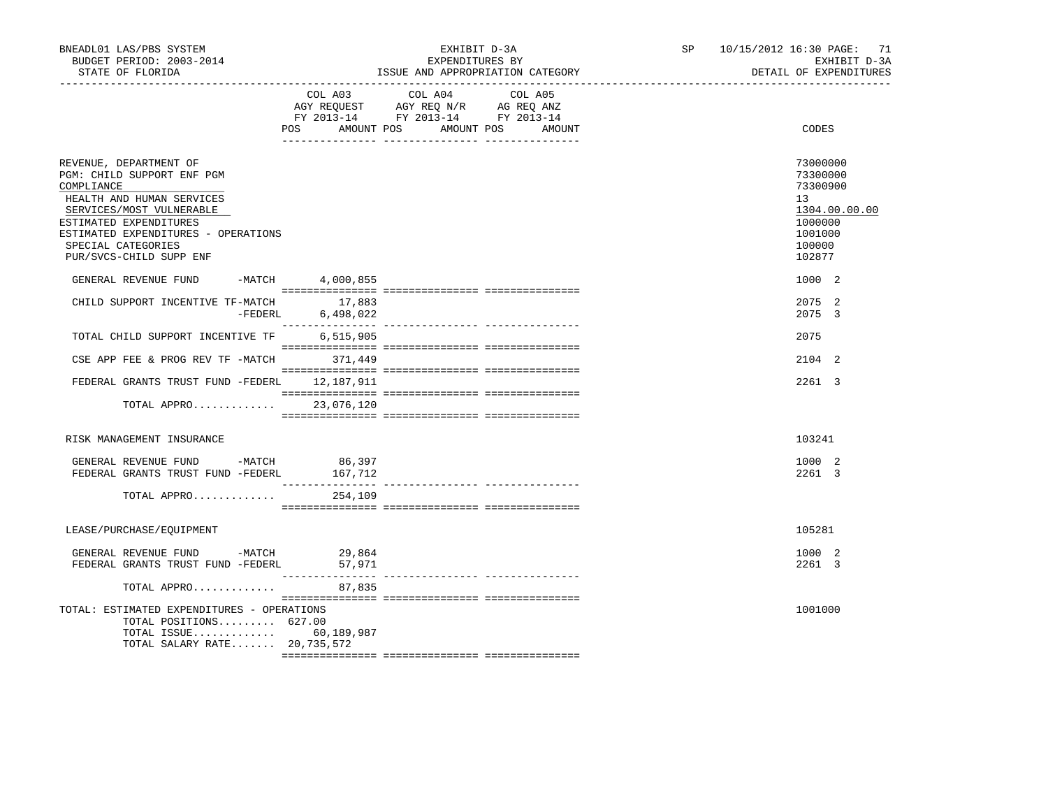BNEADL01 LAS/PBS SYSTEM
BUDGET PERIOD: 2003-2014
STATE OF FLORIDA

EXHIBIT D-3A
EXPENDITURES BY
ISSUE AND APPROPRIATION CATEGORY

SP 10/15/2012 16:30
EXHIBIT D-3A
DETAIL OF EXPENDITURES

| | COL A03 AGY REQUEST FY 2013-14 POS AMOUNT | COL A04 AGY REQ N/R FY 2013-14 POS AMOUNT | COL A05 AG REQ ANZ FY 2013-14 POS AMOUNT | CODES |
|---|---|---|---|---|
| REVENUE, DEPARTMENT OF | | | | 73000000 |
| PGM: CHILD SUPPORT ENF PGM | | | | 73300000 |
| COMPLIANCE | | | | 73300900 |
| HEALTH AND HUMAN SERVICES | | | | 13 |
| SERVICES/MOST VULNERABLE | | | | 1304.00.00.00 |
| ESTIMATED EXPENDITURES | | | | 1000000 |
| ESTIMATED EXPENDITURES - OPERATIONS | | | | 1001000 |
| SPECIAL CATEGORIES | | | | 100000 |
| PUR/SVCS-CHILD SUPP ENF | | | | 102877 |
| GENERAL REVENUE FUND -MATCH | 4,000,855 | | | 1000 2 |
| CHILD SUPPORT INCENTIVE TF-MATCH | 17,883 | | | 2075 2 |
| -FEDERL | 6,498,022 | | | 2075 3 |
| TOTAL CHILD SUPPORT INCENTIVE TF | 6,515,905 | | | 2075 |
| CSE APP FEE & PROG REV TF -MATCH | 371,449 | | | 2104 2 |
| FEDERAL GRANTS TRUST FUND -FEDERL | 12,187,911 | | | 2261 3 |
| TOTAL APPRO............ | 23,076,120 | | | |
| RISK MANAGEMENT INSURANCE | | | | 103241 |
| GENERAL REVENUE FUND -MATCH | 86,397 | | | 1000 2 |
| FEDERAL GRANTS TRUST FUND -FEDERL | 167,712 | | | 2261 3 |
| TOTAL APPRO............ | 254,109 | | | |
| LEASE/PURCHASE/EQUIPMENT | | | | 105281 |
| GENERAL REVENUE FUND -MATCH | 29,864 | | | 1000 2 |
| FEDERAL GRANTS TRUST FUND -FEDERL | 57,971 | | | 2261 3 |
| TOTAL APPRO............ | 87,835 | | | |
| TOTAL: ESTIMATED EXPENDITURES - OPERATIONS | | | | 1001000 |
| TOTAL POSITIONS......... | 627.00 | | | |
| TOTAL ISSUE............ | 60,189,987 | | | |
| TOTAL SALARY RATE....... | 20,735,572 | | | |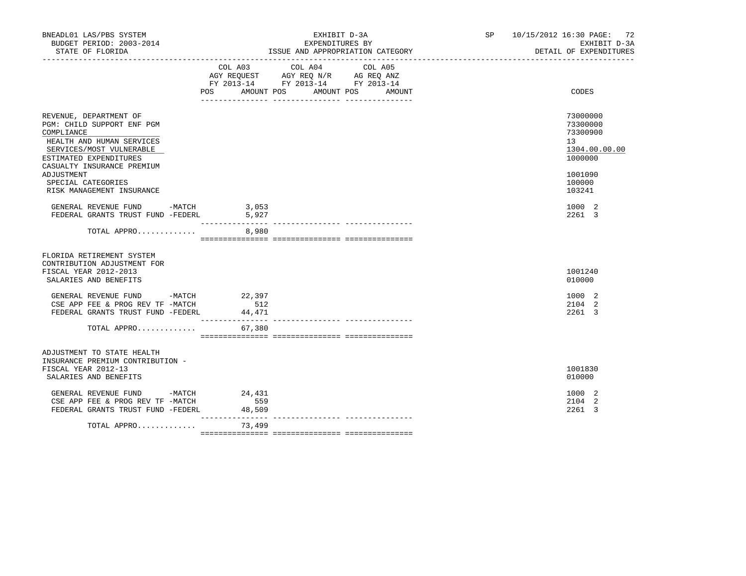BNEADL01 LAS/PBS SYSTEM | EXHIBIT D-3A | SP 10/15/2012 16:30 PAGE: 72
BUDGET PERIOD: 2003-2014 | EXPENDITURES BY | EXHIBIT D-3A
STATE OF FLORIDA | ISSUE AND APPROPRIATION CATEGORY | DETAIL OF EXPENDITURES

| | COL A03 AGY REQUEST FY 2013-14 POS AMOUNT | COL A04 AGY REQ N/R FY 2013-14 POS AMOUNT | COL A05 AG REQ ANZ FY 2013-14 POS AMOUNT | CODES |
|---|---|---|---|---|
| REVENUE, DEPARTMENT OF | | | | 73000000 |
| PGM: CHILD SUPPORT ENF PGM | | | | 73300000 |
| COMPLIANCE | | | | 73300900 |
| HEALTH AND HUMAN SERVICES | | | | 13 |
| SERVICES/MOST VULNERABLE | | | | 1304.00.00.00 |
| ESTIMATED EXPENDITURES | | | | 1000000 |
| CASUALTY INSURANCE PREMIUM ADJUSTMENT | | | | 1001090 |
| SPECIAL CATEGORIES | | | | 100000 |
| RISK MANAGEMENT INSURANCE | | | | 103241 |
| GENERAL REVENUE FUND -MATCH | 3,053 | | | 1000 2 |
| FEDERAL GRANTS TRUST FUND -FEDERL | 5,927 | | | 2261 3 |
| TOTAL APPRO............ | 8,980 | | | |
| FLORIDA RETIREMENT SYSTEM CONTRIBUTION ADJUSTMENT FOR FISCAL YEAR 2012-2013 | | | | 1001240 |
| SALARIES AND BENEFITS | | | | 010000 |
| GENERAL REVENUE FUND -MATCH | 22,397 | | | 1000 2 |
| CSE APP FEE & PROG REV TF -MATCH | 512 | | | 2104 2 |
| FEDERAL GRANTS TRUST FUND -FEDERL | 44,471 | | | 2261 3 |
| TOTAL APPRO............ | 67,380 | | | |
| ADJUSTMENT TO STATE HEALTH INSURANCE PREMIUM CONTRIBUTION - FISCAL YEAR 2012-13 | | | | 1001830 |
| SALARIES AND BENEFITS | | | | 010000 |
| GENERAL REVENUE FUND -MATCH | 24,431 | | | 1000 2 |
| CSE APP FEE & PROG REV TF -MATCH | 559 | | | 2104 2 |
| FEDERAL GRANTS TRUST FUND -FEDERL | 48,509 | | | 2261 3 |
| TOTAL APPRO............ | 73,499 | | | |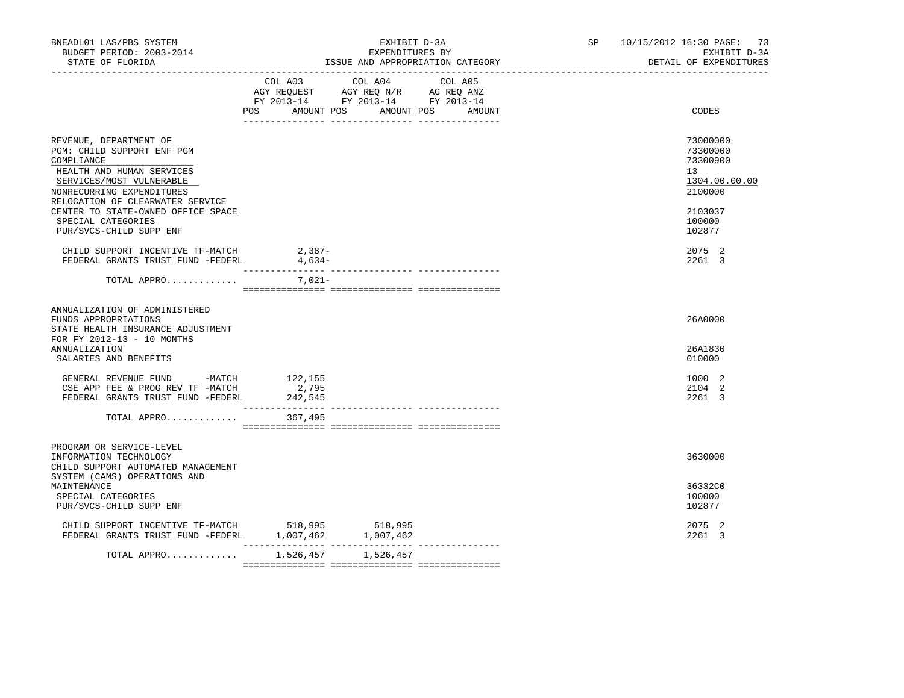BNEADL01 LAS/PBS SYSTEM
BUDGET PERIOD: 2003-2014
STATE OF FLORIDA

EXHIBIT D-3A
EXPENDITURES BY
ISSUE AND APPROPRIATION CATEGORY

SP 10/15/2012 16:30 PAGE: 73
EXHIBIT D-3A
DETAIL OF EXPENDITURES

| | COL A03 AGY REQUEST FY 2013-14 POS AMOUNT | COL A04 AGY REQ N/R FY 2013-14 POS AMOUNT | COL A05 AG REQ ANZ FY 2013-14 POS AMOUNT | CODES |
|---|---|---|---|---|
| REVENUE, DEPARTMENT OF | | | | 73000000 |
| PGM: CHILD SUPPORT ENF PGM | | | | 73300000 |
| COMPLIANCE | | | | 73300900 |
| HEALTH AND HUMAN SERVICES | | | | 13 |
| SERVICES/MOST VULNERABLE | | | | 1304.00.00.00 |
| NONRECURRING EXPENDITURES | | | | 2100000 |
| RELOCATION OF CLEARWATER SERVICE CENTER TO STATE-OWNED OFFICE SPACE | | | | 2103037 |
| SPECIAL CATEGORIES | | | | 100000 |
| PUR/SVCS-CHILD SUPP ENF | | | | 102877 |
| CHILD SUPPORT INCENTIVE TF-MATCH | 2,387- | | | 2075 2 |
| FEDERAL GRANTS TRUST FUND -FEDERL | 4,634- | | | 2261 3 |
| TOTAL APPRO............. | 7,021- | | | |
| ANNUALIZATION OF ADMINISTERED FUNDS APPROPRIATIONS | | | | 26A0000 |
| STATE HEALTH INSURANCE ADJUSTMENT FOR FY 2012-13 - 10 MONTHS ANNUALIZATION | | | | 26A1830 |
| SALARIES AND BENEFITS | | | | 010000 |
| GENERAL REVENUE FUND -MATCH | 122,155 | | | 1000 2 |
| CSE APP FEE & PROG REV TF -MATCH | 2,795 | | | 2104 2 |
| FEDERAL GRANTS TRUST FUND -FEDERL | 242,545 | | | 2261 3 |
| TOTAL APPRO............. | 367,495 | | | |
| PROGRAM OR SERVICE-LEVEL INFORMATION TECHNOLOGY | | | | 3630000 |
| CHILD SUPPORT AUTOMATED MANAGEMENT SYSTEM (CAMS) OPERATIONS AND MAINTENANCE | | | | 36332C0 |
| SPECIAL CATEGORIES | | | | 100000 |
| PUR/SVCS-CHILD SUPP ENF | | | | 102877 |
| CHILD SUPPORT INCENTIVE TF-MATCH | 518,995 | 518,995 | | 2075 2 |
| FEDERAL GRANTS TRUST FUND -FEDERL | 1,007,462 | 1,007,462 | | 2261 3 |
| TOTAL APPRO............. | 1,526,457 | 1,526,457 | | |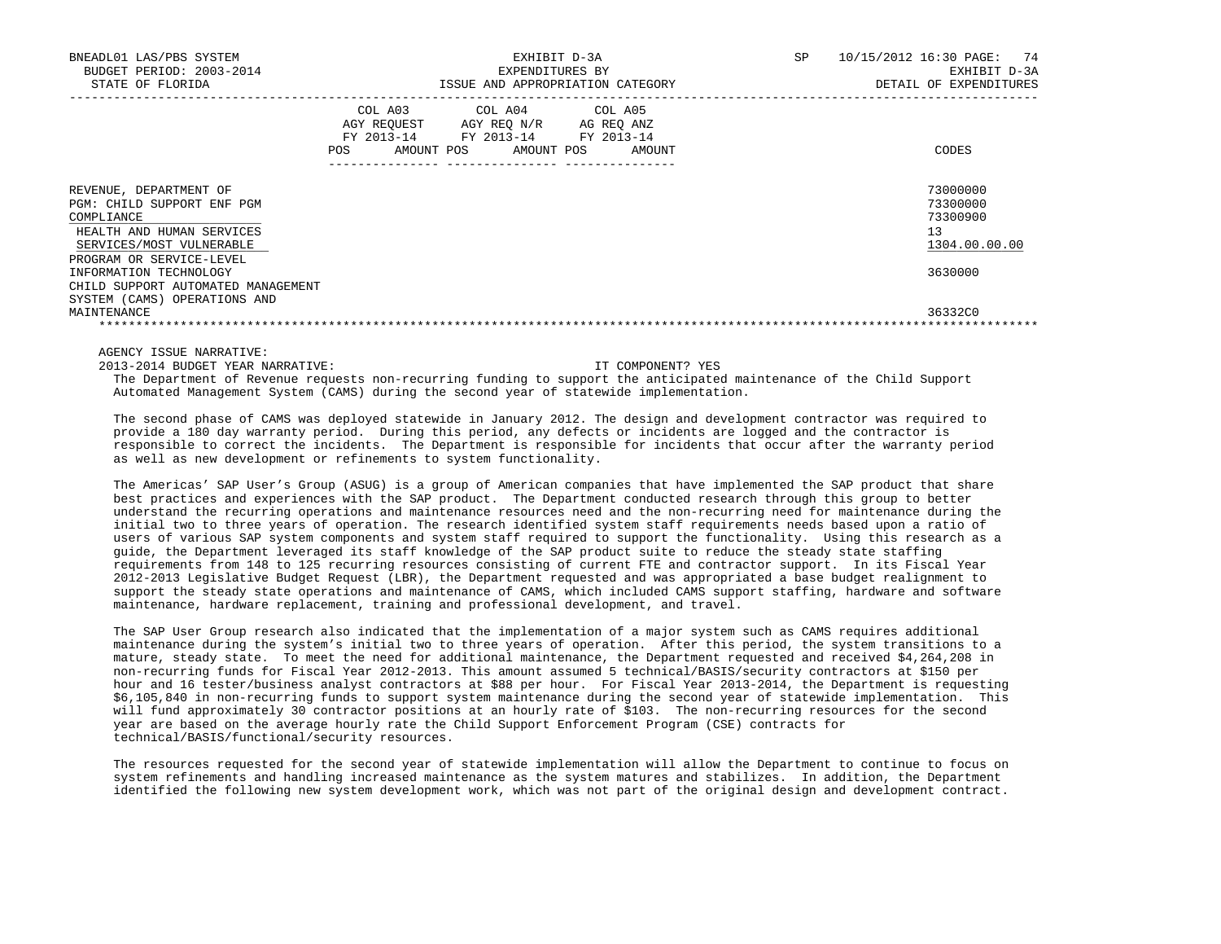| | COL A03 AGY REQUEST FY 2013-14 POS AMOUNT | COL A04 AGY REQ N/R FY 2013-14 POS AMOUNT | COL A05 AG REQ ANZ FY 2013-14 POS AMOUNT | CODES |
|---|---|---|---|---|
| REVENUE, DEPARTMENT OF | | | | 73000000 |
| PGM: CHILD SUPPORT ENF PGM | | | | 73300000 |
| COMPLIANCE | | | | 73300900 |
| HEALTH AND HUMAN SERVICES | | | | 13 |
| SERVICES/MOST VULNERABLE | | | | 1304.00.00.00 |
| PROGRAM OR SERVICE-LEVEL | | | | |
| INFORMATION TECHNOLOGY | | | | 3630000 |
| CHILD SUPPORT AUTOMATED MANAGEMENT SYSTEM (CAMS) OPERATIONS AND MAINTENANCE | | | | 36332C0 |

AGENCY ISSUE NARRATIVE:

2013-2014 BUDGET YEAR NARRATIVE: IT COMPONENT? YES

The Department of Revenue requests non-recurring funding to support the anticipated maintenance of the Child Support Automated Management System (CAMS) during the second year of statewide implementation.

The second phase of CAMS was deployed statewide in January 2012. The design and development contractor was required to provide a 180 day warranty period. During this period, any defects or incidents are logged and the contractor is responsible to correct the incidents. The Department is responsible for incidents that occur after the warranty period as well as new development or refinements to system functionality.

The Americas' SAP User's Group (ASUG) is a group of American companies that have implemented the SAP product that share best practices and experiences with the SAP product. The Department conducted research through this group to better understand the recurring operations and maintenance resources need and the non-recurring need for maintenance during the initial two to three years of operation. The research identified system staff requirements needs based upon a ratio of users of various SAP system components and system staff required to support the functionality. Using this research as a guide, the Department leveraged its staff knowledge of the SAP product suite to reduce the steady state staffing requirements from 148 to 125 recurring resources consisting of current FTE and contractor support. In its Fiscal Year 2012-2013 Legislative Budget Request (LBR), the Department requested and was appropriated a base budget realignment to support the steady state operations and maintenance of CAMS, which included CAMS support staffing, hardware and software maintenance, hardware replacement, training and professional development, and travel.

The SAP User Group research also indicated that the implementation of a major system such as CAMS requires additional maintenance during the system's initial two to three years of operation. After this period, the system transitions to a mature, steady state. To meet the need for additional maintenance, the Department requested and received $4,264,208 in non-recurring funds for Fiscal Year 2012-2013. This amount assumed 5 technical/BASIS/security contractors at $150 per hour and 16 tester/business analyst contractors at $88 per hour. For Fiscal Year 2013-2014, the Department is requesting $6,105,840 in non-recurring funds to support system maintenance during the second year of statewide implementation. This will fund approximately 30 contractor positions at an hourly rate of $103. The non-recurring resources for the second year are based on the average hourly rate the Child Support Enforcement Program (CSE) contracts for technical/BASIS/functional/security resources.

The resources requested for the second year of statewide implementation will allow the Department to continue to focus on system refinements and handling increased maintenance as the system matures and stabilizes. In addition, the Department identified the following new system development work, which was not part of the original design and development contract.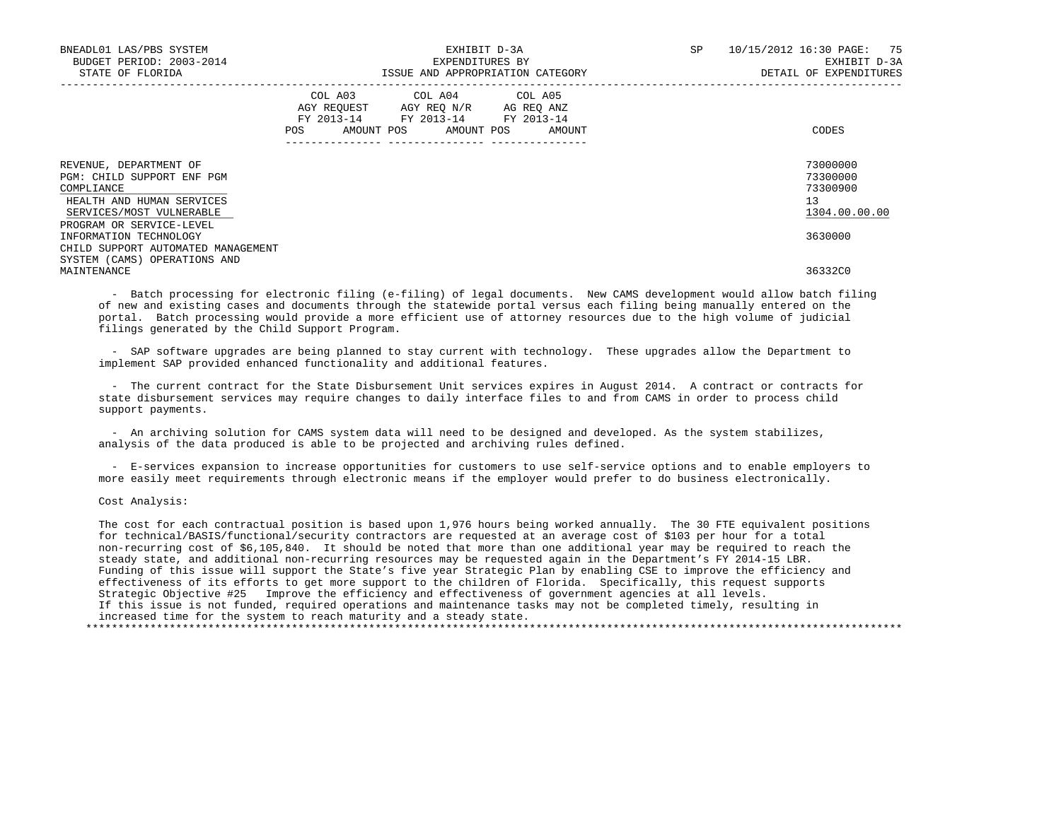| | COL A03 AGY REQUEST FY 2013-14 POS AMOUNT | COL A04 AGY REQ N/R FY 2013-14 POS AMOUNT | COL A05 AG REQ ANZ FY 2013-14 POS AMOUNT | CODES |
|---|---|---|---|---|
| REVENUE, DEPARTMENT OF | | | | 73000000 |
| PGM: CHILD SUPPORT ENF PGM | | | | 73300000 |
| COMPLIANCE | | | | 73300900 |
| HEALTH AND HUMAN SERVICES | | | | 13 |
| SERVICES/MOST VULNERABLE | | | | 1304.00.00.00 |
| PROGRAM OR SERVICE-LEVEL | | | | |
| INFORMATION TECHNOLOGY | | | | 3630000 |
| CHILD SUPPORT AUTOMATED MANAGEMENT SYSTEM (CAMS) OPERATIONS AND MAINTENANCE | | | | 36332C0 |

- Batch processing for electronic filing (e-filing) of legal documents. New CAMS development would allow batch filing of new and existing cases and documents through the statewide portal versus each filing being manually entered on the portal. Batch processing would provide a more efficient use of attorney resources due to the high volume of judicial filings generated by the Child Support Program.

- SAP software upgrades are being planned to stay current with technology. These upgrades allow the Department to implement SAP provided enhanced functionality and additional features.

- The current contract for the State Disbursement Unit services expires in August 2014. A contract or contracts for state disbursement services may require changes to daily interface files to and from CAMS in order to process child support payments.

- An archiving solution for CAMS system data will need to be designed and developed. As the system stabilizes, analysis of the data produced is able to be projected and archiving rules defined.

- E-services expansion to increase opportunities for customers to use self-service options and to enable employers to more easily meet requirements through electronic means if the employer would prefer to do business electronically.

Cost Analysis:

The cost for each contractual position is based upon 1,976 hours being worked annually. The 30 FTE equivalent positions for technical/BASIS/functional/security contractors are requested at an average cost of $103 per hour for a total non-recurring cost of $6,105,840. It should be noted that more than one additional year may be required to reach the steady state, and additional non-recurring resources may be requested again in the Department's FY 2014-15 LBR. Funding of this issue will support the State's five year Strategic Plan by enabling CSE to improve the efficiency and effectiveness of its efforts to get more support to the children of Florida. Specifically, this request supports Strategic Objective #25 Improve the efficiency and effectiveness of government agencies at all levels.
If this issue is not funded, required operations and maintenance tasks may not be completed timely, resulting in increased time for the system to reach maturity and a steady state.

*******************************************************************************************************************************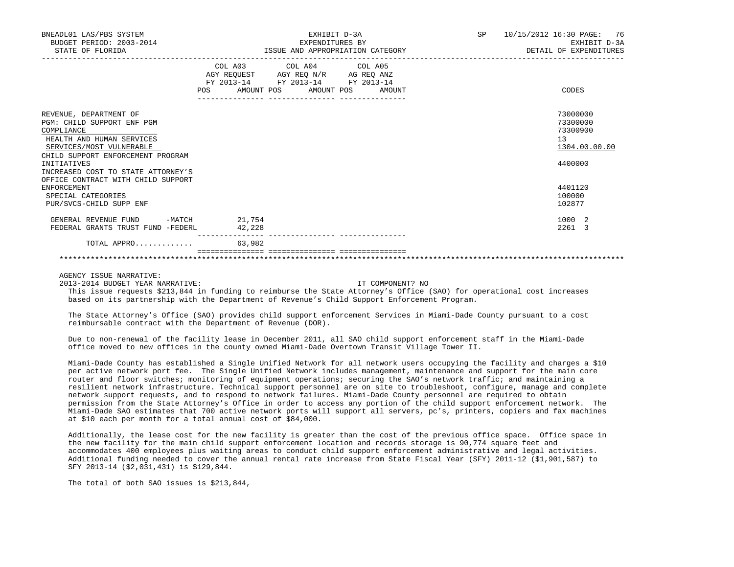BNEADL01 LAS/PBS SYSTEM | EXHIBIT D-3A | SP 10/15/2012 16:30 PAGE: 76
BUDGET PERIOD: 2003-2014 | EXPENDITURES BY | EXHIBIT D-3A
STATE OF FLORIDA | ISSUE AND APPROPRIATION CATEGORY | DETAIL OF EXPENDITURES

| | COL A03 AGY REQUEST FY 2013-14 POS AMOUNT | COL A04 AGY REQ N/R FY 2013-14 POS AMOUNT | COL A05 AG REQ ANZ FY 2013-14 POS AMOUNT | CODES |
|---|---|---|---|---|
| REVENUE, DEPARTMENT OF | | | | 73000000 |
| PGM: CHILD SUPPORT ENF PGM | | | | 73300000 |
| COMPLIANCE | | | | 73300900 |
| HEALTH AND HUMAN SERVICES | | | | 13 |
| SERVICES/MOST VULNERABLE | | | | 1304.00.00.00 |
| CHILD SUPPORT ENFORCEMENT PROGRAM INITIATIVES | | | | 4400000 |
| INCREASED COST TO STATE ATTORNEY'S OFFICE CONTRACT WITH CHILD SUPPORT ENFORCEMENT | | | | 4401120 |
| SPECIAL CATEGORIES | | | | 100000 |
| PUR/SVCS-CHILD SUPP ENF | | | | 102877 |
| GENERAL REVENUE FUND -MATCH | 21,754 | | | 1000 2 |
| FEDERAL GRANTS TRUST FUND -FEDERL | 42,228 | | | 2261 3 |
| TOTAL APPRO............ | 63,982 | | | |

AGENCY ISSUE NARRATIVE:

2013-2014 BUDGET YEAR NARRATIVE: IT COMPONENT? NO

This issue requests $213,844 in funding to reimburse the State Attorney's Office (SAO) for operational cost increases based on its partnership with the Department of Revenue's Child Support Enforcement Program.

The State Attorney's Office (SAO) provides child support enforcement Services in Miami-Dade County pursuant to a cost reimbursable contract with the Department of Revenue (DOR).

Due to non-renewal of the facility lease in December 2011, all SAO child support enforcement staff in the Miami-Dade office moved to new offices in the county owned Miami-Dade Overtown Transit Village Tower II.

Miami-Dade County has established a Single Unified Network for all network users occupying the facility and charges a $10 per active network port fee. The Single Unified Network includes management, maintenance and support for the main core router and floor switches; monitoring of equipment operations; securing the SAO's network traffic; and maintaining a resilient network infrastructure. Technical support personnel are on site to troubleshoot, configure, manage and complete network support requests, and to respond to network failures. Miami-Dade County personnel are required to obtain permission from the State Attorney's Office in order to access any portion of the child support enforcement network. The Miami-Dade SAO estimates that 700 active network ports will support all servers, pc's, printers, copiers and fax machines at $10 each per month for a total annual cost of $84,000.

Additionally, the lease cost for the new facility is greater than the cost of the previous office space. Office space in the new facility for the main child support enforcement location and records storage is 90,774 square feet and accommodates 400 employees plus waiting areas to conduct child support enforcement administrative and legal activities. Additional funding needed to cover the annual rental rate increase from State Fiscal Year (SFY) 2011-12 ($1,901,587) to SFY 2013-14 ($2,031,431) is $129,844.

The total of both SAO issues is $213,844,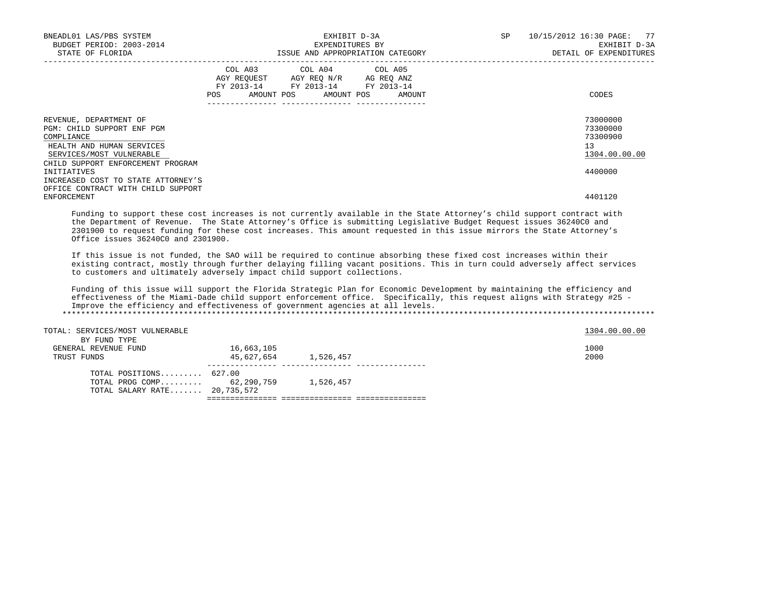| | COL A03 AGY REQUEST FY 2013-14 | | COL A04 AGY REQ N/R FY 2013-14 | | COL A05 AG REQ ANZ FY 2013-14 | | |
|---|---|---|---|---|---|---|---|
| | POS | AMOUNT | POS | AMOUNT | POS | AMOUNT | CODES |
| REVENUE, DEPARTMENT OF | | | | | | | 73000000 |
| PGM: CHILD SUPPORT ENF PGM | | | | | | | 73300000 |
| COMPLIANCE | | | | | | | 73300900 |
| HEALTH AND HUMAN SERVICES | | | | | | | 13 |
| SERVICES/MOST VULNERABLE | | | | | | | 1304.00.00.00 |
| CHILD SUPPORT ENFORCEMENT PROGRAM INITIATIVES | | | | | | | 4400000 |
| INCREASED COST TO STATE ATTORNEY'S OFFICE CONTRACT WITH CHILD SUPPORT ENFORCEMENT | | | | | | | 4401120 |

Funding to support these cost increases is not currently available in the State Attorney's child support contract with the Department of Revenue. The State Attorney's Office is submitting Legislative Budget Request issues 36240C0 and 2301900 to request funding for these cost increases. This amount requested in this issue mirrors the State Attorney's Office issues 36240C0 and 2301900.

If this issue is not funded, the SAO will be required to continue absorbing these fixed cost increases within their existing contract, mostly through further delaying filling vacant positions. This in turn could adversely affect services to customers and ultimately adversely impact child support collections.

Funding of this issue will support the Florida Strategic Plan for Economic Development by maintaining the efficiency and effectiveness of the Miami-Dade child support enforcement office. Specifically, this request aligns with Strategy #25 - Improve the efficiency and effectiveness of government agencies at all levels.

| | COL A03 | | COL A04 | | COL A05 | | CODES |
|---|---|---|---|---|---|---|---|
| TOTAL: SERVICES/MOST VULNERABLE | | | | | | | 1304.00.00.00 |
| BY FUND TYPE | | | | | | | |
| GENERAL REVENUE FUND | | 16,663,105 | | | | | 1000 |
| TRUST FUNDS | | 45,627,654 | | 1,526,457 | | | 2000 |
| TOTAL POSITIONS......... | 627.00 | | | | | | |
| TOTAL PROG COMP......... | | 62,290,759 | | 1,526,457 | | | |
| TOTAL SALARY RATE....... | | 20,735,572 | | | | | |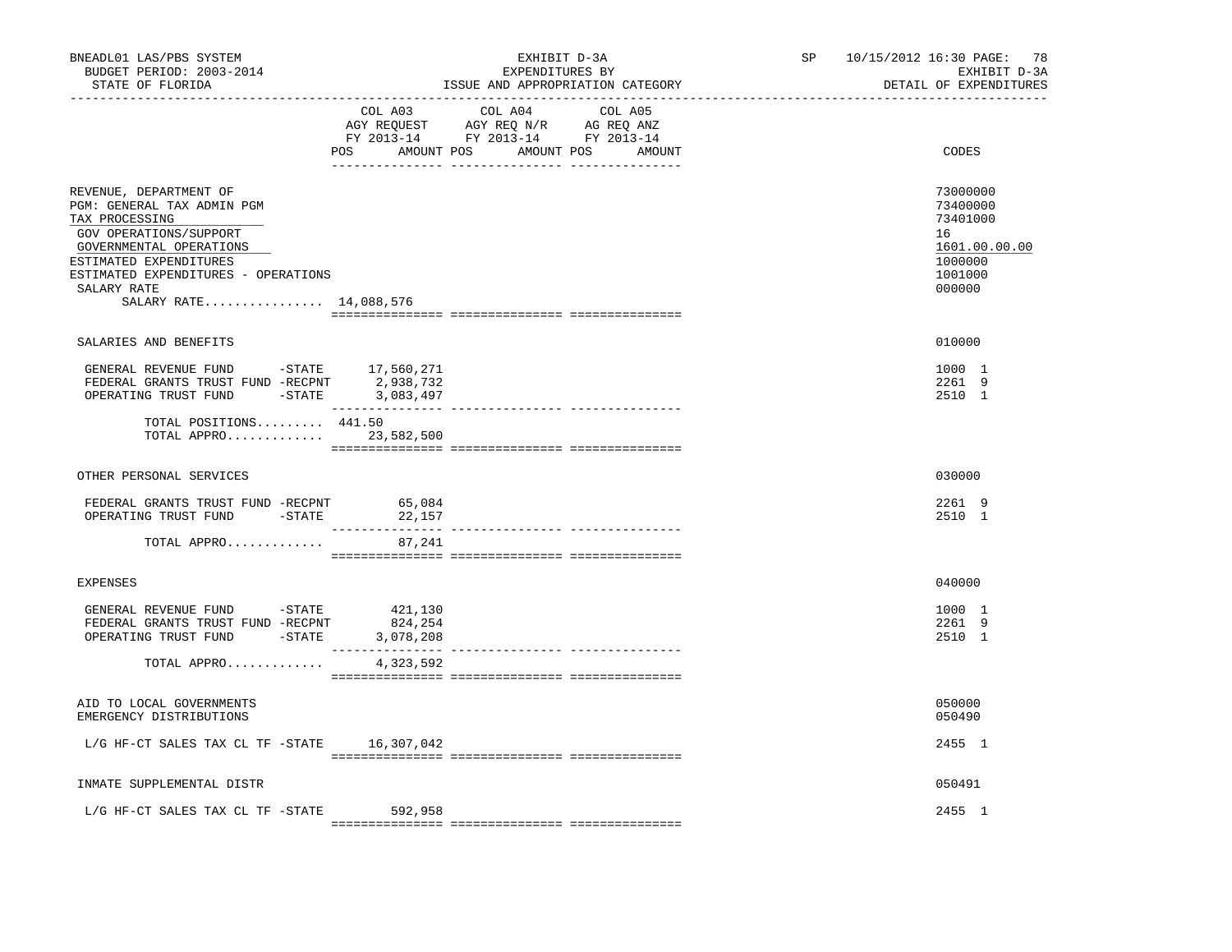BNEADL01 LAS/PBS SYSTEM
BUDGET PERIOD: 2003-2014
STATE OF FLORIDA

EXHIBIT D-3A
EXPENDITURES BY
ISSUE AND APPROPRIATION CATEGORY

SP 10/15/2012 16:30 PAGE: 78
EXHIBIT D-3A
DETAIL OF EXPENDITURES

| | COL A03 AGY REQUEST FY 2013-14 POS AMOUNT | COL A04 AGY REQ N/R FY 2013-14 POS AMOUNT | COL A05 AG REQ ANZ FY 2013-14 POS AMOUNT | CODES |
|---|---|---|---|---|
| REVENUE, DEPARTMENT OF | | | | 73000000 |
| PGM: GENERAL TAX ADMIN PGM | | | | 73400000 |
| TAX PROCESSING | | | | 73401000 |
| GOV OPERATIONS/SUPPORT | | | | 16 |
| GOVERNMENTAL OPERATIONS | | | | 1601.00.00.00 |
| ESTIMATED EXPENDITURES | | | | 1000000 |
| ESTIMATED EXPENDITURES - OPERATIONS | | | | 1001000 |
| SALARY RATE | | | | 000000 |
| SALARY RATE................ 14,088,576 | | | | |
| SALARIES AND BENEFITS | | | | 010000 |
| GENERAL REVENUE FUND -STATE | 17,560,271 | | | 1000 1 |
| FEDERAL GRANTS TRUST FUND -RECPNT | 2,938,732 | | | 2261 9 |
| OPERATING TRUST FUND -STATE | 3,083,497 | | | 2510 1 |
| TOTAL POSITIONS......... 441.50 | | | | |
| TOTAL APPRO............. | 23,582,500 | | | |
| OTHER PERSONAL SERVICES | | | | 030000 |
| FEDERAL GRANTS TRUST FUND -RECPNT | 65,084 | | | 2261 9 |
| OPERATING TRUST FUND -STATE | 22,157 | | | 2510 1 |
| TOTAL APPRO............. | 87,241 | | | |
| EXPENSES | | | | 040000 |
| GENERAL REVENUE FUND -STATE | 421,130 | | | 1000 1 |
| FEDERAL GRANTS TRUST FUND -RECPNT | 824,254 | | | 2261 9 |
| OPERATING TRUST FUND -STATE | 3,078,208 | | | 2510 1 |
| TOTAL APPRO............. | 4,323,592 | | | |
| AID TO LOCAL GOVERNMENTS | | | | 050000 |
| EMERGENCY DISTRIBUTIONS | | | | 050490 |
| L/G HF-CT SALES TAX CL TF -STATE | 16,307,042 | | | 2455 1 |
| INMATE SUPPLEMENTAL DISTR | | | | 050491 |
| L/G HF-CT SALES TAX CL TF -STATE | 592,958 | | | 2455 1 |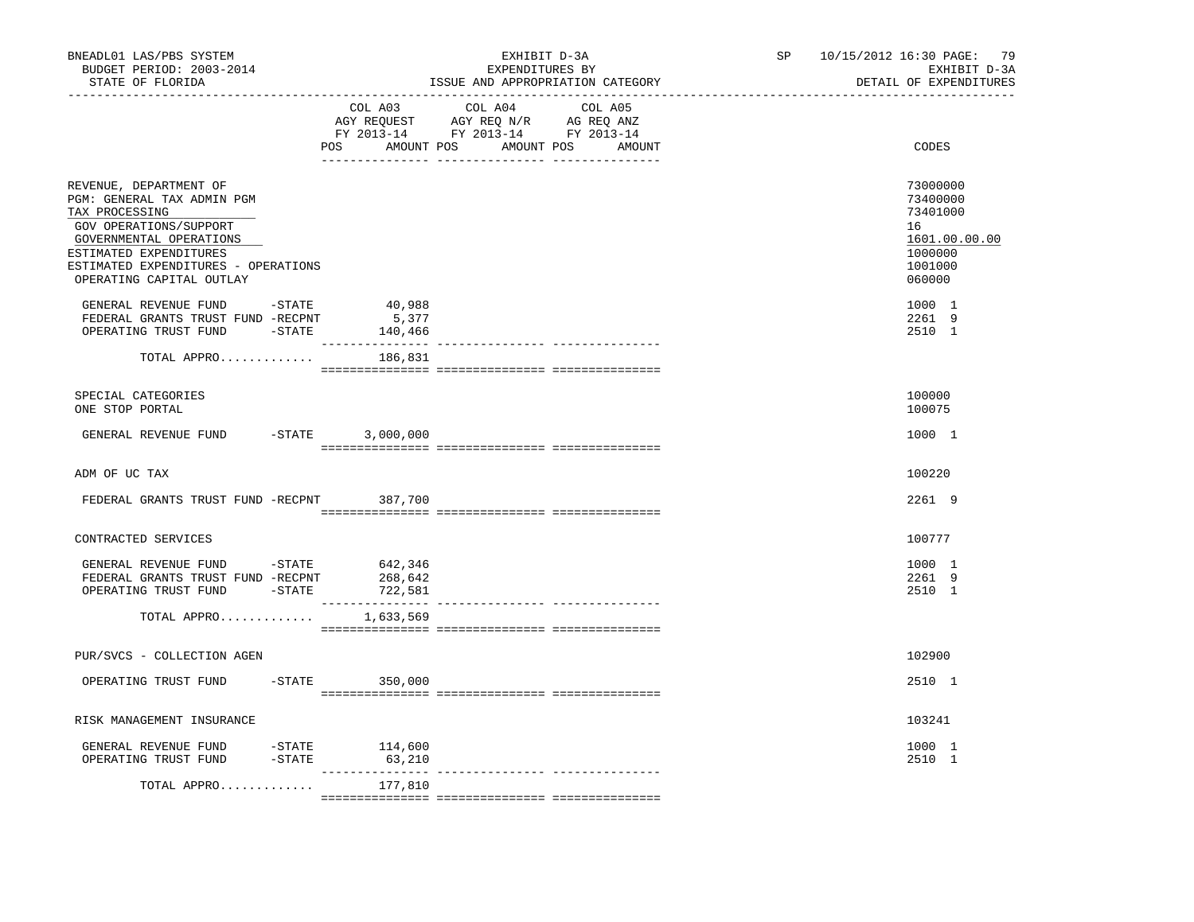| | COL A03 AGY REQUEST FY 2013-14 POS AMOUNT | COL A04 AGY REQ N/R FY 2013-14 POS AMOUNT | COL A05 AG REQ ANZ FY 2013-14 POS AMOUNT | CODES |
|---|---|---|---|---|
| REVENUE, DEPARTMENT OF | | | | 73000000 |
| PGM: GENERAL TAX ADMIN PGM | | | | 73400000 |
| TAX PROCESSING | | | | 73401000 |
| GOV OPERATIONS/SUPPORT | | | | 16 |
| GOVERNMENTAL OPERATIONS | | | | 1601.00.00.00 |
| ESTIMATED EXPENDITURES | | | | 1000000 |
| ESTIMATED EXPENDITURES - OPERATIONS | | | | 1001000 |
| OPERATING CAPITAL OUTLAY | | | | 060000 |
| GENERAL REVENUE FUND -STATE | 40,988 | | | 1000 1 |
| FEDERAL GRANTS TRUST FUND -RECPNT | 5,377 | | | 2261 9 |
| OPERATING TRUST FUND -STATE | 140,466 | | | 2510 1 |
| TOTAL APPRO............ | 186,831 | | | |
| SPECIAL CATEGORIES | | | | 100000 |
| ONE STOP PORTAL | | | | 100075 |
| GENERAL REVENUE FUND -STATE | 3,000,000 | | | 1000 1 |
| ADM OF UC TAX | | | | 100220 |
| FEDERAL GRANTS TRUST FUND -RECPNT | 387,700 | | | 2261 9 |
| CONTRACTED SERVICES | | | | 100777 |
| GENERAL REVENUE FUND -STATE | 642,346 | | | 1000 1 |
| FEDERAL GRANTS TRUST FUND -RECPNT | 268,642 | | | 2261 9 |
| OPERATING TRUST FUND -STATE | 722,581 | | | 2510 1 |
| TOTAL APPRO............ | 1,633,569 | | | |
| PUR/SVCS - COLLECTION AGEN | | | | 102900 |
| OPERATING TRUST FUND -STATE | 350,000 | | | 2510 1 |
| RISK MANAGEMENT INSURANCE | | | | 103241 |
| GENERAL REVENUE FUND -STATE | 114,600 | | | 1000 1 |
| OPERATING TRUST FUND -STATE | 63,210 | | | 2510 1 |
| TOTAL APPRO............ | 177,810 | | | |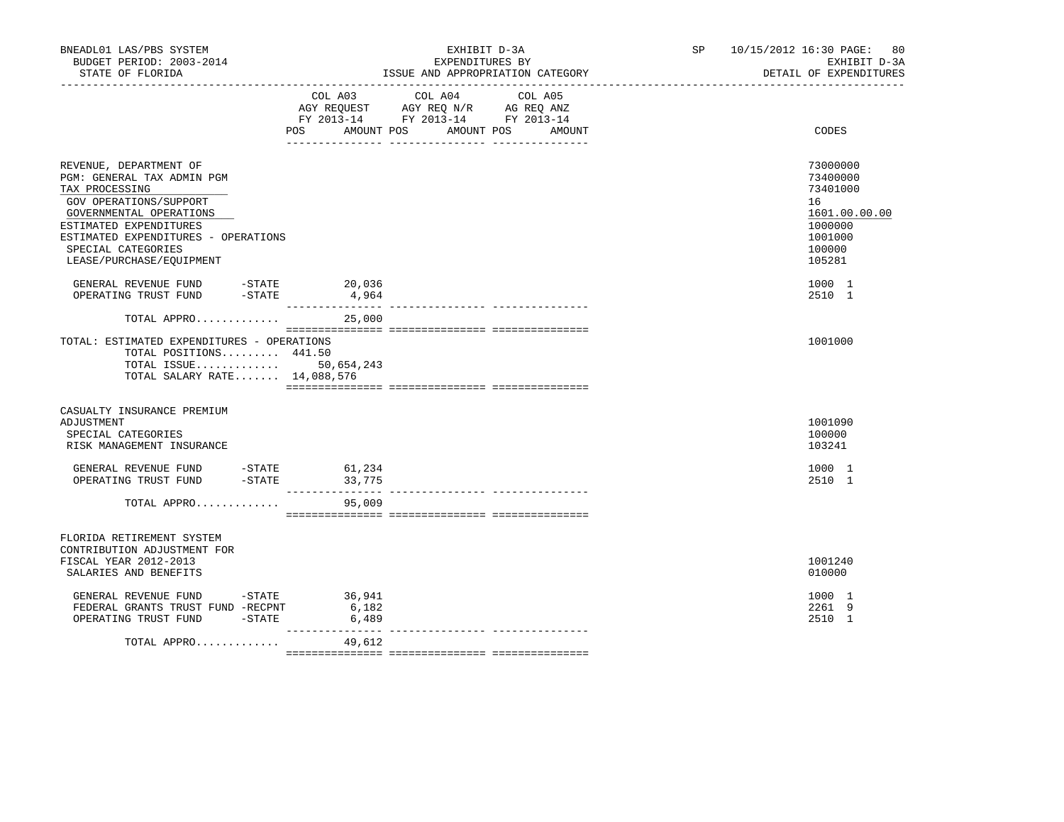BNEADL01 LAS/PBS SYSTEM
BUDGET PERIOD: 2003-2014
STATE OF FLORIDA

EXHIBIT D-3A
EXPENDITURES BY
ISSUE AND APPROPRIATION CATEGORY

SP 10/15/2012 16:30
EXHIBIT D-3A
DETAIL OF EXPENDITURES

| | COL A03 AGY REQUEST FY 2013-14 POS | AMOUNT | COL A04 AGY REQ N/R FY 2013-14 POS | AMOUNT | COL A05 AG REQ ANZ FY 2013-14 POS | AMOUNT | CODES |
|---|---|---|---|---|---|---|---|
| REVENUE, DEPARTMENT OF | | | | | | | 73000000 |
| PGM: GENERAL TAX ADMIN PGM | | | | | | | 73400000 |
| TAX PROCESSING | | | | | | | 73401000 |
| GOV OPERATIONS/SUPPORT | | | | | | | 16 |
| GOVERNMENTAL OPERATIONS | | | | | | | 1601.00.00.00 |
| ESTIMATED EXPENDITURES | | | | | | | 1000000 |
| ESTIMATED EXPENDITURES - OPERATIONS | | | | | | | 1001000 |
| SPECIAL CATEGORIES | | | | | | | 100000 |
| LEASE/PURCHASE/EQUIPMENT | | | | | | | 105281 |
| GENERAL REVENUE FUND -STATE | | 20,036 | | | | | 1000 1 |
| OPERATING TRUST FUND -STATE | | 4,964 | | | | | 2510 1 |
| TOTAL APPRO............ | | 25,000 | | | | | |
| TOTAL: ESTIMATED EXPENDITURES - OPERATIONS | | | | | | | 1001000 |
| TOTAL POSITIONS......... | 441.50 | | | | | | |
| TOTAL ISSUE............ | | 50,654,243 | | | | | |
| TOTAL SALARY RATE....... | | 14,088,576 | | | | | |
| CASUALTY INSURANCE PREMIUM ADJUSTMENT | | | | | | | 1001090 |
| SPECIAL CATEGORIES | | | | | | | 100000 |
| RISK MANAGEMENT INSURANCE | | | | | | | 103241 |
| GENERAL REVENUE FUND -STATE | | 61,234 | | | | | 1000 1 |
| OPERATING TRUST FUND -STATE | | 33,775 | | | | | 2510 1 |
| TOTAL APPRO............ | | 95,009 | | | | | |
| FLORIDA RETIREMENT SYSTEM CONTRIBUTION ADJUSTMENT FOR FISCAL YEAR 2012-2013 | | | | | | | 1001240 |
| SALARIES AND BENEFITS | | | | | | | 010000 |
| GENERAL REVENUE FUND -STATE | | 36,941 | | | | | 1000 1 |
| FEDERAL GRANTS TRUST FUND -RECPNT | | 6,182 | | | | | 2261 9 |
| OPERATING TRUST FUND -STATE | | 6,489 | | | | | 2510 1 |
| TOTAL APPRO............ | | 49,612 | | | | | |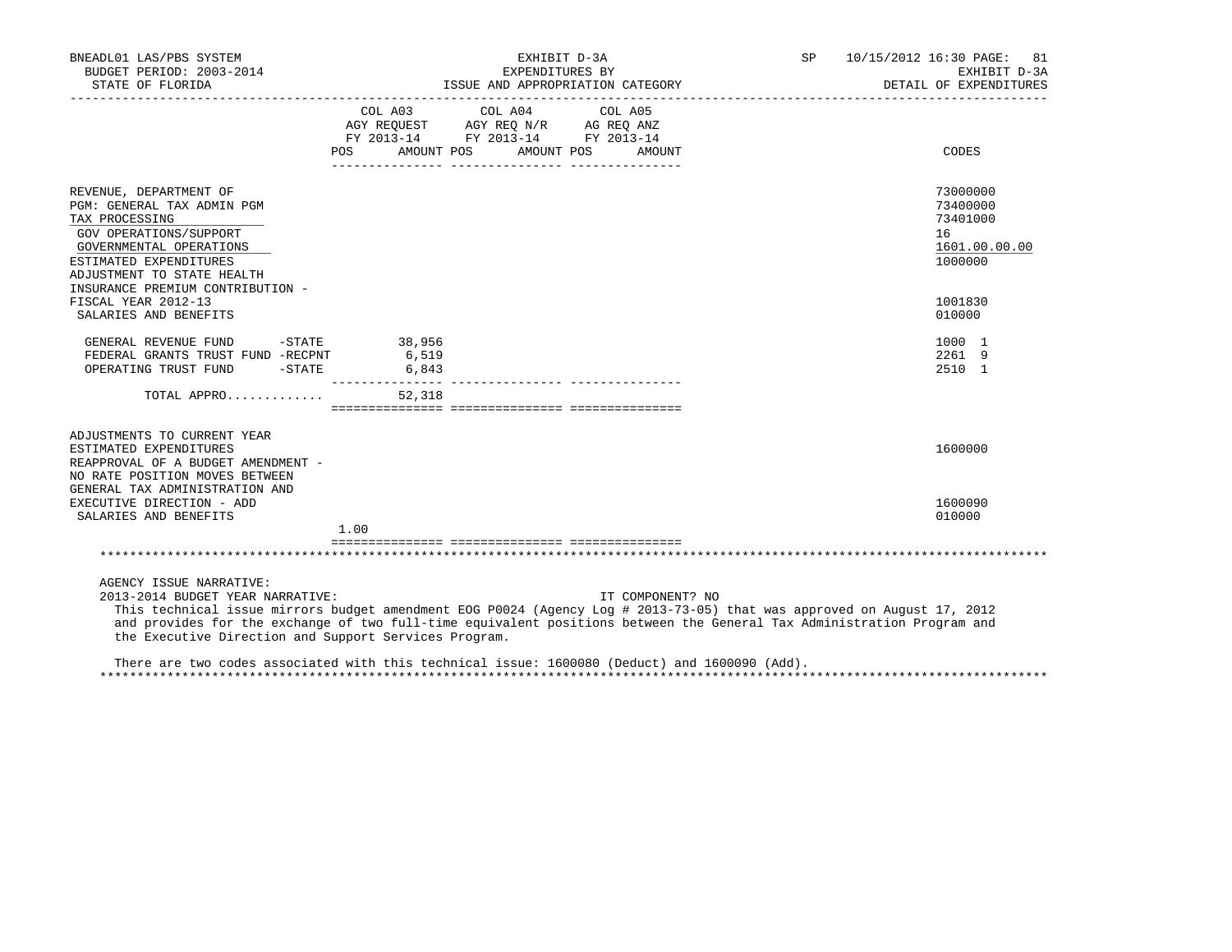BNEADL01 LAS/PBS SYSTEM — EXHIBIT D-3A — EXPENDITURES BY ISSUE AND APPROPRIATION CATEGORY — SP 10/15/2012 16:30

BUDGET PERIOD: 2003-2014 — EXHIBIT D-3A

STATE OF FLORIDA — DETAIL OF EXPENDITURES

| | COL A03 AGY REQUEST FY 2013-14 POS | AMOUNT | COL A04 AGY REQ N/R FY 2013-14 POS | AMOUNT | COL A05 AG REQ ANZ FY 2013-14 POS | AMOUNT | CODES |
|---|---|---|---|---|---|---|---|
| REVENUE, DEPARTMENT OF | | | | | | | 73000000 |
| PGM: GENERAL TAX ADMIN PGM | | | | | | | 73400000 |
| TAX PROCESSING | | | | | | | 73401000 |
| GOV OPERATIONS/SUPPORT | | | | | | | 16 |
| GOVERNMENTAL OPERATIONS | | | | | | | 1601.00.00.00 |
| ESTIMATED EXPENDITURES | | | | | | | 1000000 |
| ADJUSTMENT TO STATE HEALTH INSURANCE PREMIUM CONTRIBUTION - FISCAL YEAR 2012-13 | | | | | | | 1001830 |
| SALARIES AND BENEFITS | | | | | | | 010000 |
| GENERAL REVENUE FUND -STATE | | 38,956 | | | | | 1000 1 |
| FEDERAL GRANTS TRUST FUND -RECPNT | | 6,519 | | | | | 2261 9 |
| OPERATING TRUST FUND -STATE | | 6,843 | | | | | 2510 1 |
| TOTAL APPRO............ | | 52,318 | | | | | |
| ADJUSTMENTS TO CURRENT YEAR ESTIMATED EXPENDITURES | | | | | | | 1600000 |
| REAPPROVAL OF A BUDGET AMENDMENT - NO RATE POSITION MOVES BETWEEN GENERAL TAX ADMINISTRATION AND EXECUTIVE DIRECTION - ADD | | | | | | | 1600090 |
| SALARIES AND BENEFITS | 1.00 | | | | | | 010000 |

AGENCY ISSUE NARRATIVE:

2013-2014 BUDGET YEAR NARRATIVE: IT COMPONENT? NO

This technical issue mirrors budget amendment EOG P0024 (Agency Log # 2013-73-05) that was approved on August 17, 2012 and provides for the exchange of two full-time equivalent positions between the General Tax Administration Program and the Executive Direction and Support Services Program.

There are two codes associated with this technical issue: 1600080 (Deduct) and 1600090 (Add).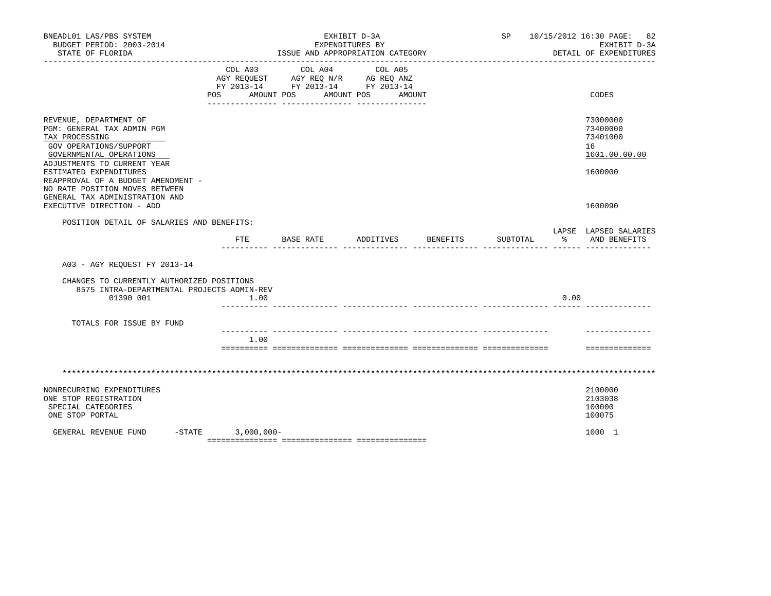BNEADL01 LAS/PBS SYSTEM
BUDGET PERIOD: 2003-2014
STATE OF FLORIDA

EXHIBIT D-3A
EXPENDITURES BY
ISSUE AND APPROPRIATION CATEGORY

SP 10/15/2012 16:30 PAGE: 82
EXHIBIT D-3A
DETAIL OF EXPENDITURES

| | COL A03 AGY REQUEST FY 2013-14 POS AMOUNT | COL A04 AGY REQ N/R FY 2013-14 POS AMOUNT | COL A05 AG REQ ANZ FY 2013-14 POS AMOUNT | CODES |
|---|---|---|---|---|
| REVENUE, DEPARTMENT OF | | | | 73000000 |
| PGM: GENERAL TAX ADMIN PGM | | | | 73400000 |
| TAX PROCESSING | | | | 73401000 |
| GOV OPERATIONS/SUPPORT | | | | 16 |
| GOVERNMENTAL OPERATIONS | | | | 1601.00.00.00 |
| ADJUSTMENTS TO CURRENT YEAR ESTIMATED EXPENDITURES | | | | 1600000 |
| REAPPROVAL OF A BUDGET AMENDMENT - NO RATE POSITION MOVES BETWEEN GENERAL TAX ADMINISTRATION AND EXECUTIVE DIRECTION - ADD | | | | 1600090 |

POSITION DETAIL OF SALARIES AND BENEFITS:

| | FTE | BASE RATE | ADDITIVES | BENEFITS | SUBTOTAL | LAPSE % | LAPSED SALARIES AND BENEFITS |
|---|---|---|---|---|---|---|---|
| A03 - AGY REQUEST FY 2013-14 | | | | | | | |
| CHANGES TO CURRENTLY AUTHORIZED POSITIONS | | | | | | | |
| 8575 INTRA-DEPARTMENTAL PROJECTS ADMIN-REV | | | | | | | |
| 01390 001 | 1.00 | | | | | 0.00 | |
| TOTALS FOR ISSUE BY FUND | | | | | | | |
| | 1.00 | | | | | | |

*******************************************************************************************************************

| | COL A03 | COL A04 | COL A05 | CODES |
|---|---|---|---|---|
| NONRECURRING EXPENDITURES | | | | 2100000 |
| ONE STOP REGISTRATION | | | | 2103038 |
| SPECIAL CATEGORIES | | | | 100000 |
| ONE STOP PORTAL | | | | 100075 |
| GENERAL REVENUE FUND -STATE | 3,000,000- | | | 1000 1 |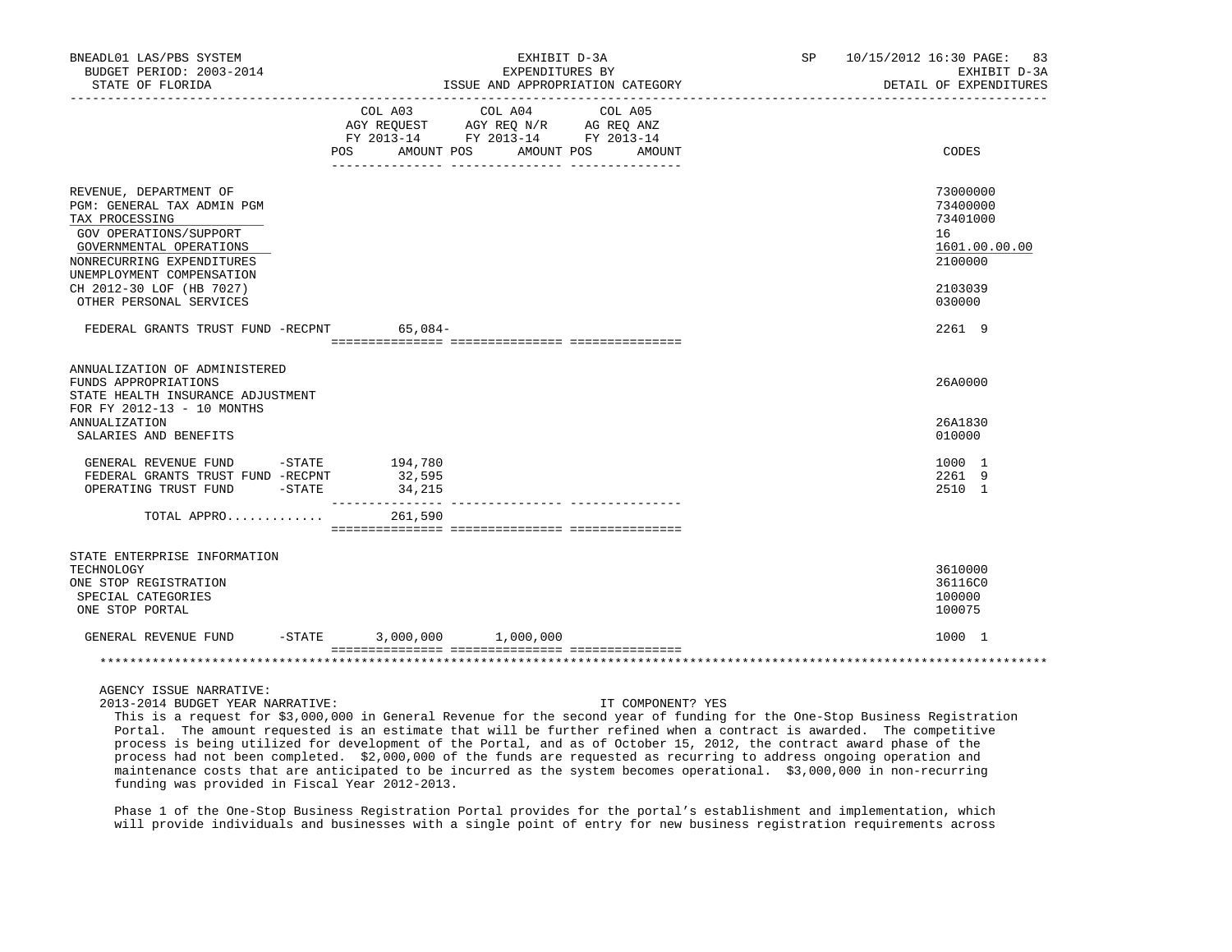| | COL A03 AGY REQUEST FY 2013-14 POS AMOUNT | COL A04 AGY REQ N/R FY 2013-14 POS AMOUNT | COL A05 AG REQ ANZ FY 2013-14 POS AMOUNT | CODES |
|---|---|---|---|---|
| REVENUE, DEPARTMENT OF | | | | 73000000 |
| PGM: GENERAL TAX ADMIN PGM | | | | 73400000 |
| TAX PROCESSING | | | | 73401000 |
| GOV OPERATIONS/SUPPORT | | | | 16 |
| GOVERNMENTAL OPERATIONS | | | | 1601.00.00.00 |
| NONRECURRING EXPENDITURES | | | | 2100000 |
| UNEMPLOYMENT COMPENSATION CH 2012-30 LOF (HB 7027) | | | | 2103039 |
| OTHER PERSONAL SERVICES | | | | 030000 |
| FEDERAL GRANTS TRUST FUND -RECPNT | 65,084- | | | 2261 9 |
| ANNUALIZATION OF ADMINISTERED FUNDS APPROPRIATIONS | | | | 26A0000 |
| STATE HEALTH INSURANCE ADJUSTMENT FOR FY 2012-13 - 10 MONTHS ANNUALIZATION | | | | 26A1830 |
| SALARIES AND BENEFITS | | | | 010000 |
| GENERAL REVENUE FUND -STATE | 194,780 | | | 1000 1 |
| FEDERAL GRANTS TRUST FUND -RECPNT | 32,595 | | | 2261 9 |
| OPERATING TRUST FUND -STATE | 34,215 | | | 2510 1 |
| TOTAL APPRO............. | 261,590 | | | |
| STATE ENTERPRISE INFORMATION TECHNOLOGY | | | | 3610000 |
| ONE STOP REGISTRATION | | | | 36116C0 |
| SPECIAL CATEGORIES | | | | 100000 |
| ONE STOP PORTAL | | | | 100075 |
| GENERAL REVENUE FUND -STATE | 3,000,000 | 1,000,000 | | 1000 1 |

AGENCY ISSUE NARRATIVE:

2013-2014 BUDGET YEAR NARRATIVE: IT COMPONENT? YES

This is a request for $3,000,000 in General Revenue for the second year of funding for the One-Stop Business Registration Portal. The amount requested is an estimate that will be further refined when a contract is awarded. The competitive process is being utilized for development of the Portal, and as of October 15, 2012, the contract award phase of the process had not been completed. $2,000,000 of the funds are requested as recurring to address ongoing operation and maintenance costs that are anticipated to be incurred as the system becomes operational. $3,000,000 in non-recurring funding was provided in Fiscal Year 2012-2013.

Phase 1 of the One-Stop Business Registration Portal provides for the portal's establishment and implementation, which will provide individuals and businesses with a single point of entry for new business registration requirements across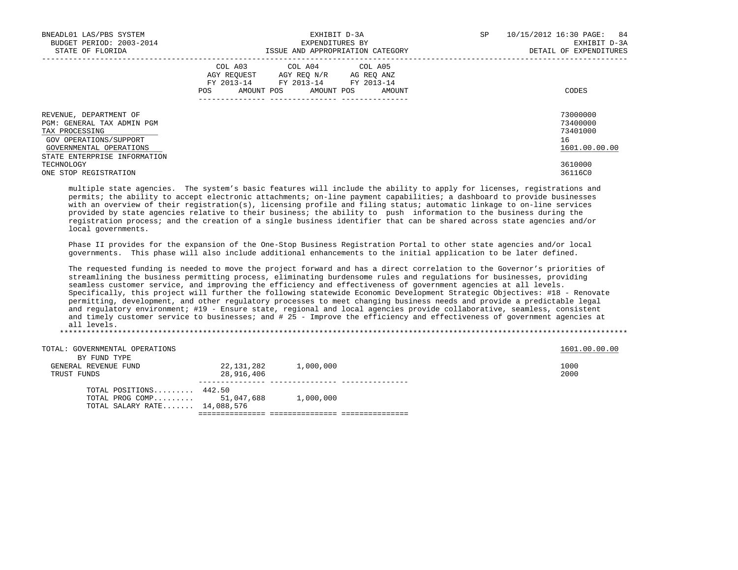| | COL A03 AGY REQUEST FY 2013-14 POS AMOUNT | COL A04 AGY REQ N/R FY 2013-14 POS AMOUNT | COL A05 AG REQ ANZ FY 2013-14 POS AMOUNT | CODES |
|---|---|---|---|---|
| REVENUE, DEPARTMENT OF | | | | 73000000 |
| PGM: GENERAL TAX ADMIN PGM | | | | 73400000 |
| TAX PROCESSING | | | | 73401000 |
| GOV OPERATIONS/SUPPORT | | | | 16 |
| GOVERNMENTAL OPERATIONS | | | | 1601.00.00.00 |
| STATE ENTERPRISE INFORMATION TECHNOLOGY | | | | 3610000 |
| ONE STOP REGISTRATION | | | | 36116C0 |

multiple state agencies. The system's basic features will include the ability to apply for licenses, registrations and permits; the ability to accept electronic attachments; on-line payment capabilities; a dashboard to provide businesses with an overview of their registration(s), licensing profile and filing status; automatic linkage to on-line services provided by state agencies relative to their business; the ability to push information to the business during the registration process; and the creation of a single business identifier that can be shared across state agencies and/or local governments.

Phase II provides for the expansion of the One-Stop Business Registration Portal to other state agencies and/or local governments. This phase will also include additional enhancements to the initial application to be later defined.

The requested funding is needed to move the project forward and has a direct correlation to the Governor's priorities of streamlining the business permitting process, eliminating burdensome rules and regulations for businesses, providing seamless customer service, and improving the efficiency and effectiveness of government agencies at all levels. Specifically, this project will further the following statewide Economic Development Strategic Objectives: #18 - Renovate permitting, development, and other regulatory processes to meet changing business needs and provide a predictable legal and regulatory environment; #19 - Ensure state, regional and local agencies provide collaborative, seamless, consistent and timely customer service to businesses; and # 25 - Improve the efficiency and effectiveness of government agencies at all levels.

*******************************************************************************************************************************

| | COL A03 | COL A04 | COL A05 | CODES |
|---|---|---|---|---|
| TOTAL: GOVERNMENTAL OPERATIONS | | | | 1601.00.00.00 |
| BY FUND TYPE | | | | |
| GENERAL REVENUE FUND | 22,131,282 | 1,000,000 | | 1000 |
| TRUST FUNDS | 28,916,406 | | | 2000 |
| TOTAL POSITIONS......... | 442.50 | | | |
| TOTAL PROG COMP......... | 51,047,688 | 1,000,000 | | |
| TOTAL SALARY RATE....... | 14,088,576 | | | |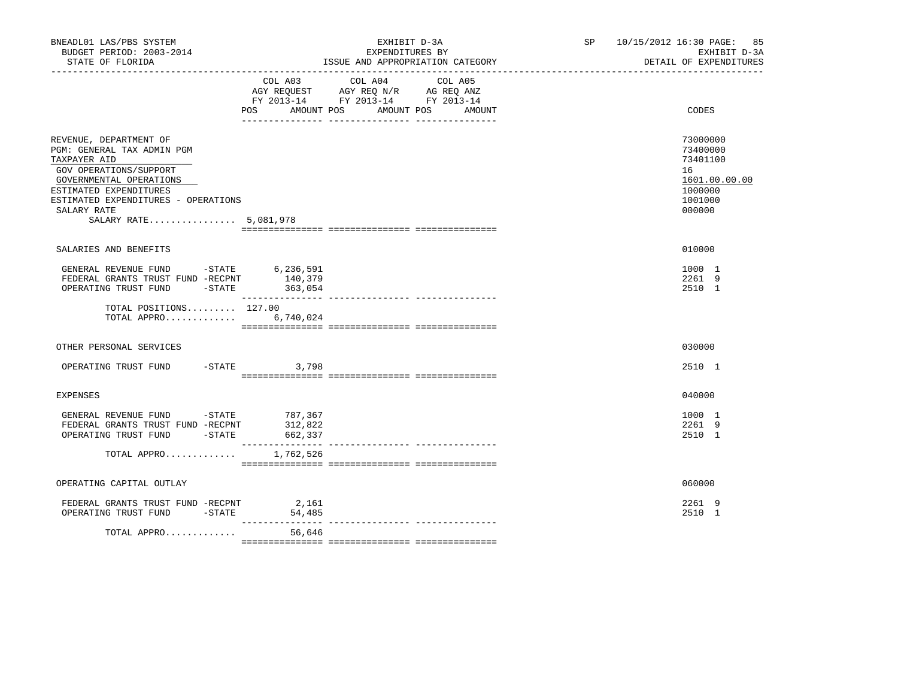BNEADL01 LAS/PBS SYSTEM
BUDGET PERIOD: 2003-2014
STATE OF FLORIDA

EXHIBIT D-3A
EXPENDITURES BY
ISSUE AND APPROPRIATION CATEGORY

SP 10/15/2012 16:30 PAGE: 85
EXHIBIT D-3A
DETAIL OF EXPENDITURES

| | COL A03 AGY REQUEST FY 2013-14 POS | AMOUNT | COL A04 AGY REQ N/R FY 2013-14 POS | AMOUNT | COL A05 AG REQ ANZ FY 2013-14 POS | AMOUNT | CODES |
|---|---|---|---|---|---|---|---|
| REVENUE, DEPARTMENT OF | | | | | | | 73000000 |
| PGM: GENERAL TAX ADMIN PGM | | | | | | | 73400000 |
| TAXPAYER AID | | | | | | | 73401100 |
| GOV OPERATIONS/SUPPORT | | | | | | | 16 |
| GOVERNMENTAL OPERATIONS | | | | | | | 1601.00.00.00 |
| ESTIMATED EXPENDITURES | | | | | | | 1000000 |
| ESTIMATED EXPENDITURES - OPERATIONS | | | | | | | 1001000 |
| SALARY RATE | | | | | | | 000000 |
| SALARY RATE................ 5,081,978 | | | | | | | |
| SALARIES AND BENEFITS | | | | | | | 010000 |
| GENERAL REVENUE FUND -STATE | | 6,236,591 | | | | | 1000 1 |
| FEDERAL GRANTS TRUST FUND -RECPNT | | 140,379 | | | | | 2261 9 |
| OPERATING TRUST FUND -STATE | | 363,054 | | | | | 2510 1 |
| TOTAL POSITIONS......... | 127.00 | | | | | | |
| TOTAL APPRO............. | | 6,740,024 | | | | | |
| OTHER PERSONAL SERVICES | | | | | | | 030000 |
| OPERATING TRUST FUND -STATE | | 3,798 | | | | | 2510 1 |
| EXPENSES | | | | | | | 040000 |
| GENERAL REVENUE FUND -STATE | | 787,367 | | | | | 1000 1 |
| FEDERAL GRANTS TRUST FUND -RECPNT | | 312,822 | | | | | 2261 9 |
| OPERATING TRUST FUND -STATE | | 662,337 | | | | | 2510 1 |
| TOTAL APPRO............. | | 1,762,526 | | | | | |
| OPERATING CAPITAL OUTLAY | | | | | | | 060000 |
| FEDERAL GRANTS TRUST FUND -RECPNT | | 2,161 | | | | | 2261 9 |
| OPERATING TRUST FUND -STATE | | 54,485 | | | | | 2510 1 |
| TOTAL APPRO............. | | 56,646 | | | | | |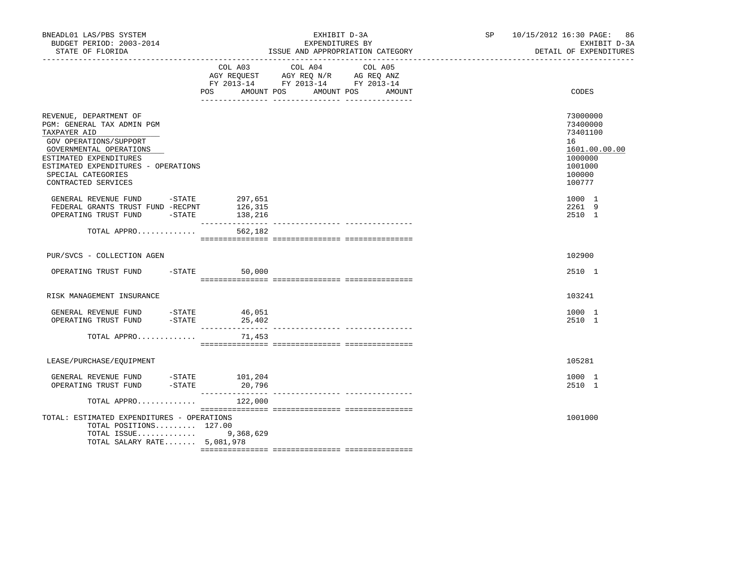BNEADL01 LAS/PBS SYSTEM
BUDGET PERIOD: 2003-2014
STATE OF FLORIDA

EXHIBIT D-3A
EXPENDITURES BY
ISSUE AND APPROPRIATION CATEGORY

SP 10/15/2012 16:30

EXHIBIT D-3A
DETAIL OF EXPENDITURES

| | COL A03 AGY REQUEST FY 2013-14 POS AMOUNT | COL A04 AGY REQ N/R FY 2013-14 POS AMOUNT | COL A05 AG REQ ANZ FY 2013-14 POS AMOUNT | CODES |
|---|---|---|---|---|
| REVENUE, DEPARTMENT OF | | | | 73000000 |
| PGM: GENERAL TAX ADMIN PGM | | | | 73400000 |
| TAXPAYER AID | | | | 73401100 |
| GOV OPERATIONS/SUPPORT | | | | 16 |
| GOVERNMENTAL OPERATIONS | | | | 1601.00.00.00 |
| ESTIMATED EXPENDITURES | | | | 1000000 |
| ESTIMATED EXPENDITURES - OPERATIONS | | | | 1001000 |
| SPECIAL CATEGORIES | | | | 100000 |
| CONTRACTED SERVICES | | | | 100777 |
| GENERAL REVENUE FUND -STATE | 297,651 | | | 1000 1 |
| FEDERAL GRANTS TRUST FUND -RECPNT | 126,315 | | | 2261 9 |
| OPERATING TRUST FUND -STATE | 138,216 | | | 2510 1 |
| TOTAL APPRO............. | 562,182 | | | |
| PUR/SVCS - COLLECTION AGEN | | | | 102900 |
| OPERATING TRUST FUND -STATE | 50,000 | | | 2510 1 |
| RISK MANAGEMENT INSURANCE | | | | 103241 |
| GENERAL REVENUE FUND -STATE | 46,051 | | | 1000 1 |
| OPERATING TRUST FUND -STATE | 25,402 | | | 2510 1 |
| TOTAL APPRO............. | 71,453 | | | |
| LEASE/PURCHASE/EQUIPMENT | | | | 105281 |
| GENERAL REVENUE FUND -STATE | 101,204 | | | 1000 1 |
| OPERATING TRUST FUND -STATE | 20,796 | | | 2510 1 |
| TOTAL APPRO............. | 122,000 | | | |
| TOTAL: ESTIMATED EXPENDITURES - OPERATIONS | | | | 1001000 |
| TOTAL POSITIONS......... | 127.00 | | | |
| TOTAL ISSUE............. | 9,368,629 | | | |
| TOTAL SALARY RATE....... | 5,081,978 | | | |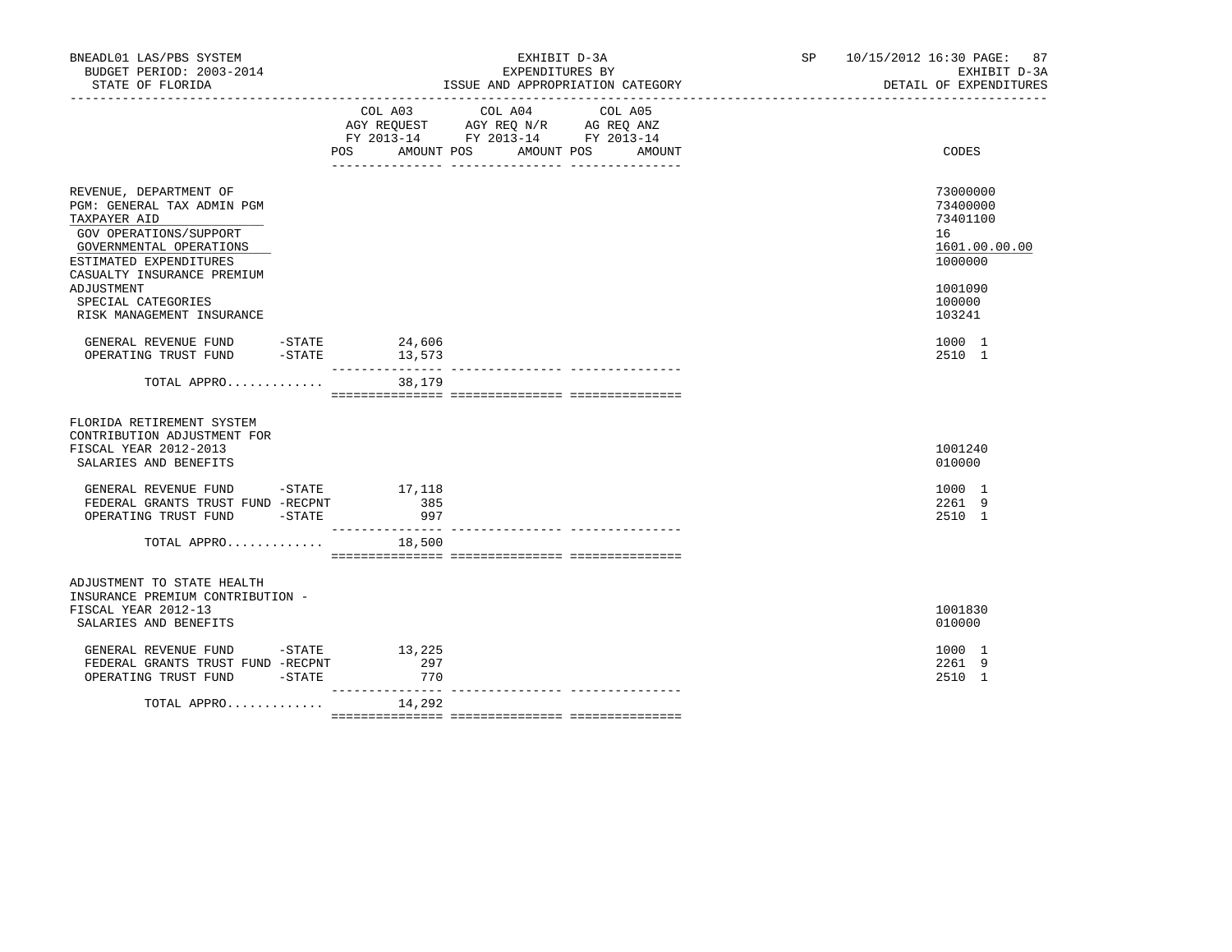BNEADL01 LAS/PBS SYSTEM
BUDGET PERIOD: 2003-2014
STATE OF FLORIDA

EXHIBIT D-3A
EXPENDITURES BY
ISSUE AND APPROPRIATION CATEGORY

SP 10/15/2012 16:30
EXHIBIT D-3A
DETAIL OF EXPENDITURES

| | COL A03 AGY REQUEST FY 2013-14 POS | AMOUNT | COL A04 AGY REQ N/R FY 2013-14 POS | AMOUNT | COL A05 AG REQ ANZ FY 2013-14 POS | AMOUNT | CODES |
|---|---|---|---|---|---|---|---|
| REVENUE, DEPARTMENT OF | | | | | | | 73000000 |
| PGM: GENERAL TAX ADMIN PGM | | | | | | | 73400000 |
| TAXPAYER AID | | | | | | | 73401100 |
| GOV OPERATIONS/SUPPORT | | | | | | | 16 |
| GOVERNMENTAL OPERATIONS | | | | | | | 1601.00.00.00 |
| ESTIMATED EXPENDITURES | | | | | | | 1000000 |
| CASUALTY INSURANCE PREMIUM ADJUSTMENT | | | | | | | 1001090 |
| SPECIAL CATEGORIES | | | | | | | 100000 |
| RISK MANAGEMENT INSURANCE | | | | | | | 103241 |
| GENERAL REVENUE FUND -STATE | | 24,606 | | | | | 1000 1 |
| OPERATING TRUST FUND -STATE | | 13,573 | | | | | 2510 1 |
| TOTAL APPRO............ | | 38,179 | | | | | |
| FLORIDA RETIREMENT SYSTEM CONTRIBUTION ADJUSTMENT FOR FISCAL YEAR 2012-2013 | | | | | | | 1001240 |
| SALARIES AND BENEFITS | | | | | | | 010000 |
| GENERAL REVENUE FUND -STATE | | 17,118 | | | | | 1000 1 |
| FEDERAL GRANTS TRUST FUND -RECPNT | | 385 | | | | | 2261 9 |
| OPERATING TRUST FUND -STATE | | 997 | | | | | 2510 1 |
| TOTAL APPRO............ | | 18,500 | | | | | |
| ADJUSTMENT TO STATE HEALTH INSURANCE PREMIUM CONTRIBUTION - FISCAL YEAR 2012-13 | | | | | | | 1001830 |
| SALARIES AND BENEFITS | | | | | | | 010000 |
| GENERAL REVENUE FUND -STATE | | 13,225 | | | | | 1000 1 |
| FEDERAL GRANTS TRUST FUND -RECPNT | | 297 | | | | | 2261 9 |
| OPERATING TRUST FUND -STATE | | 770 | | | | | 2510 1 |
| TOTAL APPRO............ | | 14,292 | | | | | |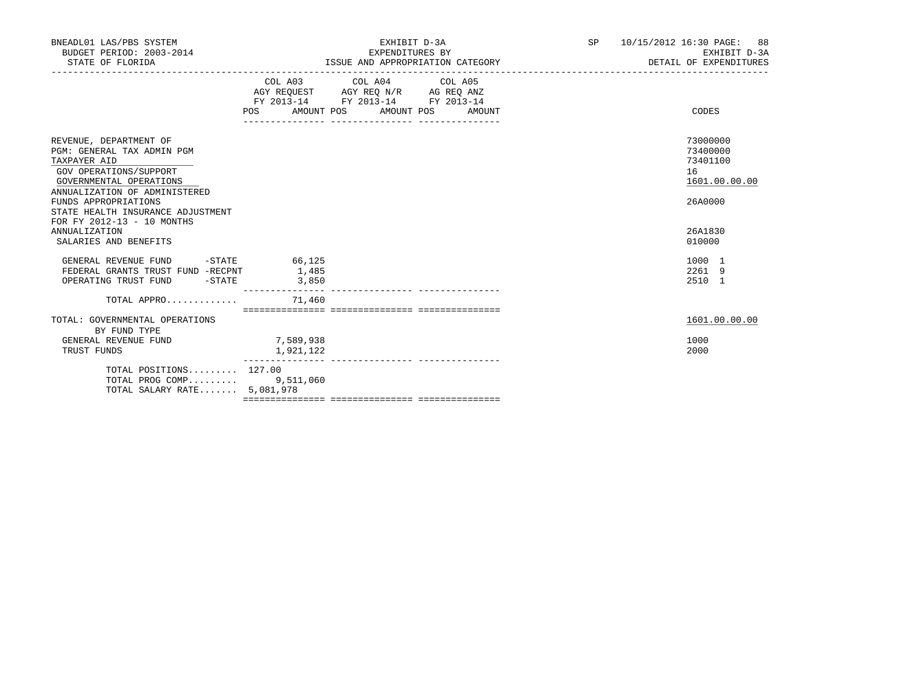BNEADL01 LAS/PBS SYSTEM
BUDGET PERIOD: 2003-2014
STATE OF FLORIDA

EXHIBIT D-3A
EXPENDITURES BY
ISSUE AND APPROPRIATION CATEGORY

SP 10/15/2012 16:30 PAGE: 88
EXHIBIT D-3A
DETAIL OF EXPENDITURES

| | COL A03 AGY REQUEST FY 2013-14 | | COL A04 AGY REQ N/R FY 2013-14 | | COL A05 AG REQ ANZ FY 2013-14 | | |
|---|---|---|---|---|---|---|---|
| | POS | AMOUNT | POS | AMOUNT | POS | AMOUNT | CODES |
| REVENUE, DEPARTMENT OF | | | | | | | 73000000 |
| PGM: GENERAL TAX ADMIN PGM | | | | | | | 73400000 |
| TAXPAYER AID | | | | | | | 73401100 |
| GOV OPERATIONS/SUPPORT | | | | | | | 16 |
| GOVERNMENTAL OPERATIONS | | | | | | | 1601.00.00.00 |
| ANNUALIZATION OF ADMINISTERED FUNDS APPROPRIATIONS | | | | | | | 26A0000 |
| STATE HEALTH INSURANCE ADJUSTMENT FOR FY 2012-13 - 10 MONTHS ANNUALIZATION | | | | | | | 26A1830 |
| SALARIES AND BENEFITS | | | | | | | 010000 |
| GENERAL REVENUE FUND -STATE | | 66,125 | | | | | 1000 1 |
| FEDERAL GRANTS TRUST FUND -RECPNT | | 1,485 | | | | | 2261 9 |
| OPERATING TRUST FUND -STATE | | 3,850 | | | | | 2510 1 |
| TOTAL APPRO............. | | 71,460 | | | | | |
| TOTAL: GOVERNMENTAL OPERATIONS | | | | | | | 1601.00.00.00 |
| BY FUND TYPE | | | | | | | |
| GENERAL REVENUE FUND | | 7,589,938 | | | | | 1000 |
| TRUST FUNDS | | 1,921,122 | | | | | 2000 |
| TOTAL POSITIONS......... | 127.00 | | | | | | |
| TOTAL PROG COMP......... | | 9,511,060 | | | | | |
| TOTAL SALARY RATE....... | | 5,081,978 | | | | | |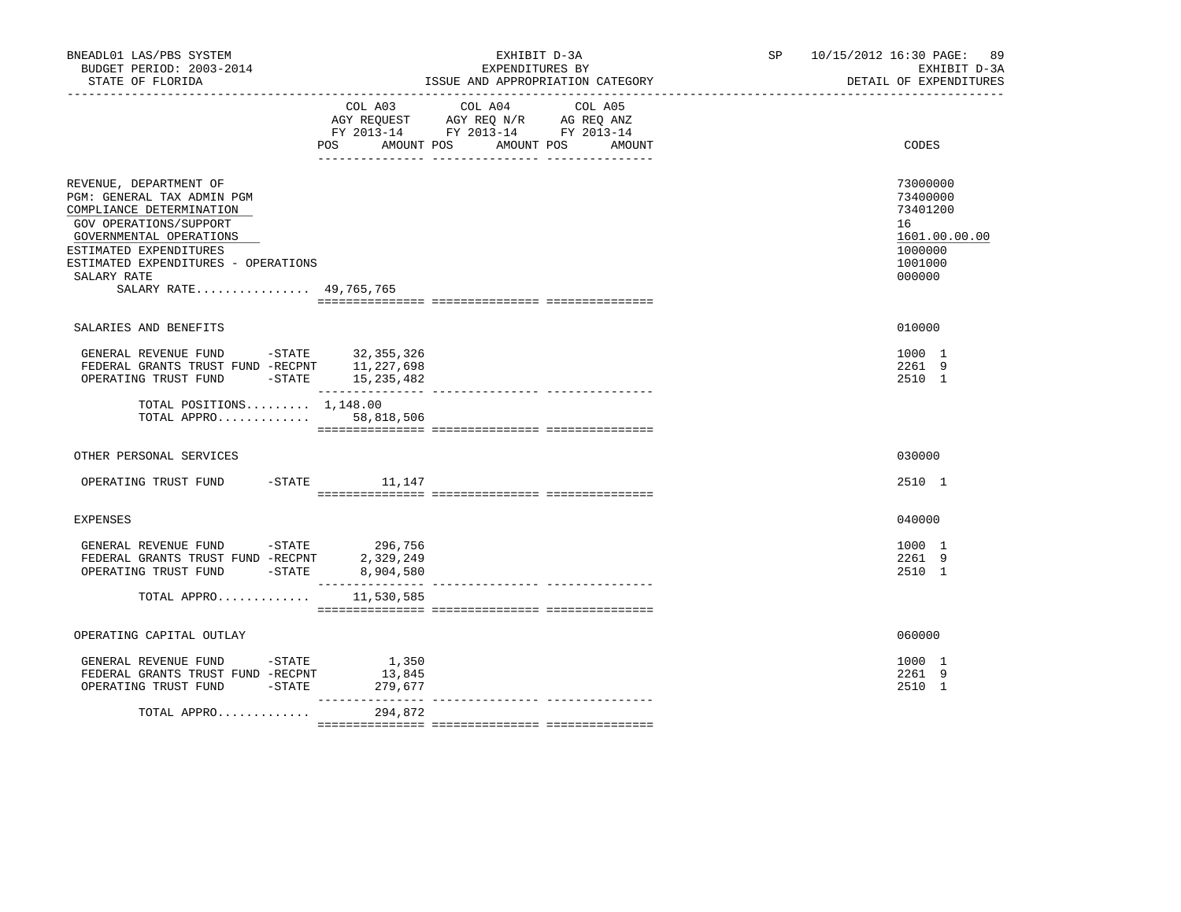BNEADL01 LAS/PBS SYSTEM
BUDGET PERIOD: 2003-2014
STATE OF FLORIDA

EXHIBIT D-3A
EXPENDITURES BY
ISSUE AND APPROPRIATION CATEGORY

SP 10/15/2012 16:30

EXHIBIT D-3A
DETAIL OF EXPENDITURES

| | COL A03 AGY REQUEST FY 2013-14 POS | AMOUNT | COL A04 AGY REQ N/R FY 2013-14 POS | AMOUNT | COL A05 AG REQ ANZ FY 2013-14 POS | AMOUNT | CODES |
|---|---|---|---|---|---|---|---|
| REVENUE, DEPARTMENT OF | | | | | | | 73000000 |
| PGM: GENERAL TAX ADMIN PGM | | | | | | | 73400000 |
| COMPLIANCE DETERMINATION | | | | | | | 73401200 |
| GOV OPERATIONS/SUPPORT | | | | | | | 16 |
| GOVERNMENTAL OPERATIONS | | | | | | | 1601.00.00.00 |
| ESTIMATED EXPENDITURES | | | | | | | 1000000 |
| ESTIMATED EXPENDITURES - OPERATIONS | | | | | | | 1001000 |
| SALARY RATE | | | | | | | 000000 |
| SALARY RATE................ 49,765,765 | | | | | | | |
| SALARIES AND BENEFITS | | | | | | | 010000 |
| GENERAL REVENUE FUND -STATE | | 32,355,326 | | | | | 1000 1 |
| FEDERAL GRANTS TRUST FUND -RECPNT | | 11,227,698 | | | | | 2261 9 |
| OPERATING TRUST FUND -STATE | | 15,235,482 | | | | | 2510 1 |
| TOTAL POSITIONS......... | 1,148.00 | | | | | | |
| TOTAL APPRO............. | | 58,818,506 | | | | | |
| OTHER PERSONAL SERVICES | | | | | | | 030000 |
| OPERATING TRUST FUND -STATE | | 11,147 | | | | | 2510 1 |
| EXPENSES | | | | | | | 040000 |
| GENERAL REVENUE FUND -STATE | | 296,756 | | | | | 1000 1 |
| FEDERAL GRANTS TRUST FUND -RECPNT | | 2,329,249 | | | | | 2261 9 |
| OPERATING TRUST FUND -STATE | | 8,904,580 | | | | | 2510 1 |
| TOTAL APPRO............. | | 11,530,585 | | | | | |
| OPERATING CAPITAL OUTLAY | | | | | | | 060000 |
| GENERAL REVENUE FUND -STATE | | 1,350 | | | | | 1000 1 |
| FEDERAL GRANTS TRUST FUND -RECPNT | | 13,845 | | | | | 2261 9 |
| OPERATING TRUST FUND -STATE | | 279,677 | | | | | 2510 1 |
| TOTAL APPRO............. | | 294,872 | | | | | |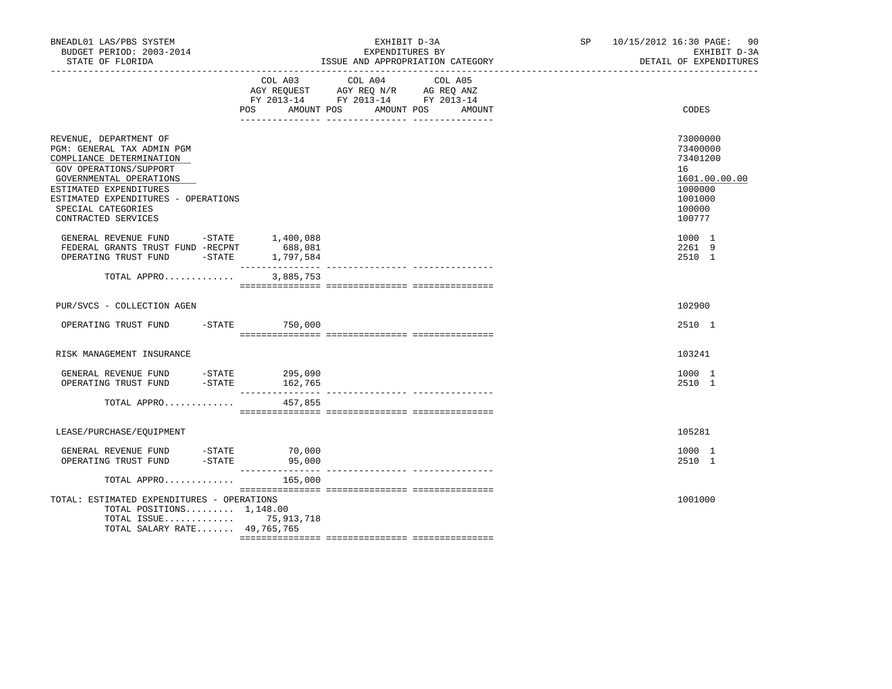BNEADL01 LAS/PBS SYSTEM
BUDGET PERIOD: 2003-2014
STATE OF FLORIDA

EXHIBIT D-3A
EXPENDITURES BY
ISSUE AND APPROPRIATION CATEGORY

SP 10/15/2012 16:30
EXHIBIT D-3A
DETAIL OF EXPENDITURES

| | COL A03 AGY REQUEST FY 2013-14 POS AMOUNT | COL A04 AGY REQ N/R FY 2013-14 POS AMOUNT | COL A05 AG REQ ANZ FY 2013-14 POS AMOUNT | CODES |
|---|---|---|---|---|
| REVENUE, DEPARTMENT OF | | | | 73000000 |
| PGM: GENERAL TAX ADMIN PGM | | | | 73400000 |
| COMPLIANCE DETERMINATION | | | | 73401200 |
| GOV OPERATIONS/SUPPORT | | | | 16 |
| GOVERNMENTAL OPERATIONS | | | | 1601.00.00.00 |
| ESTIMATED EXPENDITURES | | | | 1000000 |
| ESTIMATED EXPENDITURES - OPERATIONS | | | | 1001000 |
| SPECIAL CATEGORIES | | | | 100000 |
| CONTRACTED SERVICES | | | | 100777 |
| GENERAL REVENUE FUND -STATE | 1,400,088 | | | 1000 1 |
| FEDERAL GRANTS TRUST FUND -RECPNT | 688,081 | | | 2261 9 |
| OPERATING TRUST FUND -STATE | 1,797,584 | | | 2510 1 |
| TOTAL APPRO............. | 3,885,753 | | | |
| PUR/SVCS - COLLECTION AGEN | | | | 102900 |
| OPERATING TRUST FUND -STATE | 750,000 | | | 2510 1 |
| RISK MANAGEMENT INSURANCE | | | | 103241 |
| GENERAL REVENUE FUND -STATE | 295,090 | | | 1000 1 |
| OPERATING TRUST FUND -STATE | 162,765 | | | 2510 1 |
| TOTAL APPRO............. | 457,855 | | | |
| LEASE/PURCHASE/EQUIPMENT | | | | 105281 |
| GENERAL REVENUE FUND -STATE | 70,000 | | | 1000 1 |
| OPERATING TRUST FUND -STATE | 95,000 | | | 2510 1 |
| TOTAL APPRO............. | 165,000 | | | |
| TOTAL: ESTIMATED EXPENDITURES - OPERATIONS | | | | 1001000 |
| TOTAL POSITIONS......... | 1,148.00 | | | |
| TOTAL ISSUE............. | 75,913,718 | | | |
| TOTAL SALARY RATE....... | 49,765,765 | | | |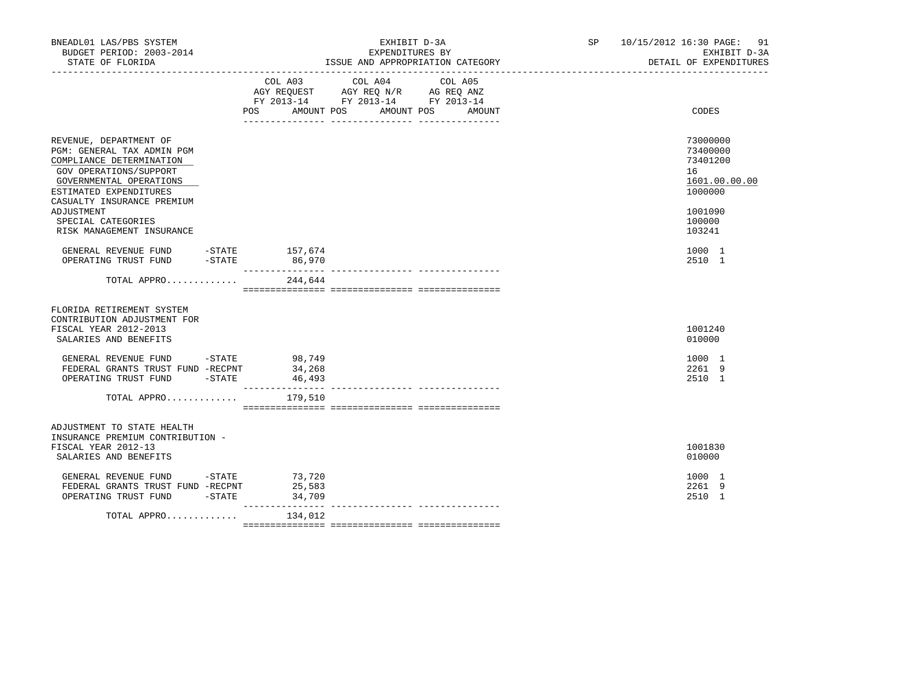BNEADL01 LAS/PBS SYSTEM — BUDGET PERIOD: 2003-2014 — STATE OF FLORIDA

EXHIBIT D-3A — EXPENDITURES BY ISSUE AND APPROPRIATION CATEGORY

SP 10/15/2012 16:30 — EXHIBIT D-3A — DETAIL OF EXPENDITURES

| | COL A03 AGY REQUEST FY 2013-14 POS | AMOUNT | COL A04 AGY REQ N/R FY 2013-14 POS | AMOUNT | COL A05 AG REQ ANZ FY 2013-14 POS | AMOUNT | CODES |
|---|---|---|---|---|---|---|---|
| REVENUE, DEPARTMENT OF | | | | | | | 73000000 |
| PGM: GENERAL TAX ADMIN PGM | | | | | | | 73400000 |
| COMPLIANCE DETERMINATION | | | | | | | 73401200 |
| GOV OPERATIONS/SUPPORT | | | | | | | 16 |
| GOVERNMENTAL OPERATIONS | | | | | | | 1601.00.00.00 |
| ESTIMATED EXPENDITURES | | | | | | | 1000000 |
| CASUALTY INSURANCE PREMIUM ADJUSTMENT | | | | | | | 1001090 |
| SPECIAL CATEGORIES | | | | | | | 100000 |
| RISK MANAGEMENT INSURANCE | | | | | | | 103241 |
| GENERAL REVENUE FUND -STATE | | 157,674 | | | | | 1000 1 |
| OPERATING TRUST FUND -STATE | | 86,970 | | | | | 2510 1 |
| TOTAL APPRO............. | | 244,644 | | | | | |
| FLORIDA RETIREMENT SYSTEM CONTRIBUTION ADJUSTMENT FOR FISCAL YEAR 2012-2013 | | | | | | | 1001240 |
| SALARIES AND BENEFITS | | | | | | | 010000 |
| GENERAL REVENUE FUND -STATE | | 98,749 | | | | | 1000 1 |
| FEDERAL GRANTS TRUST FUND -RECPNT | | 34,268 | | | | | 2261 9 |
| OPERATING TRUST FUND -STATE | | 46,493 | | | | | 2510 1 |
| TOTAL APPRO............. | | 179,510 | | | | | |
| ADJUSTMENT TO STATE HEALTH INSURANCE PREMIUM CONTRIBUTION - FISCAL YEAR 2012-13 | | | | | | | 1001830 |
| SALARIES AND BENEFITS | | | | | | | 010000 |
| GENERAL REVENUE FUND -STATE | | 73,720 | | | | | 1000 1 |
| FEDERAL GRANTS TRUST FUND -RECPNT | | 25,583 | | | | | 2261 9 |
| OPERATING TRUST FUND -STATE | | 34,709 | | | | | 2510 1 |
| TOTAL APPRO............. | | 134,012 | | | | | |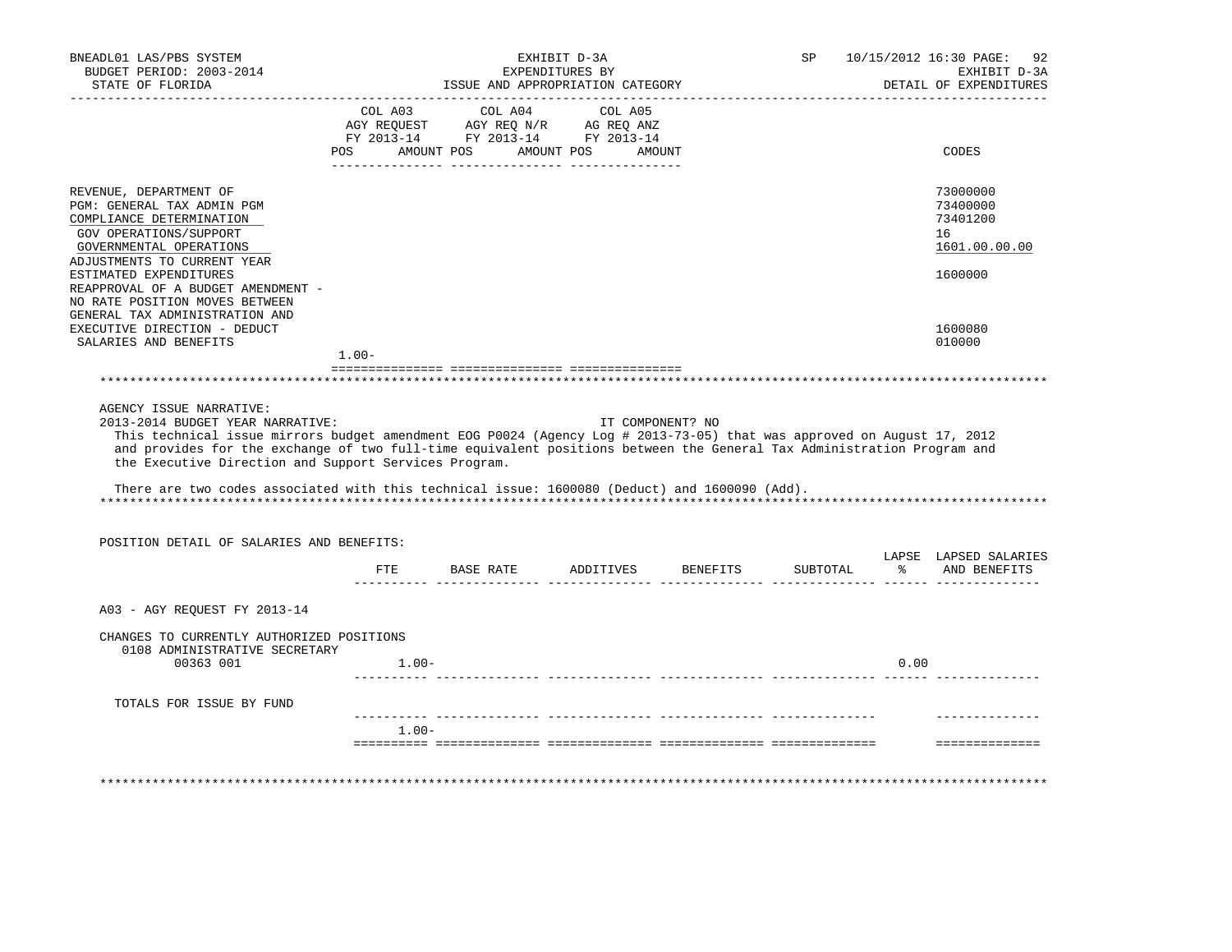BNEADL01 LAS/PBS SYSTEM | EXHIBIT D-3A | SP 10/15/2012 16:30
BUDGET PERIOD: 2003-2014 | EXPENDITURES BY | EXHIBIT D-3A
STATE OF FLORIDA | ISSUE AND APPROPRIATION CATEGORY | DETAIL OF EXPENDITURES

| | COL A03 AGY REQUEST FY 2013-14 POS | AMOUNT | COL A04 AGY REQ N/R FY 2013-14 POS | AMOUNT | COL A05 AG REQ ANZ FY 2013-14 POS | AMOUNT | CODES |
|---|---|---|---|---|---|---|---|
| REVENUE, DEPARTMENT OF | | | | | | | 73000000 |
| PGM: GENERAL TAX ADMIN PGM | | | | | | | 73400000 |
| COMPLIANCE DETERMINATION | | | | | | | 73401200 |
| GOV OPERATIONS/SUPPORT | | | | | | | 16 |
| GOVERNMENTAL OPERATIONS | | | | | | | 1601.00.00.00 |
| ADJUSTMENTS TO CURRENT YEAR ESTIMATED EXPENDITURES | | | | | | | 1600000 |
| REAPPROVAL OF A BUDGET AMENDMENT - NO RATE POSITION MOVES BETWEEN GENERAL TAX ADMINISTRATION AND EXECUTIVE DIRECTION - DEDUCT | | | | | | | 1600080 |
| SALARIES AND BENEFITS | | | | | | | 010000 |
| | 1.00- | | | | | | |

AGENCY ISSUE NARRATIVE:

2013-2014 BUDGET YEAR NARRATIVE: IT COMPONENT? NO

This technical issue mirrors budget amendment EOG P0024 (Agency Log # 2013-73-05) that was approved on August 17, 2012 and provides for the exchange of two full-time equivalent positions between the General Tax Administration Program and the Executive Direction and Support Services Program.

There are two codes associated with this technical issue: 1600080 (Deduct) and 1600090 (Add).

POSITION DETAIL OF SALARIES AND BENEFITS:

| | FTE | BASE RATE | ADDITIVES | BENEFITS | SUBTOTAL | LAPSE % | LAPSED SALARIES AND BENEFITS |
|---|---|---|---|---|---|---|---|
| A03 - AGY REQUEST FY 2013-14 | | | | | | | |
| CHANGES TO CURRENTLY AUTHORIZED POSITIONS | | | | | | | |
| 0108 ADMINISTRATIVE SECRETARY 00363 001 | 1.00- | | | | | 0.00 | |
| TOTALS FOR ISSUE BY FUND | 1.00- | | | | | | |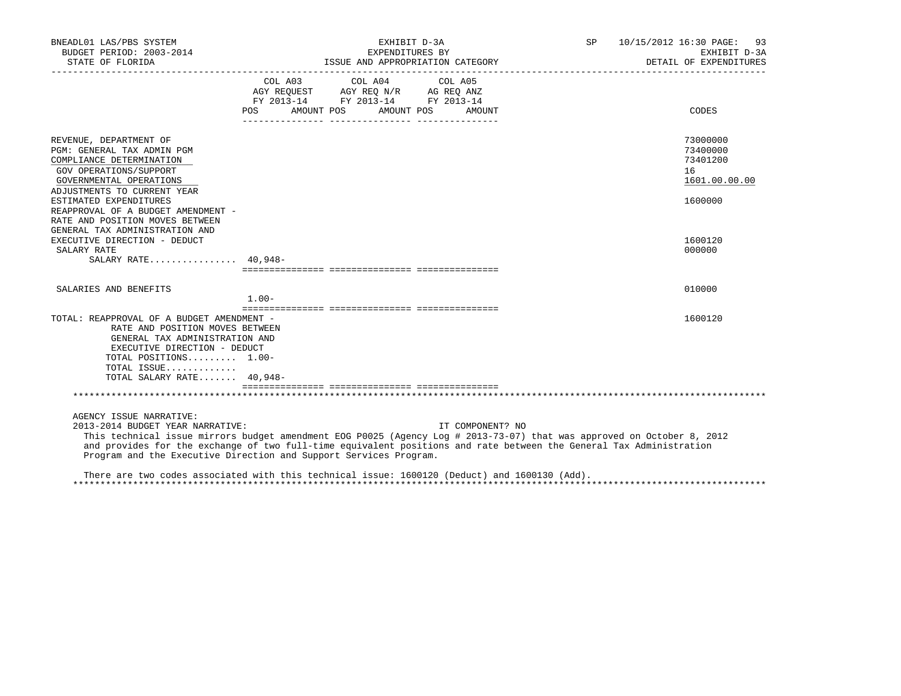BNEADL01 LAS/PBS SYSTEM — EXHIBIT D-3A — EXPENDITURES BY ISSUE AND APPROPRIATION CATEGORY
BUDGET PERIOD: 2003-2014 — STATE OF FLORIDA
SP 10/15/2012 16:30 — EXHIBIT D-3A — DETAIL OF EXPENDITURES

| | COL A03 AGY REQUEST FY 2013-14 POS AMOUNT | COL A04 AGY REQ N/R FY 2013-14 POS AMOUNT | COL A05 AG REQ ANZ FY 2013-14 POS AMOUNT | CODES |
|---|---|---|---|---|
| REVENUE, DEPARTMENT OF | | | | 73000000 |
| PGM: GENERAL TAX ADMIN PGM | | | | 73400000 |
| COMPLIANCE DETERMINATION | | | | 73401200 |
| GOV OPERATIONS/SUPPORT | | | | 16 |
| GOVERNMENTAL OPERATIONS | | | | 1601.00.00.00 |
| ADJUSTMENTS TO CURRENT YEAR ESTIMATED EXPENDITURES | | | | 1600000 |
| REAPPROVAL OF A BUDGET AMENDMENT - RATE AND POSITION MOVES BETWEEN GENERAL TAX ADMINISTRATION AND EXECUTIVE DIRECTION - DEDUCT | | | | 1600120 |
| SALARY RATE | | | | 000000 |
| SALARY RATE................ | 40,948- | | | |
| SALARIES AND BENEFITS | 1.00- | | | 010000 |
| TOTAL: REAPPROVAL OF A BUDGET AMENDMENT - RATE AND POSITION MOVES BETWEEN GENERAL TAX ADMINISTRATION AND EXECUTIVE DIRECTION - DEDUCT | | | | 1600120 |
| TOTAL POSITIONS......... | 1.00- | | | |
| TOTAL ISSUE............. | | | | |
| TOTAL SALARY RATE....... | 40,948- | | | |

AGENCY ISSUE NARRATIVE:

2013-2014 BUDGET YEAR NARRATIVE: IT COMPONENT? NO

This technical issue mirrors budget amendment EOG P0025 (Agency Log # 2013-73-07) that was approved on October 8, 2012 and provides for the exchange of two full-time equivalent positions and rate between the General Tax Administration Program and the Executive Direction and Support Services Program.

There are two codes associated with this technical issue: 1600120 (Deduct) and 1600130 (Add).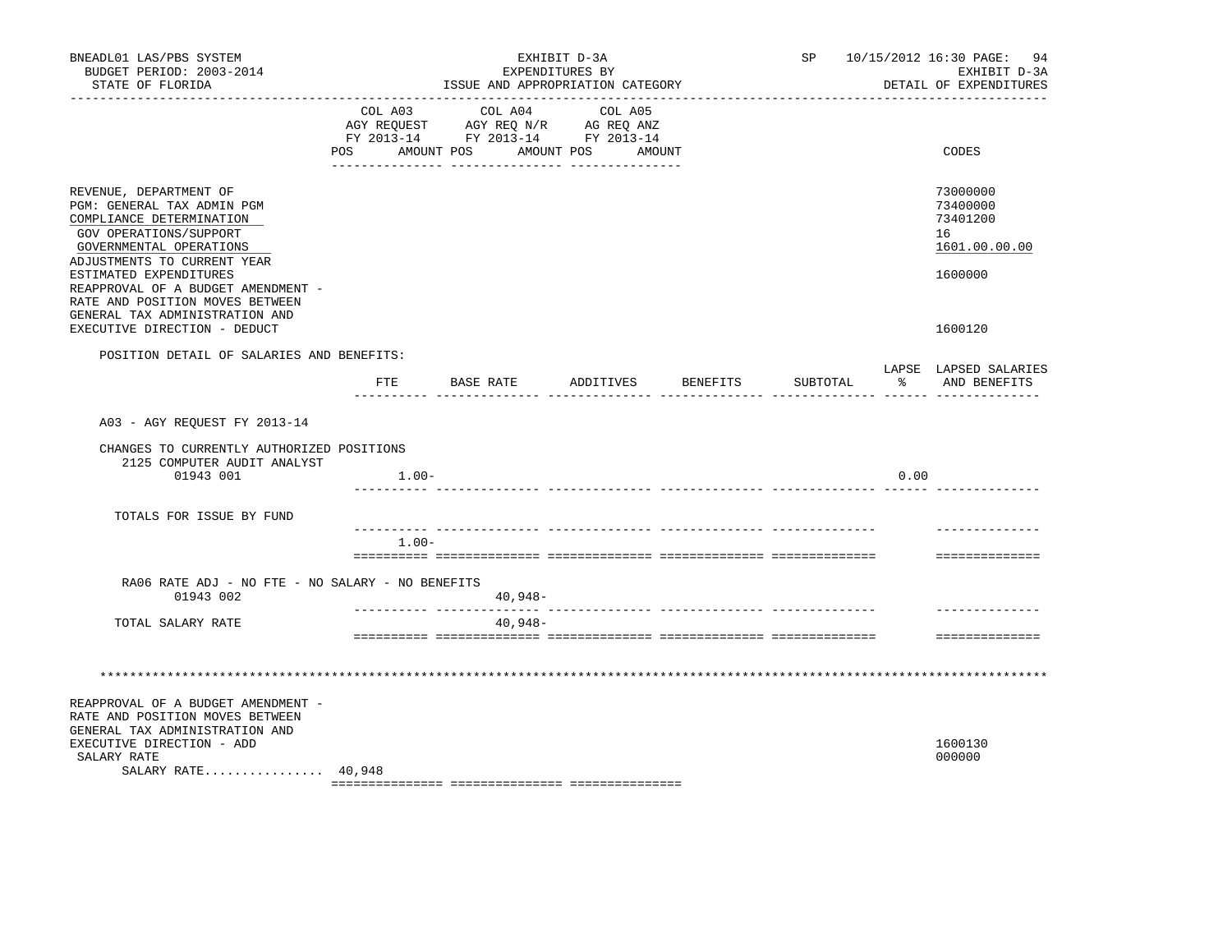BNEADL01 LAS/PBS SYSTEM — EXHIBIT D-3A — SP 10/15/2012 16:30

BUDGET PERIOD: 2003-2014 — EXPENDITURES BY — EXHIBIT D-3A

STATE OF FLORIDA — ISSUE AND APPROPRIATION CATEGORY — DETAIL OF EXPENDITURES

| | COL A03 AGY REQUEST FY 2013-14 POS AMOUNT | COL A04 AGY REQ N/R FY 2013-14 POS AMOUNT | COL A05 AG REQ ANZ FY 2013-14 POS AMOUNT | CODES |
|---|---|---|---|---|
| REVENUE, DEPARTMENT OF | | | | 73000000 |
| PGM: GENERAL TAX ADMIN PGM | | | | 73400000 |
| COMPLIANCE DETERMINATION | | | | 73401200 |
| GOV OPERATIONS/SUPPORT | | | | 16 |
| GOVERNMENTAL OPERATIONS | | | | 1601.00.00.00 |
| ADJUSTMENTS TO CURRENT YEAR ESTIMATED EXPENDITURES | | | | 1600000 |
| REAPPROVAL OF A BUDGET AMENDMENT - RATE AND POSITION MOVES BETWEEN GENERAL TAX ADMINISTRATION AND EXECUTIVE DIRECTION - DEDUCT | | | | 1600120 |

POSITION DETAIL OF SALARIES AND BENEFITS:

| | FTE | BASE RATE | ADDITIVES | BENEFITS | SUBTOTAL | LAPSE % | LAPSED SALARIES AND BENEFITS |
|---|---|---|---|---|---|---|---|
| A03 - AGY REQUEST FY 2013-14 | | | | | | | |
| CHANGES TO CURRENTLY AUTHORIZED POSITIONS | | | | | | | |
| 2125 COMPUTER AUDIT ANALYST 01943 001 | 1.00- | | | | | 0.00 | |
| TOTALS FOR ISSUE BY FUND | 1.00- | | | | | | |
| RA06 RATE ADJ - NO FTE - NO SALARY - NO BENEFITS 01943 002 | | 40,948- | | | | | |
| TOTAL SALARY RATE | | 40,948- | | | | | |

\*\*\*\*\*\*\*\*\*\*\*\*\*\*\*\*\*\*\*\*\*\*\*\*\*\*\*\*\*\*\*\*\*\*\*\*\*\*\*\*\*\*\*\*\*\*\*\*\*\*\*\*\*\*\*\*\*\*\*\*\*\*\*\*\*\*\*\*\*\*\*\*\*\*\*\*

| | COL A03 | COL A04 | COL A05 | CODES |
|---|---|---|---|---|
| REAPPROVAL OF A BUDGET AMENDMENT - RATE AND POSITION MOVES BETWEEN GENERAL TAX ADMINISTRATION AND EXECUTIVE DIRECTION - ADD | | | | 1600130 |
| SALARY RATE | | | | 000000 |
| SALARY RATE................ | 40,948 | | | |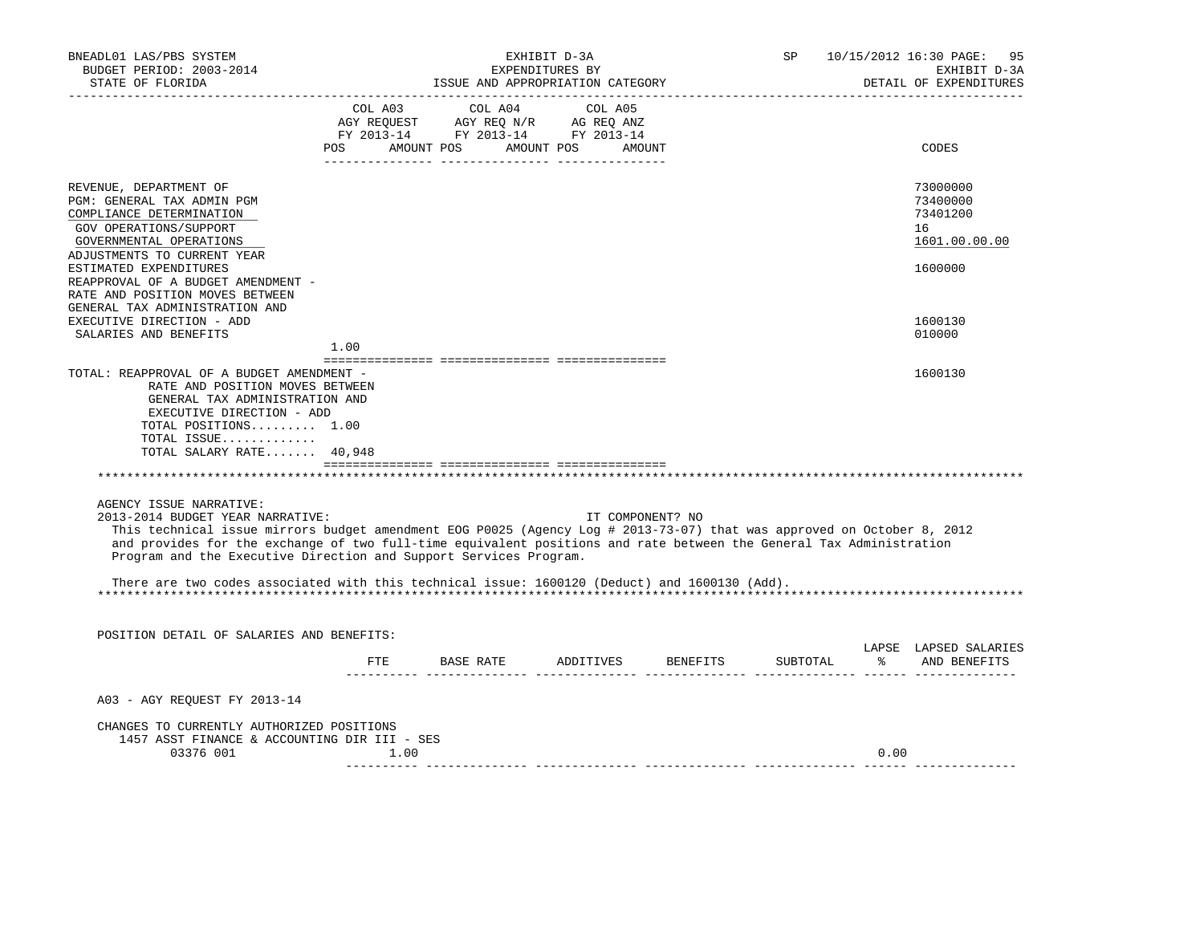BNEADL01 LAS/PBS SYSTEM — EXHIBIT D-3A — SP 10/15/2012 16:30

BUDGET PERIOD: 2003-2014 — EXPENDITURES BY — EXHIBIT D-3A

STATE OF FLORIDA — ISSUE AND APPROPRIATION CATEGORY — DETAIL OF EXPENDITURES

| | COL A03 AGY REQUEST FY 2013-14 POS | AMOUNT | COL A04 AGY REQ N/R FY 2013-14 POS | AMOUNT | COL A05 AG REQ ANZ FY 2013-14 POS | AMOUNT | CODES |
|---|---|---|---|---|---|---|---|
| REVENUE, DEPARTMENT OF | | | | | | | 73000000 |
| PGM: GENERAL TAX ADMIN PGM | | | | | | | 73400000 |
| COMPLIANCE DETERMINATION | | | | | | | 73401200 |
| GOV OPERATIONS/SUPPORT | | | | | | | 16 |
| GOVERNMENTAL OPERATIONS | | | | | | | 1601.00.00.00 |
| ADJUSTMENTS TO CURRENT YEAR ESTIMATED EXPENDITURES | | | | | | | 1600000 |
| REAPPROVAL OF A BUDGET AMENDMENT - RATE AND POSITION MOVES BETWEEN GENERAL TAX ADMINISTRATION AND EXECUTIVE DIRECTION - ADD | | | | | | | 1600130 |
| SALARIES AND BENEFITS | 1.00 | | | | | | 010000 |
| TOTAL: REAPPROVAL OF A BUDGET AMENDMENT - RATE AND POSITION MOVES BETWEEN GENERAL TAX ADMINISTRATION AND EXECUTIVE DIRECTION - ADD | | | | | | | 1600130 |
| TOTAL POSITIONS......... | 1.00 | | | | | | |
| TOTAL ISSUE............. | | | | | | | |
| TOTAL SALARY RATE....... | 40,948 | | | | | | |

AGENCY ISSUE NARRATIVE:

2013-2014 BUDGET YEAR NARRATIVE: IT COMPONENT? NO

This technical issue mirrors budget amendment EOG P0025 (Agency Log # 2013-73-07) that was approved on October 8, 2012 and provides for the exchange of two full-time equivalent positions and rate between the General Tax Administration Program and the Executive Direction and Support Services Program.

There are two codes associated with this technical issue: 1600120 (Deduct) and 1600130 (Add).

POSITION DETAIL OF SALARIES AND BENEFITS:

| | FTE | BASE RATE | ADDITIVES | BENEFITS | SUBTOTAL | LAPSE % | LAPSED SALARIES AND BENEFITS |
|---|---|---|---|---|---|---|---|
| A03 - AGY REQUEST FY 2013-14 | | | | | | | |
| CHANGES TO CURRENTLY AUTHORIZED POSITIONS | | | | | | | |
| 1457 ASST FINANCE & ACCOUNTING DIR III - SES | | | | | | | |
| 03376 001 | 1.00 | | | | | 0.00 | |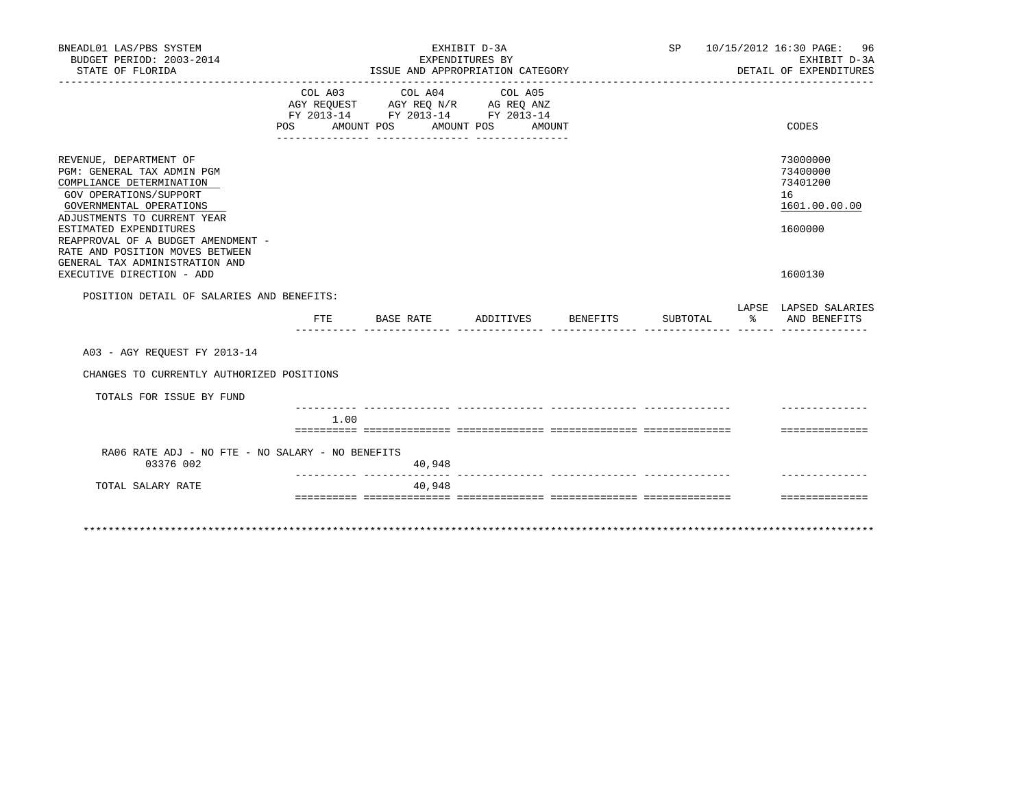BNEADL01 LAS/PBS SYSTEM | EXHIBIT D-3A | SP 10/15/2012 16:30
BUDGET PERIOD: 2003-2014 | EXPENDITURES BY | EXHIBIT D-3A
STATE OF FLORIDA | ISSUE AND APPROPRIATION CATEGORY | DETAIL OF EXPENDITURES

| | COL A03 AGY REQUEST FY 2013-14 POS AMOUNT | COL A04 AGY REQ N/R FY 2013-14 POS AMOUNT | COL A05 AG REQ ANZ FY 2013-14 POS AMOUNT | CODES |
|---|---|---|---|---|
| REVENUE, DEPARTMENT OF | | | | 73000000 |
| PGM: GENERAL TAX ADMIN PGM | | | | 73400000 |
| COMPLIANCE DETERMINATION | | | | 73401200 |
| GOV OPERATIONS/SUPPORT | | | | 16 |
| GOVERNMENTAL OPERATIONS | | | | 1601.00.00.00 |
| ADJUSTMENTS TO CURRENT YEAR ESTIMATED EXPENDITURES | | | | 1600000 |
| REAPPROVAL OF A BUDGET AMENDMENT - RATE AND POSITION MOVES BETWEEN GENERAL TAX ADMINISTRATION AND EXECUTIVE DIRECTION - ADD | | | | 1600130 |

POSITION DETAIL OF SALARIES AND BENEFITS:

A03 - AGY REQUEST FY 2013-14

CHANGES TO CURRENTLY AUTHORIZED POSITIONS

| | FTE | BASE RATE | ADDITIVES | BENEFITS | SUBTOTAL | LAPSE % | LAPSED SALARIES AND BENEFITS |
|---|---|---|---|---|---|---|---|
| TOTALS FOR ISSUE BY FUND | 1.00 | | | | | | |
| RA06 RATE ADJ - NO FTE - NO SALARY - NO BENEFITS 03376 002 | | 40,948 | | | | | |
| TOTAL SALARY RATE | | 40,948 | | | | | |

***************************************************************************************************************************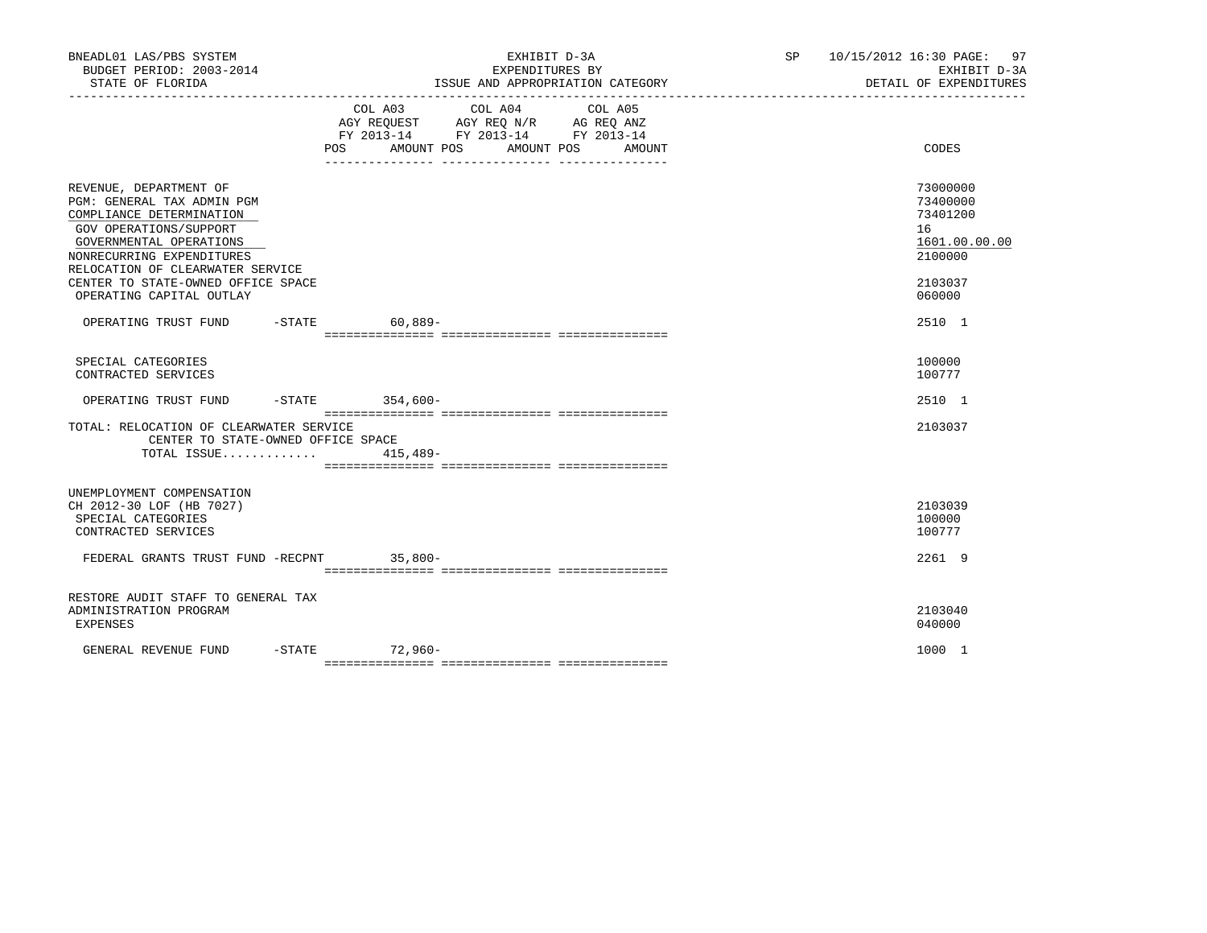BNEADL01 LAS/PBS SYSTEM — EXHIBIT D-3A — SP 10/15/2012 16:30

BUDGET PERIOD: 2003-2014 — EXPENDITURES BY — EXHIBIT D-3A

STATE OF FLORIDA — ISSUE AND APPROPRIATION CATEGORY — DETAIL OF EXPENDITURES

| | COL A03 AGY REQUEST FY 2013-14 POS AMOUNT | COL A04 AGY REQ N/R FY 2013-14 POS AMOUNT | COL A05 AG REQ ANZ FY 2013-14 POS AMOUNT | CODES |
|---|---|---|---|---|
| REVENUE, DEPARTMENT OF | | | | 73000000 |
| PGM: GENERAL TAX ADMIN PGM | | | | 73400000 |
| COMPLIANCE DETERMINATION | | | | 73401200 |
| GOV OPERATIONS/SUPPORT | | | | 16 |
| GOVERNMENTAL OPERATIONS | | | | 1601.00.00.00 |
| NONRECURRING EXPENDITURES | | | | 2100000 |
| RELOCATION OF CLEARWATER SERVICE CENTER TO STATE-OWNED OFFICE SPACE | | | | 2103037 |
| OPERATING CAPITAL OUTLAY | | | | 060000 |
| OPERATING TRUST FUND -STATE | 60,889- | | | 2510 1 |
| SPECIAL CATEGORIES | | | | 100000 |
| CONTRACTED SERVICES | | | | 100777 |
| OPERATING TRUST FUND -STATE | 354,600- | | | 2510 1 |
| TOTAL: RELOCATION OF CLEARWATER SERVICE CENTER TO STATE-OWNED OFFICE SPACE | | | | 2103037 |
| TOTAL ISSUE............ | 415,489- | | | |
| UNEMPLOYMENT COMPENSATION CH 2012-30 LOF (HB 7027) | | | | 2103039 |
| SPECIAL CATEGORIES | | | | 100000 |
| CONTRACTED SERVICES | | | | 100777 |
| FEDERAL GRANTS TRUST FUND -RECPNT | 35,800- | | | 2261 9 |
| RESTORE AUDIT STAFF TO GENERAL TAX ADMINISTRATION PROGRAM | | | | 2103040 |
| EXPENSES | | | | 040000 |
| GENERAL REVENUE FUND -STATE | 72,960- | | | 1000 1 |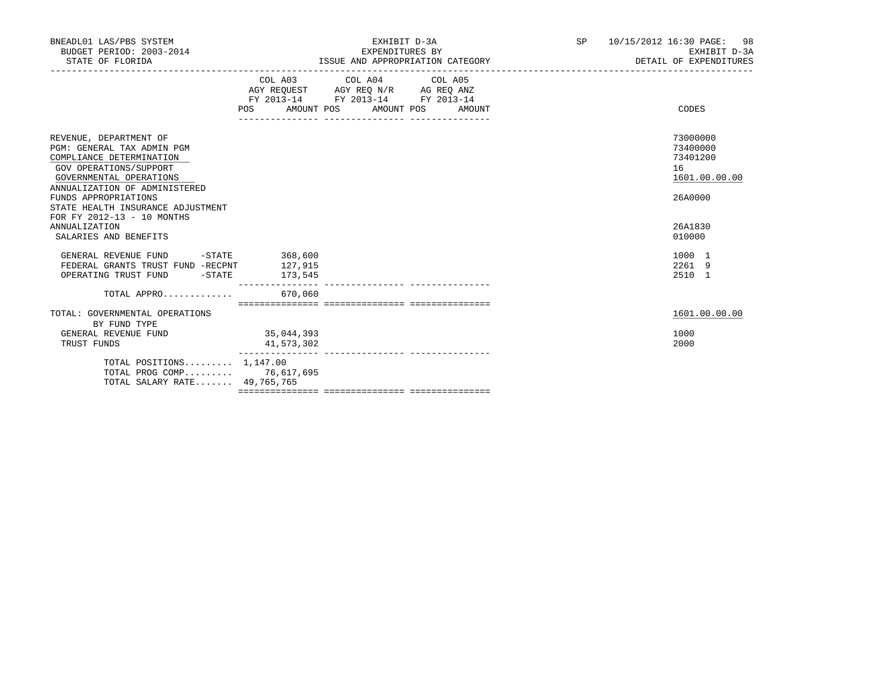BNEADL01 LAS/PBS SYSTEM — EXHIBIT D-3A — SP 10/15/2012 16:30
BUDGET PERIOD: 2003-2014 — EXPENDITURES BY — EXHIBIT D-3A
STATE OF FLORIDA — ISSUE AND APPROPRIATION CATEGORY — DETAIL OF EXPENDITURES

| | COL A03 AGY REQUEST FY 2013-14 POS AMOUNT | COL A04 AGY REQ N/R FY 2013-14 POS AMOUNT | COL A05 AG REQ ANZ FY 2013-14 POS AMOUNT | CODES |
|---|---|---|---|---|
| REVENUE, DEPARTMENT OF | | | | 73000000 |
| PGM: GENERAL TAX ADMIN PGM | | | | 73400000 |
| COMPLIANCE DETERMINATION | | | | 73401200 |
| GOV OPERATIONS/SUPPORT | | | | 16 |
| GOVERNMENTAL OPERATIONS | | | | 1601.00.00.00 |
| ANNUALIZATION OF ADMINISTERED FUNDS APPROPRIATIONS | | | | 26A0000 |
| STATE HEALTH INSURANCE ADJUSTMENT FOR FY 2012-13 - 10 MONTHS ANNUALIZATION | | | | 26A1830 |
| SALARIES AND BENEFITS | | | | 010000 |
| GENERAL REVENUE FUND -STATE | 368,600 | | | 1000 1 |
| FEDERAL GRANTS TRUST FUND -RECPNT | 127,915 | | | 2261 9 |
| OPERATING TRUST FUND -STATE | 173,545 | | | 2510 1 |
| TOTAL APPRO............. | 670,060 | | | |
| TOTAL: GOVERNMENTAL OPERATIONS | | | | 1601.00.00.00 |
| BY FUND TYPE | | | | |
| GENERAL REVENUE FUND | 35,044,393 | | | 1000 |
| TRUST FUNDS | 41,573,302 | | | 2000 |
| TOTAL POSITIONS......... | 1,147.00 | | | |
| TOTAL PROG COMP......... | 76,617,695 | | | |
| TOTAL SALARY RATE....... | 49,765,765 | | | |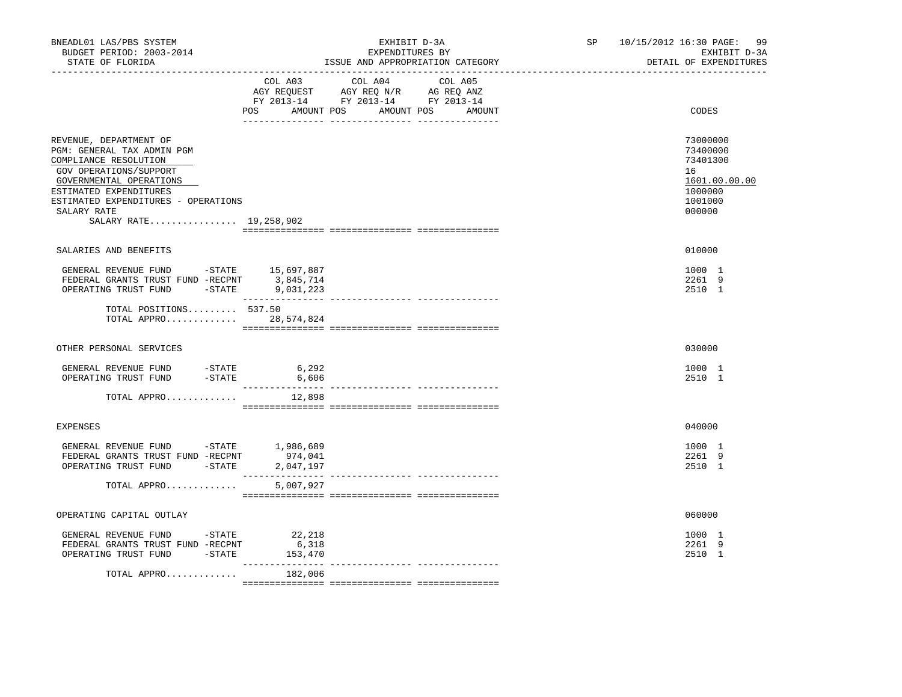BNEADL01 LAS/PBS SYSTEM
BUDGET PERIOD: 2003-2014
STATE OF FLORIDA

EXHIBIT D-3A
EXPENDITURES BY
ISSUE AND APPROPRIATION CATEGORY

SP 10/15/2012 16:30 PAGE: 99
EXHIBIT D-3A
DETAIL OF EXPENDITURES

| | COL A03 AGY REQUEST FY 2013-14 POS | AMOUNT | COL A04 AGY REQ N/R FY 2013-14 POS | AMOUNT | COL A05 AG REQ ANZ FY 2013-14 POS | AMOUNT | CODES |
|---|---|---|---|---|---|---|---|
| REVENUE, DEPARTMENT OF | | | | | | | 73000000 |
| PGM: GENERAL TAX ADMIN PGM | | | | | | | 73400000 |
| COMPLIANCE RESOLUTION | | | | | | | 73401300 |
| GOV OPERATIONS/SUPPORT | | | | | | | 16 |
| GOVERNMENTAL OPERATIONS | | | | | | | 1601.00.00.00 |
| ESTIMATED EXPENDITURES | | | | | | | 1000000 |
| ESTIMATED EXPENDITURES - OPERATIONS | | | | | | | 1001000 |
| SALARY RATE | | | | | | | 000000 |
| SALARY RATE................ 19,258,902 | | | | | | | |
| SALARIES AND BENEFITS | | | | | | | 010000 |
| GENERAL REVENUE FUND -STATE | | 15,697,887 | | | | | 1000 1 |
| FEDERAL GRANTS TRUST FUND -RECPNT | | 3,845,714 | | | | | 2261 9 |
| OPERATING TRUST FUND -STATE | | 9,031,223 | | | | | 2510 1 |
| TOTAL POSITIONS......... | 537.50 | | | | | | |
| TOTAL APPRO............. | | 28,574,824 | | | | | |
| OTHER PERSONAL SERVICES | | | | | | | 030000 |
| GENERAL REVENUE FUND -STATE | | 6,292 | | | | | 1000 1 |
| OPERATING TRUST FUND -STATE | | 6,606 | | | | | 2510 1 |
| TOTAL APPRO............. | | 12,898 | | | | | |
| EXPENSES | | | | | | | 040000 |
| GENERAL REVENUE FUND -STATE | | 1,986,689 | | | | | 1000 1 |
| FEDERAL GRANTS TRUST FUND -RECPNT | | 974,041 | | | | | 2261 9 |
| OPERATING TRUST FUND -STATE | | 2,047,197 | | | | | 2510 1 |
| TOTAL APPRO............. | | 5,007,927 | | | | | |
| OPERATING CAPITAL OUTLAY | | | | | | | 060000 |
| GENERAL REVENUE FUND -STATE | | 22,218 | | | | | 1000 1 |
| FEDERAL GRANTS TRUST FUND -RECPNT | | 6,318 | | | | | 2261 9 |
| OPERATING TRUST FUND -STATE | | 153,470 | | | | | 2510 1 |
| TOTAL APPRO............. | | 182,006 | | | | | |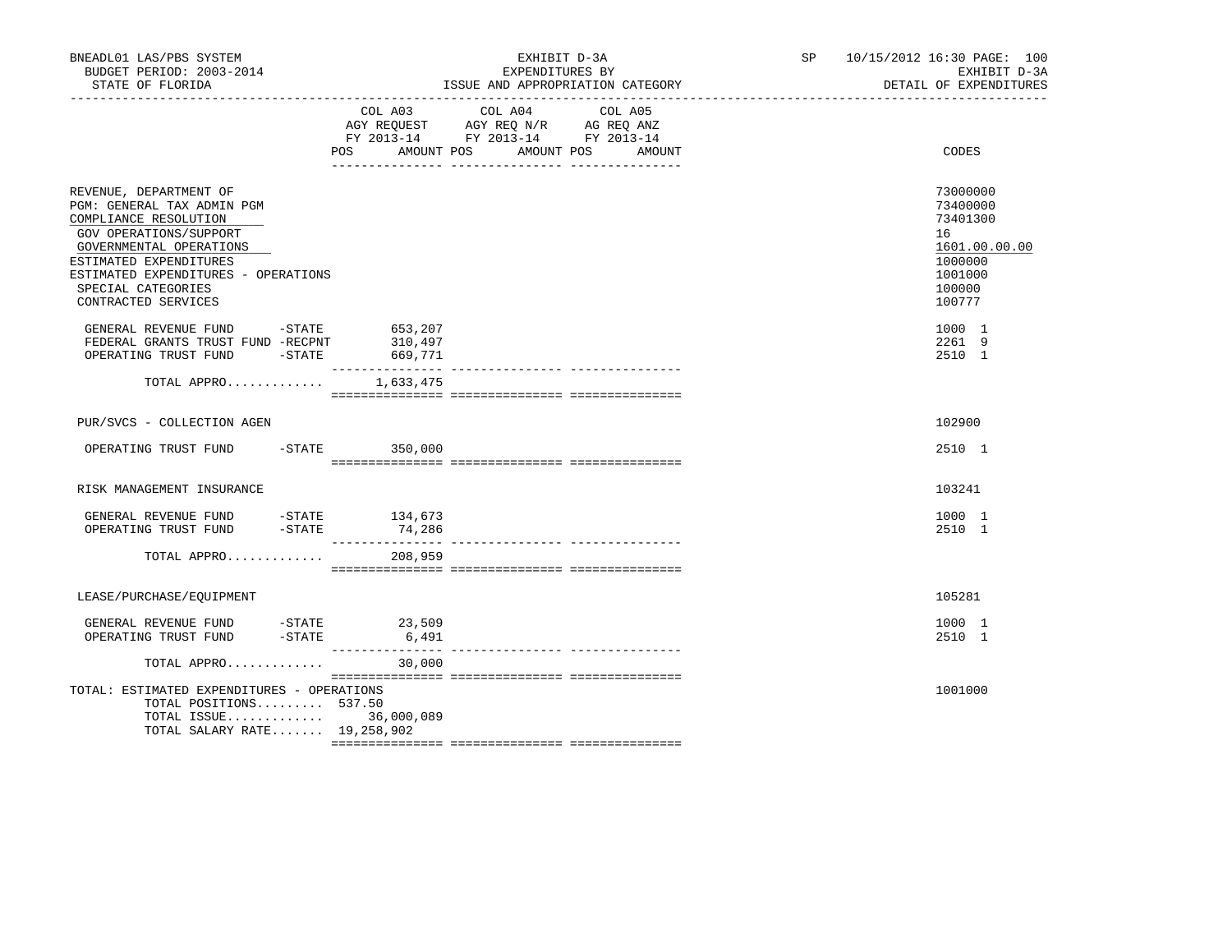BNEADL01 LAS/PBS SYSTEM — EXHIBIT D-3A — SP 10/15/2012 16:30

BUDGET PERIOD: 2003-2014 — EXPENDITURES BY — EXHIBIT D-3A

STATE OF FLORIDA — ISSUE AND APPROPRIATION CATEGORY — DETAIL OF EXPENDITURES

| | COL A03 AGY REQUEST FY 2013-14 POS AMOUNT | COL A04 AGY REQ N/R FY 2013-14 POS AMOUNT | COL A05 AG REQ ANZ FY 2013-14 POS AMOUNT | CODES |
|---|---|---|---|---|
| REVENUE, DEPARTMENT OF | | | | 73000000 |
| PGM: GENERAL TAX ADMIN PGM | | | | 73400000 |
| COMPLIANCE RESOLUTION | | | | 73401300 |
| GOV OPERATIONS/SUPPORT | | | | 16 |
| GOVERNMENTAL OPERATIONS | | | | 1601.00.00.00 |
| ESTIMATED EXPENDITURES | | | | 1000000 |
| ESTIMATED EXPENDITURES - OPERATIONS | | | | 1001000 |
| SPECIAL CATEGORIES | | | | 100000 |
| CONTRACTED SERVICES | | | | 100777 |
| GENERAL REVENUE FUND -STATE | 653,207 | | | 1000 1 |
| FEDERAL GRANTS TRUST FUND -RECPNT | 310,497 | | | 2261 9 |
| OPERATING TRUST FUND -STATE | 669,771 | | | 2510 1 |
| TOTAL APPRO............ | 1,633,475 | | | |
| PUR/SVCS - COLLECTION AGEN | | | | 102900 |
| OPERATING TRUST FUND -STATE | 350,000 | | | 2510 1 |
| RISK MANAGEMENT INSURANCE | | | | 103241 |
| GENERAL REVENUE FUND -STATE | 134,673 | | | 1000 1 |
| OPERATING TRUST FUND -STATE | 74,286 | | | 2510 1 |
| TOTAL APPRO............ | 208,959 | | | |
| LEASE/PURCHASE/EQUIPMENT | | | | 105281 |
| GENERAL REVENUE FUND -STATE | 23,509 | | | 1000 1 |
| OPERATING TRUST FUND -STATE | 6,491 | | | 2510 1 |
| TOTAL APPRO............ | 30,000 | | | |
| TOTAL: ESTIMATED EXPENDITURES - OPERATIONS | | | | 1001000 |
| TOTAL POSITIONS......... | 537.50 | | | |
| TOTAL ISSUE............ | 36,000,089 | | | |
| TOTAL SALARY RATE....... | 19,258,902 | | | |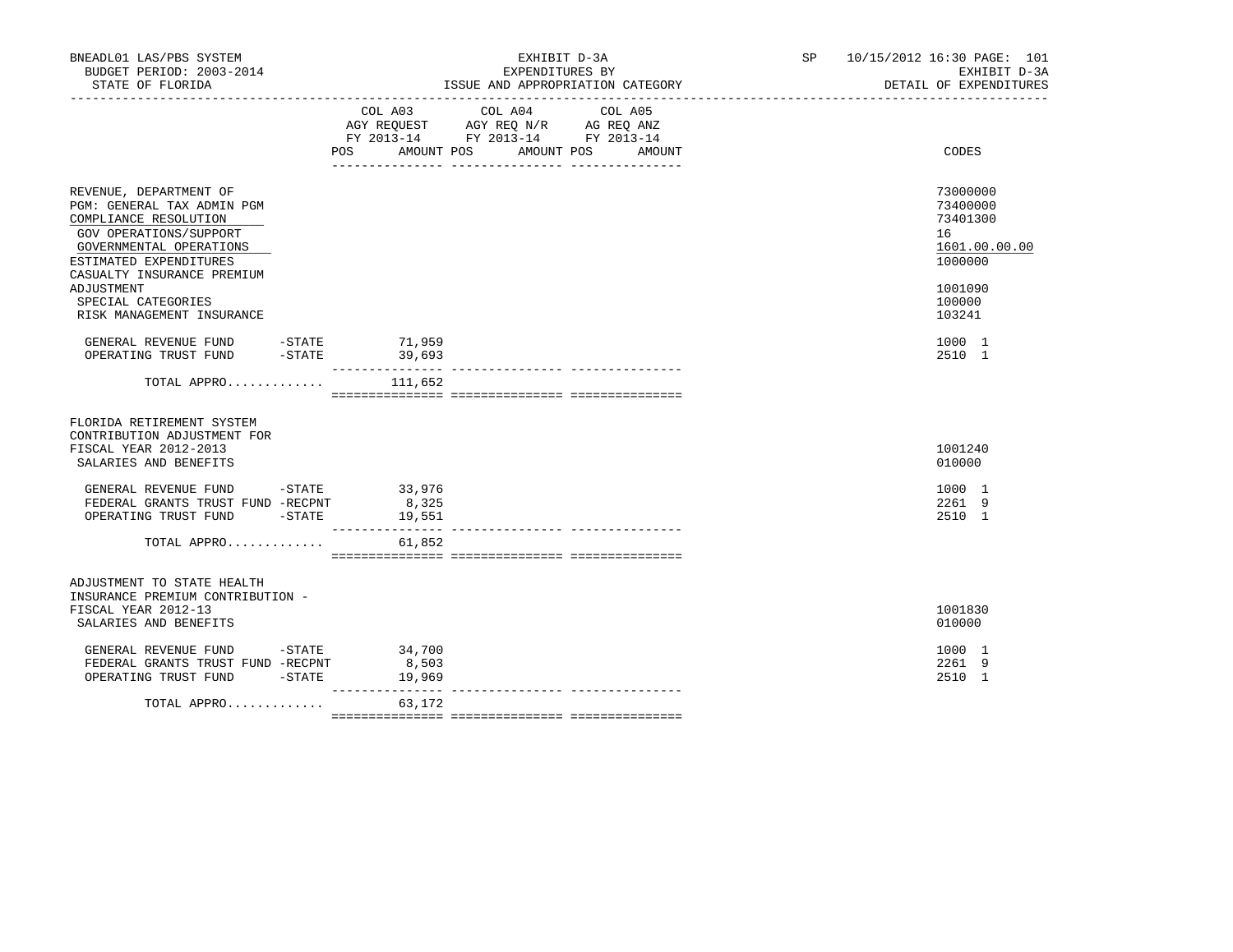BNEADL01 LAS/PBS SYSTEM
BUDGET PERIOD: 2003-2014
STATE OF FLORIDA

EXHIBIT D-3A
EXPENDITURES BY
ISSUE AND APPROPRIATION CATEGORY

SP 10/15/2012 16:30 PAGE: 101
EXHIBIT D-3A
DETAIL OF EXPENDITURES

| | COL A03 AGY REQUEST FY 2013-14 POS | AMOUNT | COL A04 AGY REQ N/R FY 2013-14 POS | AMOUNT | COL A05 AG REQ ANZ FY 2013-14 POS | AMOUNT | CODES |
|---|---|---|---|---|---|---|---|
| REVENUE, DEPARTMENT OF | | | | | | | 73000000 |
| PGM: GENERAL TAX ADMIN PGM | | | | | | | 73400000 |
| COMPLIANCE RESOLUTION | | | | | | | 73401300 |
| GOV OPERATIONS/SUPPORT | | | | | | | 16 |
| GOVERNMENTAL OPERATIONS | | | | | | | 1601.00.00.00 |
| ESTIMATED EXPENDITURES | | | | | | | 1000000 |
| CASUALTY INSURANCE PREMIUM ADJUSTMENT | | | | | | | 1001090 |
| SPECIAL CATEGORIES | | | | | | | 100000 |
| RISK MANAGEMENT INSURANCE | | | | | | | 103241 |
| GENERAL REVENUE FUND -STATE | | 71,959 | | | | | 1000 1 |
| OPERATING TRUST FUND -STATE | | 39,693 | | | | | 2510 1 |
| TOTAL APPRO............ | | 111,652 | | | | | |
| FLORIDA RETIREMENT SYSTEM CONTRIBUTION ADJUSTMENT FOR FISCAL YEAR 2012-2013 | | | | | | | 1001240 |
| SALARIES AND BENEFITS | | | | | | | 010000 |
| GENERAL REVENUE FUND -STATE | | 33,976 | | | | | 1000 1 |
| FEDERAL GRANTS TRUST FUND -RECPNT | | 8,325 | | | | | 2261 9 |
| OPERATING TRUST FUND -STATE | | 19,551 | | | | | 2510 1 |
| TOTAL APPRO............ | | 61,852 | | | | | |
| ADJUSTMENT TO STATE HEALTH INSURANCE PREMIUM CONTRIBUTION - FISCAL YEAR 2012-13 | | | | | | | 1001830 |
| SALARIES AND BENEFITS | | | | | | | 010000 |
| GENERAL REVENUE FUND -STATE | | 34,700 | | | | | 1000 1 |
| FEDERAL GRANTS TRUST FUND -RECPNT | | 8,503 | | | | | 2261 9 |
| OPERATING TRUST FUND -STATE | | 19,969 | | | | | 2510 1 |
| TOTAL APPRO............ | | 63,172 | | | | | |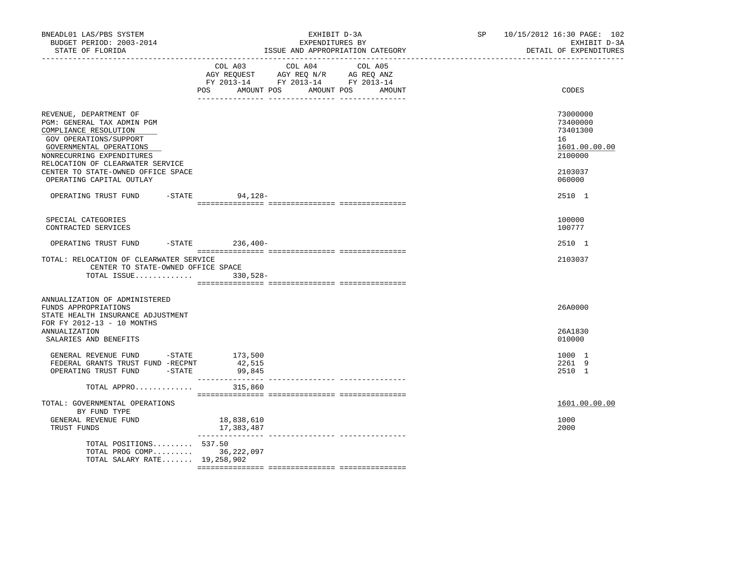BNEADL01 LAS/PBS SYSTEM — EXHIBIT D-3A — EXPENDITURES BY ISSUE AND APPROPRIATION CATEGORY — SP 10/15/2012 16:30 PAGE: 102

BUDGET PERIOD: 2003-2014 — STATE OF FLORIDA — EXHIBIT D-3A — DETAIL OF EXPENDITURES

| | COL A03 AGY REQUEST FY 2013-14 POS AMOUNT | COL A04 AGY REQ N/R FY 2013-14 POS AMOUNT | COL A05 AG REQ ANZ FY 2013-14 POS AMOUNT | CODES |
|---|---|---|---|---|
| REVENUE, DEPARTMENT OF | | | | 73000000 |
| PGM: GENERAL TAX ADMIN PGM | | | | 73400000 |
| COMPLIANCE RESOLUTION | | | | 73401300 |
| GOV OPERATIONS/SUPPORT | | | | 16 |
| GOVERNMENTAL OPERATIONS | | | | 1601.00.00.00 |
| NONRECURRING EXPENDITURES | | | | 2100000 |
| RELOCATION OF CLEARWATER SERVICE CENTER TO STATE-OWNED OFFICE SPACE | | | | 2103037 |
| OPERATING CAPITAL OUTLAY | | | | 060000 |
| OPERATING TRUST FUND -STATE | 94,128- | | | 2510 1 |
| SPECIAL CATEGORIES | | | | 100000 |
| CONTRACTED SERVICES | | | | 100777 |
| OPERATING TRUST FUND -STATE | 236,400- | | | 2510 1 |
| TOTAL: RELOCATION OF CLEARWATER SERVICE CENTER TO STATE-OWNED OFFICE SPACE | | | | 2103037 |
| TOTAL ISSUE............. | 330,528- | | | |
| ANNUALIZATION OF ADMINISTERED FUNDS APPROPRIATIONS | | | | 26A0000 |
| STATE HEALTH INSURANCE ADJUSTMENT FOR FY 2012-13 - 10 MONTHS ANNUALIZATION | | | | 26A1830 |
| SALARIES AND BENEFITS | | | | 010000 |
| GENERAL REVENUE FUND -STATE | 173,500 | | | 1000 1 |
| FEDERAL GRANTS TRUST FUND -RECPNT | 42,515 | | | 2261 9 |
| OPERATING TRUST FUND -STATE | 99,845 | | | 2510 1 |
| TOTAL APPRO............. | 315,860 | | | |
| TOTAL: GOVERNMENTAL OPERATIONS BY FUND TYPE | | | | 1601.00.00.00 |
| GENERAL REVENUE FUND | 18,838,610 | | | 1000 |
| TRUST FUNDS | 17,383,487 | | | 2000 |
| TOTAL POSITIONS......... | 537.50 | | | |
| TOTAL PROG COMP......... | 36,222,097 | | | |
| TOTAL SALARY RATE....... | 19,258,902 | | | |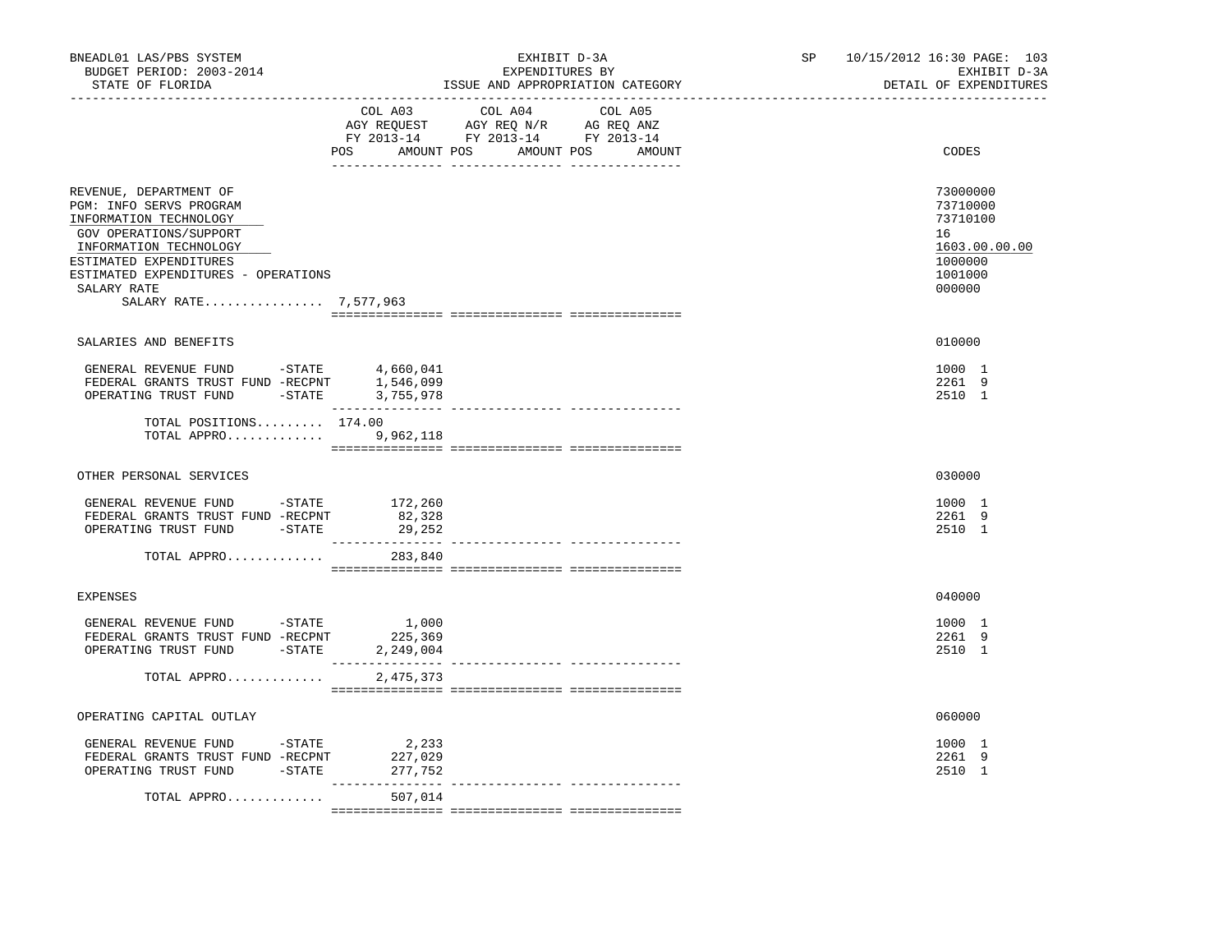BNEADL01 LAS/PBS SYSTEM
BUDGET PERIOD: 2003-2014
STATE OF FLORIDA

EXHIBIT D-3A
EXPENDITURES BY
ISSUE AND APPROPRIATION CATEGORY

SP 10/15/2012 16:30

EXHIBIT D-3A
DETAIL OF EXPENDITURES

| | COL A03 AGY REQUEST FY 2013-14 POS | AMOUNT | COL A04 AGY REQ N/R FY 2013-14 POS | AMOUNT | COL A05 AG REQ ANZ FY 2013-14 POS | AMOUNT | CODES |
|---|---|---|---|---|---|---|---|
| REVENUE, DEPARTMENT OF | | | | | | | 73000000 |
| PGM: INFO SERVS PROGRAM | | | | | | | 73710000 |
| INFORMATION TECHNOLOGY | | | | | | | 73710100 |
| GOV OPERATIONS/SUPPORT | | | | | | | 16 |
| INFORMATION TECHNOLOGY | | | | | | | 1603.00.00.00 |
| ESTIMATED EXPENDITURES | | | | | | | 1000000 |
| ESTIMATED EXPENDITURES - OPERATIONS | | | | | | | 1001000 |
| SALARY RATE | | | | | | | 000000 |
| SALARY RATE................ 7,577,963 | | | | | | | |
| SALARIES AND BENEFITS | | | | | | | 010000 |
| GENERAL REVENUE FUND -STATE | | 4,660,041 | | | | | 1000 1 |
| FEDERAL GRANTS TRUST FUND -RECPNT | | 1,546,099 | | | | | 2261 9 |
| OPERATING TRUST FUND -STATE | | 3,755,978 | | | | | 2510 1 |
| TOTAL POSITIONS......... | 174.00 | | | | | | |
| TOTAL APPRO............. | | 9,962,118 | | | | | |
| OTHER PERSONAL SERVICES | | | | | | | 030000 |
| GENERAL REVENUE FUND -STATE | | 172,260 | | | | | 1000 1 |
| FEDERAL GRANTS TRUST FUND -RECPNT | | 82,328 | | | | | 2261 9 |
| OPERATING TRUST FUND -STATE | | 29,252 | | | | | 2510 1 |
| TOTAL APPRO............. | | 283,840 | | | | | |
| EXPENSES | | | | | | | 040000 |
| GENERAL REVENUE FUND -STATE | | 1,000 | | | | | 1000 1 |
| FEDERAL GRANTS TRUST FUND -RECPNT | | 225,369 | | | | | 2261 9 |
| OPERATING TRUST FUND -STATE | | 2,249,004 | | | | | 2510 1 |
| TOTAL APPRO............. | | 2,475,373 | | | | | |
| OPERATING CAPITAL OUTLAY | | | | | | | 060000 |
| GENERAL REVENUE FUND -STATE | | 2,233 | | | | | 1000 1 |
| FEDERAL GRANTS TRUST FUND -RECPNT | | 227,029 | | | | | 2261 9 |
| OPERATING TRUST FUND -STATE | | 277,752 | | | | | 2510 1 |
| TOTAL APPRO............. | | 507,014 | | | | | |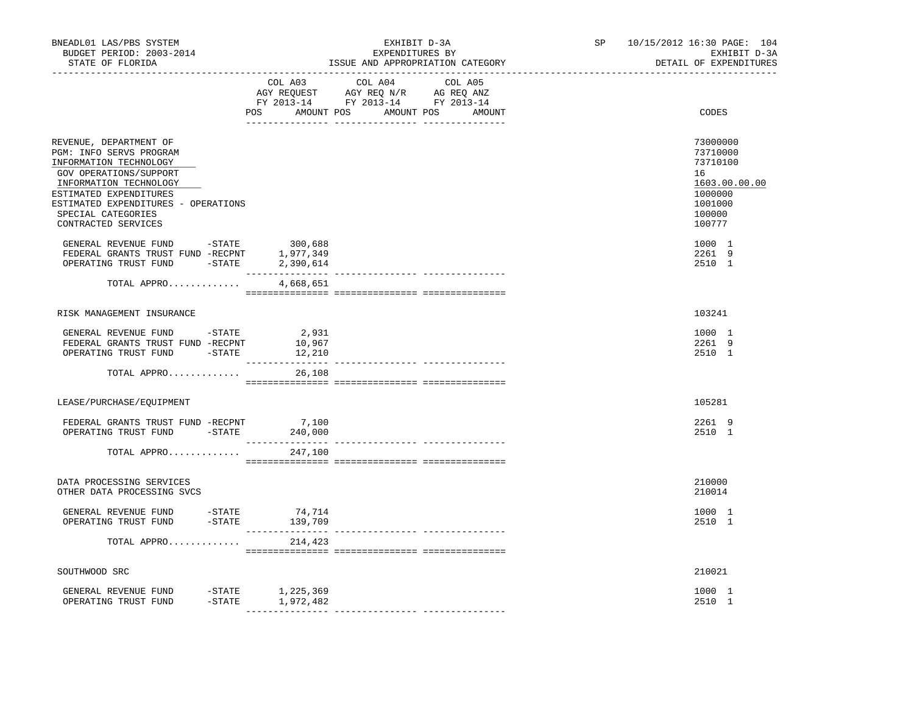BNEADL01 LAS/PBS SYSTEM | EXHIBIT D-3A | SP 10/15/2012 16:30 PAGE: 104
BUDGET PERIOD: 2003-2014 | EXPENDITURES BY | EXHIBIT D-3A
STATE OF FLORIDA | ISSUE AND APPROPRIATION CATEGORY | DETAIL OF EXPENDITURES

| | COL A03 AGY REQUEST FY 2013-14 POS AMOUNT | COL A04 AGY REQ N/R FY 2013-14 POS AMOUNT | COL A05 AG REQ ANZ FY 2013-14 POS AMOUNT | CODES |
|---|---|---|---|---|
| REVENUE, DEPARTMENT OF | | | | 73000000 |
| PGM: INFO SERVS PROGRAM | | | | 73710000 |
| INFORMATION TECHNOLOGY | | | | 73710100 |
| GOV OPERATIONS/SUPPORT | | | | 16 |
| INFORMATION TECHNOLOGY | | | | 1603.00.00.00 |
| ESTIMATED EXPENDITURES | | | | 1000000 |
| ESTIMATED EXPENDITURES - OPERATIONS | | | | 1001000 |
| SPECIAL CATEGORIES | | | | 100000 |
| CONTRACTED SERVICES | | | | 100777 |
| GENERAL REVENUE FUND -STATE | 300,688 | | | 1000 1 |
| FEDERAL GRANTS TRUST FUND -RECPNT | 1,977,349 | | | 2261 9 |
| OPERATING TRUST FUND -STATE | 2,390,614 | | | 2510 1 |
| TOTAL APPRO............. | 4,668,651 | | | |
| RISK MANAGEMENT INSURANCE | | | | 103241 |
| GENERAL REVENUE FUND -STATE | 2,931 | | | 1000 1 |
| FEDERAL GRANTS TRUST FUND -RECPNT | 10,967 | | | 2261 9 |
| OPERATING TRUST FUND -STATE | 12,210 | | | 2510 1 |
| TOTAL APPRO............. | 26,108 | | | |
| LEASE/PURCHASE/EQUIPMENT | | | | 105281 |
| FEDERAL GRANTS TRUST FUND -RECPNT | 7,100 | | | 2261 9 |
| OPERATING TRUST FUND -STATE | 240,000 | | | 2510 1 |
| TOTAL APPRO............. | 247,100 | | | |
| DATA PROCESSING SERVICES | | | | 210000 |
| OTHER DATA PROCESSING SVCS | | | | 210014 |
| GENERAL REVENUE FUND -STATE | 74,714 | | | 1000 1 |
| OPERATING TRUST FUND -STATE | 139,709 | | | 2510 1 |
| TOTAL APPRO............. | 214,423 | | | |
| SOUTHWOOD SRC | | | | 210021 |
| GENERAL REVENUE FUND -STATE | 1,225,369 | | | 1000 1 |
| OPERATING TRUST FUND -STATE | 1,972,482 | | | 2510 1 |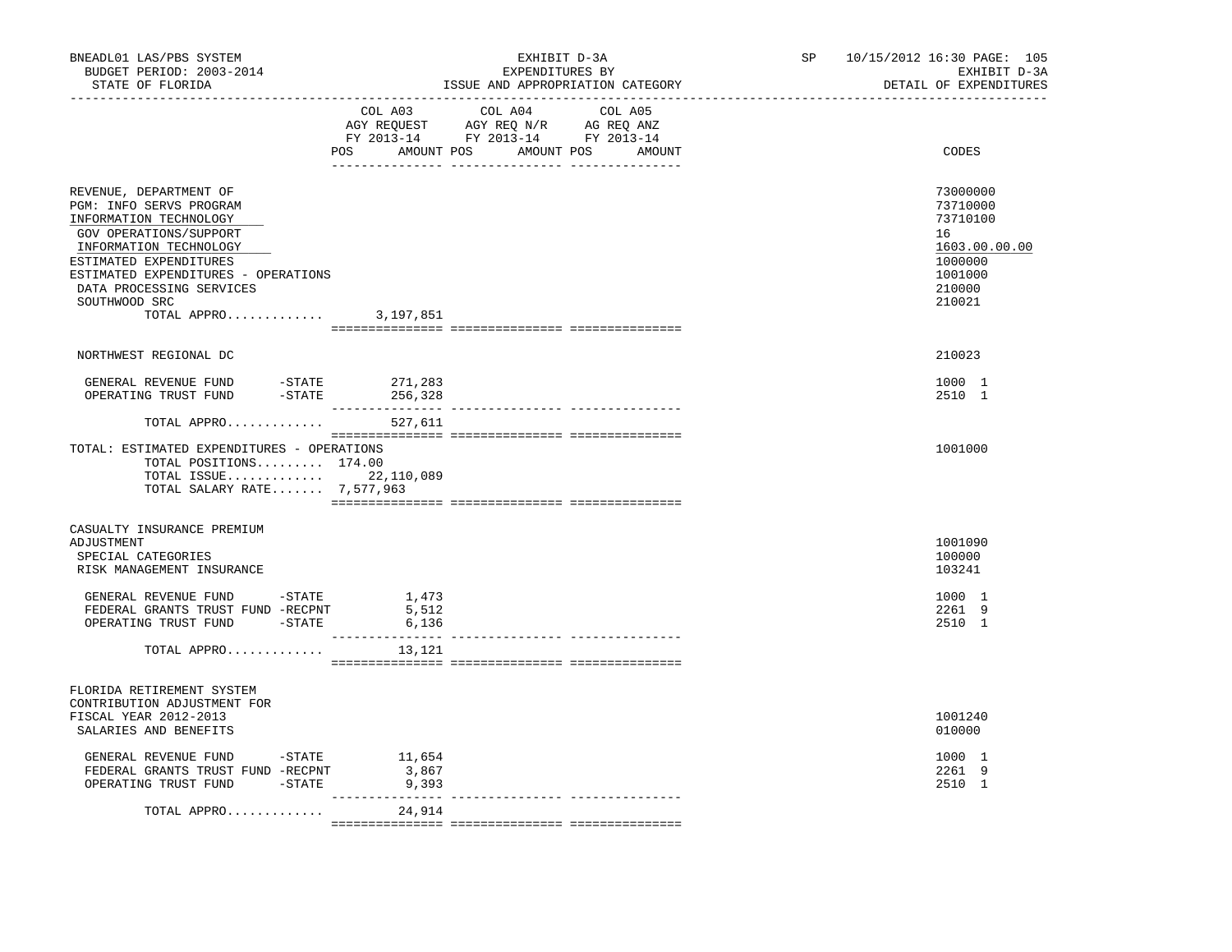BNEADL01 LAS/PBS SYSTEM — EXHIBIT D-3A — EXPENDITURES BY ISSUE AND APPROPRIATION CATEGORY — DETAIL OF EXPENDITURES

BUDGET PERIOD: 2003-2014 — STATE OF FLORIDA — SP 10/15/2012 16:30

| | COL A03 AGY REQUEST FY 2013-14 POS AMOUNT | COL A04 AGY REQ N/R FY 2013-14 POS AMOUNT | COL A05 AG REQ ANZ FY 2013-14 POS AMOUNT | CODES |
|---|---|---|---|---|
| REVENUE, DEPARTMENT OF | | | | 73000000 |
| PGM: INFO SERVS PROGRAM | | | | 73710000 |
| INFORMATION TECHNOLOGY | | | | 73710100 |
| GOV OPERATIONS/SUPPORT | | | | 16 |
| INFORMATION TECHNOLOGY | | | | 1603.00.00.00 |
| ESTIMATED EXPENDITURES | | | | 1000000 |
| ESTIMATED EXPENDITURES - OPERATIONS | | | | 1001000 |
| DATA PROCESSING SERVICES | | | | 210000 |
| SOUTHWOOD SRC | | | | 210021 |
| TOTAL APPRO............ | 3,197,851 | | | |
| NORTHWEST REGIONAL DC | | | | 210023 |
| GENERAL REVENUE FUND -STATE | 271,283 | | | 1000 1 |
| OPERATING TRUST FUND -STATE | 256,328 | | | 2510 1 |
| TOTAL APPRO............ | 527,611 | | | |
| TOTAL: ESTIMATED EXPENDITURES - OPERATIONS | | | | 1001000 |
| TOTAL POSITIONS......... 174.00 | | | | |
| TOTAL ISSUE............ | 22,110,089 | | | |
| TOTAL SALARY RATE....... 7,577,963 | | | | |
| CASUALTY INSURANCE PREMIUM ADJUSTMENT | | | | 1001090 |
| SPECIAL CATEGORIES | | | | 100000 |
| RISK MANAGEMENT INSURANCE | | | | 103241 |
| GENERAL REVENUE FUND -STATE | 1,473 | | | 1000 1 |
| FEDERAL GRANTS TRUST FUND -RECPNT | 5,512 | | | 2261 9 |
| OPERATING TRUST FUND -STATE | 6,136 | | | 2510 1 |
| TOTAL APPRO............ | 13,121 | | | |
| FLORIDA RETIREMENT SYSTEM CONTRIBUTION ADJUSTMENT FOR FISCAL YEAR 2012-2013 | | | | 1001240 |
| SALARIES AND BENEFITS | | | | 010000 |
| GENERAL REVENUE FUND -STATE | 11,654 | | | 1000 1 |
| FEDERAL GRANTS TRUST FUND -RECPNT | 3,867 | | | 2261 9 |
| OPERATING TRUST FUND -STATE | 9,393 | | | 2510 1 |
| TOTAL APPRO............ | 24,914 | | | |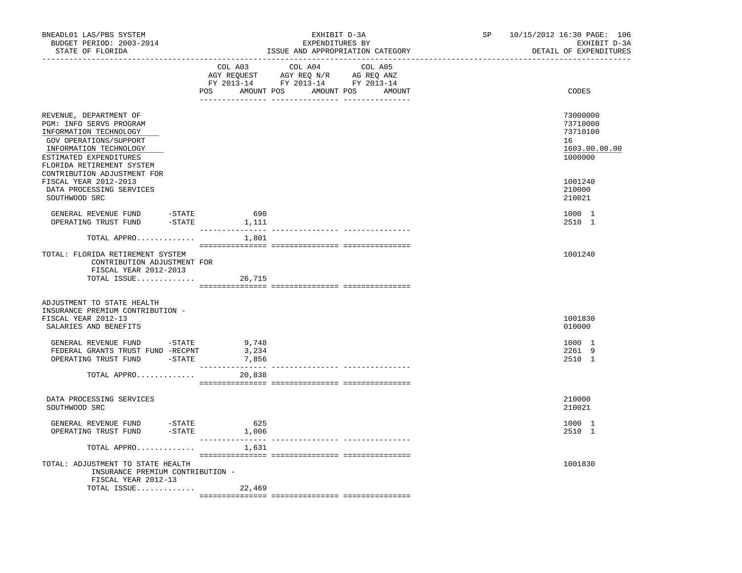BNEADL01 LAS/PBS SYSTEM — BUDGET PERIOD: 2003-2014 — STATE OF FLORIDA

EXHIBIT D-3A — EXPENDITURES BY ISSUE AND APPROPRIATION CATEGORY

SP 10/15/2012 16:30 — EXHIBIT D-3A — DETAIL OF EXPENDITURES

| | COL A03 AGY REQUEST FY 2013-14 POS | AMOUNT | COL A04 AGY REQ N/R FY 2013-14 POS | AMOUNT | COL A05 AG REQ ANZ FY 2013-14 POS | AMOUNT | CODES |
|---|---|---|---|---|---|---|---|
| REVENUE, DEPARTMENT OF | | | | | | | 73000000 |
| PGM: INFO SERVS PROGRAM | | | | | | | 73710000 |
| INFORMATION TECHNOLOGY | | | | | | | 73710100 |
| GOV OPERATIONS/SUPPORT | | | | | | | 16 |
| INFORMATION TECHNOLOGY | | | | | | | 1603.00.00.00 |
| ESTIMATED EXPENDITURES | | | | | | | 1000000 |
| FLORIDA RETIREMENT SYSTEM CONTRIBUTION ADJUSTMENT FOR FISCAL YEAR 2012-2013 | | | | | | | 1001240 |
| DATA PROCESSING SERVICES | | | | | | | 210000 |
| SOUTHWOOD SRC | | | | | | | 210021 |
| GENERAL REVENUE FUND -STATE | | 690 | | | | | 1000 1 |
| OPERATING TRUST FUND -STATE | | 1,111 | | | | | 2510 1 |
| TOTAL APPRO............ | | 1,801 | | | | | |
| TOTAL: FLORIDA RETIREMENT SYSTEM CONTRIBUTION ADJUSTMENT FOR FISCAL YEAR 2012-2013 | | | | | | | 1001240 |
| TOTAL ISSUE............ | | 26,715 | | | | | |
| ADJUSTMENT TO STATE HEALTH INSURANCE PREMIUM CONTRIBUTION - FISCAL YEAR 2012-13 | | | | | | | 1001830 |
| SALARIES AND BENEFITS | | | | | | | 010000 |
| GENERAL REVENUE FUND -STATE | | 9,748 | | | | | 1000 1 |
| FEDERAL GRANTS TRUST FUND -RECPNT | | 3,234 | | | | | 2261 9 |
| OPERATING TRUST FUND -STATE | | 7,856 | | | | | 2510 1 |
| TOTAL APPRO............ | | 20,838 | | | | | |
| DATA PROCESSING SERVICES | | | | | | | 210000 |
| SOUTHWOOD SRC | | | | | | | 210021 |
| GENERAL REVENUE FUND -STATE | | 625 | | | | | 1000 1 |
| OPERATING TRUST FUND -STATE | | 1,006 | | | | | 2510 1 |
| TOTAL APPRO............ | | 1,631 | | | | | |
| TOTAL: ADJUSTMENT TO STATE HEALTH INSURANCE PREMIUM CONTRIBUTION - FISCAL YEAR 2012-13 | | | | | | | 1001830 |
| TOTAL ISSUE............ | | 22,469 | | | | | |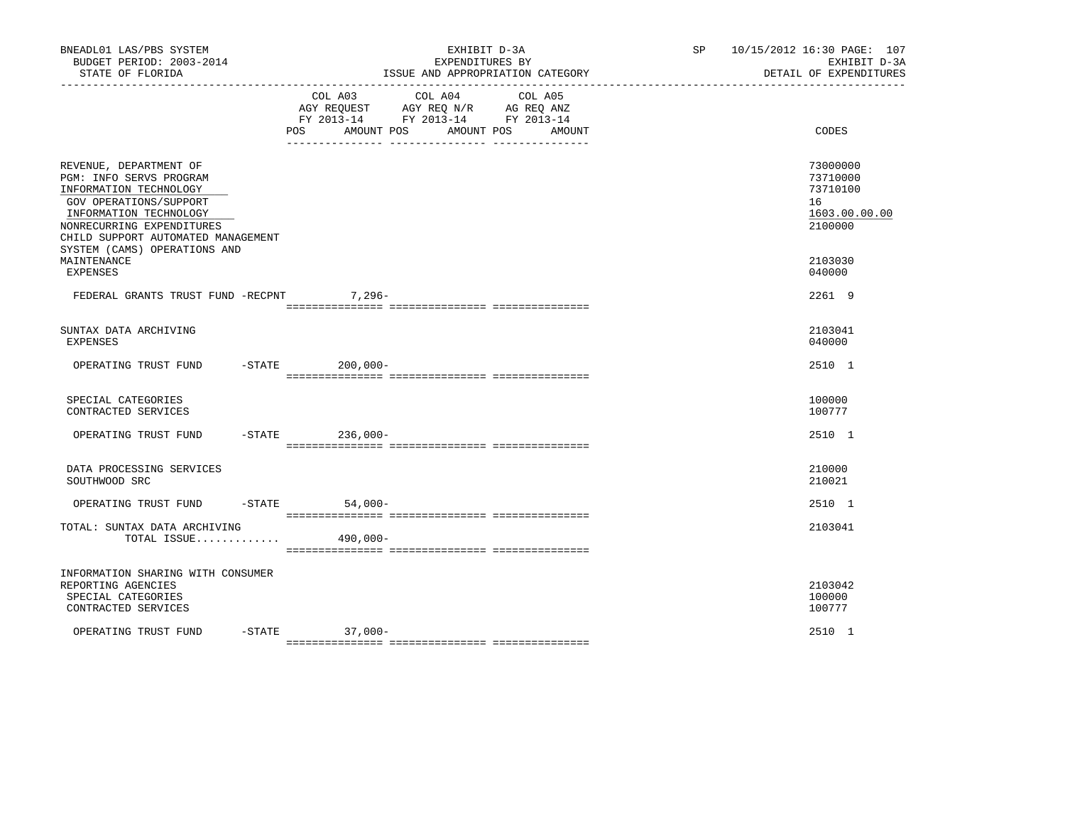BNEADL01 LAS/PBS SYSTEM — EXHIBIT D-3A — EXPENDITURES BY ISSUE AND APPROPRIATION CATEGORY — DETAIL OF EXPENDITURES

BUDGET PERIOD: 2003-2014 — STATE OF FLORIDA — SP 10/15/2012 16:30

| | COL A03 AGY REQUEST FY 2013-14 POS AMOUNT | COL A04 AGY REQ N/R FY 2013-14 POS AMOUNT | COL A05 AG REQ ANZ FY 2013-14 POS AMOUNT | CODES |
|---|---|---|---|---|
| REVENUE, DEPARTMENT OF | | | | 73000000 |
| PGM: INFO SERVS PROGRAM | | | | 73710000 |
| INFORMATION TECHNOLOGY | | | | 73710100 |
| GOV OPERATIONS/SUPPORT | | | | 16 |
| INFORMATION TECHNOLOGY | | | | 1603.00.00.00 |
| NONRECURRING EXPENDITURES | | | | 2100000 |
| CHILD SUPPORT AUTOMATED MANAGEMENT SYSTEM (CAMS) OPERATIONS AND MAINTENANCE | | | | 2103030 |
| EXPENSES | | | | 040000 |
| FEDERAL GRANTS TRUST FUND -RECPNT | 7,296- | | | 2261 9 |
| SUNTAX DATA ARCHIVING | | | | 2103041 |
| EXPENSES | | | | 040000 |
| OPERATING TRUST FUND -STATE | 200,000- | | | 2510 1 |
| SPECIAL CATEGORIES | | | | 100000 |
| CONTRACTED SERVICES | | | | 100777 |
| OPERATING TRUST FUND -STATE | 236,000- | | | 2510 1 |
| DATA PROCESSING SERVICES | | | | 210000 |
| SOUTHWOOD SRC | | | | 210021 |
| OPERATING TRUST FUND -STATE | 54,000- | | | 2510 1 |
| TOTAL: SUNTAX DATA ARCHIVING | | | | 2103041 |
| TOTAL ISSUE............. | 490,000- | | | |
| INFORMATION SHARING WITH CONSUMER REPORTING AGENCIES | | | | 2103042 |
| SPECIAL CATEGORIES | | | | 100000 |
| CONTRACTED SERVICES | | | | 100777 |
| OPERATING TRUST FUND -STATE | 37,000- | | | 2510 1 |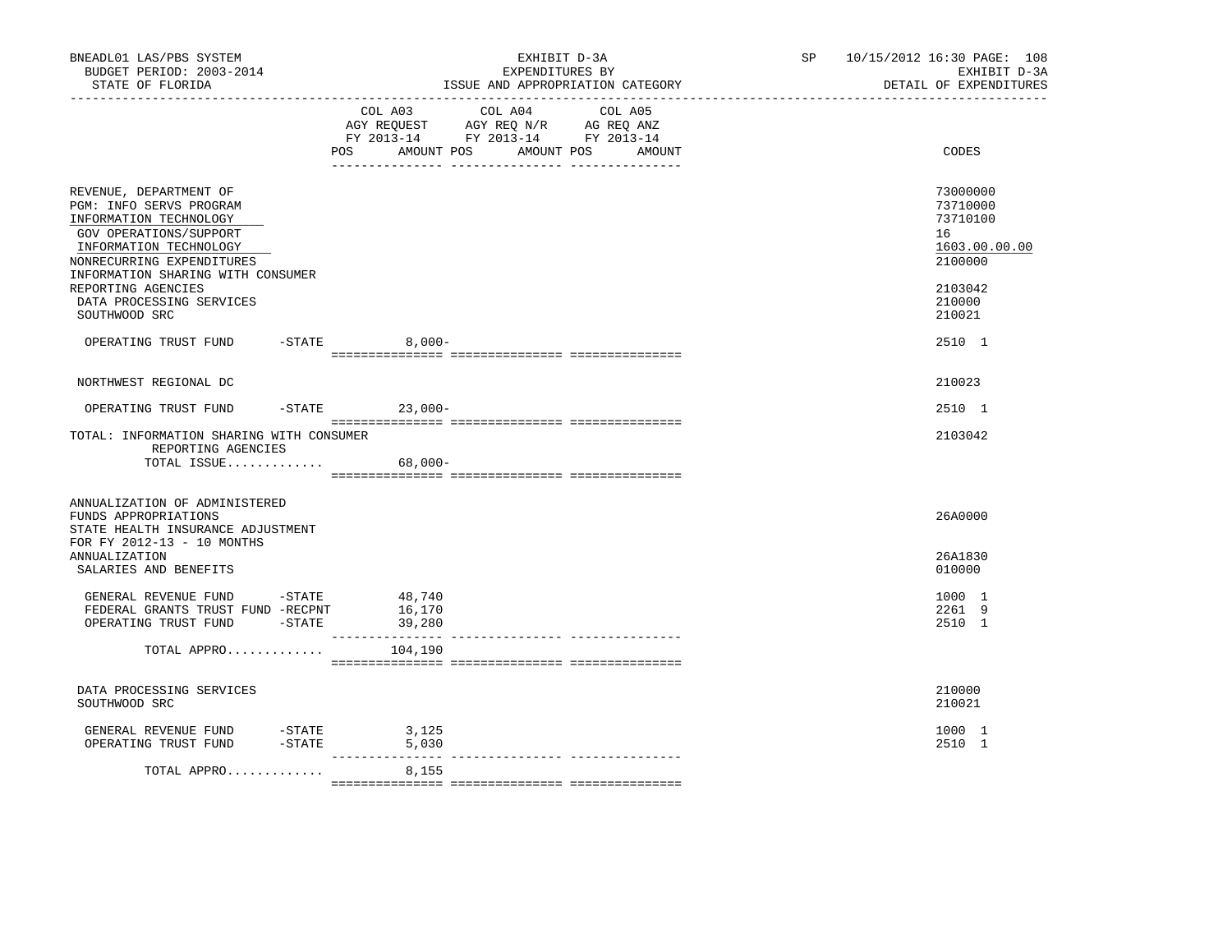BNEADL01 LAS/PBS SYSTEM
BUDGET PERIOD: 2003-2014
STATE OF FLORIDA

EXHIBIT D-3A
EXPENDITURES BY
ISSUE AND APPROPRIATION CATEGORY

SP 10/15/2012 16:30 PAGE: 108
EXHIBIT D-3A
DETAIL OF EXPENDITURES

| | COL A03 AGY REQUEST FY 2013-14 POS AMOUNT | COL A04 AGY REQ N/R FY 2013-14 POS AMOUNT | COL A05 AG REQ ANZ FY 2013-14 POS AMOUNT | CODES |
|---|---|---|---|---|
| REVENUE, DEPARTMENT OF | | | | 73000000 |
| PGM: INFO SERVS PROGRAM | | | | 73710000 |
| INFORMATION TECHNOLOGY | | | | 73710100 |
| GOV OPERATIONS/SUPPORT | | | | 16 |
| INFORMATION TECHNOLOGY | | | | 1603.00.00.00 |
| NONRECURRING EXPENDITURES | | | | 2100000 |
| INFORMATION SHARING WITH CONSUMER REPORTING AGENCIES | | | | 2103042 |
| DATA PROCESSING SERVICES | | | | 210000 |
| SOUTHWOOD SRC | | | | 210021 |
| OPERATING TRUST FUND -STATE | 8,000- | | | 2510 1 |
| NORTHWEST REGIONAL DC | | | | 210023 |
| OPERATING TRUST FUND -STATE | 23,000- | | | 2510 1 |
| TOTAL: INFORMATION SHARING WITH CONSUMER REPORTING AGENCIES | | | | 2103042 |
| TOTAL ISSUE............. | 68,000- | | | |
| ANNUALIZATION OF ADMINISTERED FUNDS APPROPRIATIONS | | | | 26A0000 |
| STATE HEALTH INSURANCE ADJUSTMENT FOR FY 2012-13 - 10 MONTHS ANNUALIZATION | | | | 26A1830 |
| SALARIES AND BENEFITS | | | | 010000 |
| GENERAL REVENUE FUND -STATE | 48,740 | | | 1000 1 |
| FEDERAL GRANTS TRUST FUND -RECPNT | 16,170 | | | 2261 9 |
| OPERATING TRUST FUND -STATE | 39,280 | | | 2510 1 |
| TOTAL APPRO............. | 104,190 | | | |
| DATA PROCESSING SERVICES | | | | 210000 |
| SOUTHWOOD SRC | | | | 210021 |
| GENERAL REVENUE FUND -STATE | 3,125 | | | 1000 1 |
| OPERATING TRUST FUND -STATE | 5,030 | | | 2510 1 |
| TOTAL APPRO............. | 8,155 | | | |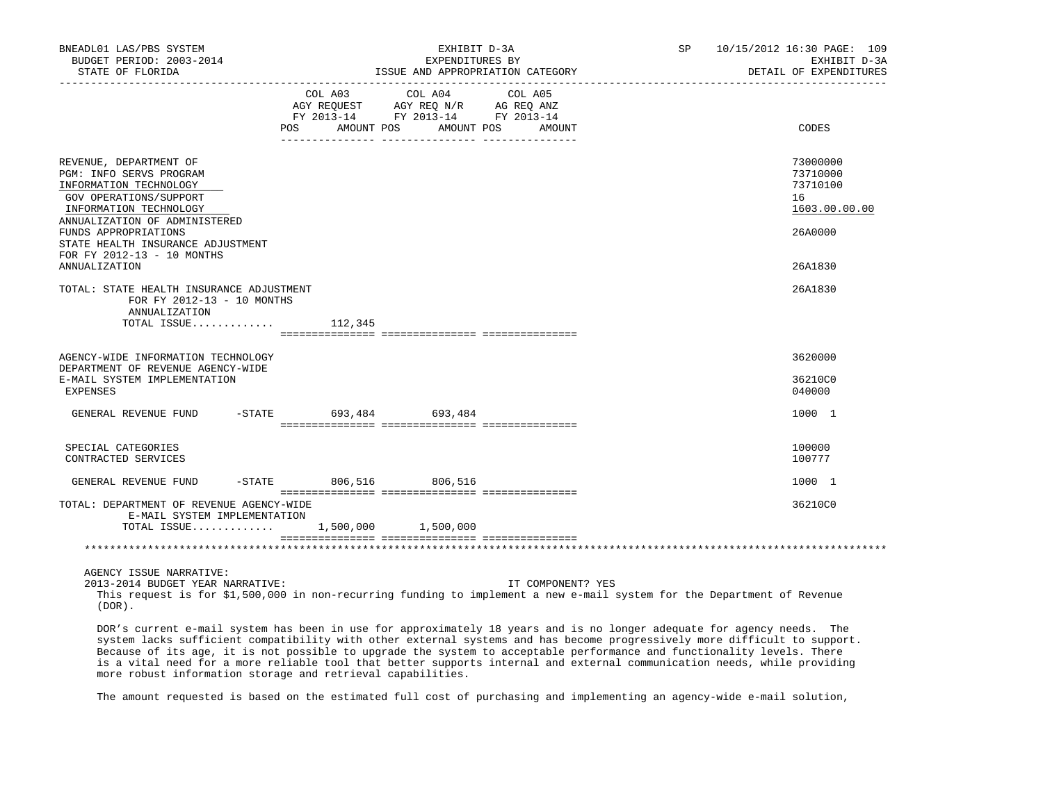| | COL A03 AGY REQUEST FY 2013-14 POS AMOUNT | COL A04 AGY REQ N/R FY 2013-14 POS AMOUNT | COL A05 AG REQ ANZ FY 2013-14 POS AMOUNT | CODES |
|---|---|---|---|---|
| REVENUE, DEPARTMENT OF | | | | 73000000 |
| PGM: INFO SERVS PROGRAM | | | | 73710000 |
| INFORMATION TECHNOLOGY | | | | 73710100 |
| GOV OPERATIONS/SUPPORT | | | | 16 |
| INFORMATION TECHNOLOGY | | | | 1603.00.00.00 |
| ANNUALIZATION OF ADMINISTERED FUNDS APPROPRIATIONS | | | | 26A0000 |
| STATE HEALTH INSURANCE ADJUSTMENT FOR FY 2012-13 - 10 MONTHS ANNUALIZATION | | | | 26A1830 |
| TOTAL: STATE HEALTH INSURANCE ADJUSTMENT FOR FY 2012-13 - 10 MONTHS ANNUALIZATION | | | | 26A1830 |
| TOTAL ISSUE............. | 112,345 | | | |
| AGENCY-WIDE INFORMATION TECHNOLOGY | | | | 3620000 |
| DEPARTMENT OF REVENUE AGENCY-WIDE E-MAIL SYSTEM IMPLEMENTATION | | | | 36210C0 |
| EXPENSES | | | | 040000 |
| GENERAL REVENUE FUND -STATE | 693,484 | 693,484 | | 1000 1 |
| SPECIAL CATEGORIES | | | | 100000 |
| CONTRACTED SERVICES | | | | 100777 |
| GENERAL REVENUE FUND -STATE | 806,516 | 806,516 | | 1000 1 |
| TOTAL: DEPARTMENT OF REVENUE AGENCY-WIDE E-MAIL SYSTEM IMPLEMENTATION | | | | 36210C0 |
| TOTAL ISSUE............. | 1,500,000 | 1,500,000 | | |

AGENCY ISSUE NARRATIVE:

2013-2014 BUDGET YEAR NARRATIVE: IT COMPONENT? YES

This request is for $1,500,000 in non-recurring funding to implement a new e-mail system for the Department of Revenue (DOR).

DOR's current e-mail system has been in use for approximately 18 years and is no longer adequate for agency needs. The system lacks sufficient compatibility with other external systems and has become progressively more difficult to support. Because of its age, it is not possible to upgrade the system to acceptable performance and functionality levels. There is a vital need for a more reliable tool that better supports internal and external communication needs, while providing more robust information storage and retrieval capabilities.

The amount requested is based on the estimated full cost of purchasing and implementing an agency-wide e-mail solution,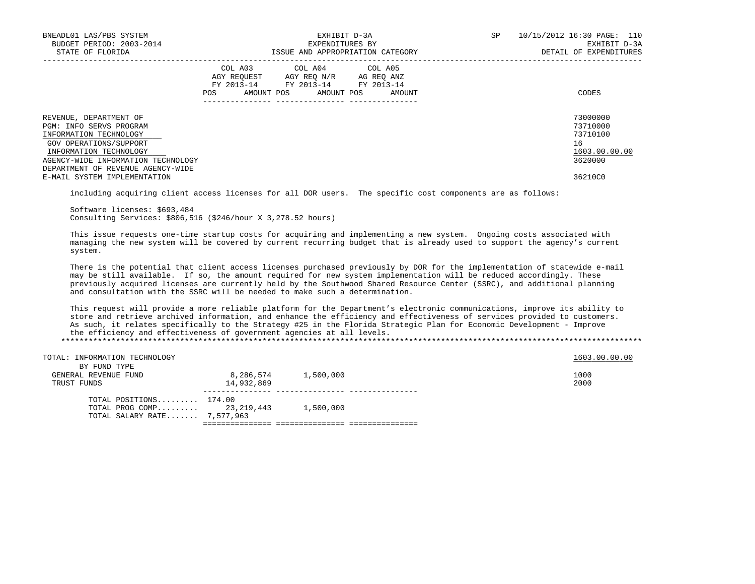| | COL A03 AGY REQUEST FY 2013-14 POS AMOUNT | COL A04 AGY REQ N/R FY 2013-14 POS AMOUNT | COL A05 AG REQ ANZ FY 2013-14 POS AMOUNT | CODES |
|---|---|---|---|---|
| REVENUE, DEPARTMENT OF | | | | 73000000 |
| PGM: INFO SERVS PROGRAM | | | | 73710000 |
| INFORMATION TECHNOLOGY | | | | 73710100 |
| GOV OPERATIONS/SUPPORT | | | | 16 |
| INFORMATION TECHNOLOGY | | | | 1603.00.00.00 |
| AGENCY-WIDE INFORMATION TECHNOLOGY | | | | 3620000 |
| DEPARTMENT OF REVENUE AGENCY-WIDE E-MAIL SYSTEM IMPLEMENTATION | | | | 36210C0 |

including acquiring client access licenses for all DOR users. The specific cost components are as follows:

Software licenses: $693,484
Consulting Services: $806,516 ($246/hour X 3,278.52 hours)

This issue requests one-time startup costs for acquiring and implementing a new system. Ongoing costs associated with managing the new system will be covered by current recurring budget that is already used to support the agency's current system.

There is the potential that client access licenses purchased previously by DOR for the implementation of statewide e-mail may be still available. If so, the amount required for new system implementation will be reduced accordingly. These previously acquired licenses are currently held by the Southwood Shared Resource Center (SSRC), and additional planning and consultation with the SSRC will be needed to make such a determination.

This request will provide a more reliable platform for the Department's electronic communications, improve its ability to store and retrieve archived information, and enhance the efficiency and effectiveness of services provided to customers. As such, it relates specifically to the Strategy #25 in the Florida Strategic Plan for Economic Development - Improve the efficiency and effectiveness of government agencies at all levels.

| TOTAL: INFORMATION TECHNOLOGY | COL A03 | COL A04 | COL A05 | 1603.00.00.00 |
|---|---|---|---|---|
| BY FUND TYPE | | | | |
| GENERAL REVENUE FUND | 8,286,574 | 1,500,000 | | 1000 |
| TRUST FUNDS | 14,932,869 | | | 2000 |
| TOTAL POSITIONS......... | 174.00 | | | |
| TOTAL PROG COMP......... | 23,219,443 | 1,500,000 | | |
| TOTAL SALARY RATE....... | 7,577,963 | | | |